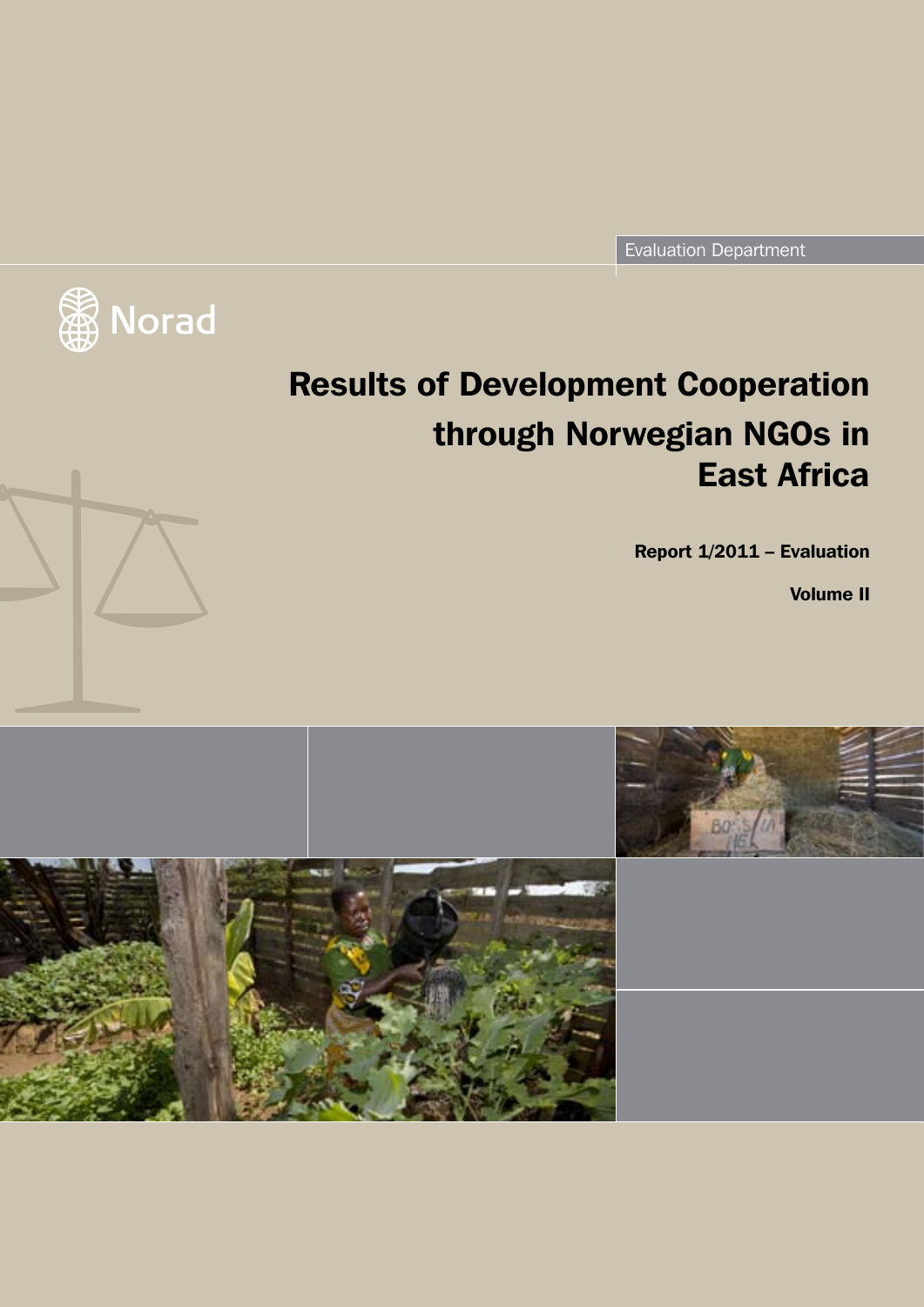Evaluation Department

Norad

# Results of Development Cooperation through Norwegian NGOs in East Africa

**Report 1/2011 – Evaluation**

**Volume II**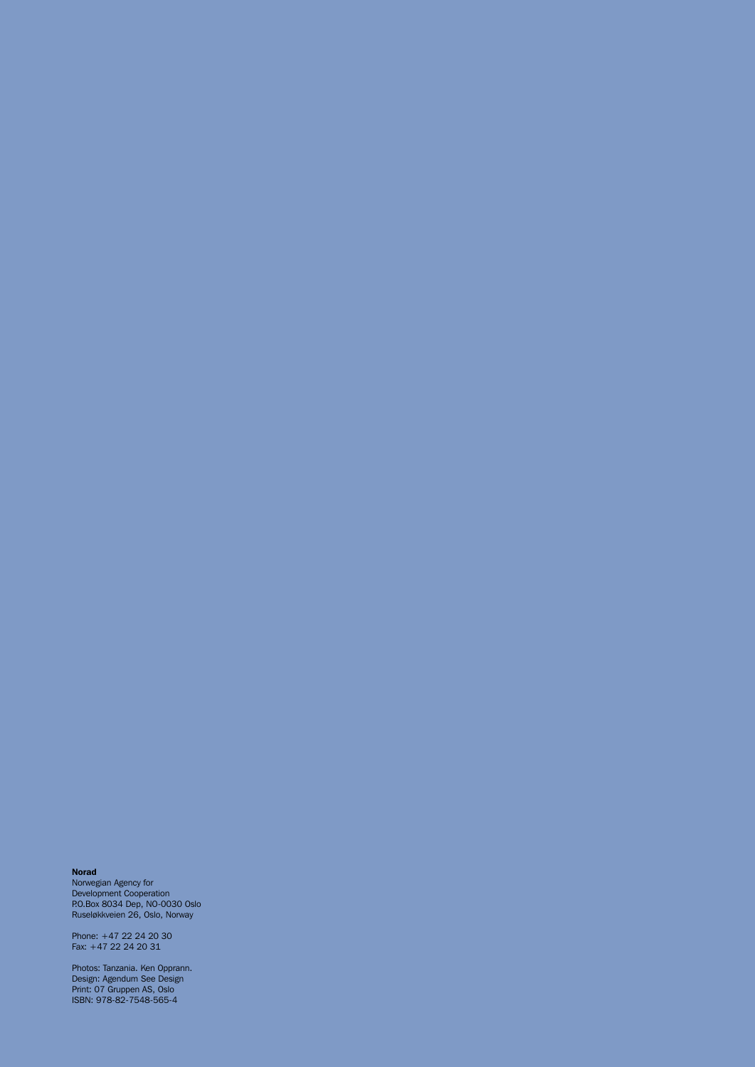**Norad**
Norwegian Agency for
Development Cooperation
P.O.Box 8034 Dep, NO-0030 Oslo
Ruseløkkveien 26, Oslo, Norway

Phone: +47 22 24 20 30
Fax: +47 22 24 20 31

Photos: Tanzania. Ken Opprann.
Design: Agendum See Design
Print: 07 Gruppen AS, Oslo
ISBN: 978-82-7548-565-4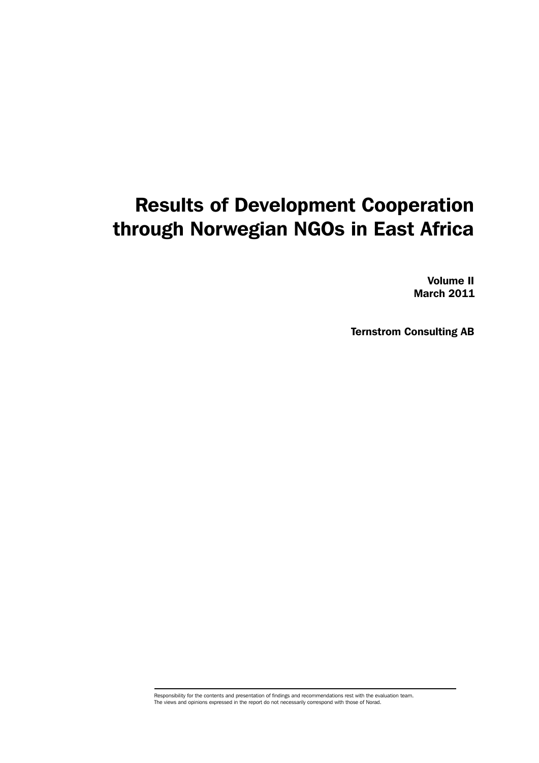# Results of Development Cooperation through Norwegian NGOs in East Africa

**Volume II**
**March 2011**

**Ternstrom Consulting AB**

Responsibility for the contents and presentation of findings and recommendations rest with the evaluation team.
The views and opinions expressed in the report do not necessarily correspond with those of Norad.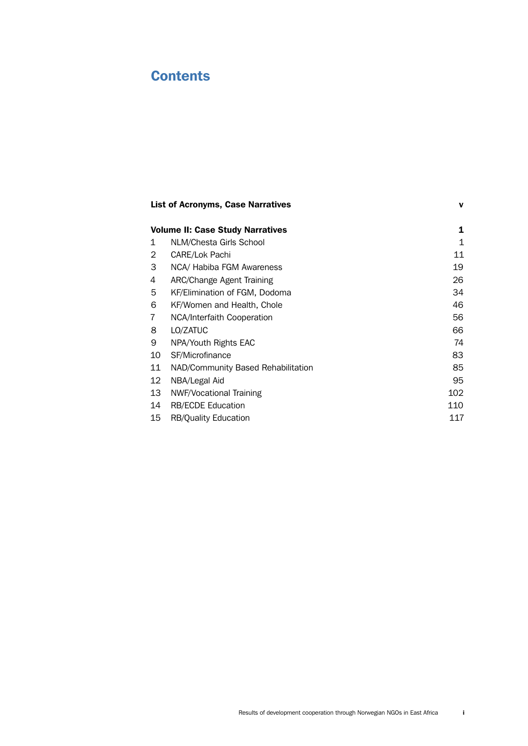# Contents

| | | |
|---|---|---|
| **List of Acronyms, Case Narratives** | | **v** |
| **Volume II: Case Study Narratives** | | **1** |
| 1 | NLM/Chesta Girls School | 1 |
| 2 | CARE/Lok Pachi | 11 |
| 3 | NCA/ Habiba FGM Awareness | 19 |
| 4 | ARC/Change Agent Training | 26 |
| 5 | KF/Elimination of FGM, Dodoma | 34 |
| 6 | KF/Women and Health, Chole | 46 |
| 7 | NCA/Interfaith Cooperation | 56 |
| 8 | LO/ZATUC | 66 |
| 9 | NPA/Youth Rights EAC | 74 |
| 10 | SF/Microfinance | 83 |
| 11 | NAD/Community Based Rehabilitation | 85 |
| 12 | NBA/Legal Aid | 95 |
| 13 | NWF/Vocational Training | 102 |
| 14 | RB/ECDE Education | 110 |
| 15 | RB/Quality Education | 117 |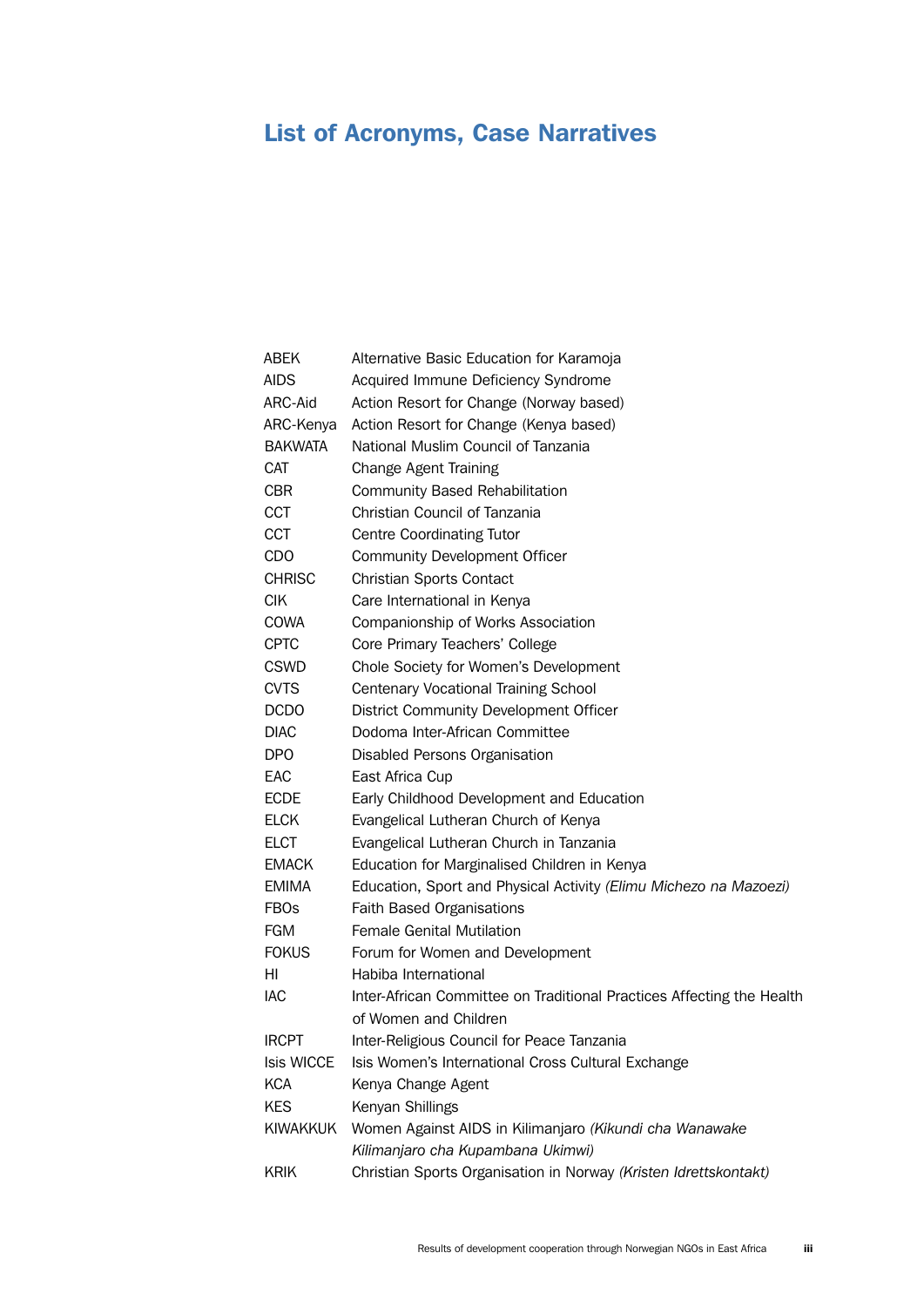## List of Acronyms, Case Narratives

| | |
|---|---|
| ABEK | Alternative Basic Education for Karamoja |
| AIDS | Acquired Immune Deficiency Syndrome |
| ARC-Aid | Action Resort for Change (Norway based) |
| ARC-Kenya | Action Resort for Change (Kenya based) |
| BAKWATA | National Muslim Council of Tanzania |
| CAT | Change Agent Training |
| CBR | Community Based Rehabilitation |
| CCT | Christian Council of Tanzania |
| CCT | Centre Coordinating Tutor |
| CDO | Community Development Officer |
| CHRISC | Christian Sports Contact |
| CIK | Care International in Kenya |
| COWA | Companionship of Works Association |
| CPTC | Core Primary Teachers' College |
| CSWD | Chole Society for Women's Development |
| CVTS | Centenary Vocational Training School |
| DCDO | District Community Development Officer |
| DIAC | Dodoma Inter-African Committee |
| DPO | Disabled Persons Organisation |
| EAC | East Africa Cup |
| ECDE | Early Childhood Development and Education |
| ELCK | Evangelical Lutheran Church of Kenya |
| ELCT | Evangelical Lutheran Church in Tanzania |
| EMACK | Education for Marginalised Children in Kenya |
| EMIMA | Education, Sport and Physical Activity *(Elimu Michezo na Mazoezi)* |
| FBOs | Faith Based Organisations |
| FGM | Female Genital Mutilation |
| FOKUS | Forum for Women and Development |
| HI | Habiba International |
| IAC | Inter-African Committee on Traditional Practices Affecting the Health of Women and Children |
| IRCPT | Inter-Religious Council for Peace Tanzania |
| Isis WICCE | Isis Women's International Cross Cultural Exchange |
| KCA | Kenya Change Agent |
| KES | Kenyan Shillings |
| KIWAKKUK | Women Against AIDS in Kilimanjaro *(Kikundi cha Wanawake Kilimanjaro cha Kupambana Ukimwi)* |
| KRIK | Christian Sports Organisation in Norway *(Kristen Idrettskontakt)* |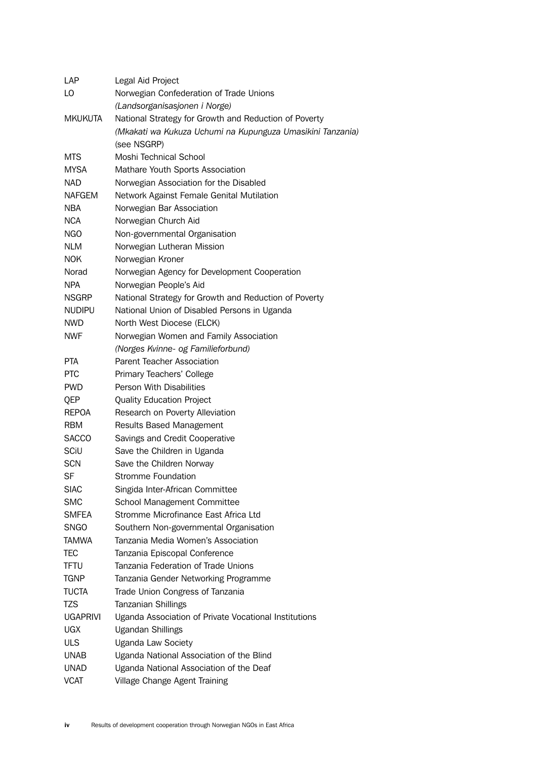| | |
|---|---|
| LAP | Legal Aid Project |
| LO | Norwegian Confederation of Trade Unions *(Landsorganisasjonen i Norge)* |
| MKUKUTA | National Strategy for Growth and Reduction of Poverty *(Mkakati wa Kukuza Uchumi na Kupunguza Umasikini Tanzania)* (see NSGRP) |
| MTS | Moshi Technical School |
| MYSA | Mathare Youth Sports Association |
| NAD | Norwegian Association for the Disabled |
| NAFGEM | Network Against Female Genital Mutilation |
| NBA | Norwegian Bar Association |
| NCA | Norwegian Church Aid |
| NGO | Non-governmental Organisation |
| NLM | Norwegian Lutheran Mission |
| NOK | Norwegian Kroner |
| Norad | Norwegian Agency for Development Cooperation |
| NPA | Norwegian People's Aid |
| NSGRP | National Strategy for Growth and Reduction of Poverty |
| NUDIPU | National Union of Disabled Persons in Uganda |
| NWD | North West Diocese (ELCK) |
| NWF | Norwegian Women and Family Association *(Norges Kvinne- og Familieforbund)* |
| PTA | Parent Teacher Association |
| PTC | Primary Teachers' College |
| PWD | Person With Disabilities |
| QEP | Quality Education Project |
| REPOA | Research on Poverty Alleviation |
| RBM | Results Based Management |
| SACCO | Savings and Credit Cooperative |
| SCiU | Save the Children in Uganda |
| SCN | Save the Children Norway |
| SF | Stromme Foundation |
| SIAC | Singida Inter-African Committee |
| SMC | School Management Committee |
| SMFEA | Stromme Microfinance East Africa Ltd |
| SNGO | Southern Non-governmental Organisation |
| TAMWA | Tanzania Media Women's Association |
| TEC | Tanzania Episcopal Conference |
| TFTU | Tanzania Federation of Trade Unions |
| TGNP | Tanzania Gender Networking Programme |
| TUCTA | Trade Union Congress of Tanzania |
| TZS | Tanzanian Shillings |
| UGAPRIVI | Uganda Association of Private Vocational Institutions |
| UGX | Ugandan Shillings |
| ULS | Uganda Law Society |
| UNAB | Uganda National Association of the Blind |
| UNAD | Uganda National Association of the Deaf |
| VCAT | Village Change Agent Training |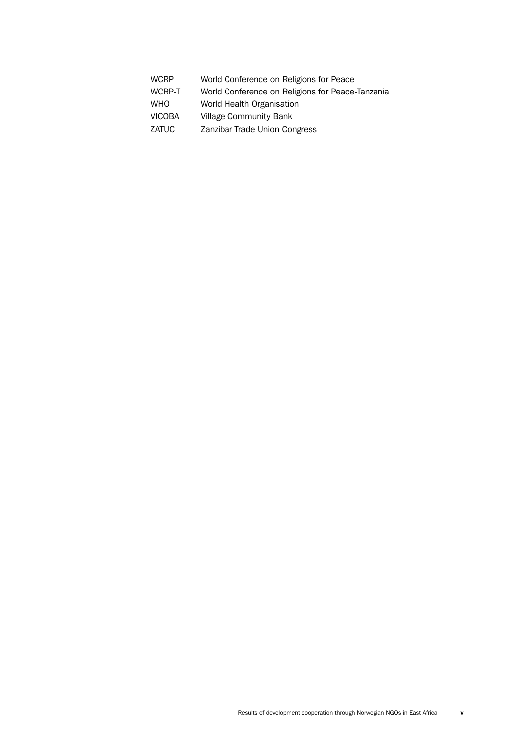| | |
|---|---|
| WCRP | World Conference on Religions for Peace |
| WCRP-T | World Conference on Religions for Peace-Tanzania |
| WHO | World Health Organisation |
| VICOBA | Village Community Bank |
| ZATUC | Zanzibar Trade Union Congress |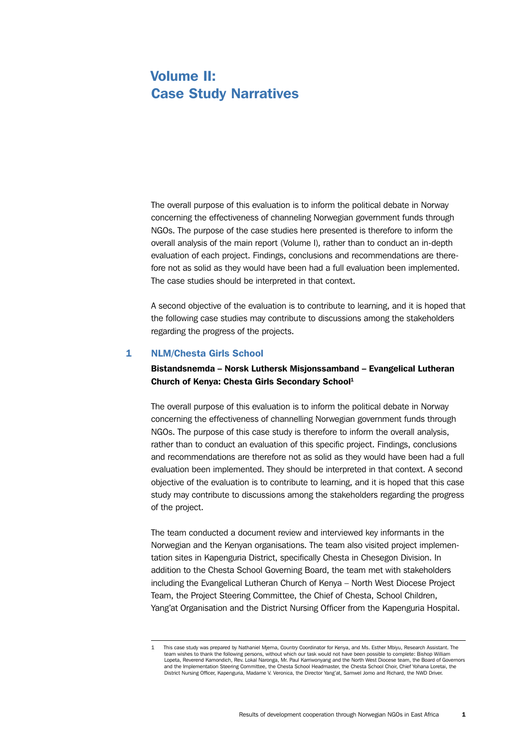# Volume II: Case Study Narratives

The overall purpose of this evaluation is to inform the political debate in Norway concerning the effectiveness of channeling Norwegian government funds through NGOs. The purpose of the case studies here presented is therefore to inform the overall analysis of the main report (Volume I), rather than to conduct an in-depth evaluation of each project. Findings, conclusions and recommendations are therefore not as solid as they would have been had a full evaluation been implemented. The case studies should be interpreted in that context.

A second objective of the evaluation is to contribute to learning, and it is hoped that the following case studies may contribute to discussions among the stakeholders regarding the progress of the projects.

## 1 NLM/Chesta Girls School

**Bistandsnemda – Norsk Luthersk Misjonssamband – Evangelical Lutheran Church of Kenya: Chesta Girls Secondary School**[1]

The overall purpose of this evaluation is to inform the political debate in Norway concerning the effectiveness of channelling Norwegian government funds through NGOs. The purpose of this case study is therefore to inform the overall analysis, rather than to conduct an evaluation of this specific project. Findings, conclusions and recommendations are therefore not as solid as they would have been had a full evaluation been implemented. They should be interpreted in that context. A second objective of the evaluation is to contribute to learning, and it is hoped that this case study may contribute to discussions among the stakeholders regarding the progress of the project.

The team conducted a document review and interviewed key informants in the Norwegian and the Kenyan organisations. The team also visited project implementation sites in Kapenguria District, specifically Chesta in Chesegon Division. In addition to the Chesta School Governing Board, the team met with stakeholders including the Evangelical Lutheran Church of Kenya – North West Diocese Project Team, the Project Steering Committee, the Chief of Chesta, School Children, Yang'at Organisation and the District Nursing Officer from the Kapenguria Hospital.

---

[1] This case study was prepared by Nathaniel Mjema, Country Coordinator for Kenya, and Ms. Esther Mbiyu, Research Assistant. The team wishes to thank the following persons, without which our task would not have been possible to complete: Bishop William Lopeta, Reverend Kamondich, Rev. Lokal Naronga, Mr. Paul Karriwonyang and the North West Diocese team, the Board of Governors and the Implementation Steering Committee, the Chesta School Headmaster, the Chesta School Choir, Chief Yohana Loretai, the District Nursing Officer, Kapenguria, Madame V. Veronica, the Director Yang'at, Samwel Jomo and Richard, the NWD Driver.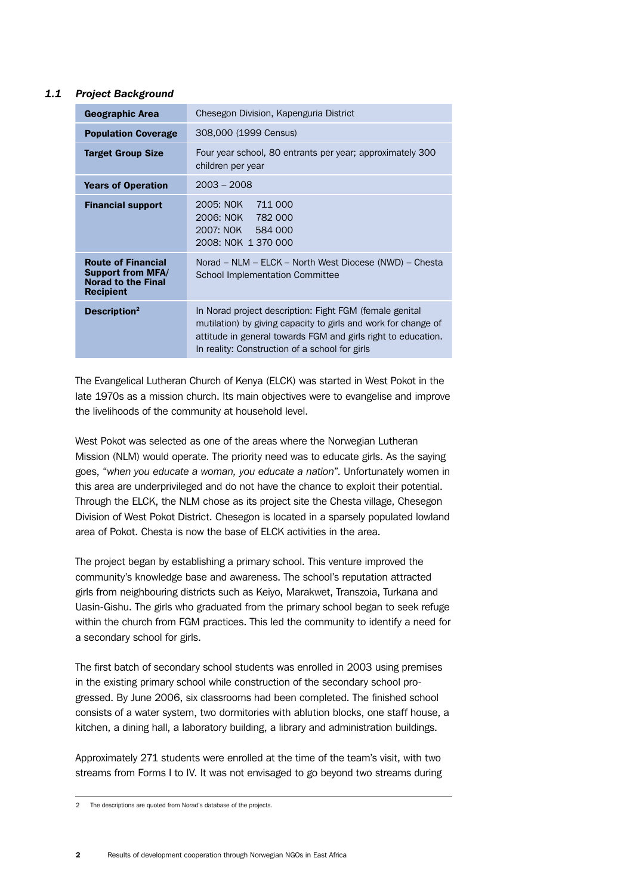### *1.1 Project Background*

| Geographic Area | Chesegon Division, Kapenguria District |
|---|---|
| **Population Coverage** | 308,000 (1999 Census) |
| **Target Group Size** | Four year school, 80 entrants per year; approximately 300 children per year |
| **Years of Operation** | 2003 – 2008 |
| **Financial support** | 2005: NOK 711 000<br>2006: NOK 782 000<br>2007: NOK 584 000<br>2008: NOK 1 370 000 |
| **Route of Financial Support from MFA/ Norad to the Final Recipient** | Norad – NLM – ELCK – North West Diocese (NWD) – Chesta School Implementation Committee |
| **Description**[2] | In Norad project description: Fight FGM (female genital mutilation) by giving capacity to girls and work for change of attitude in general towards FGM and girls right to education. In reality: Construction of a school for girls |

The Evangelical Lutheran Church of Kenya (ELCK) was started in West Pokot in the late 1970s as a mission church. Its main objectives were to evangelise and improve the livelihoods of the community at household level.

West Pokot was selected as one of the areas where the Norwegian Lutheran Mission (NLM) would operate. The priority need was to educate girls. As the saying goes, "*when you educate a woman, you educate a nation*". Unfortunately women in this area are underprivileged and do not have the chance to exploit their potential. Through the ELCK, the NLM chose as its project site the Chesta village, Chesegon Division of West Pokot District. Chesegon is located in a sparsely populated lowland area of Pokot. Chesta is now the base of ELCK activities in the area.

The project began by establishing a primary school. This venture improved the community's knowledge base and awareness. The school's reputation attracted girls from neighbouring districts such as Keiyo, Marakwet, Transzoia, Turkana and Uasin-Gishu. The girls who graduated from the primary school began to seek refuge within the church from FGM practices. This led the community to identify a need for a secondary school for girls.

The first batch of secondary school students was enrolled in 2003 using premises in the existing primary school while construction of the secondary school progressed. By June 2006, six classrooms had been completed. The finished school consists of a water system, two dormitories with ablution blocks, one staff house, a kitchen, a dining hall, a laboratory building, a library and administration buildings.

Approximately 271 students were enrolled at the time of the team's visit, with two streams from Forms I to IV. It was not envisaged to go beyond two streams during

---

2 The descriptions are quoted from Norad's database of the projects.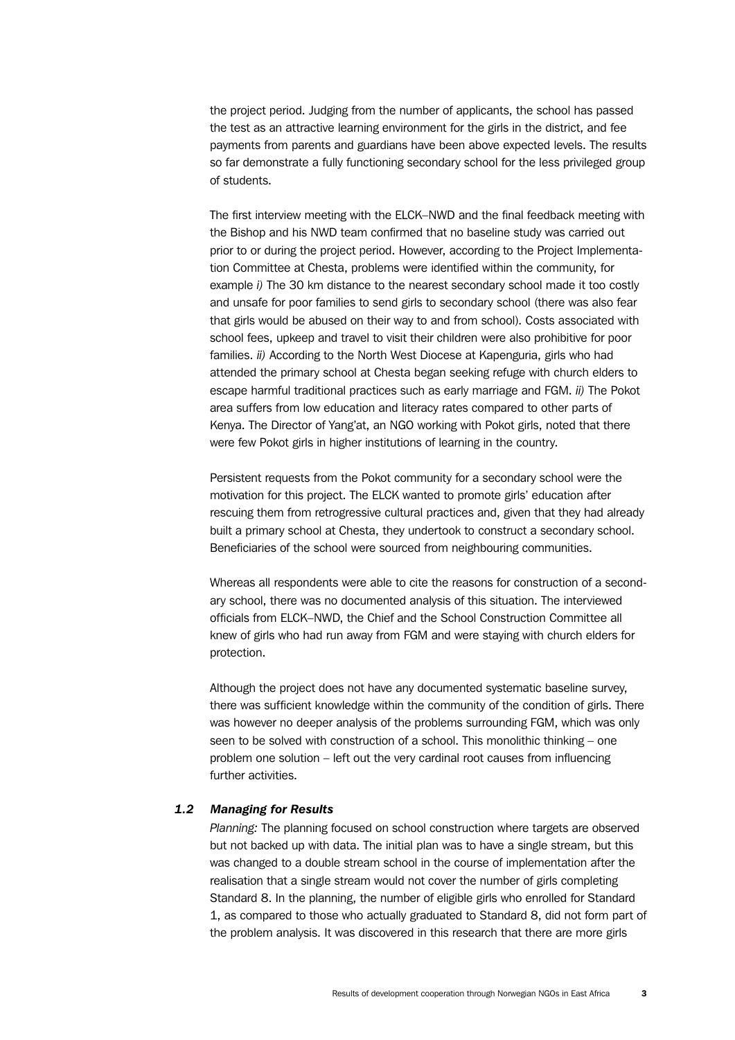the project period. Judging from the number of applicants, the school has passed the test as an attractive learning environment for the girls in the district, and fee payments from parents and guardians have been above expected levels. The results so far demonstrate a fully functioning secondary school for the less privileged group of students.

The first interview meeting with the ELCK–NWD and the final feedback meeting with the Bishop and his NWD team confirmed that no baseline study was carried out prior to or during the project period. However, according to the Project Implementation Committee at Chesta, problems were identified within the community, for example *i)* The 30 km distance to the nearest secondary school made it too costly and unsafe for poor families to send girls to secondary school (there was also fear that girls would be abused on their way to and from school). Costs associated with school fees, upkeep and travel to visit their children were also prohibitive for poor families. *ii)* According to the North West Diocese at Kapenguria, girls who had attended the primary school at Chesta began seeking refuge with church elders to escape harmful traditional practices such as early marriage and FGM. *ii)* The Pokot area suffers from low education and literacy rates compared to other parts of Kenya. The Director of Yang'at, an NGO working with Pokot girls, noted that there were few Pokot girls in higher institutions of learning in the country.

Persistent requests from the Pokot community for a secondary school were the motivation for this project. The ELCK wanted to promote girls' education after rescuing them from retrogressive cultural practices and, given that they had already built a primary school at Chesta, they undertook to construct a secondary school. Beneficiaries of the school were sourced from neighbouring communities.

Whereas all respondents were able to cite the reasons for construction of a secondary school, there was no documented analysis of this situation. The interviewed officials from ELCK–NWD, the Chief and the School Construction Committee all knew of girls who had run away from FGM and were staying with church elders for protection.

Although the project does not have any documented systematic baseline survey, there was sufficient knowledge within the community of the condition of girls. There was however no deeper analysis of the problems surrounding FGM, which was only seen to be solved with construction of a school. This monolithic thinking – one problem one solution – left out the very cardinal root causes from influencing further activities.

### *1.2 Managing for Results*

*Planning:* The planning focused on school construction where targets are observed but not backed up with data. The initial plan was to have a single stream, but this was changed to a double stream school in the course of implementation after the realisation that a single stream would not cover the number of girls completing Standard 8. In the planning, the number of eligible girls who enrolled for Standard 1, as compared to those who actually graduated to Standard 8, did not form part of the problem analysis. It was discovered in this research that there are more girls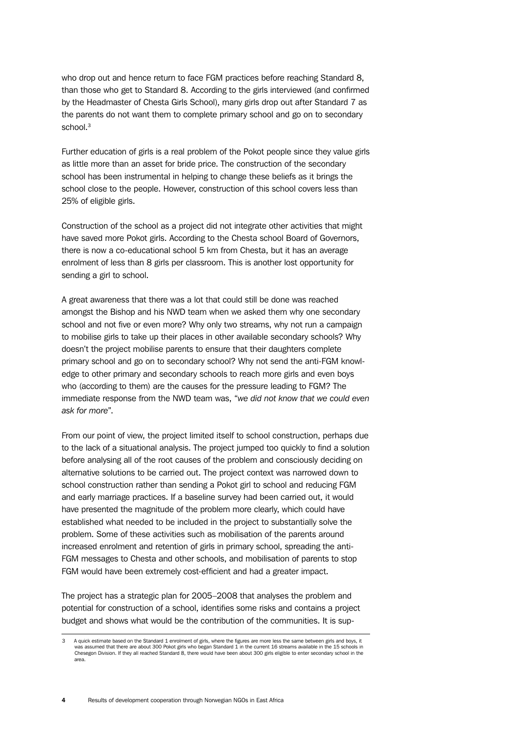who drop out and hence return to face FGM practices before reaching Standard 8, than those who get to Standard 8. According to the girls interviewed (and confirmed by the Headmaster of Chesta Girls School), many girls drop out after Standard 7 as the parents do not want them to complete primary school and go on to secondary school.[3]

Further education of girls is a real problem of the Pokot people since they value girls as little more than an asset for bride price. The construction of the secondary school has been instrumental in helping to change these beliefs as it brings the school close to the people. However, construction of this school covers less than 25% of eligible girls.

Construction of the school as a project did not integrate other activities that might have saved more Pokot girls. According to the Chesta school Board of Governors, there is now a co-educational school 5 km from Chesta, but it has an average enrolment of less than 8 girls per classroom. This is another lost opportunity for sending a girl to school.

A great awareness that there was a lot that could still be done was reached amongst the Bishop and his NWD team when we asked them why one secondary school and not five or even more? Why only two streams, why not run a campaign to mobilise girls to take up their places in other available secondary schools? Why doesn't the project mobilise parents to ensure that their daughters complete primary school and go on to secondary school? Why not send the anti-FGM knowledge to other primary and secondary schools to reach more girls and even boys who (according to them) are the causes for the pressure leading to FGM? The immediate response from the NWD team was, "*we did not know that we could even ask for more*".

From our point of view, the project limited itself to school construction, perhaps due to the lack of a situational analysis. The project jumped too quickly to find a solution before analysing all of the root causes of the problem and consciously deciding on alternative solutions to be carried out. The project context was narrowed down to school construction rather than sending a Pokot girl to school and reducing FGM and early marriage practices. If a baseline survey had been carried out, it would have presented the magnitude of the problem more clearly, which could have established what needed to be included in the project to substantially solve the problem. Some of these activities such as mobilisation of the parents around increased enrolment and retention of girls in primary school, spreading the anti-FGM messages to Chesta and other schools, and mobilisation of parents to stop FGM would have been extremely cost-efficient and had a greater impact.

The project has a strategic plan for 2005–2008 that analyses the problem and potential for construction of a school, identifies some risks and contains a project budget and shows what would be the contribution of the communities. It is sup-

---

3 A quick estimate based on the Standard 1 enrolment of girls, where the figures are more less the same between girls and boys, it was assumed that there are about 300 Pokot girls who began Standard 1 in the current 16 streams available in the 15 schools in Chesegon Division. If they all reached Standard 8, there would have been about 300 girls eligible to enter secondary school in the area.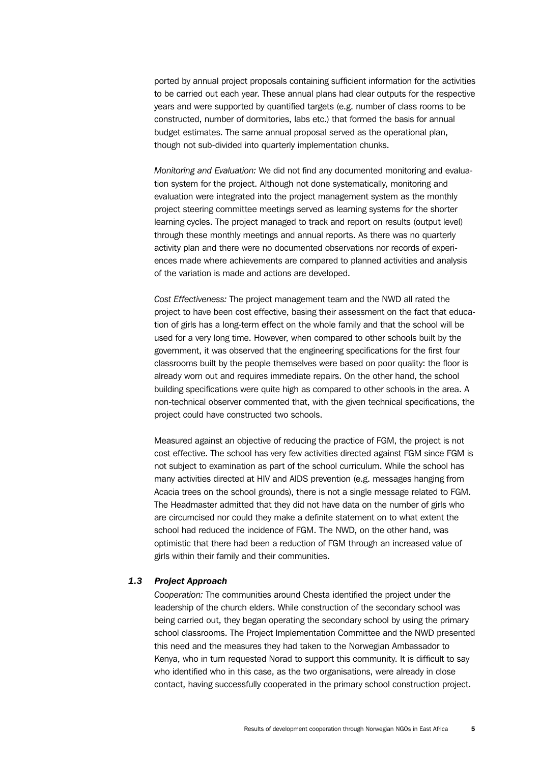ported by annual project proposals containing sufficient information for the activities to be carried out each year. These annual plans had clear outputs for the respective years and were supported by quantified targets (e.g. number of class rooms to be constructed, number of dormitories, labs etc.) that formed the basis for annual budget estimates. The same annual proposal served as the operational plan, though not sub-divided into quarterly implementation chunks.

*Monitoring and Evaluation:* We did not find any documented monitoring and evaluation system for the project. Although not done systematically, monitoring and evaluation were integrated into the project management system as the monthly project steering committee meetings served as learning systems for the shorter learning cycles. The project managed to track and report on results (output level) through these monthly meetings and annual reports. As there was no quarterly activity plan and there were no documented observations nor records of experiences made where achievements are compared to planned activities and analysis of the variation is made and actions are developed.

*Cost Effectiveness:* The project management team and the NWD all rated the project to have been cost effective, basing their assessment on the fact that education of girls has a long-term effect on the whole family and that the school will be used for a very long time. However, when compared to other schools built by the government, it was observed that the engineering specifications for the first four classrooms built by the people themselves were based on poor quality: the floor is already worn out and requires immediate repairs. On the other hand, the school building specifications were quite high as compared to other schools in the area. A non-technical observer commented that, with the given technical specifications, the project could have constructed two schools.

Measured against an objective of reducing the practice of FGM, the project is not cost effective. The school has very few activities directed against FGM since FGM is not subject to examination as part of the school curriculum. While the school has many activities directed at HIV and AIDS prevention (e.g. messages hanging from Acacia trees on the school grounds), there is not a single message related to FGM. The Headmaster admitted that they did not have data on the number of girls who are circumcised nor could they make a definite statement on to what extent the school had reduced the incidence of FGM. The NWD, on the other hand, was optimistic that there had been a reduction of FGM through an increased value of girls within their family and their communities.

### *1.3 Project Approach*

*Cooperation:* The communities around Chesta identified the project under the leadership of the church elders. While construction of the secondary school was being carried out, they began operating the secondary school by using the primary school classrooms. The Project Implementation Committee and the NWD presented this need and the measures they had taken to the Norwegian Ambassador to Kenya, who in turn requested Norad to support this community. It is difficult to say who identified who in this case, as the two organisations, were already in close contact, having successfully cooperated in the primary school construction project.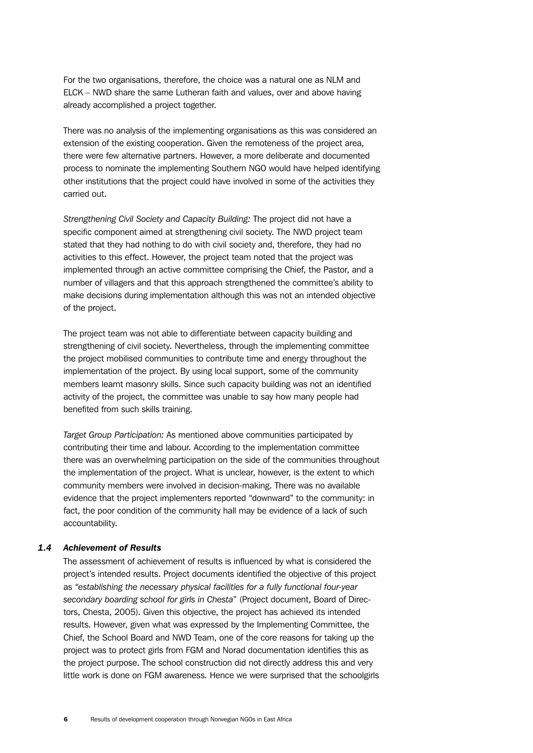For the two organisations, therefore, the choice was a natural one as NLM and ELCK – NWD share the same Lutheran faith and values, over and above having already accomplished a project together.

There was no analysis of the implementing organisations as this was considered an extension of the existing cooperation. Given the remoteness of the project area, there were few alternative partners. However, a more deliberate and documented process to nominate the implementing Southern NGO would have helped identifying other institutions that the project could have involved in some of the activities they carried out.

*Strengthening Civil Society and Capacity Building:* The project did not have a specific component aimed at strengthening civil society. The NWD project team stated that they had nothing to do with civil society and, therefore, they had no activities to this effect. However, the project team noted that the project was implemented through an active committee comprising the Chief, the Pastor, and a number of villagers and that this approach strengthened the committee's ability to make decisions during implementation although this was not an intended objective of the project.

The project team was not able to differentiate between capacity building and strengthening of civil society. Nevertheless, through the implementing committee the project mobilised communities to contribute time and energy throughout the implementation of the project. By using local support, some of the community members learnt masonry skills. Since such capacity building was not an identified activity of the project, the committee was unable to say how many people had benefited from such skills training.

*Target Group Participation:* As mentioned above communities participated by contributing their time and labour. According to the implementation committee there was an overwhelming participation on the side of the communities throughout the implementation of the project. What is unclear, however, is the extent to which community members were involved in decision-making. There was no available evidence that the project implementers reported "downward" to the community: in fact, the poor condition of the community hall may be evidence of a lack of such accountability.

### *1.4 Achievement of Results*

The assessment of achievement of results is influenced by what is considered the project's intended results. Project documents identified the objective of this project as *"establishing the necessary physical facilities for a fully functional four-year secondary boarding school for girls in Chesta"* (Project document, Board of Directors, Chesta, 2005). Given this objective, the project has achieved its intended results. However, given what was expressed by the Implementing Committee, the Chief, the School Board and NWD Team, one of the core reasons for taking up the project was to protect girls from FGM and Norad documentation identifies this as the project purpose. The school construction did not directly address this and very little work is done on FGM awareness. Hence we were surprised that the schoolgirls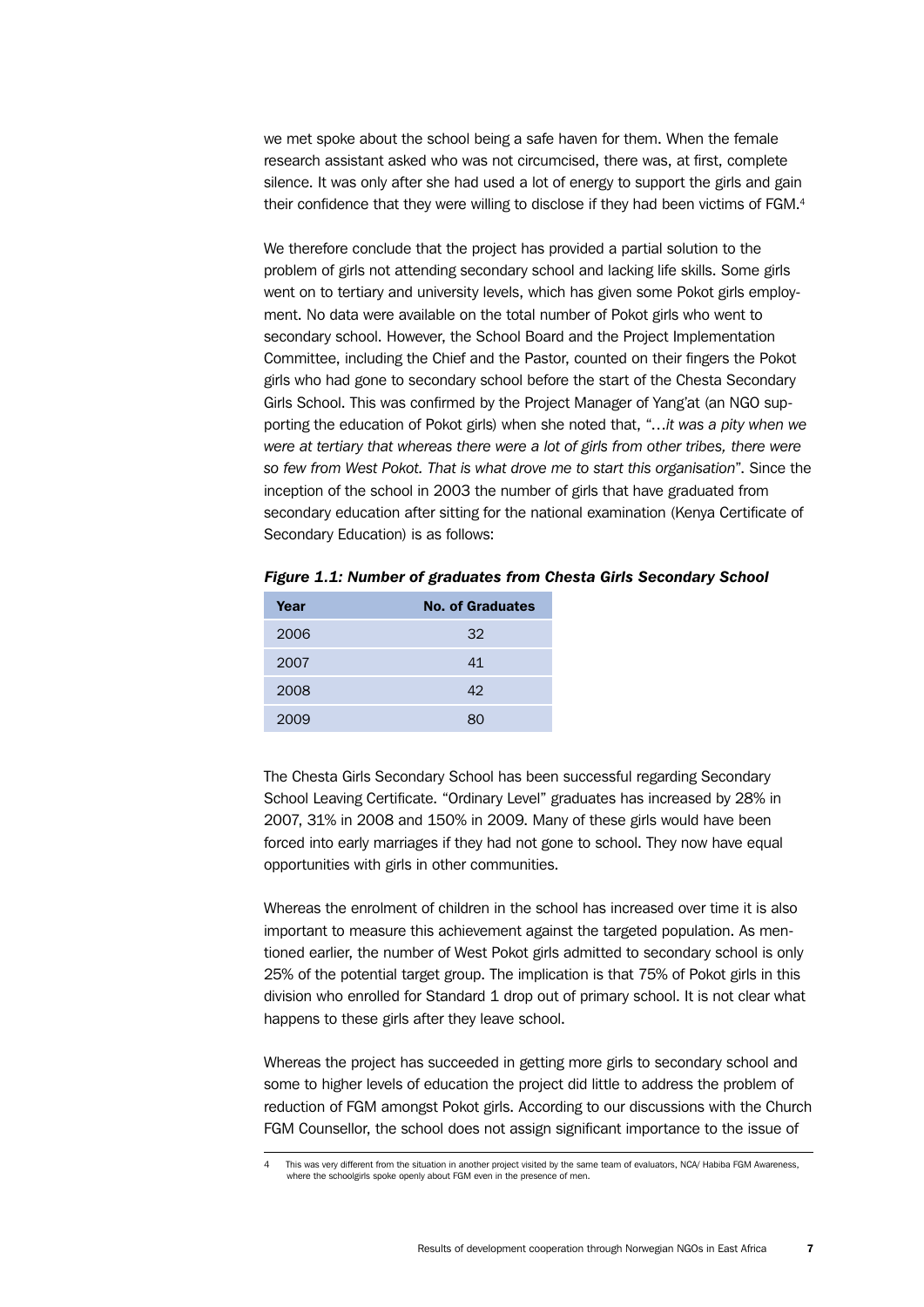we met spoke about the school being a safe haven for them. When the female research assistant asked who was not circumcised, there was, at first, complete silence. It was only after she had used a lot of energy to support the girls and gain their confidence that they were willing to disclose if they had been victims of FGM.[4]

We therefore conclude that the project has provided a partial solution to the problem of girls not attending secondary school and lacking life skills. Some girls went on to tertiary and university levels, which has given some Pokot girls employment. No data were available on the total number of Pokot girls who went to secondary school. However, the School Board and the Project Implementation Committee, including the Chief and the Pastor, counted on their fingers the Pokot girls who had gone to secondary school before the start of the Chesta Secondary Girls School. This was confirmed by the Project Manager of Yang'at (an NGO supporting the education of Pokot girls) when she noted that, "…*it was a pity when we were at tertiary that whereas there were a lot of girls from other tribes, there were so few from West Pokot. That is what drove me to start this organisation*". Since the inception of the school in 2003 the number of girls that have graduated from secondary education after sitting for the national examination (Kenya Certificate of Secondary Education) is as follows:

***Figure 1.1: Number of graduates from Chesta Girls Secondary School***

| Year | No. of Graduates |
|---|---|
| 2006 | 32 |
| 2007 | 41 |
| 2008 | 42 |
| 2009 | 80 |

The Chesta Girls Secondary School has been successful regarding Secondary School Leaving Certificate. "Ordinary Level" graduates has increased by 28% in 2007, 31% in 2008 and 150% in 2009. Many of these girls would have been forced into early marriages if they had not gone to school. They now have equal opportunities with girls in other communities.

Whereas the enrolment of children in the school has increased over time it is also important to measure this achievement against the targeted population. As mentioned earlier, the number of West Pokot girls admitted to secondary school is only 25% of the potential target group. The implication is that 75% of Pokot girls in this division who enrolled for Standard 1 drop out of primary school. It is not clear what happens to these girls after they leave school.

Whereas the project has succeeded in getting more girls to secondary school and some to higher levels of education the project did little to address the problem of reduction of FGM amongst Pokot girls. According to our discussions with the Church FGM Counsellor, the school does not assign significant importance to the issue of

4 This was very different from the situation in another project visited by the same team of evaluators, NCA/ Habiba FGM Awareness, where the schoolgirls spoke openly about FGM even in the presence of men.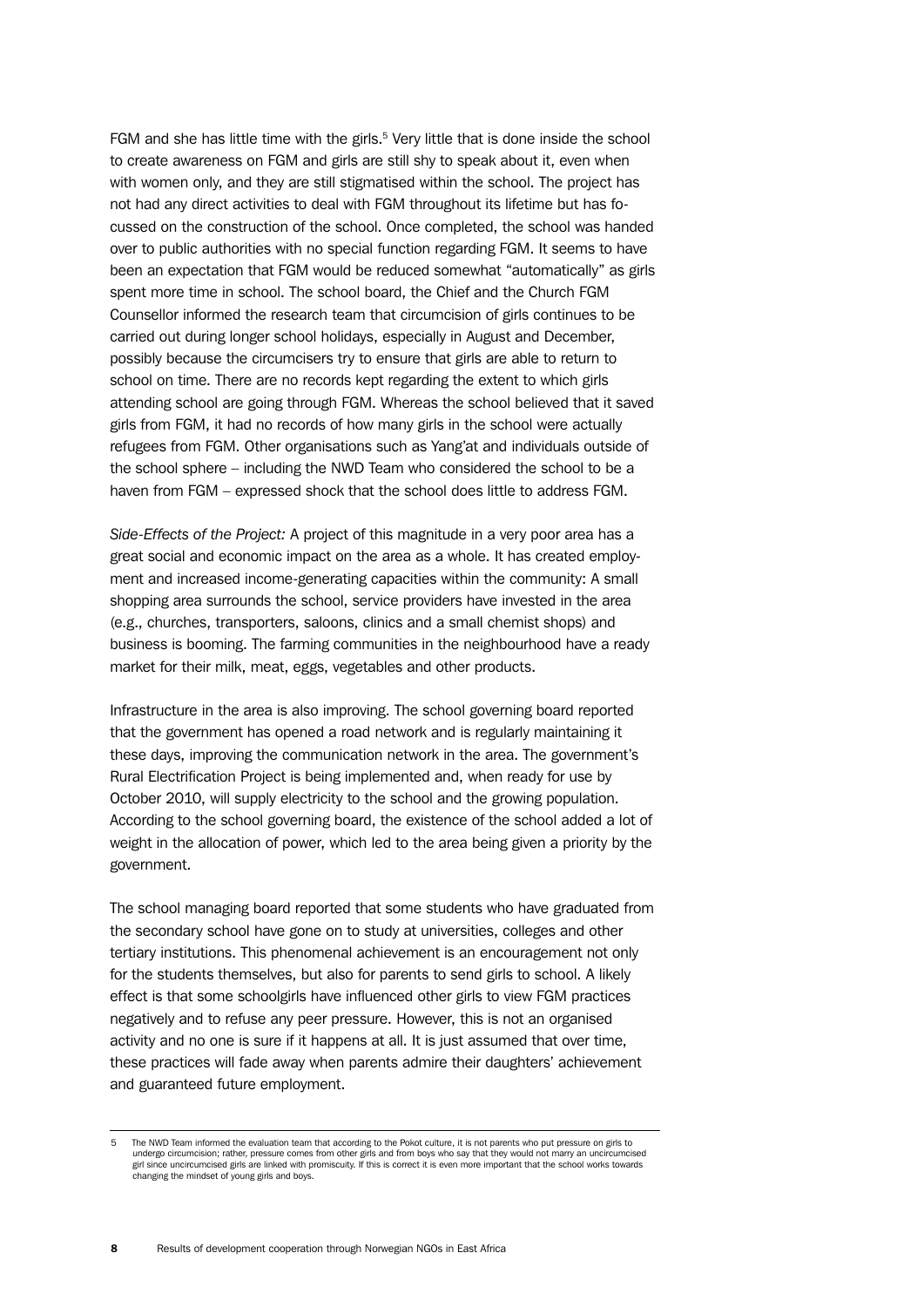FGM and she has little time with the girls.[5] Very little that is done inside the school to create awareness on FGM and girls are still shy to speak about it, even when with women only, and they are still stigmatised within the school. The project has not had any direct activities to deal with FGM throughout its lifetime but has focussed on the construction of the school. Once completed, the school was handed over to public authorities with no special function regarding FGM. It seems to have been an expectation that FGM would be reduced somewhat "automatically" as girls spent more time in school. The school board, the Chief and the Church FGM Counsellor informed the research team that circumcision of girls continues to be carried out during longer school holidays, especially in August and December, possibly because the circumcisers try to ensure that girls are able to return to school on time. There are no records kept regarding the extent to which girls attending school are going through FGM. Whereas the school believed that it saved girls from FGM, it had no records of how many girls in the school were actually refugees from FGM. Other organisations such as Yang'at and individuals outside of the school sphere – including the NWD Team who considered the school to be a haven from FGM – expressed shock that the school does little to address FGM.

*Side-Effects of the Project:* A project of this magnitude in a very poor area has a great social and economic impact on the area as a whole. It has created employment and increased income-generating capacities within the community: A small shopping area surrounds the school, service providers have invested in the area (e.g., churches, transporters, saloons, clinics and a small chemist shops) and business is booming. The farming communities in the neighbourhood have a ready market for their milk, meat, eggs, vegetables and other products.

Infrastructure in the area is also improving. The school governing board reported that the government has opened a road network and is regularly maintaining it these days, improving the communication network in the area. The government's Rural Electrification Project is being implemented and, when ready for use by October 2010, will supply electricity to the school and the growing population. According to the school governing board, the existence of the school added a lot of weight in the allocation of power, which led to the area being given a priority by the government.

The school managing board reported that some students who have graduated from the secondary school have gone on to study at universities, colleges and other tertiary institutions. This phenomenal achievement is an encouragement not only for the students themselves, but also for parents to send girls to school. A likely effect is that some schoolgirls have influenced other girls to view FGM practices negatively and to refuse any peer pressure. However, this is not an organised activity and no one is sure if it happens at all. It is just assumed that over time, these practices will fade away when parents admire their daughters' achievement and guaranteed future employment.

---

5 The NWD Team informed the evaluation team that according to the Pokot culture, it is not parents who put pressure on girls to undergo circumcision; rather, pressure comes from other girls and from boys who say that they would not marry an uncircumcised girl since uncircumcised girls are linked with promiscuity. If this is correct it is even more important that the school works towards changing the mindset of young girls and boys.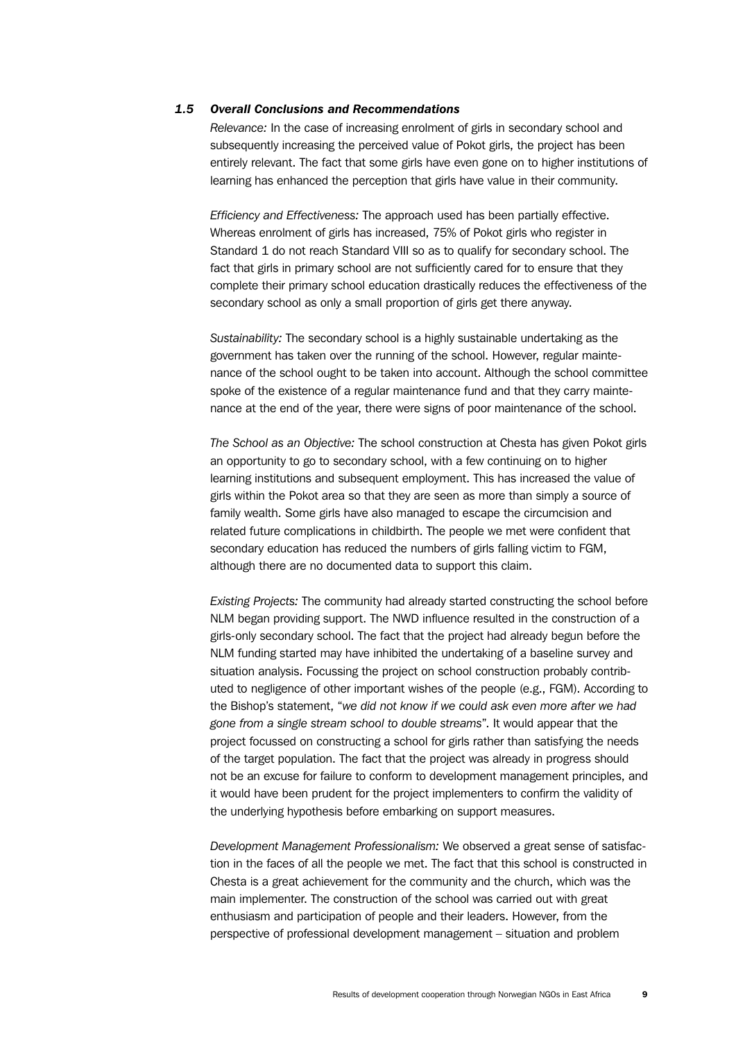### *1.5 Overall Conclusions and Recommendations*

*Relevance:* In the case of increasing enrolment of girls in secondary school and subsequently increasing the perceived value of Pokot girls, the project has been entirely relevant. The fact that some girls have even gone on to higher institutions of learning has enhanced the perception that girls have value in their community.

*Efficiency and Effectiveness:* The approach used has been partially effective. Whereas enrolment of girls has increased, 75% of Pokot girls who register in Standard 1 do not reach Standard VIII so as to qualify for secondary school. The fact that girls in primary school are not sufficiently cared for to ensure that they complete their primary school education drastically reduces the effectiveness of the secondary school as only a small proportion of girls get there anyway.

*Sustainability:* The secondary school is a highly sustainable undertaking as the government has taken over the running of the school. However, regular maintenance of the school ought to be taken into account. Although the school committee spoke of the existence of a regular maintenance fund and that they carry maintenance at the end of the year, there were signs of poor maintenance of the school.

*The School as an Objective:* The school construction at Chesta has given Pokot girls an opportunity to go to secondary school, with a few continuing on to higher learning institutions and subsequent employment. This has increased the value of girls within the Pokot area so that they are seen as more than simply a source of family wealth. Some girls have also managed to escape the circumcision and related future complications in childbirth. The people we met were confident that secondary education has reduced the numbers of girls falling victim to FGM, although there are no documented data to support this claim.

*Existing Projects:* The community had already started constructing the school before NLM began providing support. The NWD influence resulted in the construction of a girls-only secondary school. The fact that the project had already begun before the NLM funding started may have inhibited the undertaking of a baseline survey and situation analysis. Focussing the project on school construction probably contributed to negligence of other important wishes of the people (e.g., FGM). According to the Bishop's statement, "*we did not know if we could ask even more after we had gone from a single stream school to double streams*". It would appear that the project focussed on constructing a school for girls rather than satisfying the needs of the target population. The fact that the project was already in progress should not be an excuse for failure to conform to development management principles, and it would have been prudent for the project implementers to confirm the validity of the underlying hypothesis before embarking on support measures.

*Development Management Professionalism:* We observed a great sense of satisfaction in the faces of all the people we met. The fact that this school is constructed in Chesta is a great achievement for the community and the church, which was the main implementer. The construction of the school was carried out with great enthusiasm and participation of people and their leaders. However, from the perspective of professional development management – situation and problem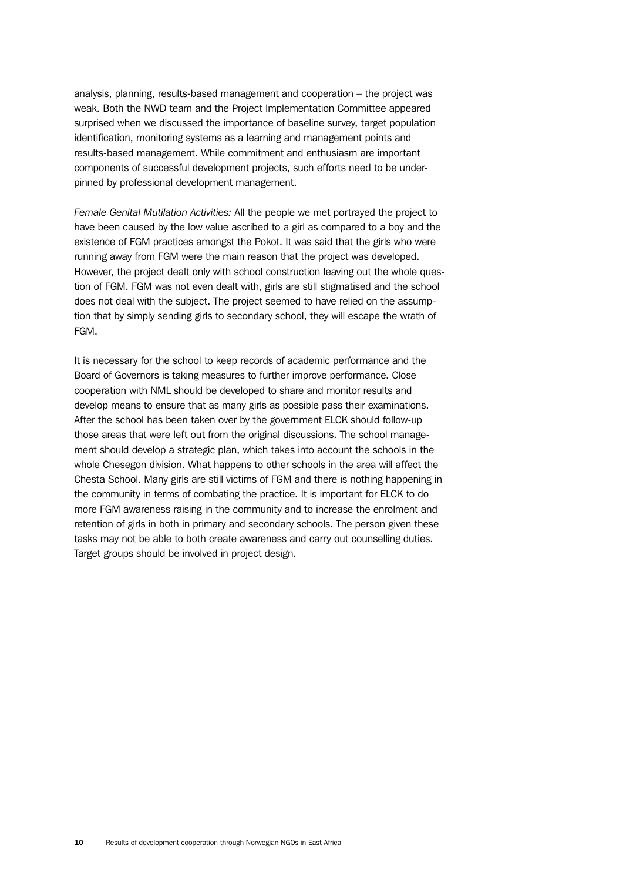analysis, planning, results-based management and cooperation – the project was weak. Both the NWD team and the Project Implementation Committee appeared surprised when we discussed the importance of baseline survey, target population identification, monitoring systems as a learning and management points and results-based management. While commitment and enthusiasm are important components of successful development projects, such efforts need to be underpinned by professional development management.

*Female Genital Mutilation Activities:* All the people we met portrayed the project to have been caused by the low value ascribed to a girl as compared to a boy and the existence of FGM practices amongst the Pokot. It was said that the girls who were running away from FGM were the main reason that the project was developed. However, the project dealt only with school construction leaving out the whole question of FGM. FGM was not even dealt with, girls are still stigmatised and the school does not deal with the subject. The project seemed to have relied on the assumption that by simply sending girls to secondary school, they will escape the wrath of FGM.

It is necessary for the school to keep records of academic performance and the Board of Governors is taking measures to further improve performance. Close cooperation with NML should be developed to share and monitor results and develop means to ensure that as many girls as possible pass their examinations. After the school has been taken over by the government ELCK should follow-up those areas that were left out from the original discussions. The school management should develop a strategic plan, which takes into account the schools in the whole Chesegon division. What happens to other schools in the area will affect the Chesta School. Many girls are still victims of FGM and there is nothing happening in the community in terms of combating the practice. It is important for ELCK to do more FGM awareness raising in the community and to increase the enrolment and retention of girls in both in primary and secondary schools. The person given these tasks may not be able to both create awareness and carry out counselling duties. Target groups should be involved in project design.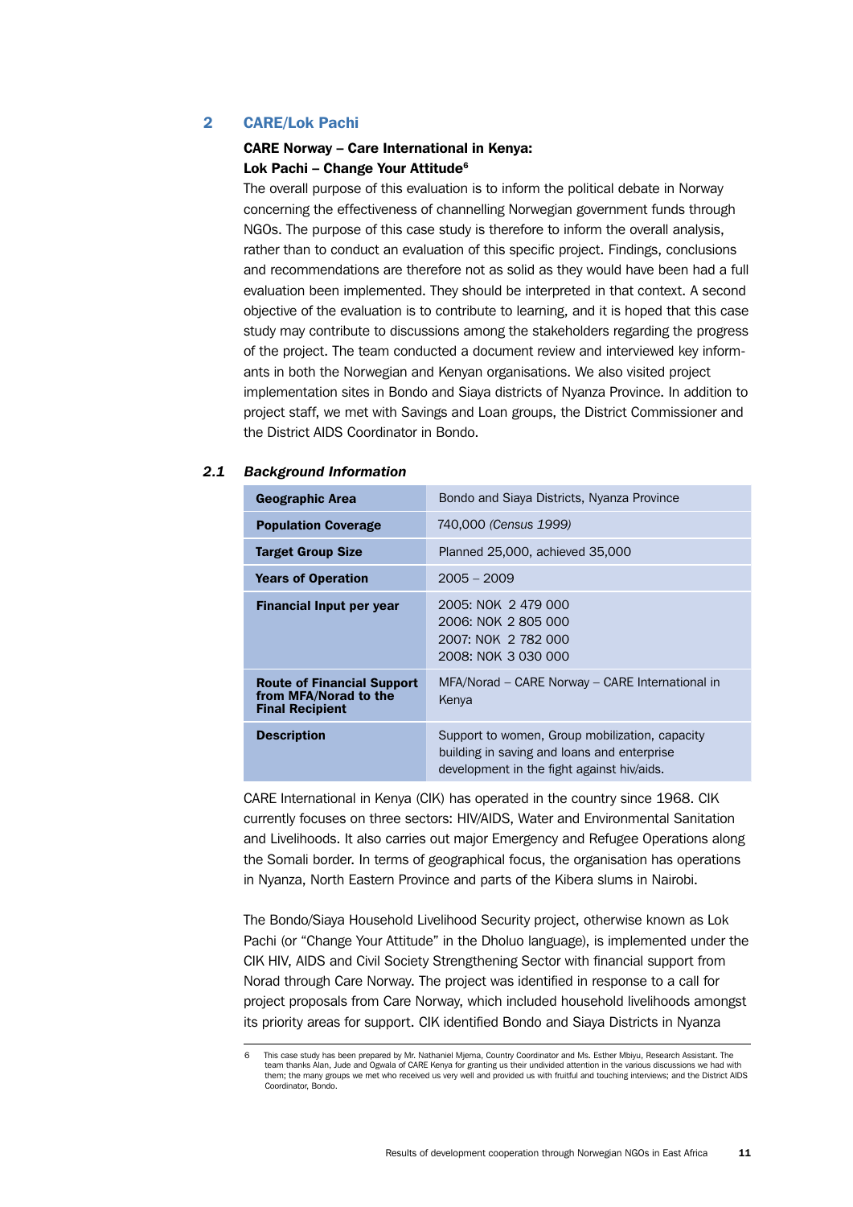## 2 CARE/Lok Pachi

**CARE Norway – Care International in Kenya:**
**Lok Pachi – Change Your Attitude**[6]

The overall purpose of this evaluation is to inform the political debate in Norway concerning the effectiveness of channelling Norwegian government funds through NGOs. The purpose of this case study is therefore to inform the overall analysis, rather than to conduct an evaluation of this specific project. Findings, conclusions and recommendations are therefore not as solid as they would have been had a full evaluation been implemented. They should be interpreted in that context. A second objective of the evaluation is to contribute to learning, and it is hoped that this case study may contribute to discussions among the stakeholders regarding the progress of the project. The team conducted a document review and interviewed key informants in both the Norwegian and Kenyan organisations. We also visited project implementation sites in Bondo and Siaya districts of Nyanza Province. In addition to project staff, we met with Savings and Loan groups, the District Commissioner and the District AIDS Coordinator in Bondo.

### *2.1 Background Information*

| | |
|---|---|
| **Geographic Area** | Bondo and Siaya Districts, Nyanza Province |
| **Population Coverage** | 740,000 *(Census 1999)* |
| **Target Group Size** | Planned 25,000, achieved 35,000 |
| **Years of Operation** | 2005 – 2009 |
| **Financial Input per year** | 2005: NOK 2 479 000<br>2006: NOK 2 805 000<br>2007: NOK 2 782 000<br>2008: NOK 3 030 000 |
| **Route of Financial Support from MFA/Norad to the Final Recipient** | MFA/Norad – CARE Norway – CARE International in Kenya |
| **Description** | Support to women, Group mobilization, capacity building in saving and loans and enterprise development in the fight against hiv/aids. |

CARE International in Kenya (CIK) has operated in the country since 1968. CIK currently focuses on three sectors: HIV/AIDS, Water and Environmental Sanitation and Livelihoods. It also carries out major Emergency and Refugee Operations along the Somali border. In terms of geographical focus, the organisation has operations in Nyanza, North Eastern Province and parts of the Kibera slums in Nairobi.

The Bondo/Siaya Household Livelihood Security project, otherwise known as Lok Pachi (or "Change Your Attitude" in the Dholuo language), is implemented under the CIK HIV, AIDS and Civil Society Strengthening Sector with financial support from Norad through Care Norway. The project was identified in response to a call for project proposals from Care Norway, which included household livelihoods amongst its priority areas for support. CIK identified Bondo and Siaya Districts in Nyanza

---

6 This case study has been prepared by Mr. Nathaniel Mjema, Country Coordinator and Ms. Esther Mbiyu, Research Assistant. The team thanks Alan, Jude and Ogwala of CARE Kenya for granting us their undivided attention in the various discussions we had with them; the many groups we met who received us very well and provided us with fruitful and touching interviews; and the District AIDS Coordinator, Bondo.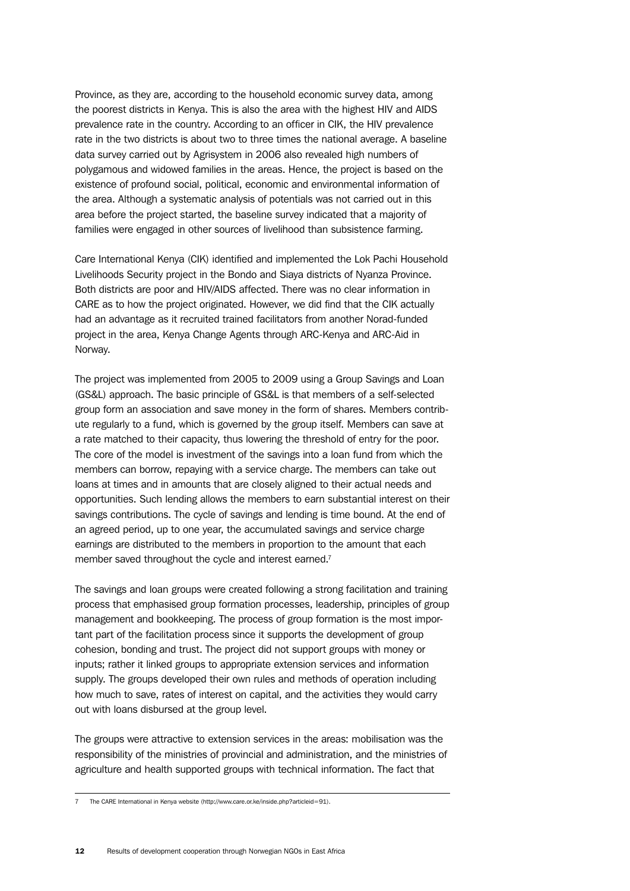Province, as they are, according to the household economic survey data, among the poorest districts in Kenya. This is also the area with the highest HIV and AIDS prevalence rate in the country. According to an officer in CIK, the HIV prevalence rate in the two districts is about two to three times the national average. A baseline data survey carried out by Agrisystem in 2006 also revealed high numbers of polygamous and widowed families in the areas. Hence, the project is based on the existence of profound social, political, economic and environmental information of the area. Although a systematic analysis of potentials was not carried out in this area before the project started, the baseline survey indicated that a majority of families were engaged in other sources of livelihood than subsistence farming.

Care International Kenya (CIK) identified and implemented the Lok Pachi Household Livelihoods Security project in the Bondo and Siaya districts of Nyanza Province. Both districts are poor and HIV/AIDS affected. There was no clear information in CARE as to how the project originated. However, we did find that the CIK actually had an advantage as it recruited trained facilitators from another Norad-funded project in the area, Kenya Change Agents through ARC-Kenya and ARC-Aid in Norway.

The project was implemented from 2005 to 2009 using a Group Savings and Loan (GS&L) approach. The basic principle of GS&L is that members of a self-selected group form an association and save money in the form of shares. Members contribute regularly to a fund, which is governed by the group itself. Members can save at a rate matched to their capacity, thus lowering the threshold of entry for the poor. The core of the model is investment of the savings into a loan fund from which the members can borrow, repaying with a service charge. The members can take out loans at times and in amounts that are closely aligned to their actual needs and opportunities. Such lending allows the members to earn substantial interest on their savings contributions. The cycle of savings and lending is time bound. At the end of an agreed period, up to one year, the accumulated savings and service charge earnings are distributed to the members in proportion to the amount that each member saved throughout the cycle and interest earned.[7]

The savings and loan groups were created following a strong facilitation and training process that emphasised group formation processes, leadership, principles of group management and bookkeeping. The process of group formation is the most important part of the facilitation process since it supports the development of group cohesion, bonding and trust. The project did not support groups with money or inputs; rather it linked groups to appropriate extension services and information supply. The groups developed their own rules and methods of operation including how much to save, rates of interest on capital, and the activities they would carry out with loans disbursed at the group level.

The groups were attractive to extension services in the areas: mobilisation was the responsibility of the ministries of provincial and administration, and the ministries of agriculture and health supported groups with technical information. The fact that

7 The CARE International in Kenya website (http://www.care.or.ke/inside.php?articleid=91).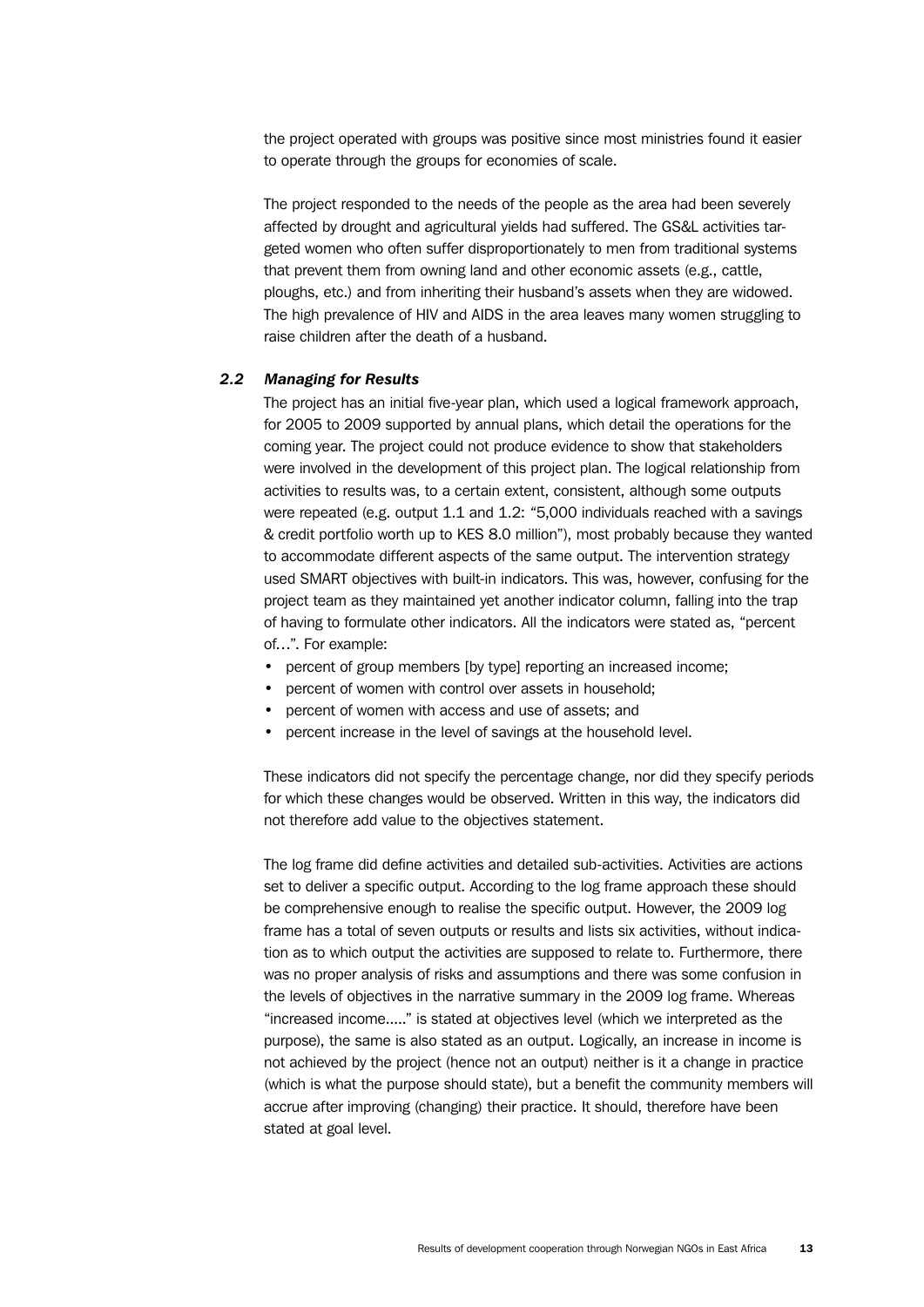the project operated with groups was positive since most ministries found it easier to operate through the groups for economies of scale.

The project responded to the needs of the people as the area had been severely affected by drought and agricultural yields had suffered. The GS&L activities targeted women who often suffer disproportionately to men from traditional systems that prevent them from owning land and other economic assets (e.g., cattle, ploughs, etc.) and from inheriting their husband's assets when they are widowed. The high prevalence of HIV and AIDS in the area leaves many women struggling to raise children after the death of a husband.

### *2.2 Managing for Results*

The project has an initial five-year plan, which used a logical framework approach, for 2005 to 2009 supported by annual plans, which detail the operations for the coming year. The project could not produce evidence to show that stakeholders were involved in the development of this project plan. The logical relationship from activities to results was, to a certain extent, consistent, although some outputs were repeated (e.g. output 1.1 and 1.2: "5,000 individuals reached with a savings & credit portfolio worth up to KES 8.0 million"), most probably because they wanted to accommodate different aspects of the same output. The intervention strategy used SMART objectives with built-in indicators. This was, however, confusing for the project team as they maintained yet another indicator column, falling into the trap of having to formulate other indicators. All the indicators were stated as, "percent of…". For example:

- percent of group members [by type] reporting an increased income;
- percent of women with control over assets in household;
- percent of women with access and use of assets; and
- percent increase in the level of savings at the household level.

These indicators did not specify the percentage change, nor did they specify periods for which these changes would be observed. Written in this way, the indicators did not therefore add value to the objectives statement.

The log frame did define activities and detailed sub-activities. Activities are actions set to deliver a specific output. According to the log frame approach these should be comprehensive enough to realise the specific output. However, the 2009 log frame has a total of seven outputs or results and lists six activities, without indication as to which output the activities are supposed to relate to. Furthermore, there was no proper analysis of risks and assumptions and there was some confusion in the levels of objectives in the narrative summary in the 2009 log frame. Whereas "increased income….." is stated at objectives level (which we interpreted as the purpose), the same is also stated as an output. Logically, an increase in income is not achieved by the project (hence not an output) neither is it a change in practice (which is what the purpose should state), but a benefit the community members will accrue after improving (changing) their practice. It should, therefore have been stated at goal level.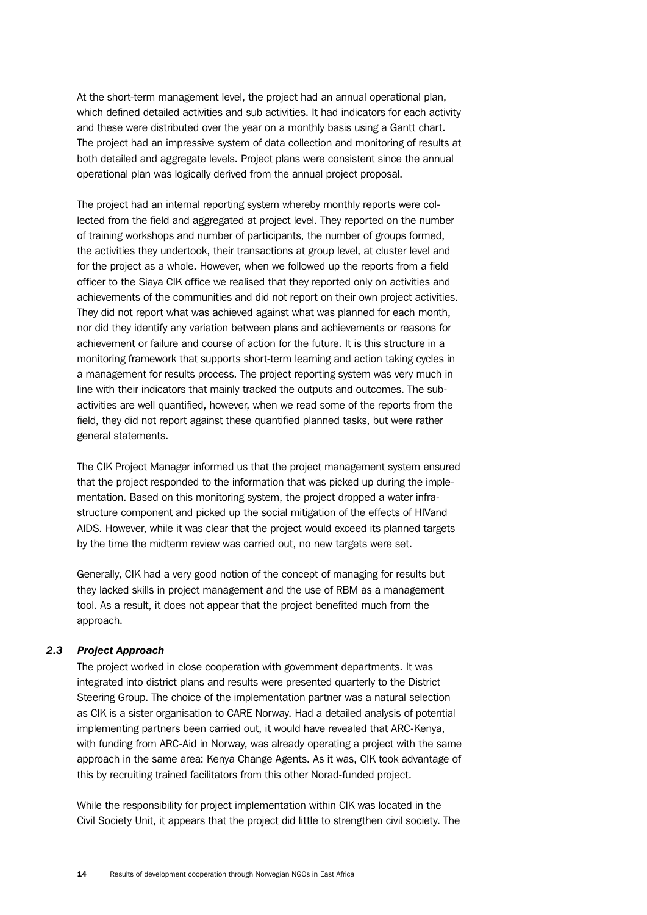At the short-term management level, the project had an annual operational plan, which defined detailed activities and sub activities. It had indicators for each activity and these were distributed over the year on a monthly basis using a Gantt chart. The project had an impressive system of data collection and monitoring of results at both detailed and aggregate levels. Project plans were consistent since the annual operational plan was logically derived from the annual project proposal.

The project had an internal reporting system whereby monthly reports were collected from the field and aggregated at project level. They reported on the number of training workshops and number of participants, the number of groups formed, the activities they undertook, their transactions at group level, at cluster level and for the project as a whole. However, when we followed up the reports from a field officer to the Siaya CIK office we realised that they reported only on activities and achievements of the communities and did not report on their own project activities. They did not report what was achieved against what was planned for each month, nor did they identify any variation between plans and achievements or reasons for achievement or failure and course of action for the future. It is this structure in a monitoring framework that supports short-term learning and action taking cycles in a management for results process. The project reporting system was very much in line with their indicators that mainly tracked the outputs and outcomes. The sub-activities are well quantified, however, when we read some of the reports from the field, they did not report against these quantified planned tasks, but were rather general statements.

The CIK Project Manager informed us that the project management system ensured that the project responded to the information that was picked up during the implementation. Based on this monitoring system, the project dropped a water infrastructure component and picked up the social mitigation of the effects of HIVand AIDS. However, while it was clear that the project would exceed its planned targets by the time the midterm review was carried out, no new targets were set.

Generally, CIK had a very good notion of the concept of managing for results but they lacked skills in project management and the use of RBM as a management tool. As a result, it does not appear that the project benefited much from the approach.

### *2.3 Project Approach*

The project worked in close cooperation with government departments. It was integrated into district plans and results were presented quarterly to the District Steering Group. The choice of the implementation partner was a natural selection as CIK is a sister organisation to CARE Norway. Had a detailed analysis of potential implementing partners been carried out, it would have revealed that ARC-Kenya, with funding from ARC-Aid in Norway, was already operating a project with the same approach in the same area: Kenya Change Agents. As it was, CIK took advantage of this by recruiting trained facilitators from this other Norad-funded project.

While the responsibility for project implementation within CIK was located in the Civil Society Unit, it appears that the project did little to strengthen civil society. The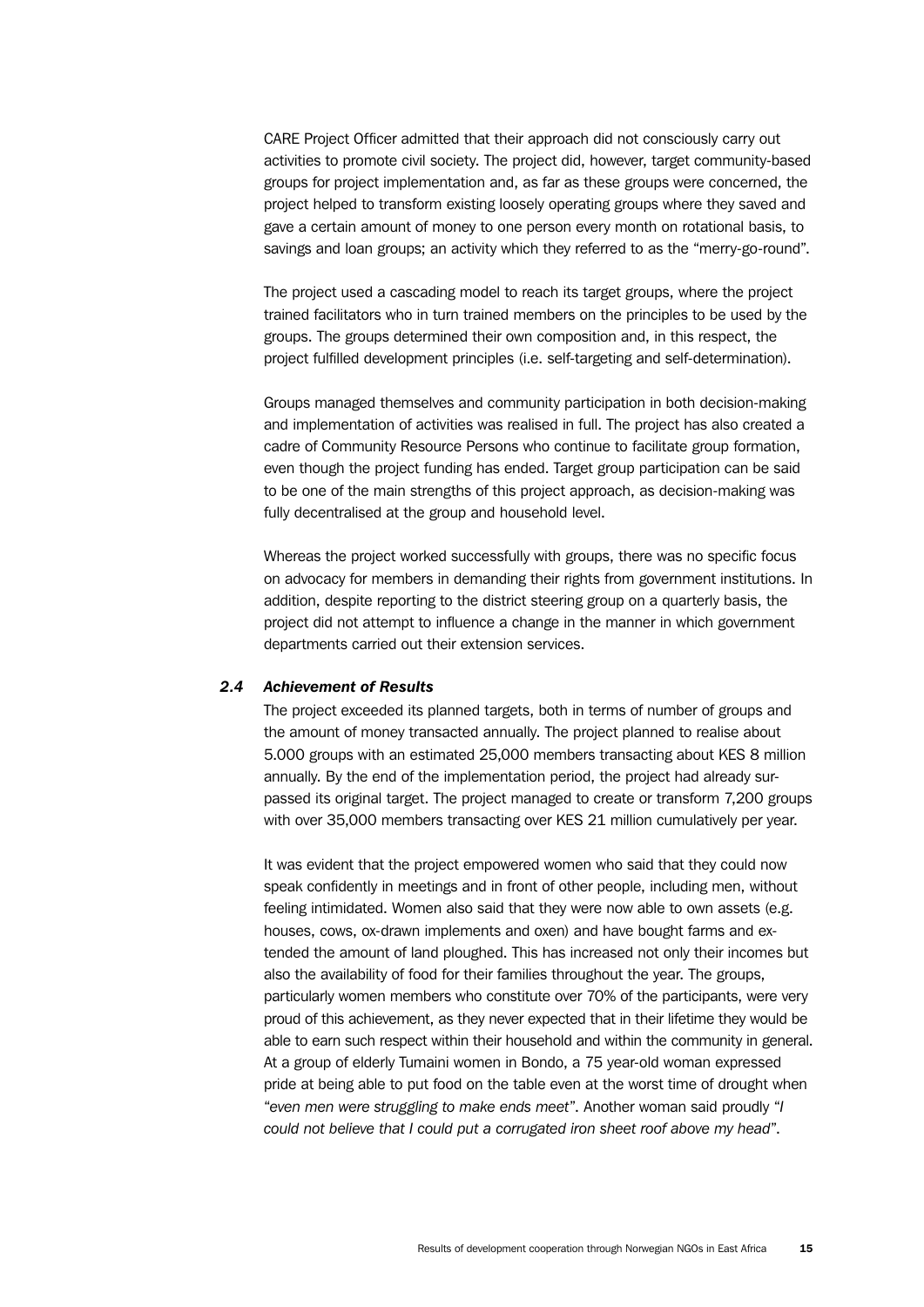CARE Project Officer admitted that their approach did not consciously carry out activities to promote civil society. The project did, however, target community-based groups for project implementation and, as far as these groups were concerned, the project helped to transform existing loosely operating groups where they saved and gave a certain amount of money to one person every month on rotational basis, to savings and loan groups; an activity which they referred to as the "merry-go-round".

The project used a cascading model to reach its target groups, where the project trained facilitators who in turn trained members on the principles to be used by the groups. The groups determined their own composition and, in this respect, the project fulfilled development principles (i.e. self-targeting and self-determination).

Groups managed themselves and community participation in both decision-making and implementation of activities was realised in full. The project has also created a cadre of Community Resource Persons who continue to facilitate group formation, even though the project funding has ended. Target group participation can be said to be one of the main strengths of this project approach, as decision-making was fully decentralised at the group and household level.

Whereas the project worked successfully with groups, there was no specific focus on advocacy for members in demanding their rights from government institutions. In addition, despite reporting to the district steering group on a quarterly basis, the project did not attempt to influence a change in the manner in which government departments carried out their extension services.

### *2.4 Achievement of Results*

The project exceeded its planned targets, both in terms of number of groups and the amount of money transacted annually. The project planned to realise about 5.000 groups with an estimated 25,000 members transacting about KES 8 million annually. By the end of the implementation period, the project had already surpassed its original target. The project managed to create or transform 7,200 groups with over 35,000 members transacting over KES 21 million cumulatively per year.

It was evident that the project empowered women who said that they could now speak confidently in meetings and in front of other people, including men, without feeling intimidated. Women also said that they were now able to own assets (e.g. houses, cows, ox-drawn implements and oxen) and have bought farms and extended the amount of land ploughed. This has increased not only their incomes but also the availability of food for their families throughout the year. The groups, particularly women members who constitute over 70% of the participants, were very proud of this achievement, as they never expected that in their lifetime they would be able to earn such respect within their household and within the community in general. At a group of elderly Tumaini women in Bondo, a 75 year-old woman expressed pride at being able to put food on the table even at the worst time of drought when *"even men were struggling to make ends meet"*. Another woman said proudly "*I could not believe that I could put a corrugated iron sheet roof above my head*".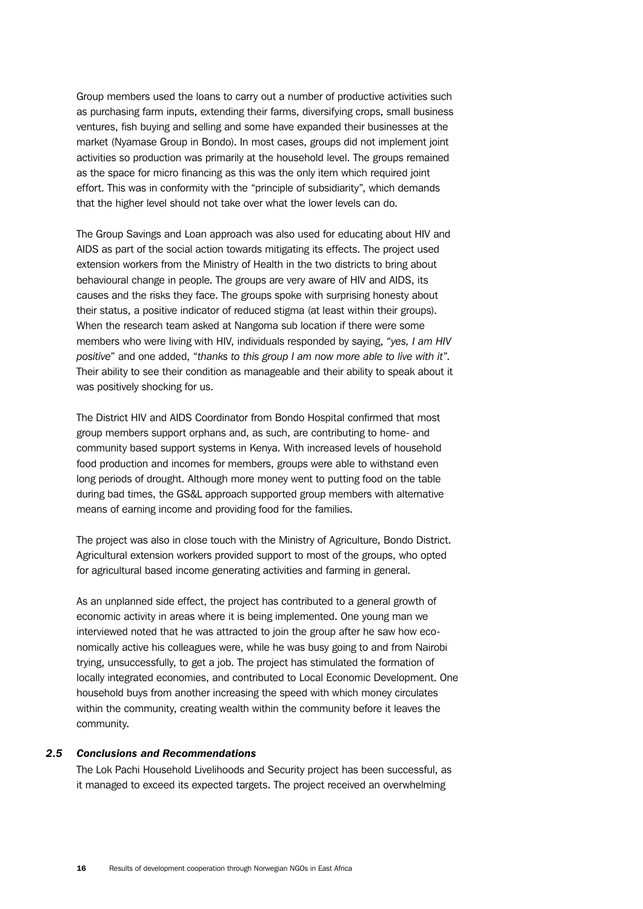Group members used the loans to carry out a number of productive activities such as purchasing farm inputs, extending their farms, diversifying crops, small business ventures, fish buying and selling and some have expanded their businesses at the market (Nyamase Group in Bondo). In most cases, groups did not implement joint activities so production was primarily at the household level. The groups remained as the space for micro financing as this was the only item which required joint effort. This was in conformity with the "principle of subsidiarity", which demands that the higher level should not take over what the lower levels can do.

The Group Savings and Loan approach was also used for educating about HIV and AIDS as part of the social action towards mitigating its effects. The project used extension workers from the Ministry of Health in the two districts to bring about behavioural change in people. The groups are very aware of HIV and AIDS, its causes and the risks they face. The groups spoke with surprising honesty about their status, a positive indicator of reduced stigma (at least within their groups). When the research team asked at Nangoma sub location if there were some members who were living with HIV, individuals responded by saying, "*yes, I am HIV positive*" and one added, "*thanks to this group I am now more able to live with it*". Their ability to see their condition as manageable and their ability to speak about it was positively shocking for us.

The District HIV and AIDS Coordinator from Bondo Hospital confirmed that most group members support orphans and, as such, are contributing to home- and community based support systems in Kenya. With increased levels of household food production and incomes for members, groups were able to withstand even long periods of drought. Although more money went to putting food on the table during bad times, the GS&L approach supported group members with alternative means of earning income and providing food for the families.

The project was also in close touch with the Ministry of Agriculture, Bondo District. Agricultural extension workers provided support to most of the groups, who opted for agricultural based income generating activities and farming in general.

As an unplanned side effect, the project has contributed to a general growth of economic activity in areas where it is being implemented. One young man we interviewed noted that he was attracted to join the group after he saw how economically active his colleagues were, while he was busy going to and from Nairobi trying, unsuccessfully, to get a job. The project has stimulated the formation of locally integrated economies, and contributed to Local Economic Development. One household buys from another increasing the speed with which money circulates within the community, creating wealth within the community before it leaves the community.

### *2.5 Conclusions and Recommendations*

The Lok Pachi Household Livelihoods and Security project has been successful, as it managed to exceed its expected targets. The project received an overwhelming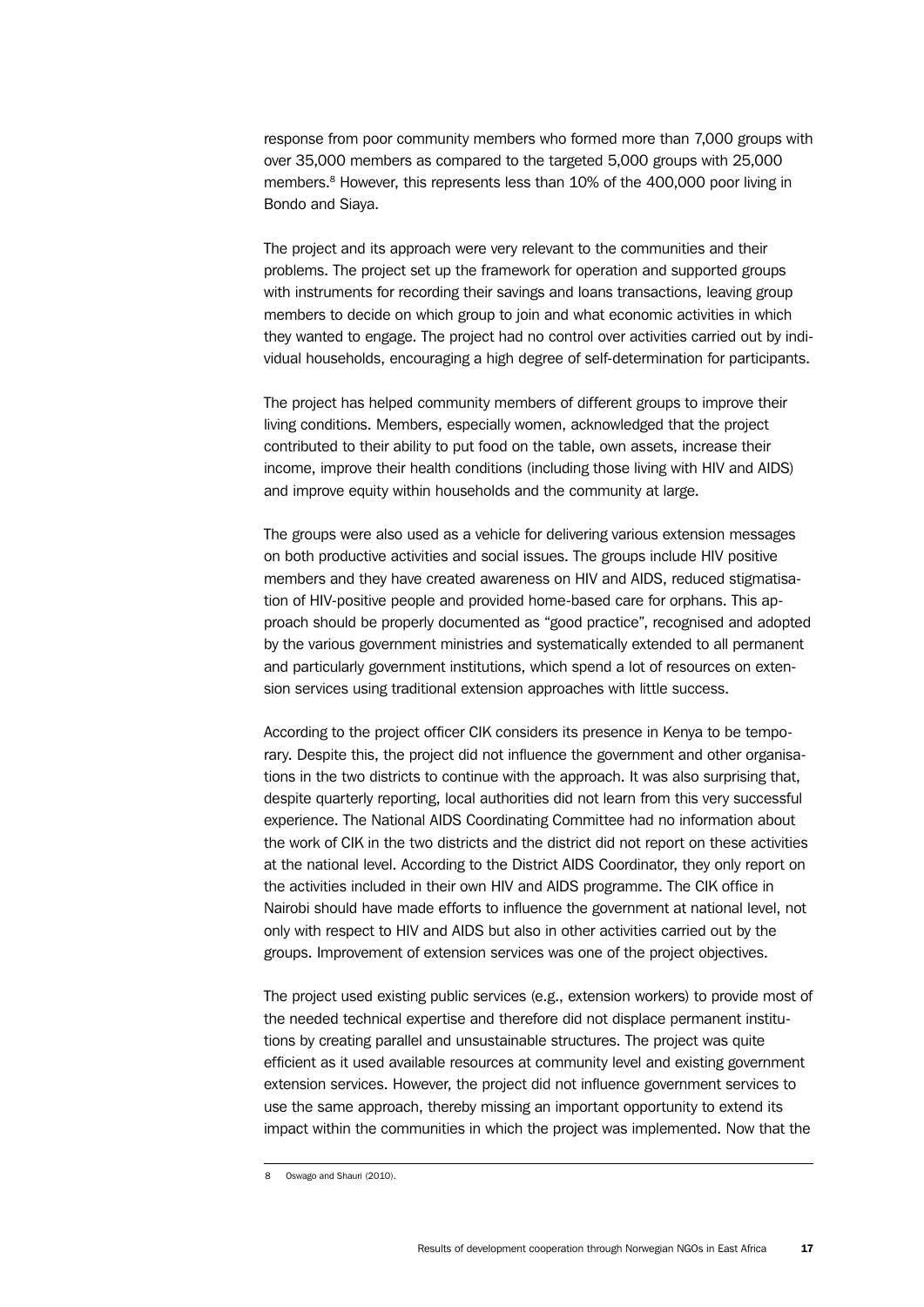response from poor community members who formed more than 7,000 groups with over 35,000 members as compared to the targeted 5,000 groups with 25,000 members.[8] However, this represents less than 10% of the 400,000 poor living in Bondo and Siaya.

The project and its approach were very relevant to the communities and their problems. The project set up the framework for operation and supported groups with instruments for recording their savings and loans transactions, leaving group members to decide on which group to join and what economic activities in which they wanted to engage. The project had no control over activities carried out by individual households, encouraging a high degree of self-determination for participants.

The project has helped community members of different groups to improve their living conditions. Members, especially women, acknowledged that the project contributed to their ability to put food on the table, own assets, increase their income, improve their health conditions (including those living with HIV and AIDS) and improve equity within households and the community at large.

The groups were also used as a vehicle for delivering various extension messages on both productive activities and social issues. The groups include HIV positive members and they have created awareness on HIV and AIDS, reduced stigmatisation of HIV-positive people and provided home-based care for orphans. This approach should be properly documented as "good practice", recognised and adopted by the various government ministries and systematically extended to all permanent and particularly government institutions, which spend a lot of resources on extension services using traditional extension approaches with little success.

According to the project officer CIK considers its presence in Kenya to be temporary. Despite this, the project did not influence the government and other organisations in the two districts to continue with the approach. It was also surprising that, despite quarterly reporting, local authorities did not learn from this very successful experience. The National AIDS Coordinating Committee had no information about the work of CIK in the two districts and the district did not report on these activities at the national level. According to the District AIDS Coordinator, they only report on the activities included in their own HIV and AIDS programme. The CIK office in Nairobi should have made efforts to influence the government at national level, not only with respect to HIV and AIDS but also in other activities carried out by the groups. Improvement of extension services was one of the project objectives.

The project used existing public services (e.g., extension workers) to provide most of the needed technical expertise and therefore did not displace permanent institutions by creating parallel and unsustainable structures. The project was quite efficient as it used available resources at community level and existing government extension services. However, the project did not influence government services to use the same approach, thereby missing an important opportunity to extend its impact within the communities in which the project was implemented. Now that the

---

8 Oswago and Shauri (2010).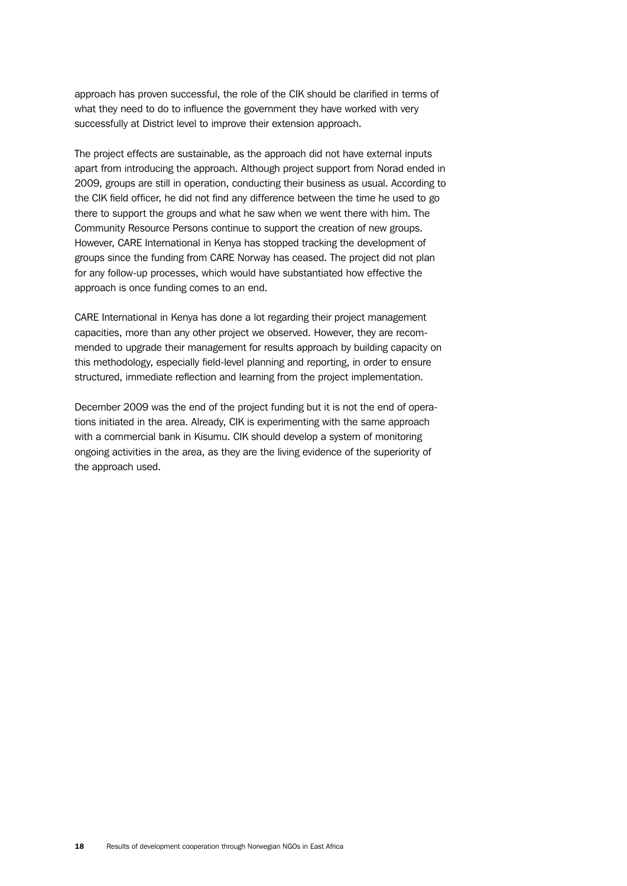approach has proven successful, the role of the CIK should be clarified in terms of what they need to do to influence the government they have worked with very successfully at District level to improve their extension approach.

The project effects are sustainable, as the approach did not have external inputs apart from introducing the approach. Although project support from Norad ended in 2009, groups are still in operation, conducting their business as usual. According to the CIK field officer, he did not find any difference between the time he used to go there to support the groups and what he saw when we went there with him. The Community Resource Persons continue to support the creation of new groups. However, CARE International in Kenya has stopped tracking the development of groups since the funding from CARE Norway has ceased. The project did not plan for any follow-up processes, which would have substantiated how effective the approach is once funding comes to an end.

CARE International in Kenya has done a lot regarding their project management capacities, more than any other project we observed. However, they are recommended to upgrade their management for results approach by building capacity on this methodology, especially field-level planning and reporting, in order to ensure structured, immediate reflection and learning from the project implementation.

December 2009 was the end of the project funding but it is not the end of operations initiated in the area. Already, CIK is experimenting with the same approach with a commercial bank in Kisumu. CIK should develop a system of monitoring ongoing activities in the area, as they are the living evidence of the superiority of the approach used.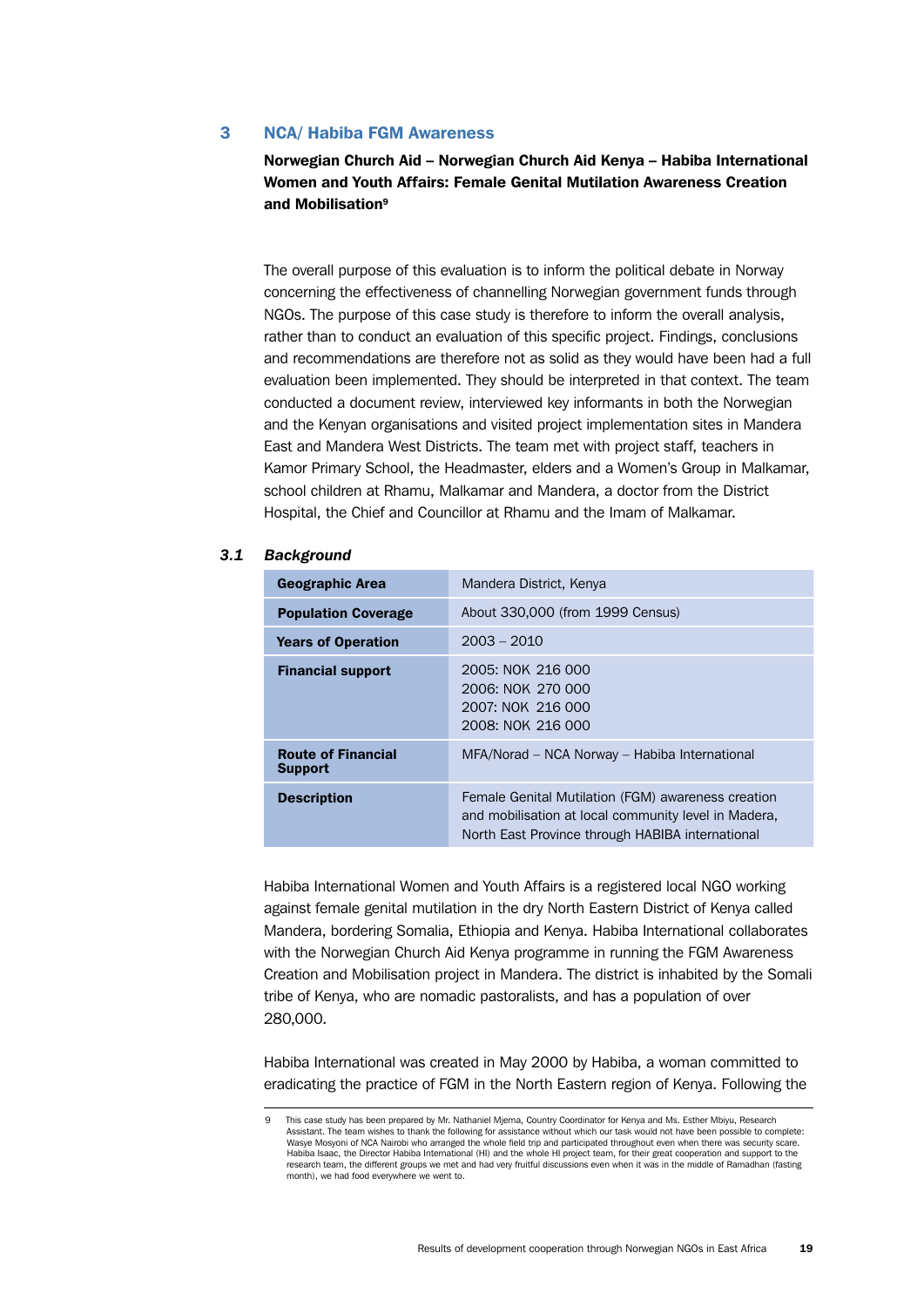## 3 NCA/ Habiba FGM Awareness

**Norwegian Church Aid – Norwegian Church Aid Kenya – Habiba International Women and Youth Affairs: Female Genital Mutilation Awareness Creation and Mobilisation[9]**

The overall purpose of this evaluation is to inform the political debate in Norway concerning the effectiveness of channelling Norwegian government funds through NGOs. The purpose of this case study is therefore to inform the overall analysis, rather than to conduct an evaluation of this specific project. Findings, conclusions and recommendations are therefore not as solid as they would have been had a full evaluation been implemented. They should be interpreted in that context. The team conducted a document review, interviewed key informants in both the Norwegian and the Kenyan organisations and visited project implementation sites in Mandera East and Mandera West Districts. The team met with project staff, teachers in Kamor Primary School, the Headmaster, elders and a Women's Group in Malkamar, school children at Rhamu, Malkamar and Mandera, a doctor from the District Hospital, the Chief and Councillor at Rhamu and the Imam of Malkamar.

### *3.1 Background*

| | |
|---|---|
| **Geographic Area** | Mandera District, Kenya |
| **Population Coverage** | About 330,000 (from 1999 Census) |
| **Years of Operation** | 2003 – 2010 |
| **Financial support** | 2005: NOK 216 000<br>2006: NOK 270 000<br>2007: NOK 216 000<br>2008: NOK 216 000 |
| **Route of Financial Support** | MFA/Norad – NCA Norway – Habiba International |
| **Description** | Female Genital Mutilation (FGM) awareness creation and mobilisation at local community level in Madera, North East Province through HABIBA international |

Habiba International Women and Youth Affairs is a registered local NGO working against female genital mutilation in the dry North Eastern District of Kenya called Mandera, bordering Somalia, Ethiopia and Kenya. Habiba International collaborates with the Norwegian Church Aid Kenya programme in running the FGM Awareness Creation and Mobilisation project in Mandera. The district is inhabited by the Somali tribe of Kenya, who are nomadic pastoralists, and has a population of over 280,000.

Habiba International was created in May 2000 by Habiba, a woman committed to eradicating the practice of FGM in the North Eastern region of Kenya. Following the

---

9 This case study has been prepared by Mr. Nathaniel Mjema, Country Coordinator for Kenya and Ms. Esther Mbiyu, Research Assistant. The team wishes to thank the following for assistance without which our task would not have been possible to complete: Wasye Mosyoni of NCA Nairobi who arranged the whole field trip and participated throughout even when there was security scare. Habiba Isaac, the Director Habiba International (HI) and the whole HI project team, for their great cooperation and support to the research team, the different groups we met and had very fruitful discussions even when it was in the middle of Ramadhan (fasting month), we had food everywhere we went to.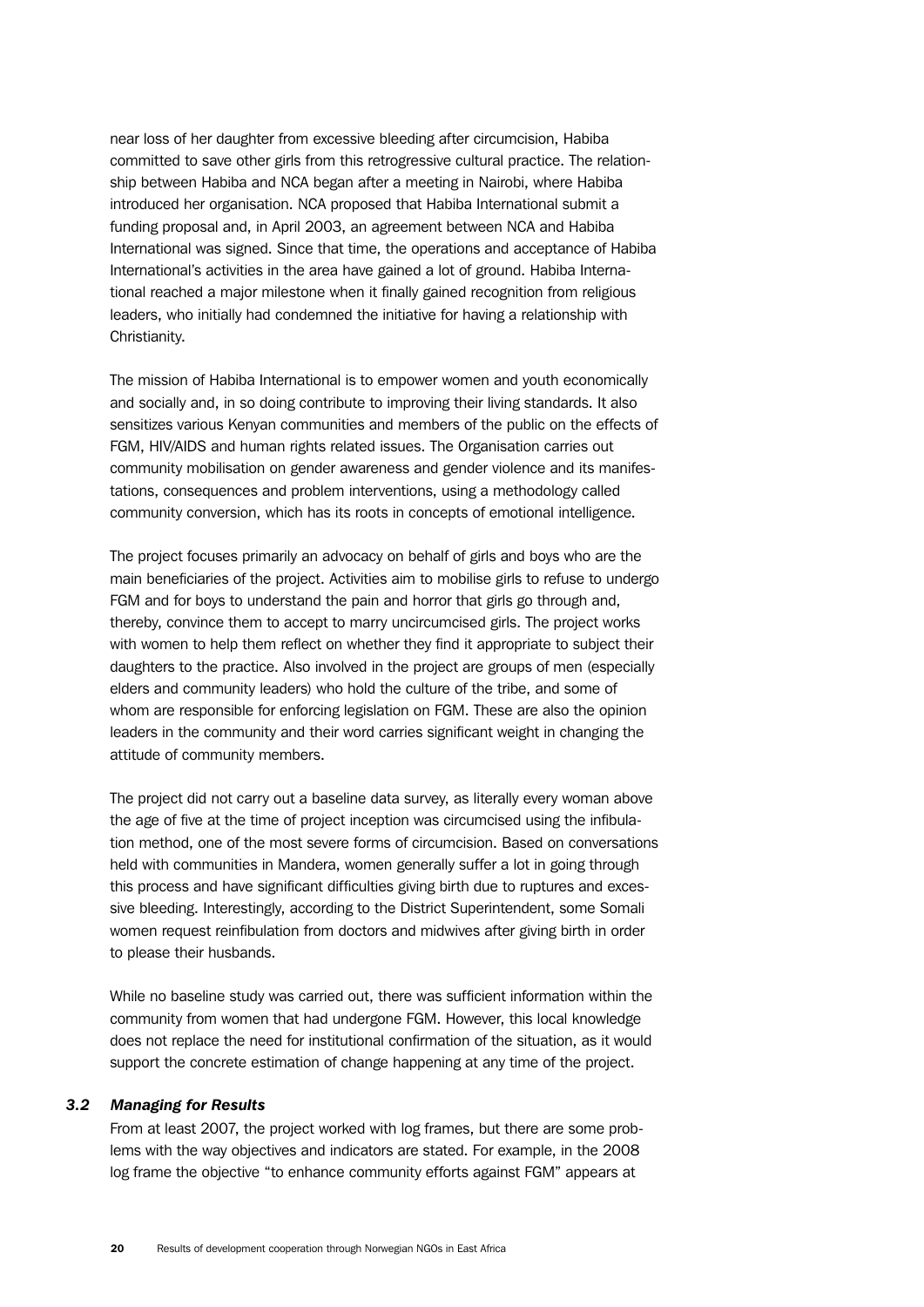near loss of her daughter from excessive bleeding after circumcision, Habiba committed to save other girls from this retrogressive cultural practice. The relationship between Habiba and NCA began after a meeting in Nairobi, where Habiba introduced her organisation. NCA proposed that Habiba International submit a funding proposal and, in April 2003, an agreement between NCA and Habiba International was signed. Since that time, the operations and acceptance of Habiba International's activities in the area have gained a lot of ground. Habiba International reached a major milestone when it finally gained recognition from religious leaders, who initially had condemned the initiative for having a relationship with Christianity.

The mission of Habiba International is to empower women and youth economically and socially and, in so doing contribute to improving their living standards. It also sensitizes various Kenyan communities and members of the public on the effects of FGM, HIV/AIDS and human rights related issues. The Organisation carries out community mobilisation on gender awareness and gender violence and its manifestations, consequences and problem interventions, using a methodology called community conversion, which has its roots in concepts of emotional intelligence.

The project focuses primarily an advocacy on behalf of girls and boys who are the main beneficiaries of the project. Activities aim to mobilise girls to refuse to undergo FGM and for boys to understand the pain and horror that girls go through and, thereby, convince them to accept to marry uncircumcised girls. The project works with women to help them reflect on whether they find it appropriate to subject their daughters to the practice. Also involved in the project are groups of men (especially elders and community leaders) who hold the culture of the tribe, and some of whom are responsible for enforcing legislation on FGM. These are also the opinion leaders in the community and their word carries significant weight in changing the attitude of community members.

The project did not carry out a baseline data survey, as literally every woman above the age of five at the time of project inception was circumcised using the infibulation method, one of the most severe forms of circumcision. Based on conversations held with communities in Mandera, women generally suffer a lot in going through this process and have significant difficulties giving birth due to ruptures and excessive bleeding. Interestingly, according to the District Superintendent, some Somali women request reinfibulation from doctors and midwives after giving birth in order to please their husbands.

While no baseline study was carried out, there was sufficient information within the community from women that had undergone FGM. However, this local knowledge does not replace the need for institutional confirmation of the situation, as it would support the concrete estimation of change happening at any time of the project.

### *3.2 Managing for Results*

From at least 2007, the project worked with log frames, but there are some problems with the way objectives and indicators are stated. For example, in the 2008 log frame the objective "to enhance community efforts against FGM" appears at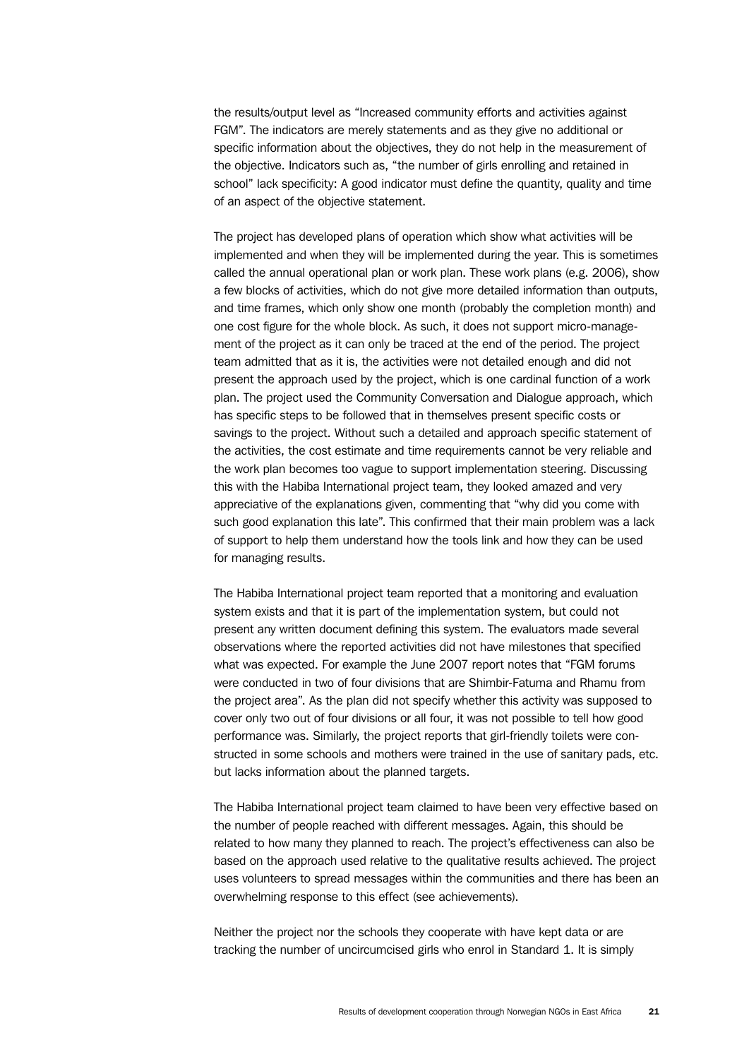the results/output level as "Increased community efforts and activities against FGM". The indicators are merely statements and as they give no additional or specific information about the objectives, they do not help in the measurement of the objective. Indicators such as, "the number of girls enrolling and retained in school" lack specificity: A good indicator must define the quantity, quality and time of an aspect of the objective statement.

The project has developed plans of operation which show what activities will be implemented and when they will be implemented during the year. This is sometimes called the annual operational plan or work plan. These work plans (e.g. 2006), show a few blocks of activities, which do not give more detailed information than outputs, and time frames, which only show one month (probably the completion month) and one cost figure for the whole block. As such, it does not support micro-management of the project as it can only be traced at the end of the period. The project team admitted that as it is, the activities were not detailed enough and did not present the approach used by the project, which is one cardinal function of a work plan. The project used the Community Conversation and Dialogue approach, which has specific steps to be followed that in themselves present specific costs or savings to the project. Without such a detailed and approach specific statement of the activities, the cost estimate and time requirements cannot be very reliable and the work plan becomes too vague to support implementation steering. Discussing this with the Habiba International project team, they looked amazed and very appreciative of the explanations given, commenting that "why did you come with such good explanation this late". This confirmed that their main problem was a lack of support to help them understand how the tools link and how they can be used for managing results.

The Habiba International project team reported that a monitoring and evaluation system exists and that it is part of the implementation system, but could not present any written document defining this system. The evaluators made several observations where the reported activities did not have milestones that specified what was expected. For example the June 2007 report notes that "FGM forums were conducted in two of four divisions that are Shimbir-Fatuma and Rhamu from the project area". As the plan did not specify whether this activity was supposed to cover only two out of four divisions or all four, it was not possible to tell how good performance was. Similarly, the project reports that girl-friendly toilets were constructed in some schools and mothers were trained in the use of sanitary pads, etc. but lacks information about the planned targets.

The Habiba International project team claimed to have been very effective based on the number of people reached with different messages. Again, this should be related to how many they planned to reach. The project's effectiveness can also be based on the approach used relative to the qualitative results achieved. The project uses volunteers to spread messages within the communities and there has been an overwhelming response to this effect (see achievements).

Neither the project nor the schools they cooperate with have kept data or are tracking the number of uncircumcised girls who enrol in Standard 1. It is simply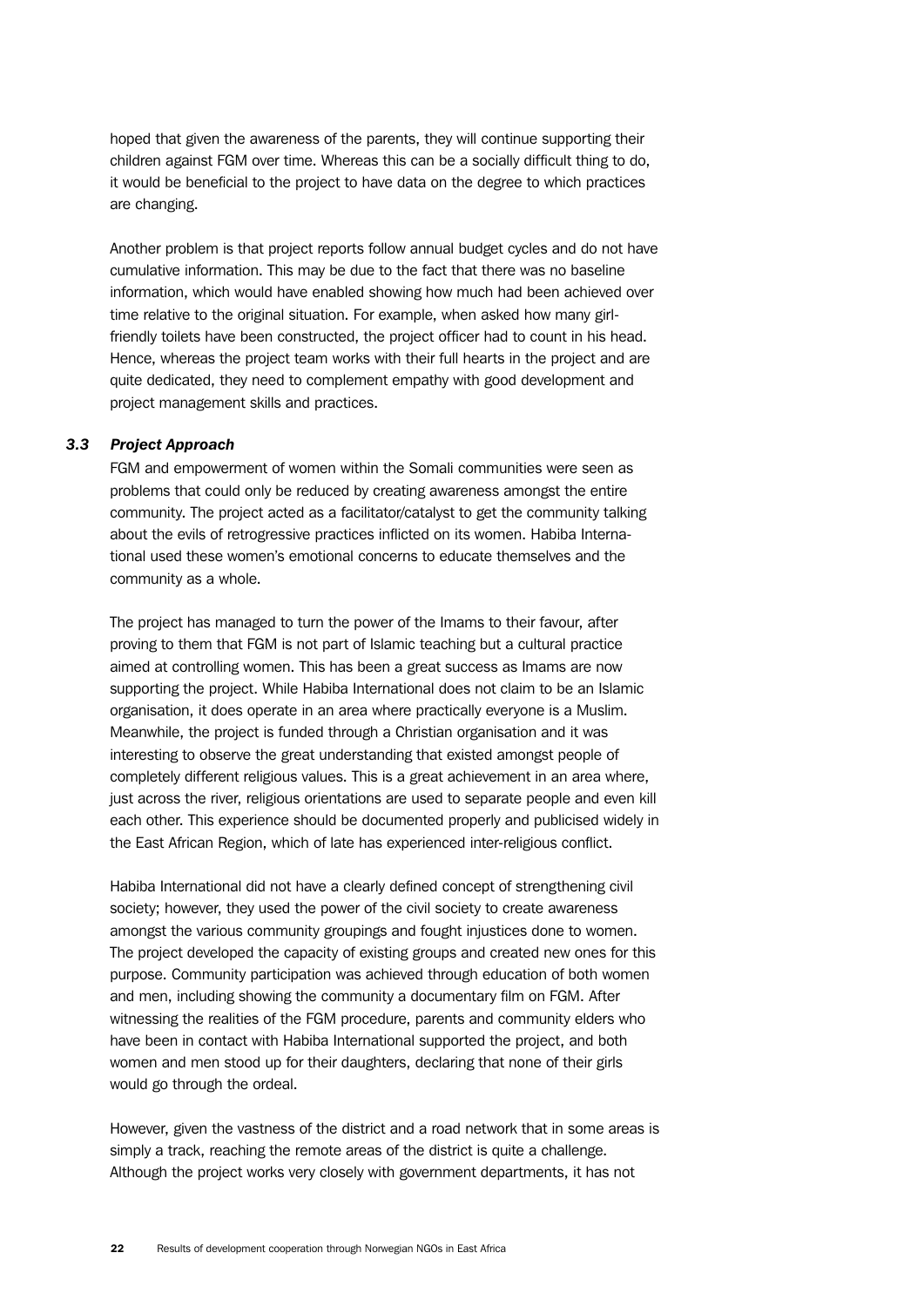hoped that given the awareness of the parents, they will continue supporting their children against FGM over time. Whereas this can be a socially difficult thing to do, it would be beneficial to the project to have data on the degree to which practices are changing.

Another problem is that project reports follow annual budget cycles and do not have cumulative information. This may be due to the fact that there was no baseline information, which would have enabled showing how much had been achieved over time relative to the original situation. For example, when asked how many girl-friendly toilets have been constructed, the project officer had to count in his head. Hence, whereas the project team works with their full hearts in the project and are quite dedicated, they need to complement empathy with good development and project management skills and practices.

### *3.3 Project Approach*

FGM and empowerment of women within the Somali communities were seen as problems that could only be reduced by creating awareness amongst the entire community. The project acted as a facilitator/catalyst to get the community talking about the evils of retrogressive practices inflicted on its women. Habiba International used these women's emotional concerns to educate themselves and the community as a whole.

The project has managed to turn the power of the Imams to their favour, after proving to them that FGM is not part of Islamic teaching but a cultural practice aimed at controlling women. This has been a great success as Imams are now supporting the project. While Habiba International does not claim to be an Islamic organisation, it does operate in an area where practically everyone is a Muslim. Meanwhile, the project is funded through a Christian organisation and it was interesting to observe the great understanding that existed amongst people of completely different religious values. This is a great achievement in an area where, just across the river, religious orientations are used to separate people and even kill each other. This experience should be documented properly and publicised widely in the East African Region, which of late has experienced inter-religious conflict.

Habiba International did not have a clearly defined concept of strengthening civil society; however, they used the power of the civil society to create awareness amongst the various community groupings and fought injustices done to women. The project developed the capacity of existing groups and created new ones for this purpose. Community participation was achieved through education of both women and men, including showing the community a documentary film on FGM. After witnessing the realities of the FGM procedure, parents and community elders who have been in contact with Habiba International supported the project, and both women and men stood up for their daughters, declaring that none of their girls would go through the ordeal.

However, given the vastness of the district and a road network that in some areas is simply a track, reaching the remote areas of the district is quite a challenge. Although the project works very closely with government departments, it has not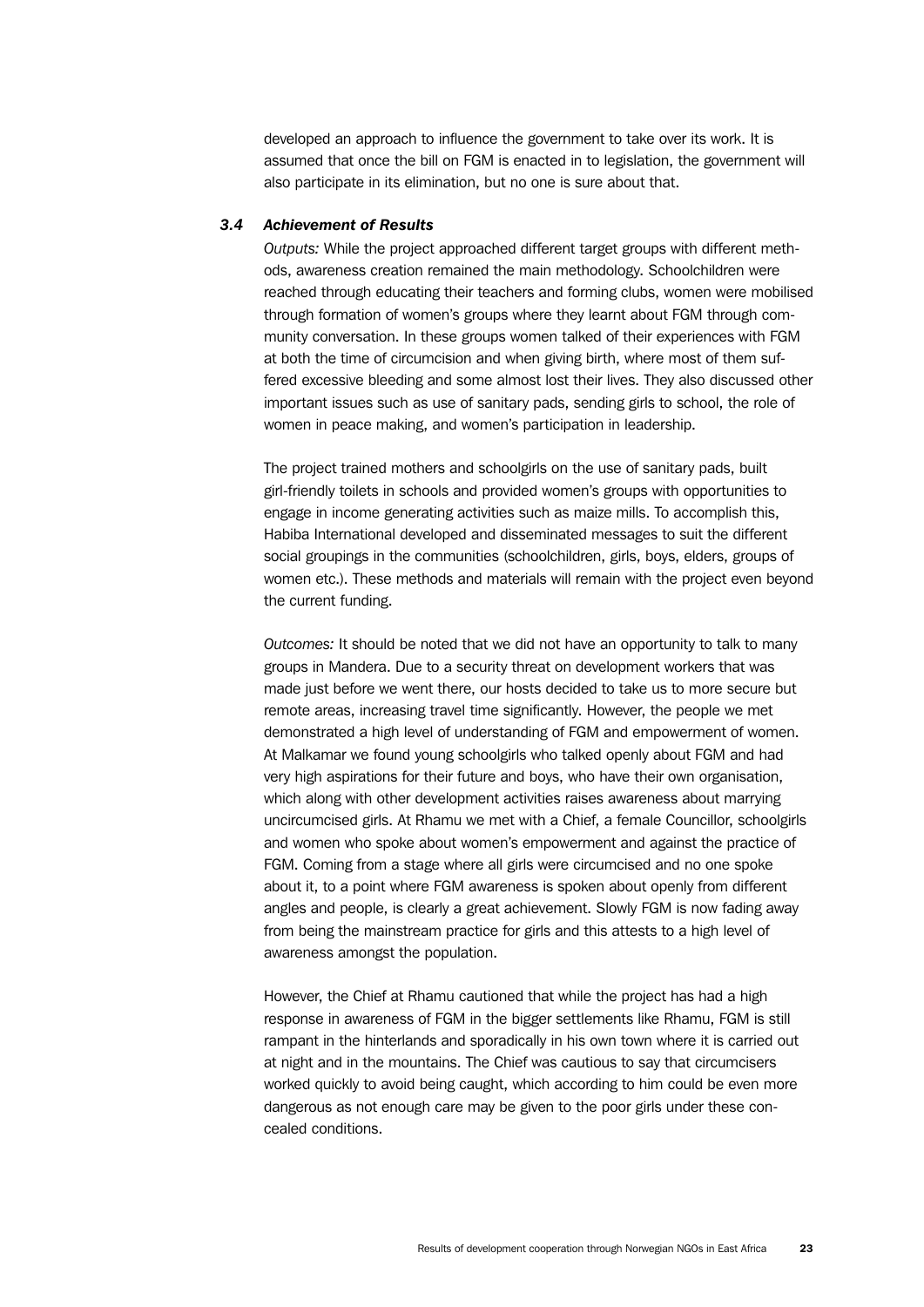developed an approach to influence the government to take over its work. It is assumed that once the bill on FGM is enacted in to legislation, the government will also participate in its elimination, but no one is sure about that.

### *3.4 Achievement of Results*

*Outputs:* While the project approached different target groups with different methods, awareness creation remained the main methodology. Schoolchildren were reached through educating their teachers and forming clubs, women were mobilised through formation of women's groups where they learnt about FGM through community conversation. In these groups women talked of their experiences with FGM at both the time of circumcision and when giving birth, where most of them suffered excessive bleeding and some almost lost their lives. They also discussed other important issues such as use of sanitary pads, sending girls to school, the role of women in peace making, and women's participation in leadership.

The project trained mothers and schoolgirls on the use of sanitary pads, built girl-friendly toilets in schools and provided women's groups with opportunities to engage in income generating activities such as maize mills. To accomplish this, Habiba International developed and disseminated messages to suit the different social groupings in the communities (schoolchildren, girls, boys, elders, groups of women etc.). These methods and materials will remain with the project even beyond the current funding.

*Outcomes:* It should be noted that we did not have an opportunity to talk to many groups in Mandera. Due to a security threat on development workers that was made just before we went there, our hosts decided to take us to more secure but remote areas, increasing travel time significantly. However, the people we met demonstrated a high level of understanding of FGM and empowerment of women. At Malkamar we found young schoolgirls who talked openly about FGM and had very high aspirations for their future and boys, who have their own organisation, which along with other development activities raises awareness about marrying uncircumcised girls. At Rhamu we met with a Chief, a female Councillor, schoolgirls and women who spoke about women's empowerment and against the practice of FGM. Coming from a stage where all girls were circumcised and no one spoke about it, to a point where FGM awareness is spoken about openly from different angles and people, is clearly a great achievement. Slowly FGM is now fading away from being the mainstream practice for girls and this attests to a high level of awareness amongst the population.

However, the Chief at Rhamu cautioned that while the project has had a high response in awareness of FGM in the bigger settlements like Rhamu, FGM is still rampant in the hinterlands and sporadically in his own town where it is carried out at night and in the mountains. The Chief was cautious to say that circumcisers worked quickly to avoid being caught, which according to him could be even more dangerous as not enough care may be given to the poor girls under these concealed conditions.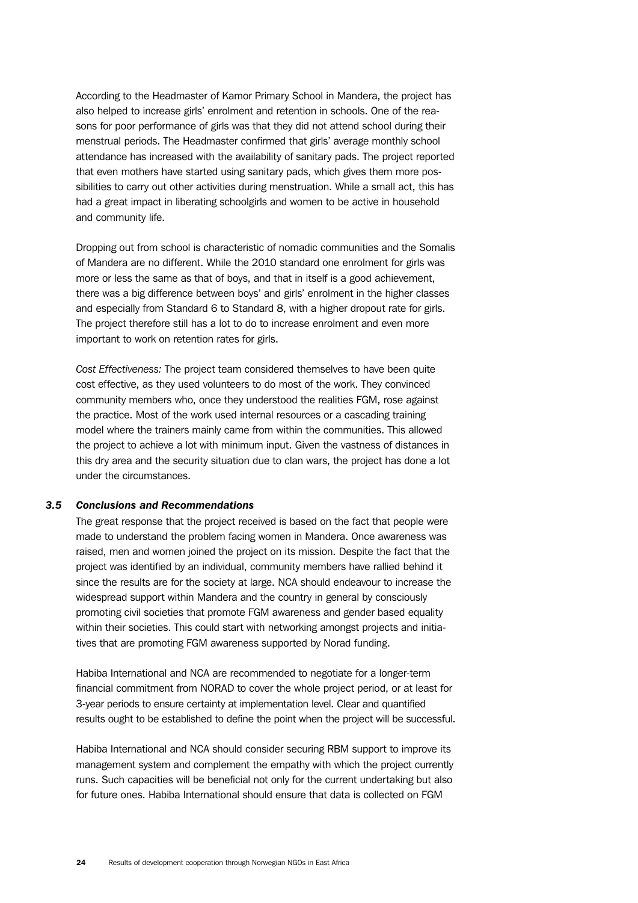According to the Headmaster of Kamor Primary School in Mandera, the project has also helped to increase girls' enrolment and retention in schools. One of the reasons for poor performance of girls was that they did not attend school during their menstrual periods. The Headmaster confirmed that girls' average monthly school attendance has increased with the availability of sanitary pads. The project reported that even mothers have started using sanitary pads, which gives them more possibilities to carry out other activities during menstruation. While a small act, this has had a great impact in liberating schoolgirls and women to be active in household and community life.

Dropping out from school is characteristic of nomadic communities and the Somalis of Mandera are no different. While the 2010 standard one enrolment for girls was more or less the same as that of boys, and that in itself is a good achievement, there was a big difference between boys' and girls' enrolment in the higher classes and especially from Standard 6 to Standard 8, with a higher dropout rate for girls. The project therefore still has a lot to do to increase enrolment and even more important to work on retention rates for girls.

*Cost Effectiveness:* The project team considered themselves to have been quite cost effective, as they used volunteers to do most of the work. They convinced community members who, once they understood the realities FGM, rose against the practice. Most of the work used internal resources or a cascading training model where the trainers mainly came from within the communities. This allowed the project to achieve a lot with minimum input. Given the vastness of distances in this dry area and the security situation due to clan wars, the project has done a lot under the circumstances.

### *3.5 Conclusions and Recommendations*

The great response that the project received is based on the fact that people were made to understand the problem facing women in Mandera. Once awareness was raised, men and women joined the project on its mission. Despite the fact that the project was identified by an individual, community members have rallied behind it since the results are for the society at large. NCA should endeavour to increase the widespread support within Mandera and the country in general by consciously promoting civil societies that promote FGM awareness and gender based equality within their societies. This could start with networking amongst projects and initiatives that are promoting FGM awareness supported by Norad funding.

Habiba International and NCA are recommended to negotiate for a longer-term financial commitment from NORAD to cover the whole project period, or at least for 3-year periods to ensure certainty at implementation level. Clear and quantified results ought to be established to define the point when the project will be successful.

Habiba International and NCA should consider securing RBM support to improve its management system and complement the empathy with which the project currently runs. Such capacities will be beneficial not only for the current undertaking but also for future ones. Habiba International should ensure that data is collected on FGM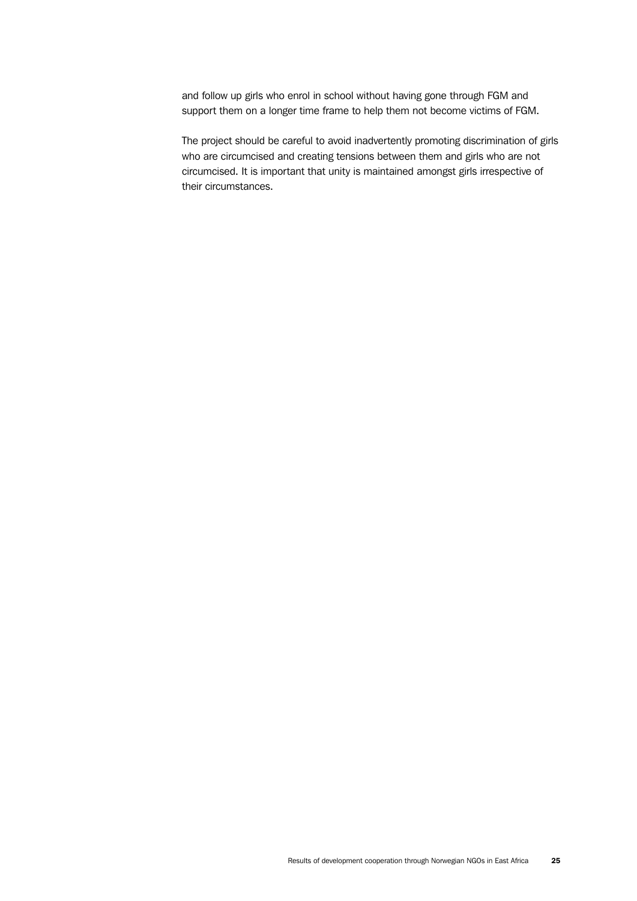and follow up girls who enrol in school without having gone through FGM and support them on a longer time frame to help them not become victims of FGM.

The project should be careful to avoid inadvertently promoting discrimination of girls who are circumcised and creating tensions between them and girls who are not circumcised. It is important that unity is maintained amongst girls irrespective of their circumstances.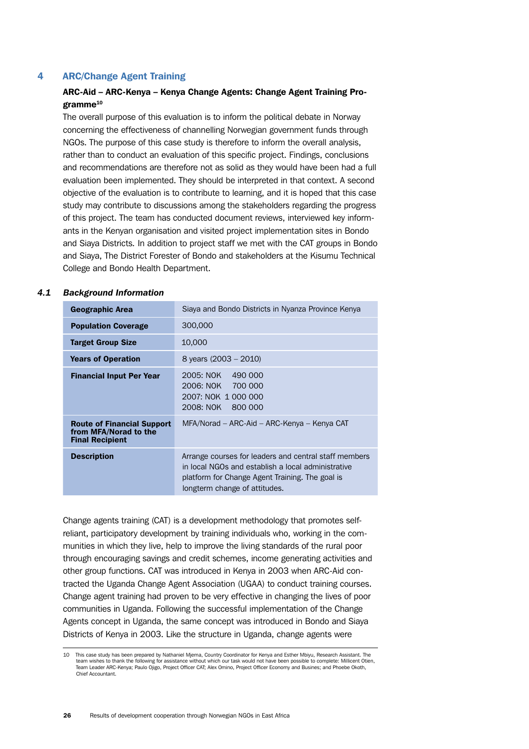## 4 ARC/Change Agent Training

### ARC-Aid – ARC-Kenya – Kenya Change Agents: Change Agent Training Programme[10]

The overall purpose of this evaluation is to inform the political debate in Norway concerning the effectiveness of channelling Norwegian government funds through NGOs. The purpose of this case study is therefore to inform the overall analysis, rather than to conduct an evaluation of this specific project. Findings, conclusions and recommendations are therefore not as solid as they would have been had a full evaluation been implemented. They should be interpreted in that context. A second objective of the evaluation is to contribute to learning, and it is hoped that this case study may contribute to discussions among the stakeholders regarding the progress of this project. The team has conducted document reviews, interviewed key informants in the Kenyan organisation and visited project implementation sites in Bondo and Siaya Districts. In addition to project staff we met with the CAT groups in Bondo and Siaya, The District Forester of Bondo and stakeholders at the Kisumu Technical College and Bondo Health Department.

### *4.1 Background Information*

| | |
|---|---|
| **Geographic Area** | Siaya and Bondo Districts in Nyanza Province Kenya |
| **Population Coverage** | 300,000 |
| **Target Group Size** | 10,000 |
| **Years of Operation** | 8 years (2003 – 2010) |
| **Financial Input Per Year** | 2005: NOK 490 000<br>2006: NOK 700 000<br>2007: NOK 1 000 000<br>2008: NOK 800 000 |
| **Route of Financial Support from MFA/Norad to the Final Recipient** | MFA/Norad – ARC-Aid – ARC-Kenya – Kenya CAT |
| **Description** | Arrange courses for leaders and central staff members in local NGOs and establish a local administrative platform for Change Agent Training. The goal is longterm change of attitudes. |

Change agents training (CAT) is a development methodology that promotes self-reliant, participatory development by training individuals who, working in the communities in which they live, help to improve the living standards of the rural poor through encouraging savings and credit schemes, income generating activities and other group functions. CAT was introduced in Kenya in 2003 when ARC-Aid contracted the Uganda Change Agent Association (UGAA) to conduct training courses. Change agent training had proven to be very effective in changing the lives of poor communities in Uganda. Following the successful implementation of the Change Agents concept in Uganda, the same concept was introduced in Bondo and Siaya Districts of Kenya in 2003. Like the structure in Uganda, change agents were

---

10 This case study has been prepared by Nathaniel Mjema, Country Coordinator for Kenya and Esther Mbiyu, Research Assistant. The team wishes to thank the following for assistance without which our task would not have been possible to complete: Millicent Otien, Team Leader ARC-Kenya; Paulo Ojigo, Project Officer CAT; Alex Omino, Project Officer Economy and Busines; and Phoebe Okoth, Chief Accountant.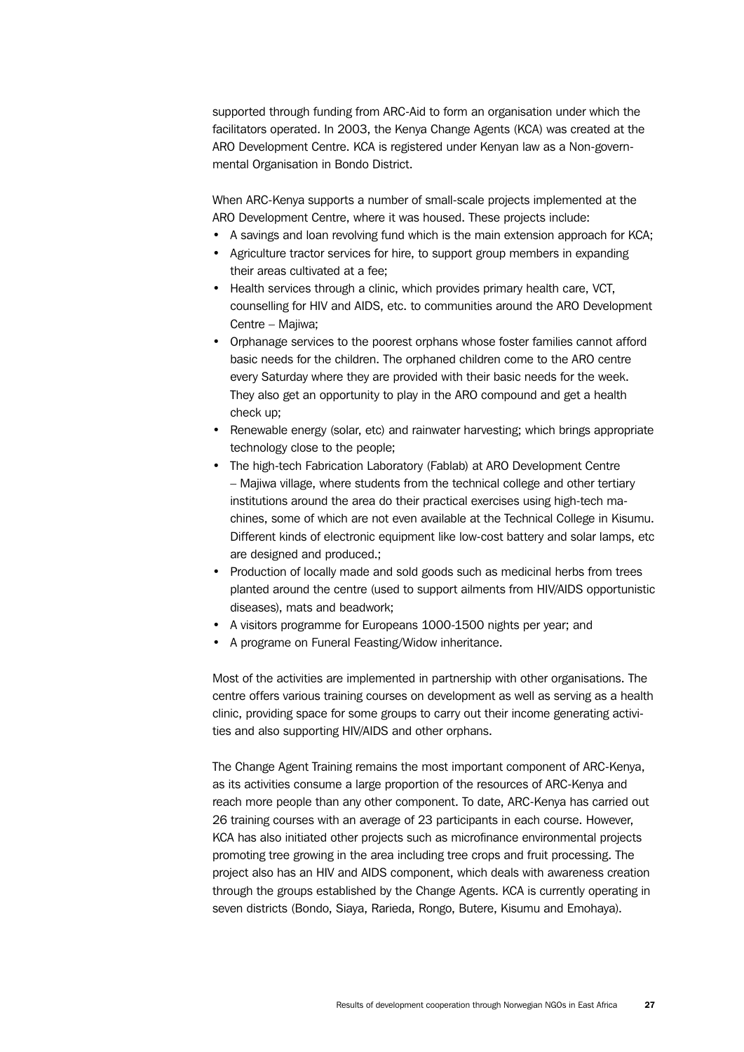supported through funding from ARC-Aid to form an organisation under which the facilitators operated. In 2003, the Kenya Change Agents (KCA) was created at the ARO Development Centre. KCA is registered under Kenyan law as a Non-governmental Organisation in Bondo District.

When ARC-Kenya supports a number of small-scale projects implemented at the ARO Development Centre, where it was housed. These projects include:

- A savings and loan revolving fund which is the main extension approach for KCA;
- Agriculture tractor services for hire, to support group members in expanding their areas cultivated at a fee;
- Health services through a clinic, which provides primary health care, VCT, counselling for HIV and AIDS, etc. to communities around the ARO Development Centre – Majiwa;
- Orphanage services to the poorest orphans whose foster families cannot afford basic needs for the children. The orphaned children come to the ARO centre every Saturday where they are provided with their basic needs for the week. They also get an opportunity to play in the ARO compound and get a health check up;
- Renewable energy (solar, etc) and rainwater harvesting; which brings appropriate technology close to the people;
- The high-tech Fabrication Laboratory (Fablab) at ARO Development Centre – Majiwa village, where students from the technical college and other tertiary institutions around the area do their practical exercises using high-tech machines, some of which are not even available at the Technical College in Kisumu. Different kinds of electronic equipment like low-cost battery and solar lamps, etc are designed and produced.;
- Production of locally made and sold goods such as medicinal herbs from trees planted around the centre (used to support ailments from HIV/AIDS opportunistic diseases), mats and beadwork;
- A visitors programme for Europeans 1000-1500 nights per year; and
- A programe on Funeral Feasting/Widow inheritance.

Most of the activities are implemented in partnership with other organisations. The centre offers various training courses on development as well as serving as a health clinic, providing space for some groups to carry out their income generating activities and also supporting HIV/AIDS and other orphans.

The Change Agent Training remains the most important component of ARC-Kenya, as its activities consume a large proportion of the resources of ARC-Kenya and reach more people than any other component. To date, ARC-Kenya has carried out 26 training courses with an average of 23 participants in each course. However, KCA has also initiated other projects such as microfinance environmental projects promoting tree growing in the area including tree crops and fruit processing. The project also has an HIV and AIDS component, which deals with awareness creation through the groups established by the Change Agents. KCA is currently operating in seven districts (Bondo, Siaya, Rarieda, Rongo, Butere, Kisumu and Emohaya).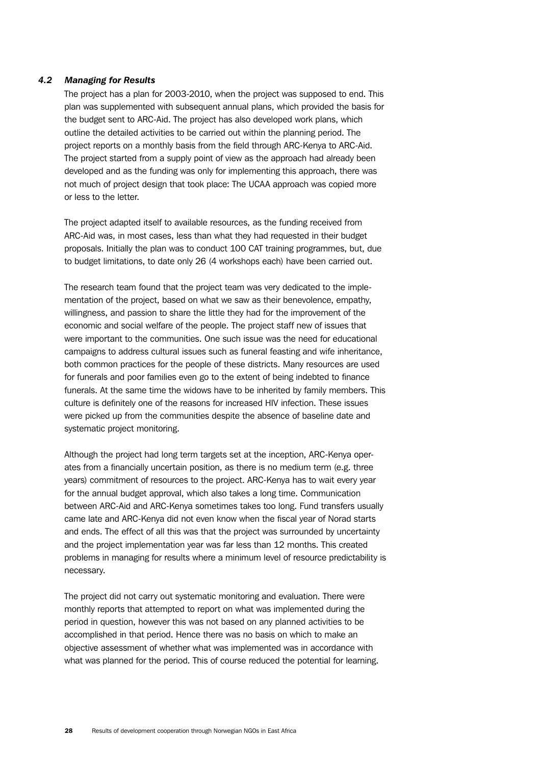### *4.2 Managing for Results*

The project has a plan for 2003-2010, when the project was supposed to end. This plan was supplemented with subsequent annual plans, which provided the basis for the budget sent to ARC-Aid. The project has also developed work plans, which outline the detailed activities to be carried out within the planning period. The project reports on a monthly basis from the field through ARC-Kenya to ARC-Aid. The project started from a supply point of view as the approach had already been developed and as the funding was only for implementing this approach, there was not much of project design that took place: The UCAA approach was copied more or less to the letter.

The project adapted itself to available resources, as the funding received from ARC-Aid was, in most cases, less than what they had requested in their budget proposals. Initially the plan was to conduct 100 CAT training programmes, but, due to budget limitations, to date only 26 (4 workshops each) have been carried out.

The research team found that the project team was very dedicated to the implementation of the project, based on what we saw as their benevolence, empathy, willingness, and passion to share the little they had for the improvement of the economic and social welfare of the people. The project staff new of issues that were important to the communities. One such issue was the need for educational campaigns to address cultural issues such as funeral feasting and wife inheritance, both common practices for the people of these districts. Many resources are used for funerals and poor families even go to the extent of being indebted to finance funerals. At the same time the widows have to be inherited by family members. This culture is definitely one of the reasons for increased HIV infection. These issues were picked up from the communities despite the absence of baseline date and systematic project monitoring.

Although the project had long term targets set at the inception, ARC-Kenya operates from a financially uncertain position, as there is no medium term (e.g. three years) commitment of resources to the project. ARC-Kenya has to wait every year for the annual budget approval, which also takes a long time. Communication between ARC-Aid and ARC-Kenya sometimes takes too long. Fund transfers usually came late and ARC-Kenya did not even know when the fiscal year of Norad starts and ends. The effect of all this was that the project was surrounded by uncertainty and the project implementation year was far less than 12 months. This created problems in managing for results where a minimum level of resource predictability is necessary.

The project did not carry out systematic monitoring and evaluation. There were monthly reports that attempted to report on what was implemented during the period in question, however this was not based on any planned activities to be accomplished in that period. Hence there was no basis on which to make an objective assessment of whether what was implemented was in accordance with what was planned for the period. This of course reduced the potential for learning.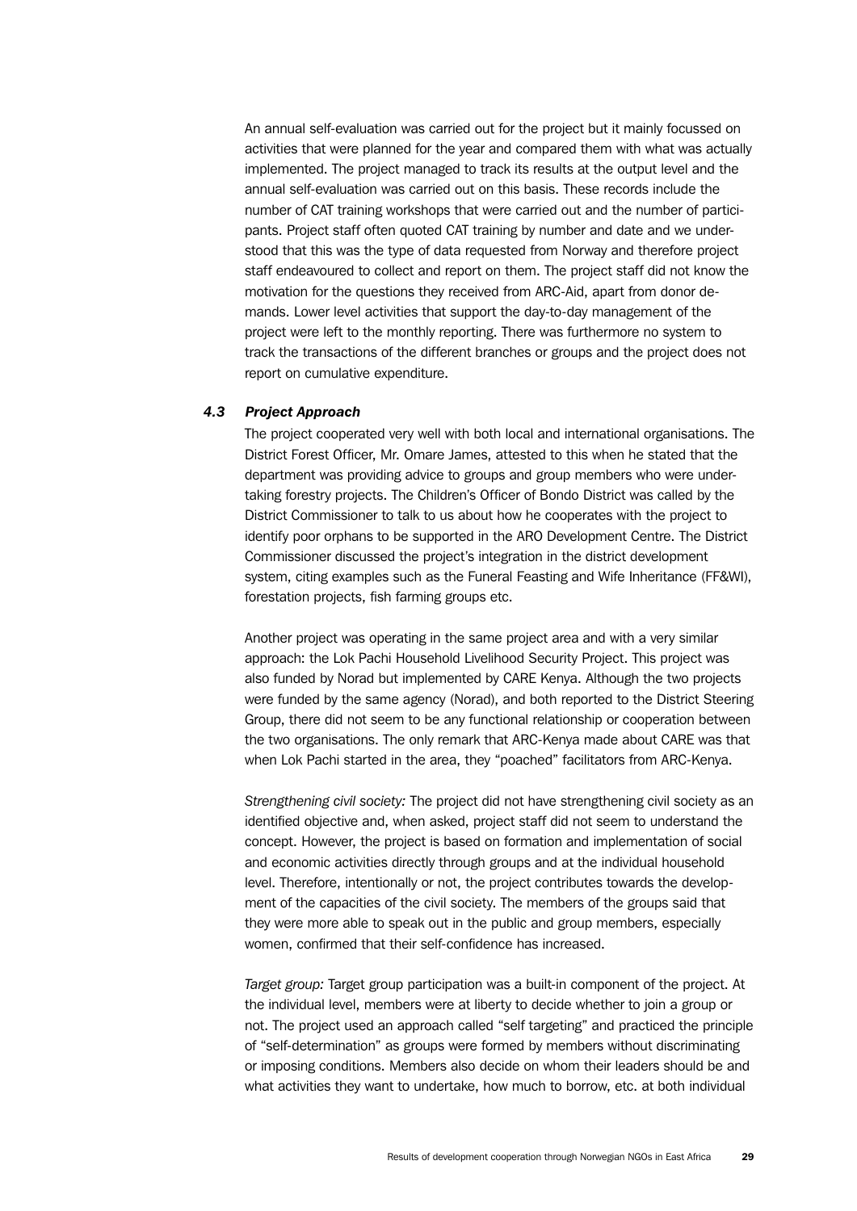An annual self-evaluation was carried out for the project but it mainly focussed on activities that were planned for the year and compared them with what was actually implemented. The project managed to track its results at the output level and the annual self-evaluation was carried out on this basis. These records include the number of CAT training workshops that were carried out and the number of participants. Project staff often quoted CAT training by number and date and we understood that this was the type of data requested from Norway and therefore project staff endeavoured to collect and report on them. The project staff did not know the motivation for the questions they received from ARC-Aid, apart from donor demands. Lower level activities that support the day-to-day management of the project were left to the monthly reporting. There was furthermore no system to track the transactions of the different branches or groups and the project does not report on cumulative expenditure.

### *4.3 Project Approach*

The project cooperated very well with both local and international organisations. The District Forest Officer, Mr. Omare James, attested to this when he stated that the department was providing advice to groups and group members who were undertaking forestry projects. The Children's Officer of Bondo District was called by the District Commissioner to talk to us about how he cooperates with the project to identify poor orphans to be supported in the ARO Development Centre. The District Commissioner discussed the project's integration in the district development system, citing examples such as the Funeral Feasting and Wife Inheritance (FF&WI), forestation projects, fish farming groups etc.

Another project was operating in the same project area and with a very similar approach: the Lok Pachi Household Livelihood Security Project. This project was also funded by Norad but implemented by CARE Kenya. Although the two projects were funded by the same agency (Norad), and both reported to the District Steering Group, there did not seem to be any functional relationship or cooperation between the two organisations. The only remark that ARC-Kenya made about CARE was that when Lok Pachi started in the area, they "poached" facilitators from ARC-Kenya.

*Strengthening civil society:* The project did not have strengthening civil society as an identified objective and, when asked, project staff did not seem to understand the concept. However, the project is based on formation and implementation of social and economic activities directly through groups and at the individual household level. Therefore, intentionally or not, the project contributes towards the development of the capacities of the civil society. The members of the groups said that they were more able to speak out in the public and group members, especially women, confirmed that their self-confidence has increased.

*Target group:* Target group participation was a built-in component of the project. At the individual level, members were at liberty to decide whether to join a group or not. The project used an approach called "self targeting" and practiced the principle of "self-determination" as groups were formed by members without discriminating or imposing conditions. Members also decide on whom their leaders should be and what activities they want to undertake, how much to borrow, etc. at both individual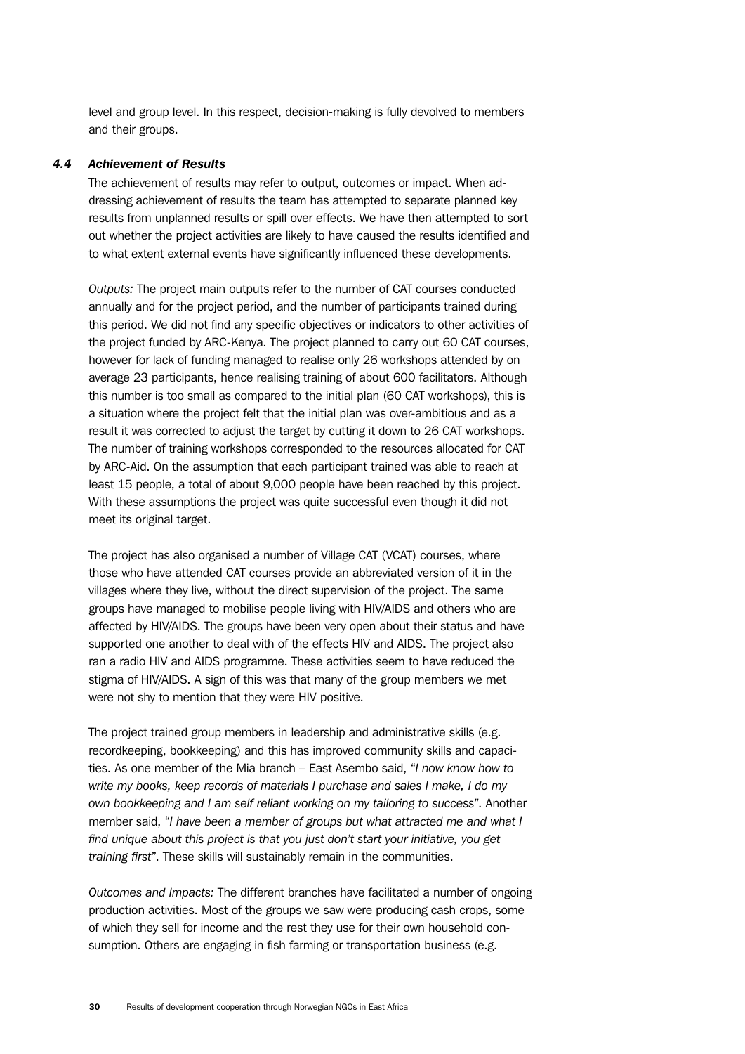level and group level. In this respect, decision-making is fully devolved to members and their groups.

### *4.4 Achievement of Results*

The achievement of results may refer to output, outcomes or impact. When addressing achievement of results the team has attempted to separate planned key results from unplanned results or spill over effects. We have then attempted to sort out whether the project activities are likely to have caused the results identified and to what extent external events have significantly influenced these developments.

*Outputs:* The project main outputs refer to the number of CAT courses conducted annually and for the project period, and the number of participants trained during this period. We did not find any specific objectives or indicators to other activities of the project funded by ARC-Kenya. The project planned to carry out 60 CAT courses, however for lack of funding managed to realise only 26 workshops attended by on average 23 participants, hence realising training of about 600 facilitators. Although this number is too small as compared to the initial plan (60 CAT workshops), this is a situation where the project felt that the initial plan was over-ambitious and as a result it was corrected to adjust the target by cutting it down to 26 CAT workshops. The number of training workshops corresponded to the resources allocated for CAT by ARC-Aid. On the assumption that each participant trained was able to reach at least 15 people, a total of about 9,000 people have been reached by this project. With these assumptions the project was quite successful even though it did not meet its original target.

The project has also organised a number of Village CAT (VCAT) courses, where those who have attended CAT courses provide an abbreviated version of it in the villages where they live, without the direct supervision of the project. The same groups have managed to mobilise people living with HIV/AIDS and others who are affected by HIV/AIDS. The groups have been very open about their status and have supported one another to deal with of the effects HIV and AIDS. The project also ran a radio HIV and AIDS programme. These activities seem to have reduced the stigma of HIV/AIDS. A sign of this was that many of the group members we met were not shy to mention that they were HIV positive.

The project trained group members in leadership and administrative skills (e.g. recordkeeping, bookkeeping) and this has improved community skills and capacities. As one member of the Mia branch – East Asembo said, "*I now know how to write my books, keep records of materials I purchase and sales I make, I do my own bookkeeping and I am self reliant working on my tailoring to success*". Another member said, "*I have been a member of groups but what attracted me and what I find unique about this project is that you just don't start your initiative, you get training first*". These skills will sustainably remain in the communities.

*Outcomes and Impacts:* The different branches have facilitated a number of ongoing production activities. Most of the groups we saw were producing cash crops, some of which they sell for income and the rest they use for their own household consumption. Others are engaging in fish farming or transportation business (e.g.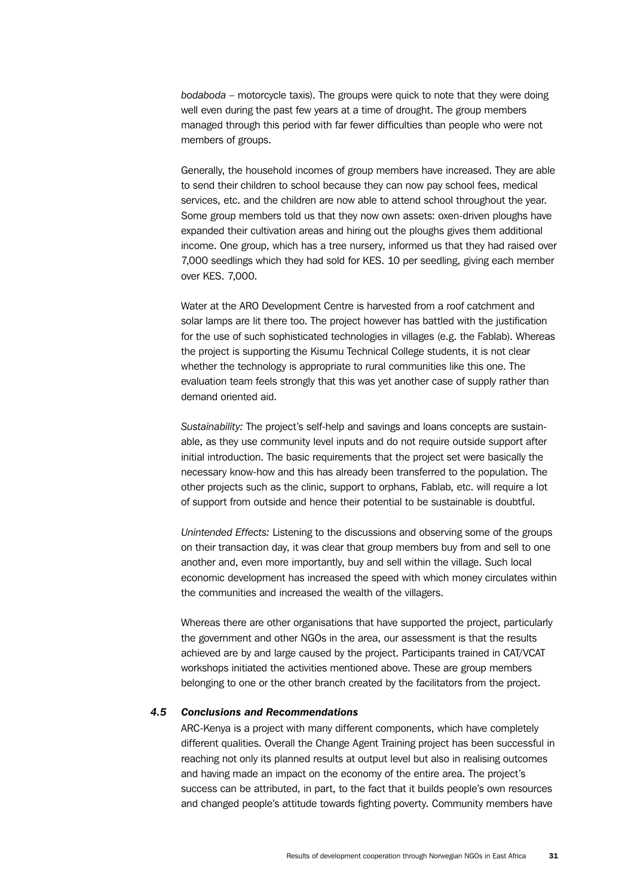*bodaboda* – motorcycle taxis). The groups were quick to note that they were doing well even during the past few years at a time of drought. The group members managed through this period with far fewer difficulties than people who were not members of groups.

Generally, the household incomes of group members have increased. They are able to send their children to school because they can now pay school fees, medical services, etc. and the children are now able to attend school throughout the year. Some group members told us that they now own assets: oxen-driven ploughs have expanded their cultivation areas and hiring out the ploughs gives them additional income. One group, which has a tree nursery, informed us that they had raised over 7,000 seedlings which they had sold for KES. 10 per seedling, giving each member over KES. 7,000.

Water at the ARO Development Centre is harvested from a roof catchment and solar lamps are lit there too. The project however has battled with the justification for the use of such sophisticated technologies in villages (e.g. the Fablab). Whereas the project is supporting the Kisumu Technical College students, it is not clear whether the technology is appropriate to rural communities like this one. The evaluation team feels strongly that this was yet another case of supply rather than demand oriented aid.

*Sustainability:* The project's self-help and savings and loans concepts are sustainable, as they use community level inputs and do not require outside support after initial introduction. The basic requirements that the project set were basically the necessary know-how and this has already been transferred to the population. The other projects such as the clinic, support to orphans, Fablab, etc. will require a lot of support from outside and hence their potential to be sustainable is doubtful.

*Unintended Effects:* Listening to the discussions and observing some of the groups on their transaction day, it was clear that group members buy from and sell to one another and, even more importantly, buy and sell within the village. Such local economic development has increased the speed with which money circulates within the communities and increased the wealth of the villagers.

Whereas there are other organisations that have supported the project, particularly the government and other NGOs in the area, our assessment is that the results achieved are by and large caused by the project. Participants trained in CAT/VCAT workshops initiated the activities mentioned above. These are group members belonging to one or the other branch created by the facilitators from the project.

### 4.5 Conclusions and Recommendations

ARC-Kenya is a project with many different components, which have completely different qualities. Overall the Change Agent Training project has been successful in reaching not only its planned results at output level but also in realising outcomes and having made an impact on the economy of the entire area. The project's success can be attributed, in part, to the fact that it builds people's own resources and changed people's attitude towards fighting poverty. Community members have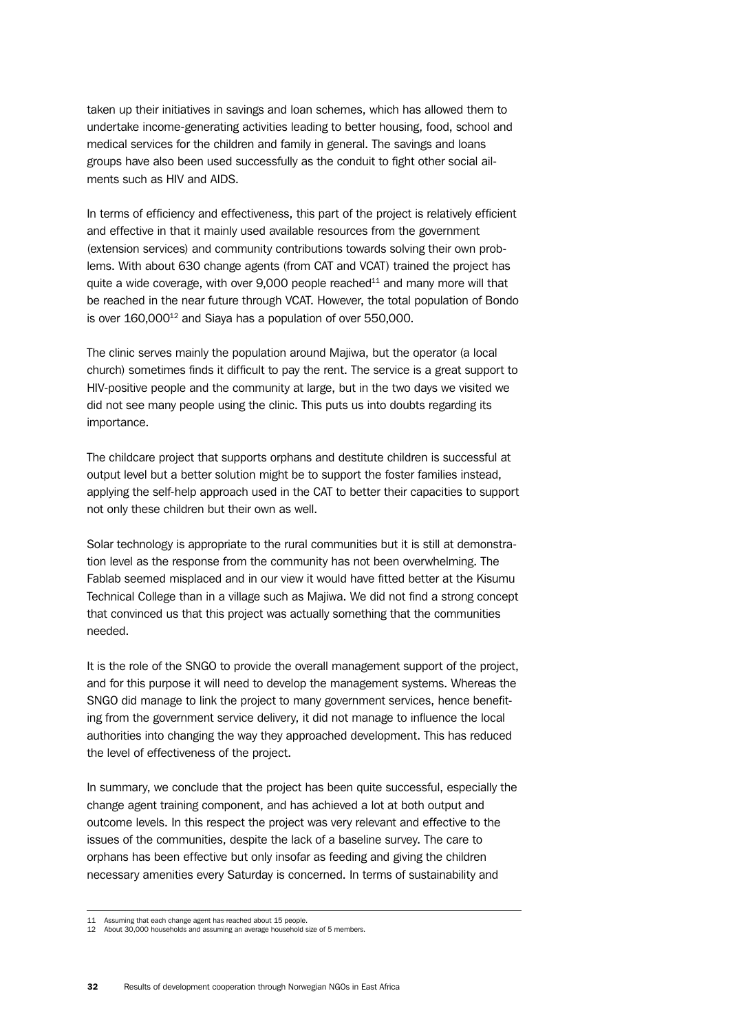taken up their initiatives in savings and loan schemes, which has allowed them to undertake income-generating activities leading to better housing, food, school and medical services for the children and family in general. The savings and loans groups have also been used successfully as the conduit to fight other social ailments such as HIV and AIDS.

In terms of efficiency and effectiveness, this part of the project is relatively efficient and effective in that it mainly used available resources from the government (extension services) and community contributions towards solving their own problems. With about 630 change agents (from CAT and VCAT) trained the project has quite a wide coverage, with over 9,000 people reached[11] and many more will that be reached in the near future through VCAT. However, the total population of Bondo is over 160,000[12] and Siaya has a population of over 550,000.

The clinic serves mainly the population around Majiwa, but the operator (a local church) sometimes finds it difficult to pay the rent. The service is a great support to HIV-positive people and the community at large, but in the two days we visited we did not see many people using the clinic. This puts us into doubts regarding its importance.

The childcare project that supports orphans and destitute children is successful at output level but a better solution might be to support the foster families instead, applying the self-help approach used in the CAT to better their capacities to support not only these children but their own as well.

Solar technology is appropriate to the rural communities but it is still at demonstration level as the response from the community has not been overwhelming. The Fablab seemed misplaced and in our view it would have fitted better at the Kisumu Technical College than in a village such as Majiwa. We did not find a strong concept that convinced us that this project was actually something that the communities needed.

It is the role of the SNGO to provide the overall management support of the project, and for this purpose it will need to develop the management systems. Whereas the SNGO did manage to link the project to many government services, hence benefiting from the government service delivery, it did not manage to influence the local authorities into changing the way they approached development. This has reduced the level of effectiveness of the project.

In summary, we conclude that the project has been quite successful, especially the change agent training component, and has achieved a lot at both output and outcome levels. In this respect the project was very relevant and effective to the issues of the communities, despite the lack of a baseline survey. The care to orphans has been effective but only insofar as feeding and giving the children necessary amenities every Saturday is concerned. In terms of sustainability and

---

11 Assuming that each change agent has reached about 15 people.

12 About 30,000 households and assuming an average household size of 5 members.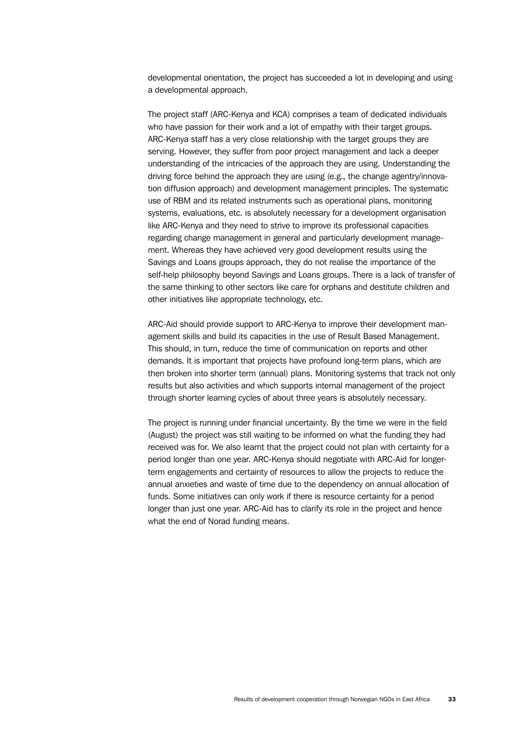developmental orientation, the project has succeeded a lot in developing and using a developmental approach.

The project staff (ARC-Kenya and KCA) comprises a team of dedicated individuals who have passion for their work and a lot of empathy with their target groups. ARC-Kenya staff has a very close relationship with the target groups they are serving. However, they suffer from poor project management and lack a deeper understanding of the intricacies of the approach they are using. Understanding the driving force behind the approach they are using (e.g., the change agentry/innovation diffusion approach) and development management principles. The systematic use of RBM and its related instruments such as operational plans, monitoring systems, evaluations, etc. is absolutely necessary for a development organisation like ARC-Kenya and they need to strive to improve its professional capacities regarding change management in general and particularly development management. Whereas they have achieved very good development results using the Savings and Loans groups approach, they do not realise the importance of the self-help philosophy beyond Savings and Loans groups. There is a lack of transfer of the same thinking to other sectors like care for orphans and destitute children and other initiatives like appropriate technology, etc.

ARC-Aid should provide support to ARC-Kenya to improve their development management skills and build its capacities in the use of Result Based Management. This should, in turn, reduce the time of communication on reports and other demands. It is important that projects have profound long-term plans, which are then broken into shorter term (annual) plans. Monitoring systems that track not only results but also activities and which supports internal management of the project through shorter learning cycles of about three years is absolutely necessary.

The project is running under financial uncertainty. By the time we were in the field (August) the project was still waiting to be informed on what the funding they had received was for. We also learnt that the project could not plan with certainty for a period longer than one year. ARC-Kenya should negotiate with ARC-Aid for longer-term engagements and certainty of resources to allow the projects to reduce the annual anxieties and waste of time due to the dependency on annual allocation of funds. Some initiatives can only work if there is resource certainty for a period longer than just one year. ARC-Aid has to clarify its role in the project and hence what the end of Norad funding means.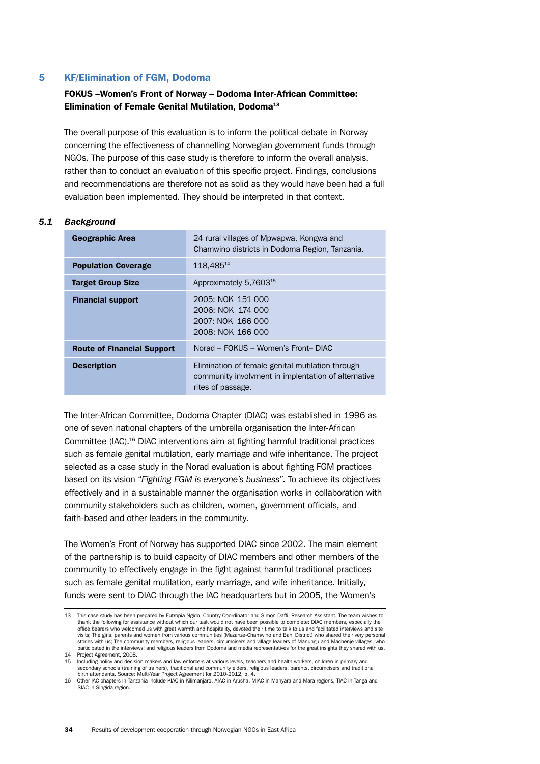## 5 KF/Elimination of FGM, Dodoma

**FOKUS –Women's Front of Norway – Dodoma Inter-African Committee: Elimination of Female Genital Mutilation, Dodoma**[13]

The overall purpose of this evaluation is to inform the political debate in Norway concerning the effectiveness of channelling Norwegian government funds through NGOs. The purpose of this case study is therefore to inform the overall analysis, rather than to conduct an evaluation of this specific project. Findings, conclusions and recommendations are therefore not as solid as they would have been had a full evaluation been implemented. They should be interpreted in that context.

### 5.1 *Background*

| | |
|---|---|
| **Geographic Area** | 24 rural villages of Mpwapwa, Kongwa and Chamwino districts in Dodoma Region, Tanzania. |
| **Population Coverage** | 118,485[14] |
| **Target Group Size** | Approximately 5,7603[15] |
| **Financial support** | 2005: NOK 151 000<br>2006: NOK 174 000<br>2007: NOK 166 000<br>2008: NOK 166 000 |
| **Route of Financial Support** | Norad – FOKUS – Women's Front– DIAC |
| **Description** | Elimination of female genital mutilation through community involvment in implentation of alternative rites of passage. |

The Inter-African Committee, Dodoma Chapter (DIAC) was established in 1996 as one of seven national chapters of the umbrella organisation the Inter-African Committee (IAC).[16] DIAC interventions aim at fighting harmful traditional practices such as female genital mutilation, early marriage and wife inheritance. The project selected as a case study in the Norad evaluation is about fighting FGM practices based on its vision *"Fighting FGM is everyone's business"*. To achieve its objectives effectively and in a sustainable manner the organisation works in collaboration with community stakeholders such as children, women, government officials, and faith-based and other leaders in the community.

The Women's Front of Norway has supported DIAC since 2002. The main element of the partnership is to build capacity of DIAC members and other members of the community to effectively engage in the fight against harmful traditional practices such as female genital mutilation, early marriage, and wife inheritance. Initially, funds were sent to DIAC through the IAC headquarters but in 2005, the Women's

---

13 This case study has been prepared by Eutropia Ngido, Country Coordinator and Simon Daffi, Research Assistant. The team wishes to thank the following for assistance without which our task would not have been possible to complete: DIAC members, especially the office bearers who welcomed us with great warmth and hospitality, devoted their time to talk to us and facilitated interviews and site visits; The girls, parents and women from various communities (Mazanze-Chamwino and Bahi District) who shared their very personal stories with us; The community members, religious leaders, circumcisers and village leaders of Manungu and Machenje villages, who participated in the interviews; and religious leaders from Dodoma and media representatives for the great insights they shared with us.

14 Project Agreement, 2008.

15 Including policy and decision makers and law enforcers at various levels, teachers and health workers, children in primary and secondary schools (training of trainers), traditional and community elders, religious leaders, parents, circumcisers and traditional birth attendants. Source: Multi-Year Project Agreement for 2010-2012, p. 4.

16 Other IAC chapters in Tanzania include KIAC in Kilimanjaro, AIAC in Arusha, MIAC in Manyara and Mara regions, TIAC in Tanga and SIAC in Singida region.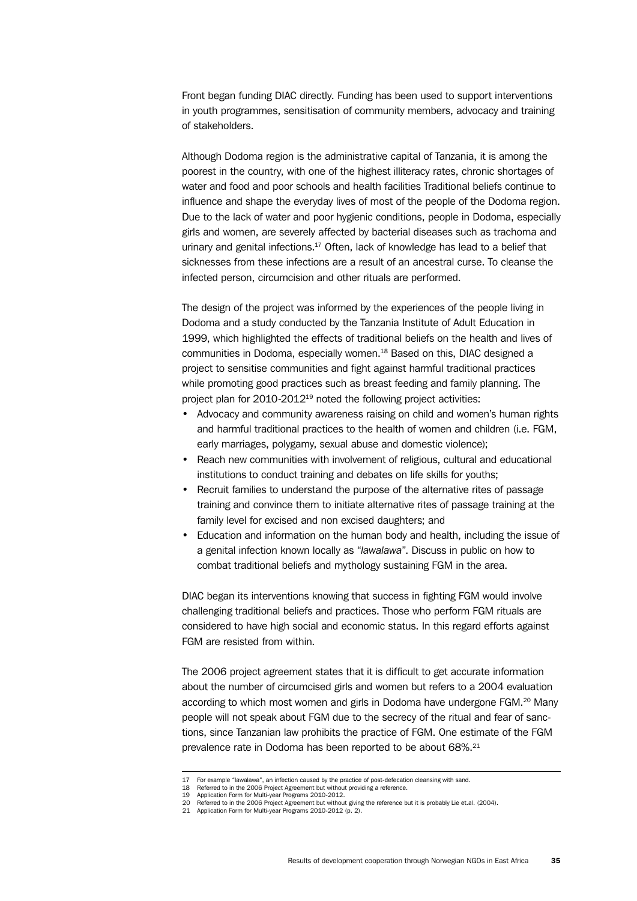Front began funding DIAC directly. Funding has been used to support interventions in youth programmes, sensitisation of community members, advocacy and training of stakeholders.

Although Dodoma region is the administrative capital of Tanzania, it is among the poorest in the country, with one of the highest illiteracy rates, chronic shortages of water and food and poor schools and health facilities Traditional beliefs continue to influence and shape the everyday lives of most of the people of the Dodoma region. Due to the lack of water and poor hygienic conditions, people in Dodoma, especially girls and women, are severely affected by bacterial diseases such as trachoma and urinary and genital infections.[17] Often, lack of knowledge has lead to a belief that sicknesses from these infections are a result of an ancestral curse. To cleanse the infected person, circumcision and other rituals are performed.

The design of the project was informed by the experiences of the people living in Dodoma and a study conducted by the Tanzania Institute of Adult Education in 1999, which highlighted the effects of traditional beliefs on the health and lives of communities in Dodoma, especially women.[18] Based on this, DIAC designed a project to sensitise communities and fight against harmful traditional practices while promoting good practices such as breast feeding and family planning. The project plan for 2010-2012[19] noted the following project activities:

- Advocacy and community awareness raising on child and women's human rights and harmful traditional practices to the health of women and children (i.e. FGM, early marriages, polygamy, sexual abuse and domestic violence);
- Reach new communities with involvement of religious, cultural and educational institutions to conduct training and debates on life skills for youths;
- Recruit families to understand the purpose of the alternative rites of passage training and convince them to initiate alternative rites of passage training at the family level for excised and non excised daughters; and
- Education and information on the human body and health, including the issue of a genital infection known locally as "*lawalawa*". Discuss in public on how to combat traditional beliefs and mythology sustaining FGM in the area.

DIAC began its interventions knowing that success in fighting FGM would involve challenging traditional beliefs and practices. Those who perform FGM rituals are considered to have high social and economic status. In this regard efforts against FGM are resisted from within.

The 2006 project agreement states that it is difficult to get accurate information about the number of circumcised girls and women but refers to a 2004 evaluation according to which most women and girls in Dodoma have undergone FGM.[20] Many people will not speak about FGM due to the secrecy of the ritual and fear of sanctions, since Tanzanian law prohibits the practice of FGM. One estimate of the FGM prevalence rate in Dodoma has been reported to be about 68%.[21]

---

17 For example "lawalawa", an infection caused by the practice of post-defecation cleansing with sand.
18 Referred to in the 2006 Project Agreement but without providing a reference.
19 Application Form for Multi-year Programs 2010-2012.
20 Referred to in the 2006 Project Agreement but without giving the reference but it is probably Lie et.al. (2004).
21 Application Form for Multi-year Programs 2010-2012 (p. 2).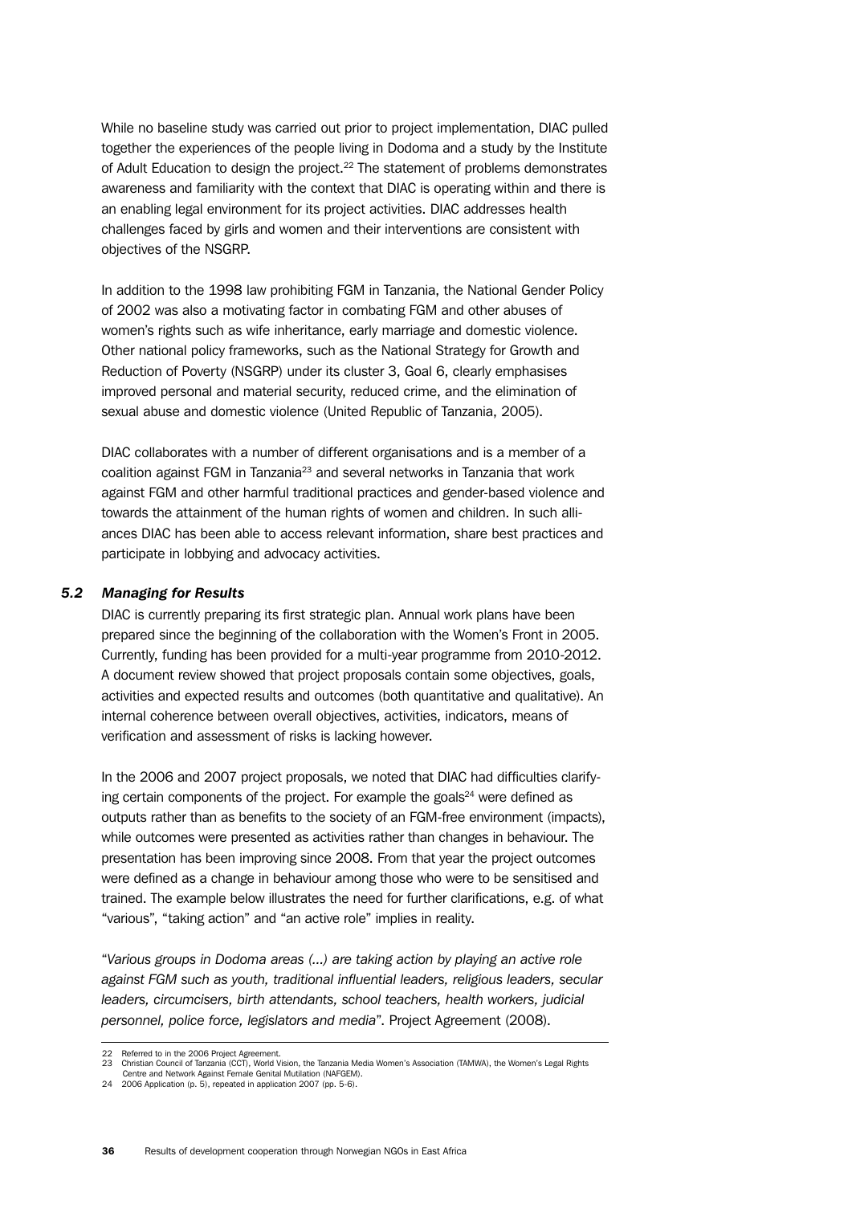While no baseline study was carried out prior to project implementation, DIAC pulled together the experiences of the people living in Dodoma and a study by the Institute of Adult Education to design the project.[22] The statement of problems demonstrates awareness and familiarity with the context that DIAC is operating within and there is an enabling legal environment for its project activities. DIAC addresses health challenges faced by girls and women and their interventions are consistent with objectives of the NSGRP.

In addition to the 1998 law prohibiting FGM in Tanzania, the National Gender Policy of 2002 was also a motivating factor in combating FGM and other abuses of women's rights such as wife inheritance, early marriage and domestic violence. Other national policy frameworks, such as the National Strategy for Growth and Reduction of Poverty (NSGRP) under its cluster 3, Goal 6, clearly emphasises improved personal and material security, reduced crime, and the elimination of sexual abuse and domestic violence (United Republic of Tanzania, 2005).

DIAC collaborates with a number of different organisations and is a member of a coalition against FGM in Tanzania[23] and several networks in Tanzania that work against FGM and other harmful traditional practices and gender-based violence and towards the attainment of the human rights of women and children. In such alliances DIAC has been able to access relevant information, share best practices and participate in lobbying and advocacy activities.

### *5.2 Managing for Results*

DIAC is currently preparing its first strategic plan. Annual work plans have been prepared since the beginning of the collaboration with the Women's Front in 2005. Currently, funding has been provided for a multi-year programme from 2010-2012. A document review showed that project proposals contain some objectives, goals, activities and expected results and outcomes (both quantitative and qualitative). An internal coherence between overall objectives, activities, indicators, means of verification and assessment of risks is lacking however.

In the 2006 and 2007 project proposals, we noted that DIAC had difficulties clarifying certain components of the project. For example the goals[24] were defined as outputs rather than as benefits to the society of an FGM-free environment (impacts), while outcomes were presented as activities rather than changes in behaviour. The presentation has been improving since 2008. From that year the project outcomes were defined as a change in behaviour among those who were to be sensitised and trained. The example below illustrates the need for further clarifications, e.g. of what "various", "taking action" and "an active role" implies in reality.

"*Various groups in Dodoma areas (...) are taking action by playing an active role against FGM such as youth, traditional influential leaders, religious leaders, secular leaders, circumcisers, birth attendants, school teachers, health workers, judicial personnel, police force, legislators and media*". Project Agreement (2008).

---

22 Referred to in the 2006 Project Agreement.
23 Christian Council of Tanzania (CCT), World Vision, the Tanzania Media Women's Association (TAMWA), the Women's Legal Rights Centre and Network Against Female Genital Mutilation (NAFGEM).
24 2006 Application (p. 5), repeated in application 2007 (pp. 5-6).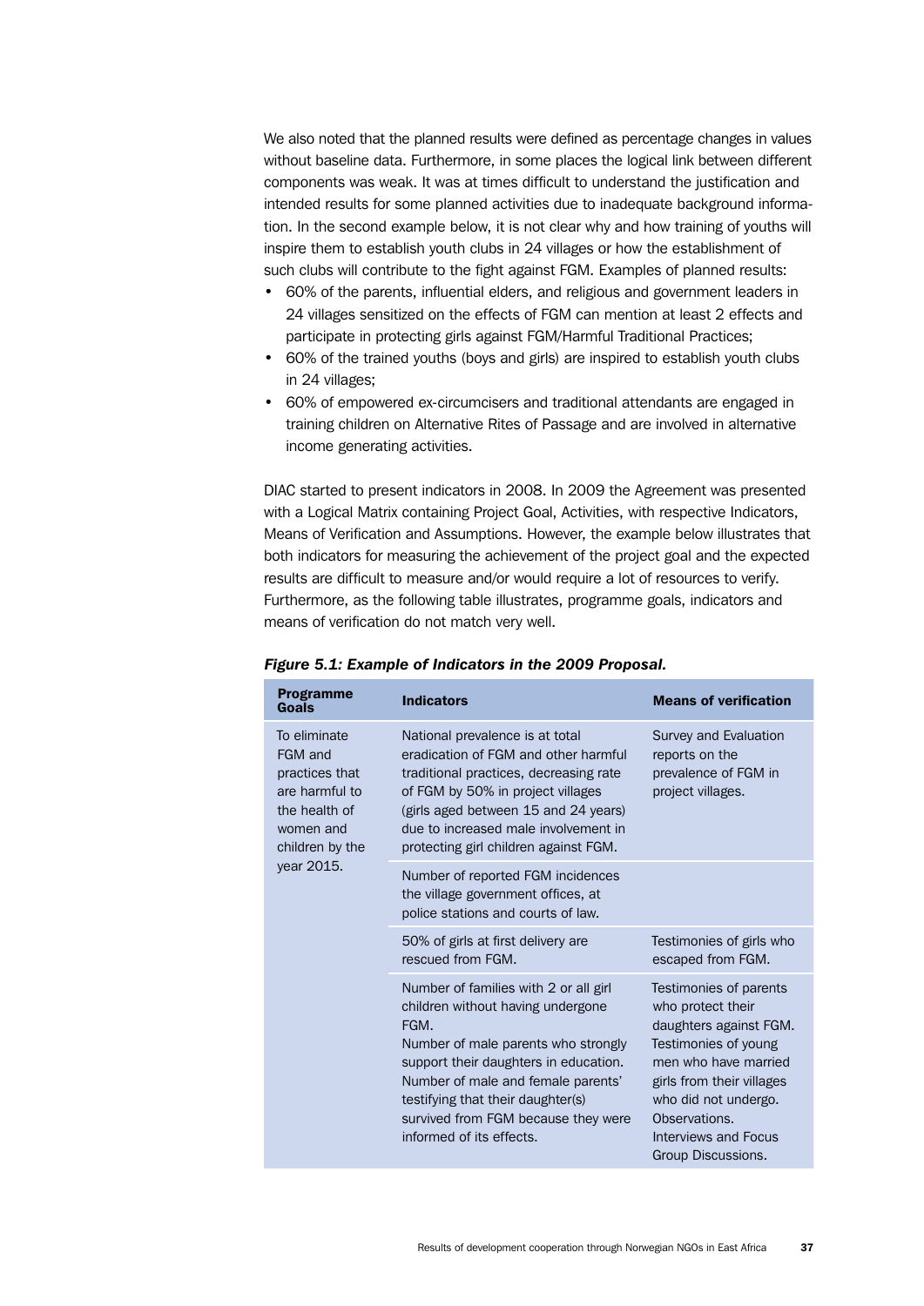We also noted that the planned results were defined as percentage changes in values without baseline data. Furthermore, in some places the logical link between different components was weak. It was at times difficult to understand the justification and intended results for some planned activities due to inadequate background information. In the second example below, it is not clear why and how training of youths will inspire them to establish youth clubs in 24 villages or how the establishment of such clubs will contribute to the fight against FGM. Examples of planned results:

- 60% of the parents, influential elders, and religious and government leaders in 24 villages sensitized on the effects of FGM can mention at least 2 effects and participate in protecting girls against FGM/Harmful Traditional Practices;
- 60% of the trained youths (boys and girls) are inspired to establish youth clubs in 24 villages;
- 60% of empowered ex-circumcisers and traditional attendants are engaged in training children on Alternative Rites of Passage and are involved in alternative income generating activities.

DIAC started to present indicators in 2008. In 2009 the Agreement was presented with a Logical Matrix containing Project Goal, Activities, with respective Indicators, Means of Verification and Assumptions. However, the example below illustrates that both indicators for measuring the achievement of the project goal and the expected results are difficult to measure and/or would require a lot of resources to verify. Furthermore, as the following table illustrates, programme goals, indicators and means of verification do not match very well.

***Figure 5.1: Example of Indicators in the 2009 Proposal.***

| Programme Goals | Indicators | Means of verification |
|---|---|---|
| To eliminate FGM and practices that are harmful to the health of women and children by the year 2015. | National prevalence is at total eradication of FGM and other harmful traditional practices, decreasing rate of FGM by 50% in project villages (girls aged between 15 and 24 years) due to increased male involvement in protecting girl children against FGM. | Survey and Evaluation reports on the prevalence of FGM in project villages. |
| | Number of reported FGM incidences the village government offices, at police stations and courts of law. | |
| | 50% of girls at first delivery are rescued from FGM. | Testimonies of girls who escaped from FGM. |
| | Number of families with 2 or all girl children without having undergone FGM. Number of male parents who strongly support their daughters in education. Number of male and female parents' testifying that their daughter(s) survived from FGM because they were informed of its effects. | Testimonies of parents who protect their daughters against FGM. Testimonies of young men who have married girls from their villages who did not undergo. Observations. Interviews and Focus Group Discussions. |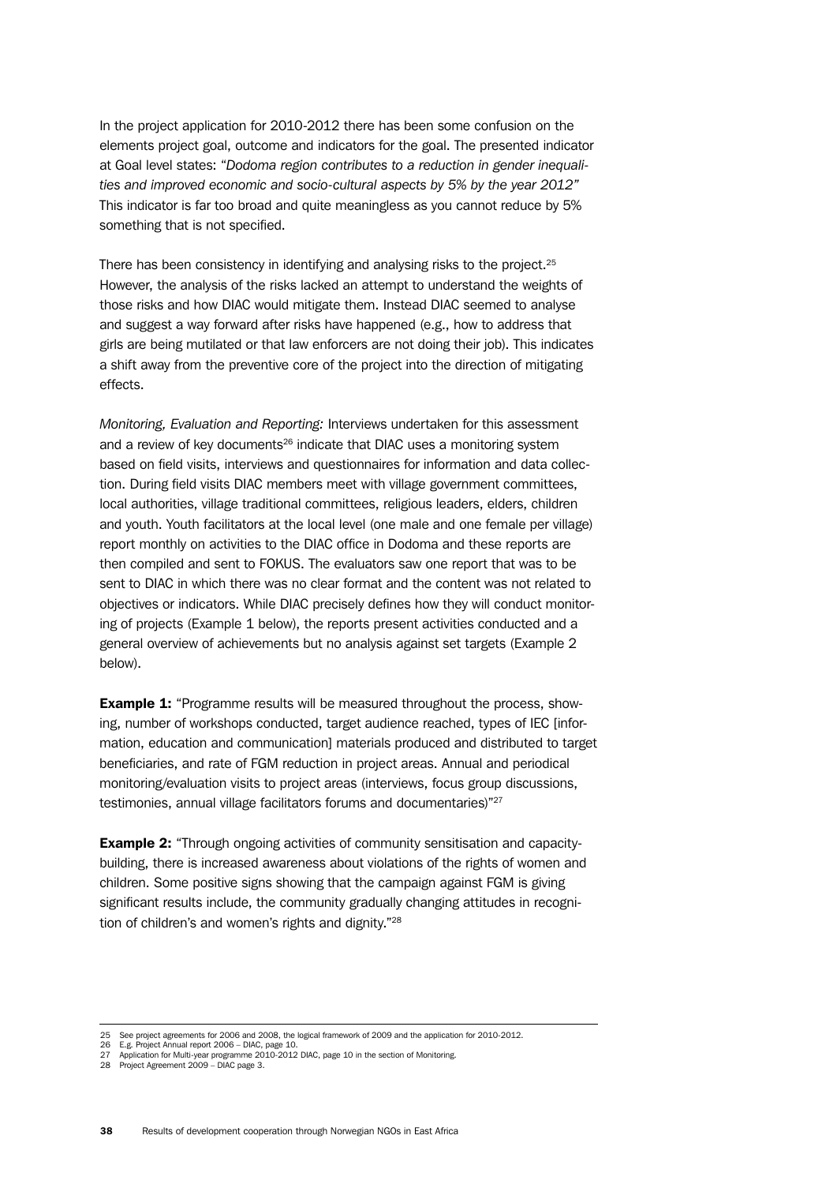In the project application for 2010-2012 there has been some confusion on the elements project goal, outcome and indicators for the goal. The presented indicator at Goal level states: "*Dodoma region contributes to a reduction in gender inequalities and improved economic and socio-cultural aspects by 5% by the year 2012*" This indicator is far too broad and quite meaningless as you cannot reduce by 5% something that is not specified.

There has been consistency in identifying and analysing risks to the project.[25] However, the analysis of the risks lacked an attempt to understand the weights of those risks and how DIAC would mitigate them. Instead DIAC seemed to analyse and suggest a way forward after risks have happened (e.g., how to address that girls are being mutilated or that law enforcers are not doing their job). This indicates a shift away from the preventive core of the project into the direction of mitigating effects.

*Monitoring, Evaluation and Reporting:* Interviews undertaken for this assessment and a review of key documents[26] indicate that DIAC uses a monitoring system based on field visits, interviews and questionnaires for information and data collection. During field visits DIAC members meet with village government committees, local authorities, village traditional committees, religious leaders, elders, children and youth. Youth facilitators at the local level (one male and one female per village) report monthly on activities to the DIAC office in Dodoma and these reports are then compiled and sent to FOKUS. The evaluators saw one report that was to be sent to DIAC in which there was no clear format and the content was not related to objectives or indicators. While DIAC precisely defines how they will conduct monitoring of projects (Example 1 below), the reports present activities conducted and a general overview of achievements but no analysis against set targets (Example 2 below).

**Example 1:** "Programme results will be measured throughout the process, showing, number of workshops conducted, target audience reached, types of IEC [information, education and communication] materials produced and distributed to target beneficiaries, and rate of FGM reduction in project areas. Annual and periodical monitoring/evaluation visits to project areas (interviews, focus group discussions, testimonies, annual village facilitators forums and documentaries)"[27]

**Example 2:** "Through ongoing activities of community sensitisation and capacity-building, there is increased awareness about violations of the rights of women and children. Some positive signs showing that the campaign against FGM is giving significant results include, the community gradually changing attitudes in recognition of children's and women's rights and dignity."[28]

---

25 See project agreements for 2006 and 2008, the logical framework of 2009 and the application for 2010-2012.
26 E.g. Project Annual report 2006 – DIAC, page 10.
27 Application for Multi-year programme 2010-2012 DIAC, page 10 in the section of Monitoring.
28 Project Agreement 2009 – DIAC page 3.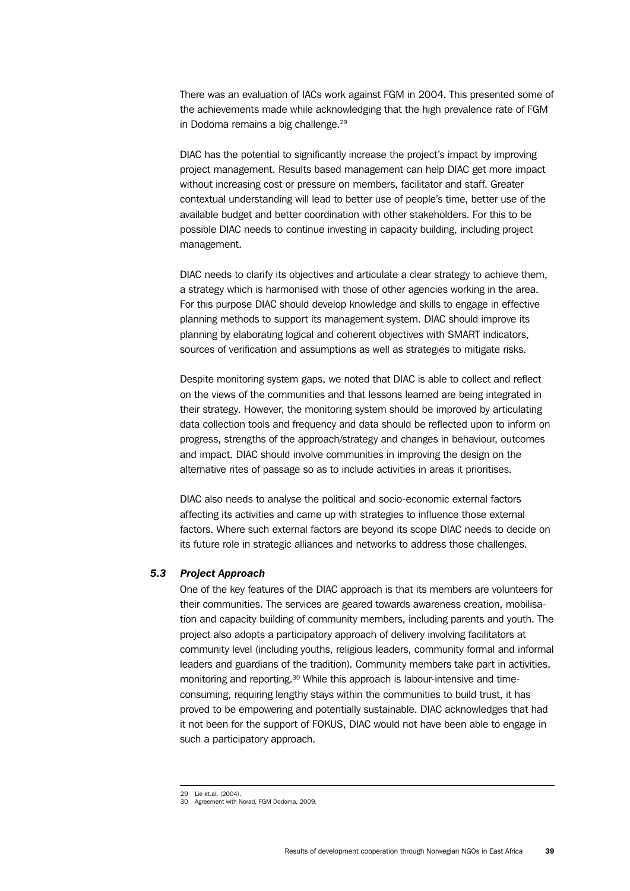There was an evaluation of IACs work against FGM in 2004. This presented some of the achievements made while acknowledging that the high prevalence rate of FGM in Dodoma remains a big challenge.[29]

DIAC has the potential to significantly increase the project's impact by improving project management. Results based management can help DIAC get more impact without increasing cost or pressure on members, facilitator and staff. Greater contextual understanding will lead to better use of people's time, better use of the available budget and better coordination with other stakeholders. For this to be possible DIAC needs to continue investing in capacity building, including project management.

DIAC needs to clarify its objectives and articulate a clear strategy to achieve them, a strategy which is harmonised with those of other agencies working in the area. For this purpose DIAC should develop knowledge and skills to engage in effective planning methods to support its management system. DIAC should improve its planning by elaborating logical and coherent objectives with SMART indicators, sources of verification and assumptions as well as strategies to mitigate risks.

Despite monitoring system gaps, we noted that DIAC is able to collect and reflect on the views of the communities and that lessons learned are being integrated in their strategy. However, the monitoring system should be improved by articulating data collection tools and frequency and data should be reflected upon to inform on progress, strengths of the approach/strategy and changes in behaviour, outcomes and impact. DIAC should involve communities in improving the design on the alternative rites of passage so as to include activities in areas it prioritises.

DIAC also needs to analyse the political and socio-economic external factors affecting its activities and came up with strategies to influence those external factors. Where such external factors are beyond its scope DIAC needs to decide on its future role in strategic alliances and networks to address those challenges.

### *5.3 Project Approach*

One of the key features of the DIAC approach is that its members are volunteers for their communities. The services are geared towards awareness creation, mobilisation and capacity building of community members, including parents and youth. The project also adopts a participatory approach of delivery involving facilitators at community level (including youths, religious leaders, community formal and informal leaders and guardians of the tradition). Community members take part in activities, monitoring and reporting.[30] While this approach is labour-intensive and time-consuming, requiring lengthy stays within the communities to build trust, it has proved to be empowering and potentially sustainable. DIAC acknowledges that had it not been for the support of FOKUS, DIAC would not have been able to engage in such a participatory approach.

---

29 Lie et.al. (2004).

30 Agreement with Norad, FGM Dodoma, 2009.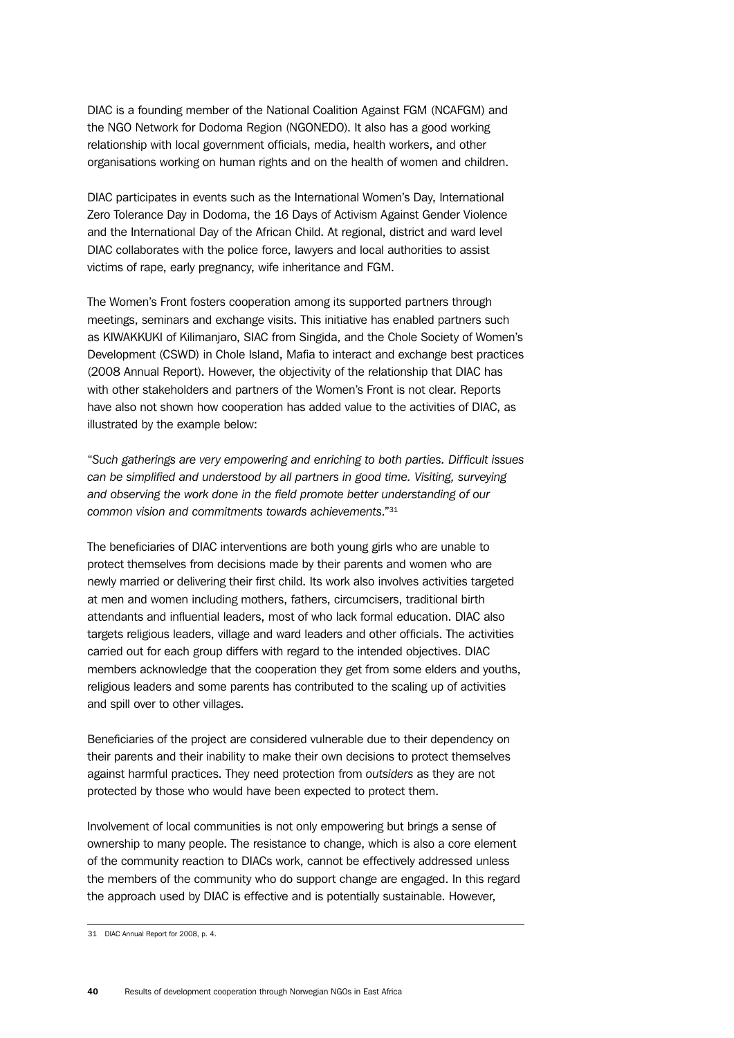DIAC is a founding member of the National Coalition Against FGM (NCAFGM) and the NGO Network for Dodoma Region (NGONEDO). It also has a good working relationship with local government officials, media, health workers, and other organisations working on human rights and on the health of women and children.

DIAC participates in events such as the International Women's Day, International Zero Tolerance Day in Dodoma, the 16 Days of Activism Against Gender Violence and the International Day of the African Child. At regional, district and ward level DIAC collaborates with the police force, lawyers and local authorities to assist victims of rape, early pregnancy, wife inheritance and FGM.

The Women's Front fosters cooperation among its supported partners through meetings, seminars and exchange visits. This initiative has enabled partners such as KIWAKKUKI of Kilimanjaro, SIAC from Singida, and the Chole Society of Women's Development (CSWD) in Chole Island, Mafia to interact and exchange best practices (2008 Annual Report). However, the objectivity of the relationship that DIAC has with other stakeholders and partners of the Women's Front is not clear. Reports have also not shown how cooperation has added value to the activities of DIAC, as illustrated by the example below:

"*Such gatherings are very empowering and enriching to both parties. Difficult issues can be simplified and understood by all partners in good time. Visiting, surveying and observing the work done in the field promote better understanding of our common vision and commitments towards achievements*."[31]

The beneficiaries of DIAC interventions are both young girls who are unable to protect themselves from decisions made by their parents and women who are newly married or delivering their first child. Its work also involves activities targeted at men and women including mothers, fathers, circumcisers, traditional birth attendants and influential leaders, most of who lack formal education. DIAC also targets religious leaders, village and ward leaders and other officials. The activities carried out for each group differs with regard to the intended objectives. DIAC members acknowledge that the cooperation they get from some elders and youths, religious leaders and some parents has contributed to the scaling up of activities and spill over to other villages.

Beneficiaries of the project are considered vulnerable due to their dependency on their parents and their inability to make their own decisions to protect themselves against harmful practices. They need protection from *outsiders* as they are not protected by those who would have been expected to protect them.

Involvement of local communities is not only empowering but brings a sense of ownership to many people. The resistance to change, which is also a core element of the community reaction to DIACs work, cannot be effectively addressed unless the members of the community who do support change are engaged. In this regard the approach used by DIAC is effective and is potentially sustainable. However,

31 DIAC Annual Report for 2008, p. 4.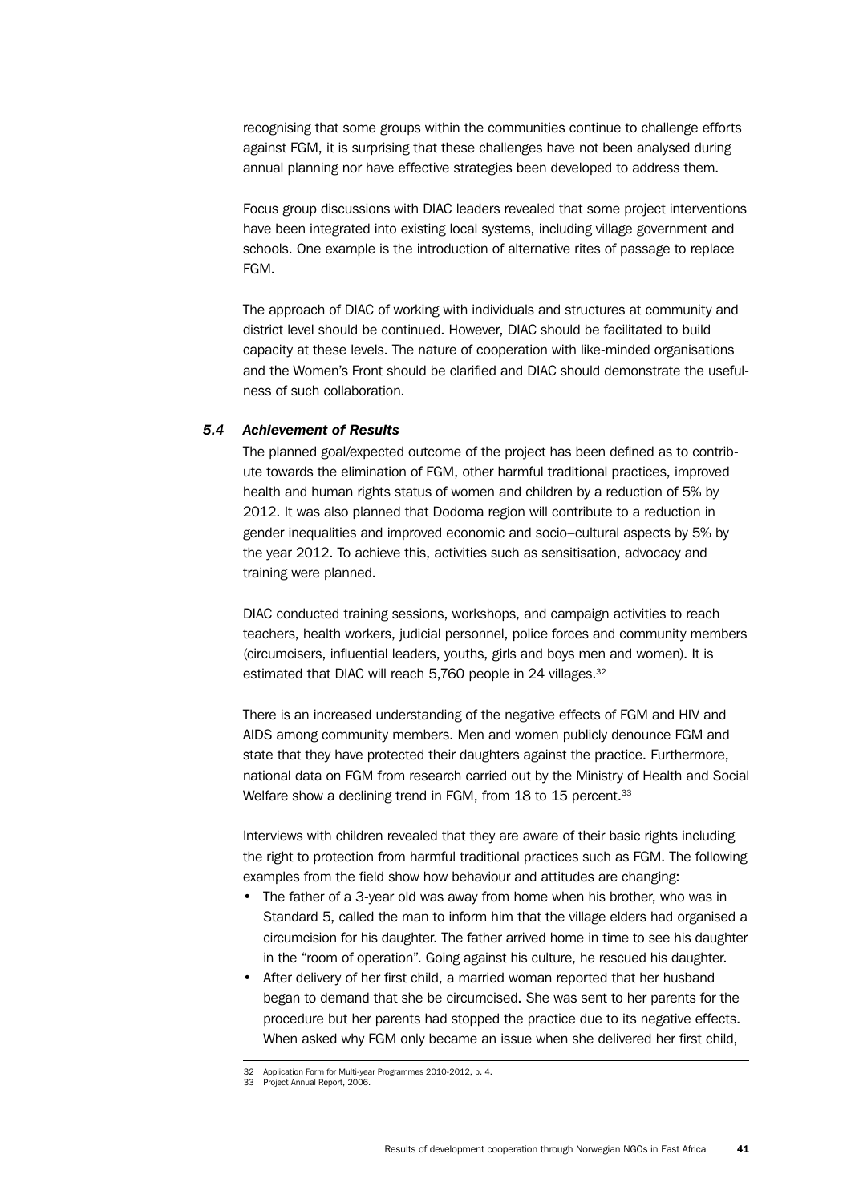recognising that some groups within the communities continue to challenge efforts against FGM, it is surprising that these challenges have not been analysed during annual planning nor have effective strategies been developed to address them.

Focus group discussions with DIAC leaders revealed that some project interventions have been integrated into existing local systems, including village government and schools. One example is the introduction of alternative rites of passage to replace FGM.

The approach of DIAC of working with individuals and structures at community and district level should be continued. However, DIAC should be facilitated to build capacity at these levels. The nature of cooperation with like-minded organisations and the Women's Front should be clarified and DIAC should demonstrate the usefulness of such collaboration.

### *5.4 Achievement of Results*

The planned goal/expected outcome of the project has been defined as to contribute towards the elimination of FGM, other harmful traditional practices, improved health and human rights status of women and children by a reduction of 5% by 2012. It was also planned that Dodoma region will contribute to a reduction in gender inequalities and improved economic and socio–cultural aspects by 5% by the year 2012. To achieve this, activities such as sensitisation, advocacy and training were planned.

DIAC conducted training sessions, workshops, and campaign activities to reach teachers, health workers, judicial personnel, police forces and community members (circumcisers, influential leaders, youths, girls and boys men and women). It is estimated that DIAC will reach 5,760 people in 24 villages.[32]

There is an increased understanding of the negative effects of FGM and HIV and AIDS among community members. Men and women publicly denounce FGM and state that they have protected their daughters against the practice. Furthermore, national data on FGM from research carried out by the Ministry of Health and Social Welfare show a declining trend in FGM, from 18 to 15 percent.[33]

Interviews with children revealed that they are aware of their basic rights including the right to protection from harmful traditional practices such as FGM. The following examples from the field show how behaviour and attitudes are changing:

- The father of a 3-year old was away from home when his brother, who was in Standard 5, called the man to inform him that the village elders had organised a circumcision for his daughter. The father arrived home in time to see his daughter in the "room of operation". Going against his culture, he rescued his daughter.
- After delivery of her first child, a married woman reported that her husband began to demand that she be circumcised. She was sent to her parents for the procedure but her parents had stopped the practice due to its negative effects. When asked why FGM only became an issue when she delivered her first child,

---

32 Application Form for Multi-year Programmes 2010-2012, p. 4.

33 Project Annual Report, 2006.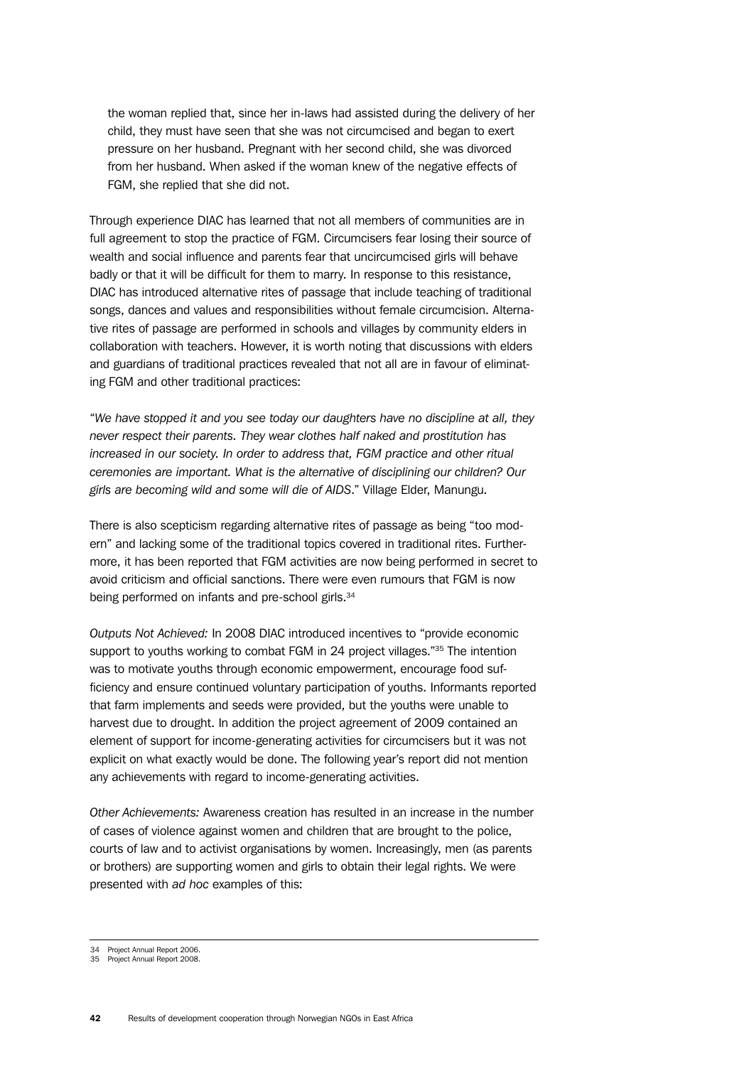> the woman replied that, since her in-laws had assisted during the delivery of her child, they must have seen that she was not circumcised and began to exert pressure on her husband. Pregnant with her second child, she was divorced from her husband. When asked if the woman knew of the negative effects of FGM, she replied that she did not.

Through experience DIAC has learned that not all members of communities are in full agreement to stop the practice of FGM. Circumcisers fear losing their source of wealth and social influence and parents fear that uncircumcised girls will behave badly or that it will be difficult for them to marry. In response to this resistance, DIAC has introduced alternative rites of passage that include teaching of traditional songs, dances and values and responsibilities without female circumcision. Alternative rites of passage are performed in schools and villages by community elders in collaboration with teachers. However, it is worth noting that discussions with elders and guardians of traditional practices revealed that not all are in favour of eliminating FGM and other traditional practices:

"*We have stopped it and you see today our daughters have no discipline at all, they never respect their parents. They wear clothes half naked and prostitution has increased in our society. In order to address that, FGM practice and other ritual ceremonies are important. What is the alternative of disciplining our children? Our girls are becoming wild and some will die of AIDS*." Village Elder, Manungu.

There is also scepticism regarding alternative rites of passage as being "too modern" and lacking some of the traditional topics covered in traditional rites. Furthermore, it has been reported that FGM activities are now being performed in secret to avoid criticism and official sanctions. There were even rumours that FGM is now being performed on infants and pre-school girls.[34]

*Outputs Not Achieved:* In 2008 DIAC introduced incentives to "provide economic support to youths working to combat FGM in 24 project villages."[35] The intention was to motivate youths through economic empowerment, encourage food sufficiency and ensure continued voluntary participation of youths. Informants reported that farm implements and seeds were provided, but the youths were unable to harvest due to drought. In addition the project agreement of 2009 contained an element of support for income-generating activities for circumcisers but it was not explicit on what exactly would be done. The following year's report did not mention any achievements with regard to income-generating activities.

*Other Achievements:* Awareness creation has resulted in an increase in the number of cases of violence against women and children that are brought to the police, courts of law and to activist organisations by women. Increasingly, men (as parents or brothers) are supporting women and girls to obtain their legal rights. We were presented with *ad hoc* examples of this:

---

34 Project Annual Report 2006.
35 Project Annual Report 2008.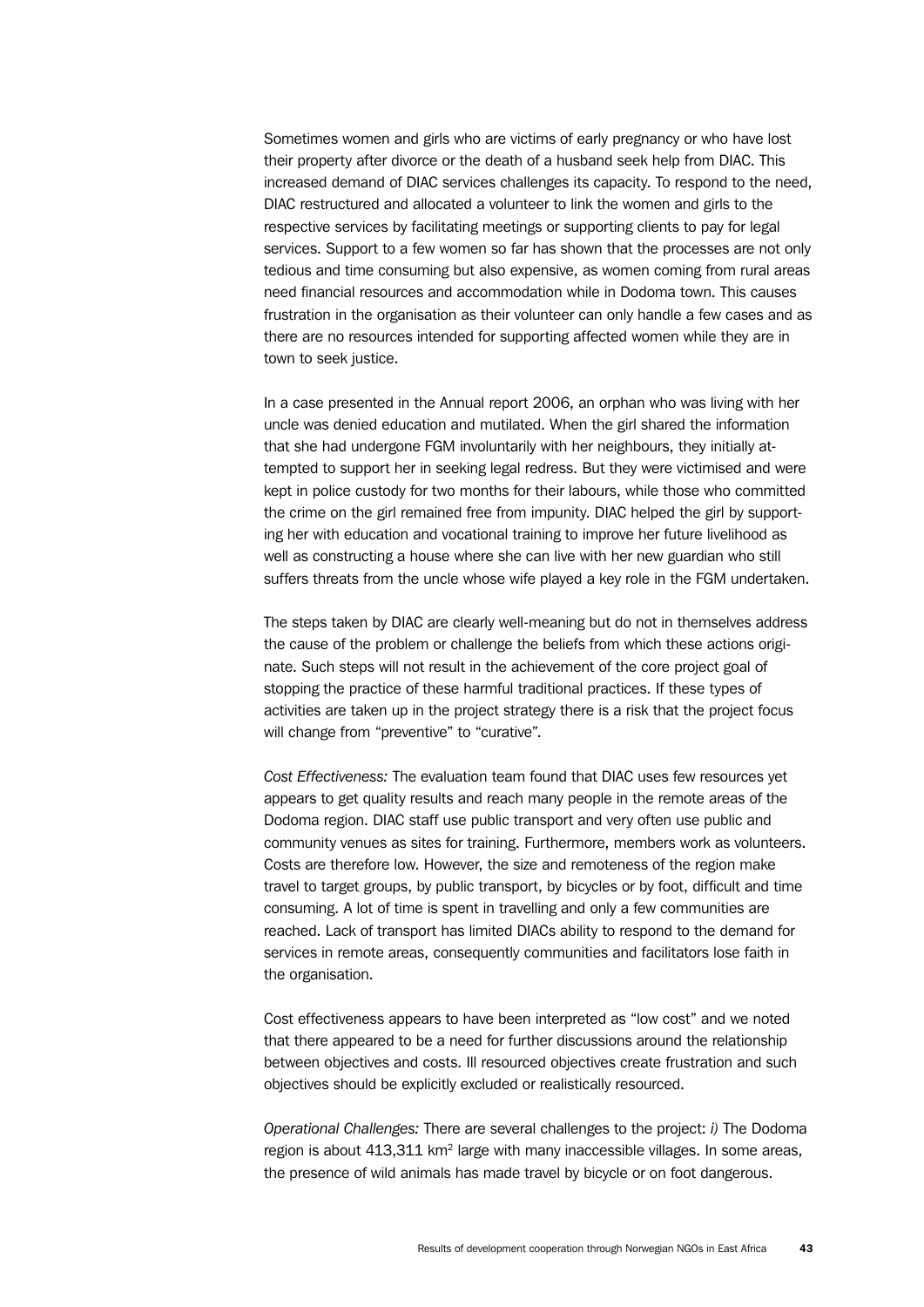Sometimes women and girls who are victims of early pregnancy or who have lost their property after divorce or the death of a husband seek help from DIAC. This increased demand of DIAC services challenges its capacity. To respond to the need, DIAC restructured and allocated a volunteer to link the women and girls to the respective services by facilitating meetings or supporting clients to pay for legal services. Support to a few women so far has shown that the processes are not only tedious and time consuming but also expensive, as women coming from rural areas need financial resources and accommodation while in Dodoma town. This causes frustration in the organisation as their volunteer can only handle a few cases and as there are no resources intended for supporting affected women while they are in town to seek justice.

In a case presented in the Annual report 2006, an orphan who was living with her uncle was denied education and mutilated. When the girl shared the information that she had undergone FGM involuntarily with her neighbours, they initially attempted to support her in seeking legal redress. But they were victimised and were kept in police custody for two months for their labours, while those who committed the crime on the girl remained free from impunity. DIAC helped the girl by supporting her with education and vocational training to improve her future livelihood as well as constructing a house where she can live with her new guardian who still suffers threats from the uncle whose wife played a key role in the FGM undertaken.

The steps taken by DIAC are clearly well-meaning but do not in themselves address the cause of the problem or challenge the beliefs from which these actions originate. Such steps will not result in the achievement of the core project goal of stopping the practice of these harmful traditional practices. If these types of activities are taken up in the project strategy there is a risk that the project focus will change from "preventive" to "curative".

*Cost Effectiveness:* The evaluation team found that DIAC uses few resources yet appears to get quality results and reach many people in the remote areas of the Dodoma region. DIAC staff use public transport and very often use public and community venues as sites for training. Furthermore, members work as volunteers. Costs are therefore low. However, the size and remoteness of the region make travel to target groups, by public transport, by bicycles or by foot, difficult and time consuming. A lot of time is spent in travelling and only a few communities are reached. Lack of transport has limited DIACs ability to respond to the demand for services in remote areas, consequently communities and facilitators lose faith in the organisation.

Cost effectiveness appears to have been interpreted as "low cost" and we noted that there appeared to be a need for further discussions around the relationship between objectives and costs. Ill resourced objectives create frustration and such objectives should be explicitly excluded or realistically resourced.

*Operational Challenges:* There are several challenges to the project: *i)* The Dodoma region is about 413,311 km$^2$ large with many inaccessible villages. In some areas, the presence of wild animals has made travel by bicycle or on foot dangerous.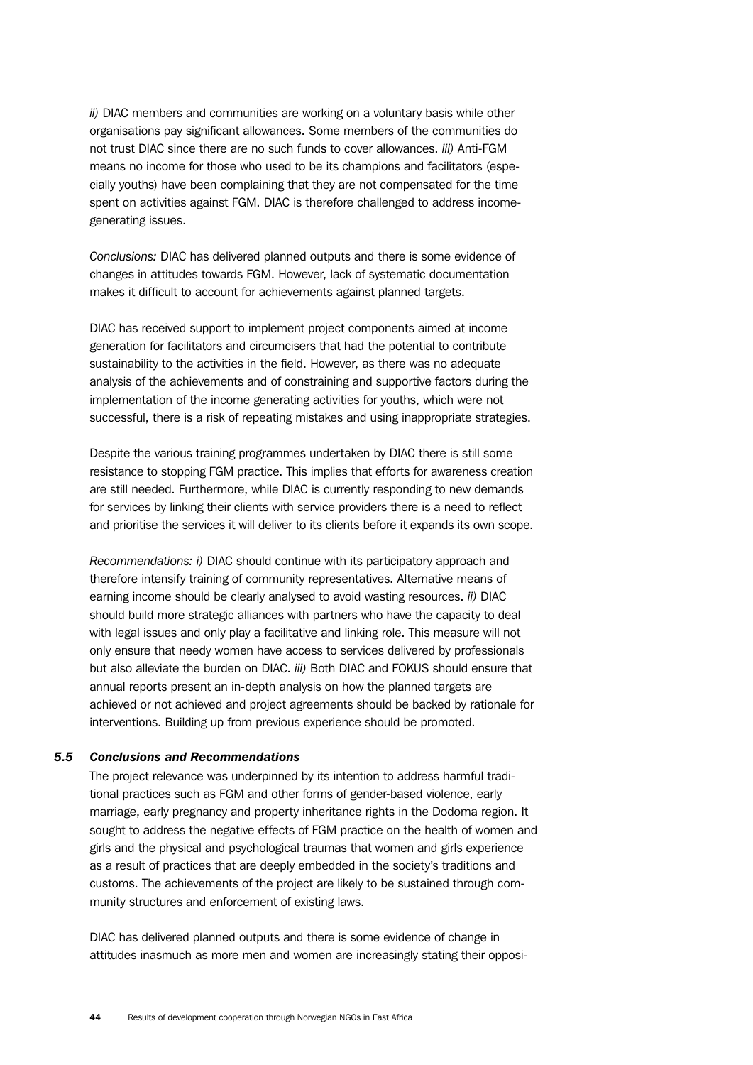*ii)* DIAC members and communities are working on a voluntary basis while other organisations pay significant allowances. Some members of the communities do not trust DIAC since there are no such funds to cover allowances. *iii)* Anti-FGM means no income for those who used to be its champions and facilitators (especially youths) have been complaining that they are not compensated for the time spent on activities against FGM. DIAC is therefore challenged to address income-generating issues.

*Conclusions:* DIAC has delivered planned outputs and there is some evidence of changes in attitudes towards FGM. However, lack of systematic documentation makes it difficult to account for achievements against planned targets.

DIAC has received support to implement project components aimed at income generation for facilitators and circumcisers that had the potential to contribute sustainability to the activities in the field. However, as there was no adequate analysis of the achievements and of constraining and supportive factors during the implementation of the income generating activities for youths, which were not successful, there is a risk of repeating mistakes and using inappropriate strategies.

Despite the various training programmes undertaken by DIAC there is still some resistance to stopping FGM practice. This implies that efforts for awareness creation are still needed. Furthermore, while DIAC is currently responding to new demands for services by linking their clients with service providers there is a need to reflect and prioritise the services it will deliver to its clients before it expands its own scope.

*Recommendations: i)* DIAC should continue with its participatory approach and therefore intensify training of community representatives. Alternative means of earning income should be clearly analysed to avoid wasting resources. *ii)* DIAC should build more strategic alliances with partners who have the capacity to deal with legal issues and only play a facilitative and linking role. This measure will not only ensure that needy women have access to services delivered by professionals but also alleviate the burden on DIAC. *iii)* Both DIAC and FOKUS should ensure that annual reports present an in-depth analysis on how the planned targets are achieved or not achieved and project agreements should be backed by rationale for interventions. Building up from previous experience should be promoted.

### *5.5 Conclusions and Recommendations*

The project relevance was underpinned by its intention to address harmful traditional practices such as FGM and other forms of gender-based violence, early marriage, early pregnancy and property inheritance rights in the Dodoma region. It sought to address the negative effects of FGM practice on the health of women and girls and the physical and psychological traumas that women and girls experience as a result of practices that are deeply embedded in the society's traditions and customs. The achievements of the project are likely to be sustained through community structures and enforcement of existing laws.

DIAC has delivered planned outputs and there is some evidence of change in attitudes inasmuch as more men and women are increasingly stating their opposi-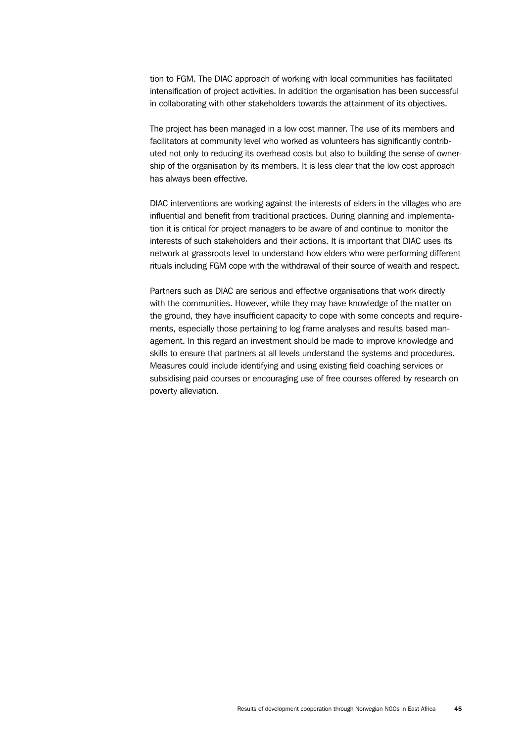tion to FGM. The DIAC approach of working with local communities has facilitated intensification of project activities. In addition the organisation has been successful in collaborating with other stakeholders towards the attainment of its objectives.

The project has been managed in a low cost manner. The use of its members and facilitators at community level who worked as volunteers has significantly contributed not only to reducing its overhead costs but also to building the sense of ownership of the organisation by its members. It is less clear that the low cost approach has always been effective.

DIAC interventions are working against the interests of elders in the villages who are influential and benefit from traditional practices. During planning and implementation it is critical for project managers to be aware of and continue to monitor the interests of such stakeholders and their actions. It is important that DIAC uses its network at grassroots level to understand how elders who were performing different rituals including FGM cope with the withdrawal of their source of wealth and respect.

Partners such as DIAC are serious and effective organisations that work directly with the communities. However, while they may have knowledge of the matter on the ground, they have insufficient capacity to cope with some concepts and requirements, especially those pertaining to log frame analyses and results based management. In this regard an investment should be made to improve knowledge and skills to ensure that partners at all levels understand the systems and procedures. Measures could include identifying and using existing field coaching services or subsidising paid courses or encouraging use of free courses offered by research on poverty alleviation.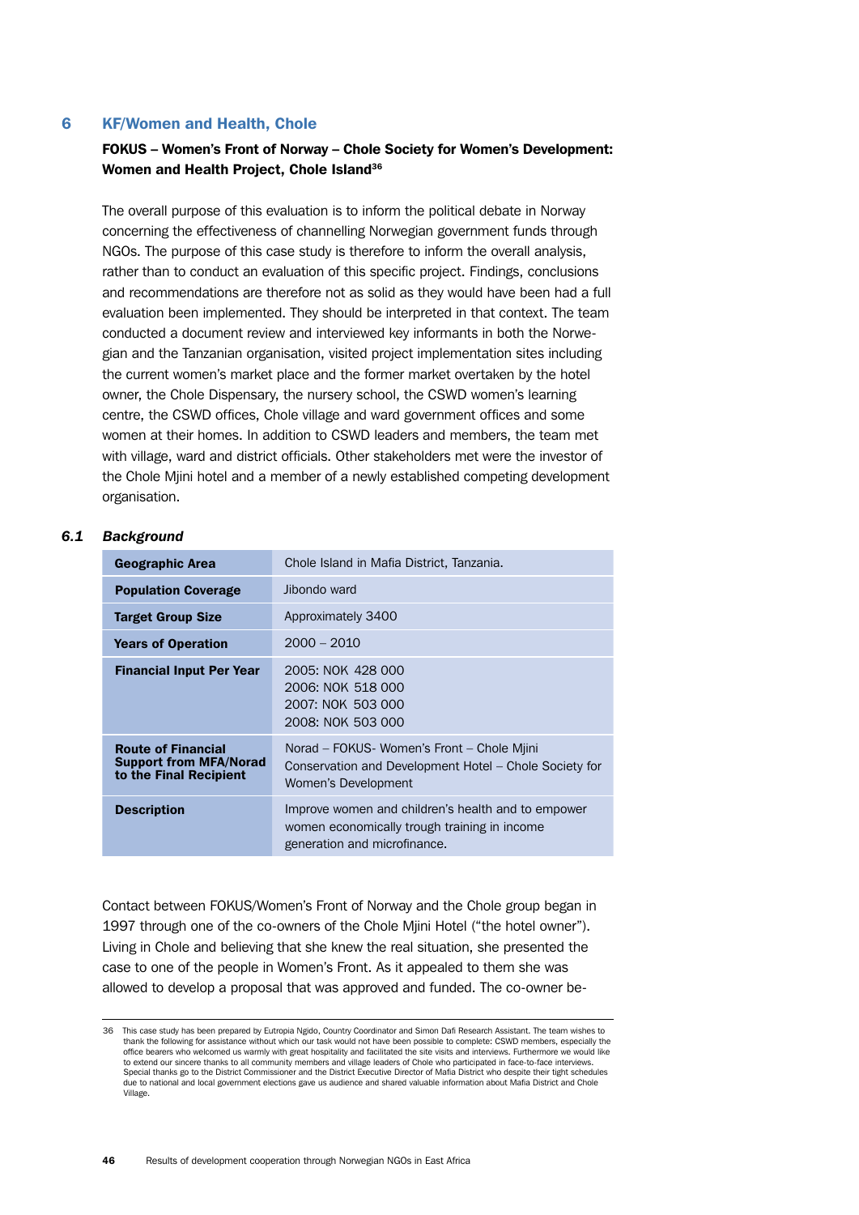## 6 KF/Women and Health, Chole

**FOKUS – Women's Front of Norway – Chole Society for Women's Development: Women and Health Project, Chole Island**[36]

The overall purpose of this evaluation is to inform the political debate in Norway concerning the effectiveness of channelling Norwegian government funds through NGOs. The purpose of this case study is therefore to inform the overall analysis, rather than to conduct an evaluation of this specific project. Findings, conclusions and recommendations are therefore not as solid as they would have been had a full evaluation been implemented. They should be interpreted in that context. The team conducted a document review and interviewed key informants in both the Norwegian and the Tanzanian organisation, visited project implementation sites including the current women's market place and the former market overtaken by the hotel owner, the Chole Dispensary, the nursery school, the CSWD women's learning centre, the CSWD offices, Chole village and ward government offices and some women at their homes. In addition to CSWD leaders and members, the team met with village, ward and district officials. Other stakeholders met were the investor of the Chole Mjini hotel and a member of a newly established competing development organisation.

### *6.1 Background*

| | |
|---|---|
| **Geographic Area** | Chole Island in Mafia District, Tanzania. |
| **Population Coverage** | Jibondo ward |
| **Target Group Size** | Approximately 3400 |
| **Years of Operation** | 2000 – 2010 |
| **Financial Input Per Year** | 2005: NOK 428 000<br>2006: NOK 518 000<br>2007: NOK 503 000<br>2008: NOK 503 000 |
| **Route of Financial Support from MFA/Norad to the Final Recipient** | Norad – FOKUS- Women's Front – Chole Mjini Conservation and Development Hotel – Chole Society for Women's Development |
| **Description** | Improve women and children's health and to empower women economically trough training in income generation and microfinance. |

Contact between FOKUS/Women's Front of Norway and the Chole group began in 1997 through one of the co-owners of the Chole Mjini Hotel ("the hotel owner"). Living in Chole and believing that she knew the real situation, she presented the case to one of the people in Women's Front. As it appealed to them she was allowed to develop a proposal that was approved and funded. The co-owner be-

---

36 This case study has been prepared by Eutropia Ngido, Country Coordinator and Simon Dafi Research Assistant. The team wishes to thank the following for assistance without which our task would not have been possible to complete: CSWD members, especially the office bearers who welcomed us warmly with great hospitality and facilitated the site visits and interviews. Furthermore we would like to extend our sincere thanks to all community members and village leaders of Chole who participated in face-to-face interviews. Special thanks go to the District Commissioner and the District Executive Director of Mafia District who despite their tight schedules due to national and local government elections gave us audience and shared valuable information about Mafia District and Chole Village.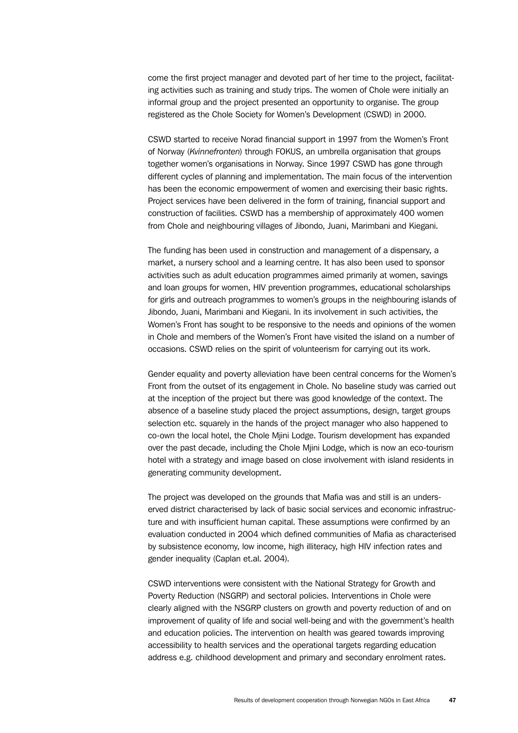come the first project manager and devoted part of her time to the project, facilitating activities such as training and study trips. The women of Chole were initially an informal group and the project presented an opportunity to organise. The group registered as the Chole Society for Women's Development (CSWD) in 2000.

CSWD started to receive Norad financial support in 1997 from the Women's Front of Norway (*Kvinnefronten*) through FOKUS, an umbrella organisation that groups together women's organisations in Norway. Since 1997 CSWD has gone through different cycles of planning and implementation. The main focus of the intervention has been the economic empowerment of women and exercising their basic rights. Project services have been delivered in the form of training, financial support and construction of facilities. CSWD has a membership of approximately 400 women from Chole and neighbouring villages of Jibondo, Juani, Marimbani and Kiegani.

The funding has been used in construction and management of a dispensary, a market, a nursery school and a learning centre. It has also been used to sponsor activities such as adult education programmes aimed primarily at women, savings and loan groups for women, HIV prevention programmes, educational scholarships for girls and outreach programmes to women's groups in the neighbouring islands of Jibondo, Juani, Marimbani and Kiegani. In its involvement in such activities, the Women's Front has sought to be responsive to the needs and opinions of the women in Chole and members of the Women's Front have visited the island on a number of occasions. CSWD relies on the spirit of volunteerism for carrying out its work.

Gender equality and poverty alleviation have been central concerns for the Women's Front from the outset of its engagement in Chole. No baseline study was carried out at the inception of the project but there was good knowledge of the context. The absence of a baseline study placed the project assumptions, design, target groups selection etc. squarely in the hands of the project manager who also happened to co-own the local hotel, the Chole Mjini Lodge. Tourism development has expanded over the past decade, including the Chole Mjini Lodge, which is now an eco-tourism hotel with a strategy and image based on close involvement with island residents in generating community development.

The project was developed on the grounds that Mafia was and still is an underserved district characterised by lack of basic social services and economic infrastructure and with insufficient human capital. These assumptions were confirmed by an evaluation conducted in 2004 which defined communities of Mafia as characterised by subsistence economy, low income, high illiteracy, high HIV infection rates and gender inequality (Caplan et.al. 2004).

CSWD interventions were consistent with the National Strategy for Growth and Poverty Reduction (NSGRP) and sectoral policies. Interventions in Chole were clearly aligned with the NSGRP clusters on growth and poverty reduction of and on improvement of quality of life and social well-being and with the government's health and education policies. The intervention on health was geared towards improving accessibility to health services and the operational targets regarding education address e.g. childhood development and primary and secondary enrolment rates.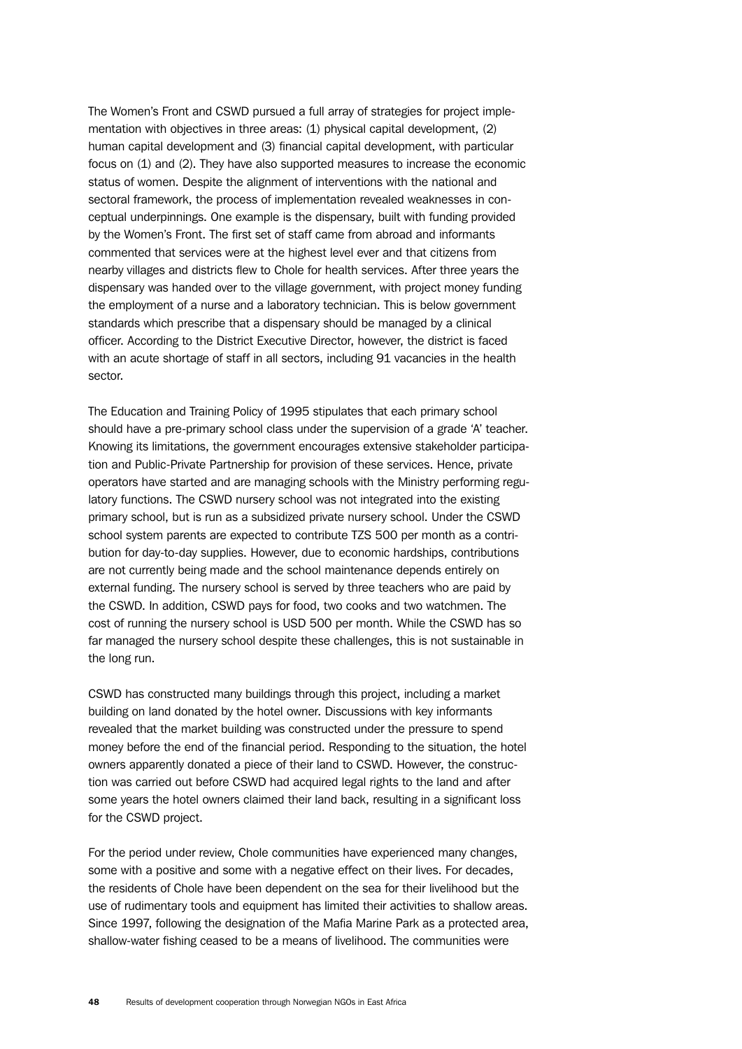The Women's Front and CSWD pursued a full array of strategies for project implementation with objectives in three areas: (1) physical capital development, (2) human capital development and (3) financial capital development, with particular focus on (1) and (2). They have also supported measures to increase the economic status of women. Despite the alignment of interventions with the national and sectoral framework, the process of implementation revealed weaknesses in conceptual underpinnings. One example is the dispensary, built with funding provided by the Women's Front. The first set of staff came from abroad and informants commented that services were at the highest level ever and that citizens from nearby villages and districts flew to Chole for health services. After three years the dispensary was handed over to the village government, with project money funding the employment of a nurse and a laboratory technician. This is below government standards which prescribe that a dispensary should be managed by a clinical officer. According to the District Executive Director, however, the district is faced with an acute shortage of staff in all sectors, including 91 vacancies in the health sector.

The Education and Training Policy of 1995 stipulates that each primary school should have a pre-primary school class under the supervision of a grade 'A' teacher. Knowing its limitations, the government encourages extensive stakeholder participation and Public-Private Partnership for provision of these services. Hence, private operators have started and are managing schools with the Ministry performing regulatory functions. The CSWD nursery school was not integrated into the existing primary school, but is run as a subsidized private nursery school. Under the CSWD school system parents are expected to contribute TZS 500 per month as a contribution for day-to-day supplies. However, due to economic hardships, contributions are not currently being made and the school maintenance depends entirely on external funding. The nursery school is served by three teachers who are paid by the CSWD. In addition, CSWD pays for food, two cooks and two watchmen. The cost of running the nursery school is USD 500 per month. While the CSWD has so far managed the nursery school despite these challenges, this is not sustainable in the long run.

CSWD has constructed many buildings through this project, including a market building on land donated by the hotel owner. Discussions with key informants revealed that the market building was constructed under the pressure to spend money before the end of the financial period. Responding to the situation, the hotel owners apparently donated a piece of their land to CSWD. However, the construction was carried out before CSWD had acquired legal rights to the land and after some years the hotel owners claimed their land back, resulting in a significant loss for the CSWD project.

For the period under review, Chole communities have experienced many changes, some with a positive and some with a negative effect on their lives. For decades, the residents of Chole have been dependent on the sea for their livelihood but the use of rudimentary tools and equipment has limited their activities to shallow areas. Since 1997, following the designation of the Mafia Marine Park as a protected area, shallow-water fishing ceased to be a means of livelihood. The communities were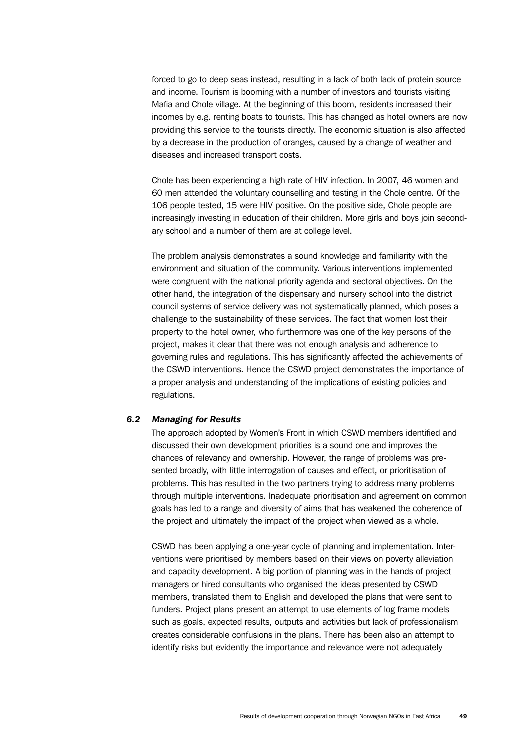forced to go to deep seas instead, resulting in a lack of both lack of protein source and income. Tourism is booming with a number of investors and tourists visiting Mafia and Chole village. At the beginning of this boom, residents increased their incomes by e.g. renting boats to tourists. This has changed as hotel owners are now providing this service to the tourists directly. The economic situation is also affected by a decrease in the production of oranges, caused by a change of weather and diseases and increased transport costs.

Chole has been experiencing a high rate of HIV infection. In 2007, 46 women and 60 men attended the voluntary counselling and testing in the Chole centre. Of the 106 people tested, 15 were HIV positive. On the positive side, Chole people are increasingly investing in education of their children. More girls and boys join secondary school and a number of them are at college level.

The problem analysis demonstrates a sound knowledge and familiarity with the environment and situation of the community. Various interventions implemented were congruent with the national priority agenda and sectoral objectives. On the other hand, the integration of the dispensary and nursery school into the district council systems of service delivery was not systematically planned, which poses a challenge to the sustainability of these services. The fact that women lost their property to the hotel owner, who furthermore was one of the key persons of the project, makes it clear that there was not enough analysis and adherence to governing rules and regulations. This has significantly affected the achievements of the CSWD interventions. Hence the CSWD project demonstrates the importance of a proper analysis and understanding of the implications of existing policies and regulations.

### *6.2 Managing for Results*

The approach adopted by Women's Front in which CSWD members identified and discussed their own development priorities is a sound one and improves the chances of relevancy and ownership. However, the range of problems was presented broadly, with little interrogation of causes and effect, or prioritisation of problems. This has resulted in the two partners trying to address many problems through multiple interventions. Inadequate prioritisation and agreement on common goals has led to a range and diversity of aims that has weakened the coherence of the project and ultimately the impact of the project when viewed as a whole.

CSWD has been applying a one-year cycle of planning and implementation. Interventions were prioritised by members based on their views on poverty alleviation and capacity development. A big portion of planning was in the hands of project managers or hired consultants who organised the ideas presented by CSWD members, translated them to English and developed the plans that were sent to funders. Project plans present an attempt to use elements of log frame models such as goals, expected results, outputs and activities but lack of professionalism creates considerable confusions in the plans. There has been also an attempt to identify risks but evidently the importance and relevance were not adequately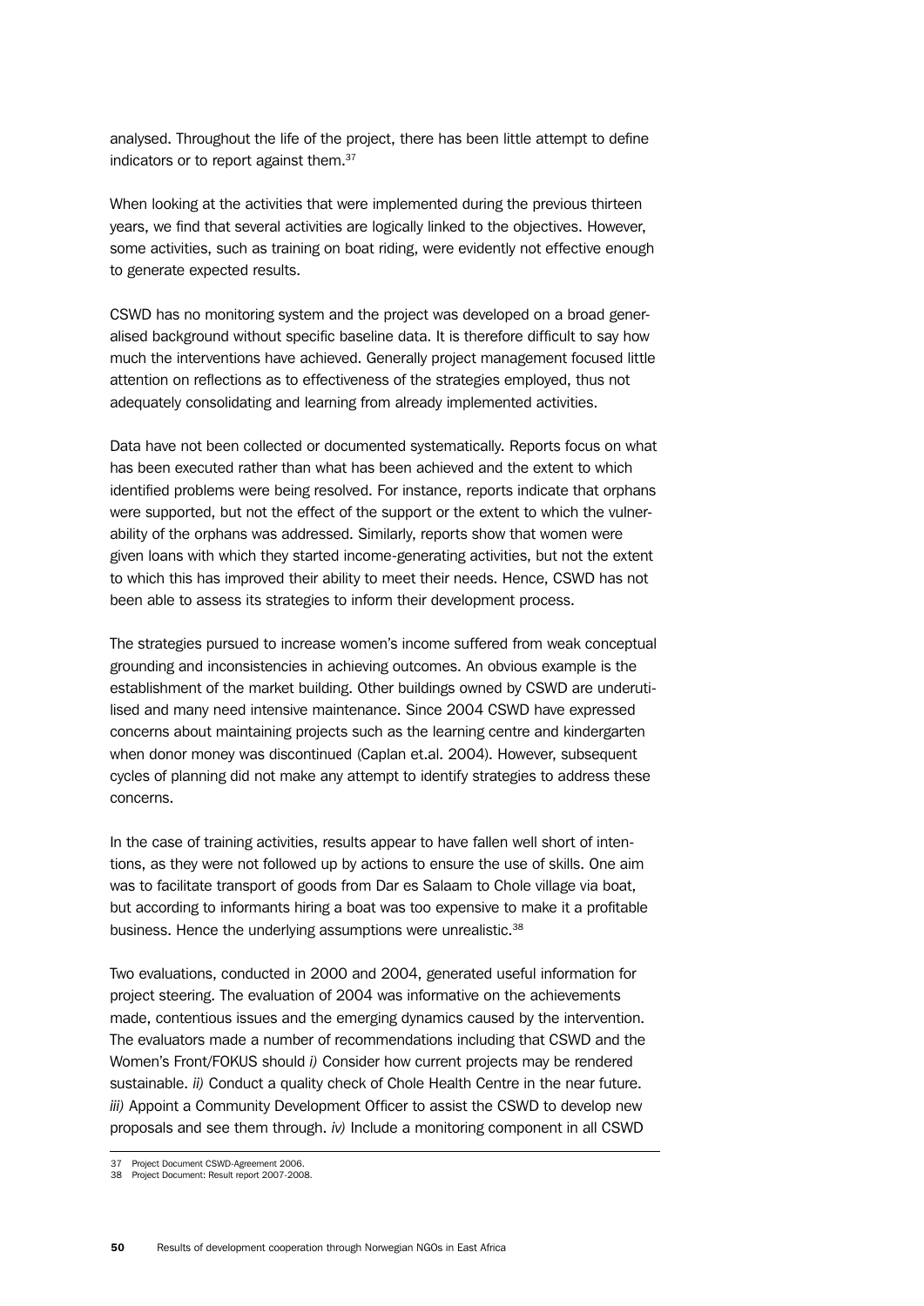analysed. Throughout the life of the project, there has been little attempt to define indicators or to report against them.[37]

When looking at the activities that were implemented during the previous thirteen years, we find that several activities are logically linked to the objectives. However, some activities, such as training on boat riding, were evidently not effective enough to generate expected results.

CSWD has no monitoring system and the project was developed on a broad generalised background without specific baseline data. It is therefore difficult to say how much the interventions have achieved. Generally project management focused little attention on reflections as to effectiveness of the strategies employed, thus not adequately consolidating and learning from already implemented activities.

Data have not been collected or documented systematically. Reports focus on what has been executed rather than what has been achieved and the extent to which identified problems were being resolved. For instance, reports indicate that orphans were supported, but not the effect of the support or the extent to which the vulnerability of the orphans was addressed. Similarly, reports show that women were given loans with which they started income-generating activities, but not the extent to which this has improved their ability to meet their needs. Hence, CSWD has not been able to assess its strategies to inform their development process.

The strategies pursued to increase women's income suffered from weak conceptual grounding and inconsistencies in achieving outcomes. An obvious example is the establishment of the market building. Other buildings owned by CSWD are underutilised and many need intensive maintenance. Since 2004 CSWD have expressed concerns about maintaining projects such as the learning centre and kindergarten when donor money was discontinued (Caplan et.al. 2004). However, subsequent cycles of planning did not make any attempt to identify strategies to address these concerns.

In the case of training activities, results appear to have fallen well short of intentions, as they were not followed up by actions to ensure the use of skills. One aim was to facilitate transport of goods from Dar es Salaam to Chole village via boat, but according to informants hiring a boat was too expensive to make it a profitable business. Hence the underlying assumptions were unrealistic.[38]

Two evaluations, conducted in 2000 and 2004, generated useful information for project steering. The evaluation of 2004 was informative on the achievements made, contentious issues and the emerging dynamics caused by the intervention. The evaluators made a number of recommendations including that CSWD and the Women's Front/FOKUS should *i)* Consider how current projects may be rendered sustainable. *ii)* Conduct a quality check of Chole Health Centre in the near future. *iii)* Appoint a Community Development Officer to assist the CSWD to develop new proposals and see them through. *iv)* Include a monitoring component in all CSWD

---

37 Project Document CSWD-Agreement 2006.

38 Project Document: Result report 2007-2008.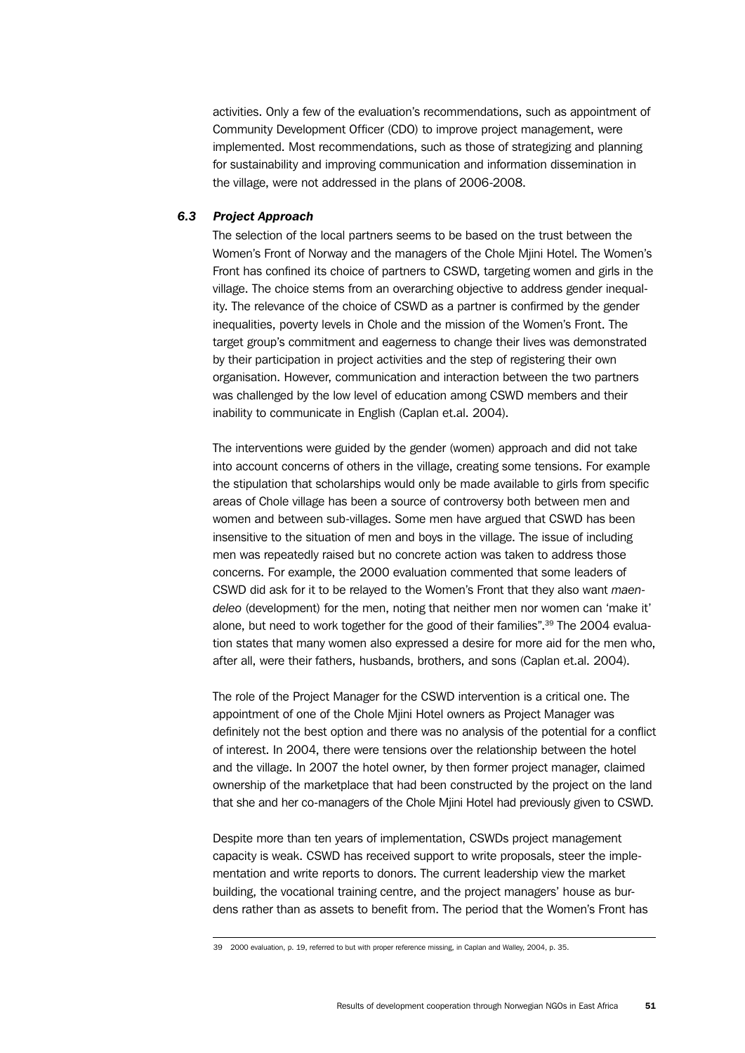activities. Only a few of the evaluation's recommendations, such as appointment of Community Development Officer (CDO) to improve project management, were implemented. Most recommendations, such as those of strategizing and planning for sustainability and improving communication and information dissemination in the village, were not addressed in the plans of 2006-2008.

### *6.3 Project Approach*

The selection of the local partners seems to be based on the trust between the Women's Front of Norway and the managers of the Chole Mjini Hotel. The Women's Front has confined its choice of partners to CSWD, targeting women and girls in the village. The choice stems from an overarching objective to address gender inequality. The relevance of the choice of CSWD as a partner is confirmed by the gender inequalities, poverty levels in Chole and the mission of the Women's Front. The target group's commitment and eagerness to change their lives was demonstrated by their participation in project activities and the step of registering their own organisation. However, communication and interaction between the two partners was challenged by the low level of education among CSWD members and their inability to communicate in English (Caplan et.al. 2004).

The interventions were guided by the gender (women) approach and did not take into account concerns of others in the village, creating some tensions. For example the stipulation that scholarships would only be made available to girls from specific areas of Chole village has been a source of controversy both between men and women and between sub-villages. Some men have argued that CSWD has been insensitive to the situation of men and boys in the village. The issue of including men was repeatedly raised but no concrete action was taken to address those concerns. For example, the 2000 evaluation commented that some leaders of CSWD did ask for it to be relayed to the Women's Front that they also want *maendeleo* (development) for the men, noting that neither men nor women can 'make it' alone, but need to work together for the good of their families".[39] The 2004 evaluation states that many women also expressed a desire for more aid for the men who, after all, were their fathers, husbands, brothers, and sons (Caplan et.al. 2004).

The role of the Project Manager for the CSWD intervention is a critical one. The appointment of one of the Chole Mjini Hotel owners as Project Manager was definitely not the best option and there was no analysis of the potential for a conflict of interest. In 2004, there were tensions over the relationship between the hotel and the village. In 2007 the hotel owner, by then former project manager, claimed ownership of the marketplace that had been constructed by the project on the land that she and her co-managers of the Chole Mjini Hotel had previously given to CSWD.

Despite more than ten years of implementation, CSWDs project management capacity is weak. CSWD has received support to write proposals, steer the implementation and write reports to donors. The current leadership view the market building, the vocational training centre, and the project managers' house as burdens rather than as assets to benefit from. The period that the Women's Front has

---

39 2000 evaluation, p. 19, referred to but with proper reference missing, in Caplan and Walley, 2004, p. 35.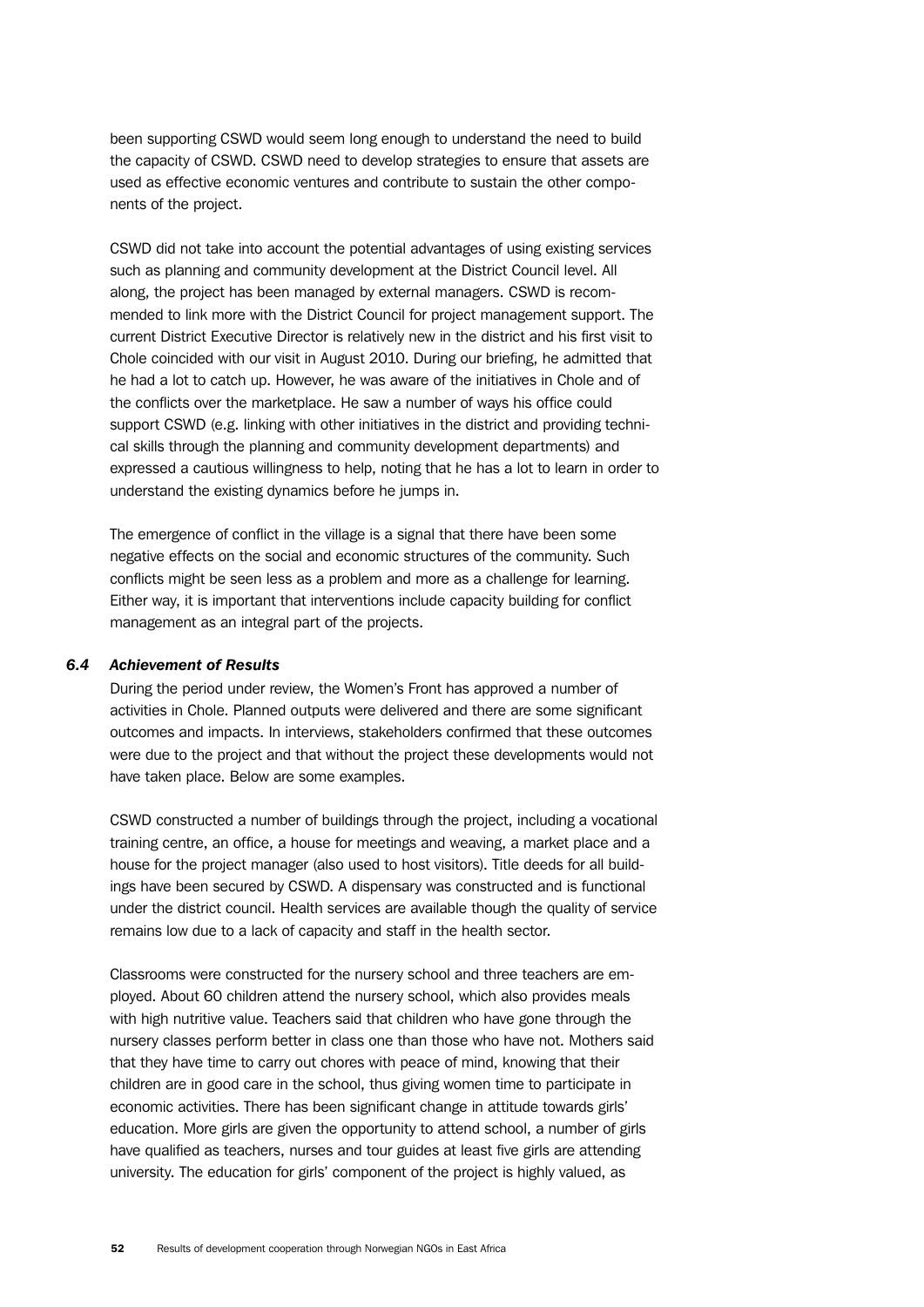been supporting CSWD would seem long enough to understand the need to build the capacity of CSWD. CSWD need to develop strategies to ensure that assets are used as effective economic ventures and contribute to sustain the other components of the project.

CSWD did not take into account the potential advantages of using existing services such as planning and community development at the District Council level. All along, the project has been managed by external managers. CSWD is recommended to link more with the District Council for project management support. The current District Executive Director is relatively new in the district and his first visit to Chole coincided with our visit in August 2010. During our briefing, he admitted that he had a lot to catch up. However, he was aware of the initiatives in Chole and of the conflicts over the marketplace. He saw a number of ways his office could support CSWD (e.g. linking with other initiatives in the district and providing technical skills through the planning and community development departments) and expressed a cautious willingness to help, noting that he has a lot to learn in order to understand the existing dynamics before he jumps in.

The emergence of conflict in the village is a signal that there have been some negative effects on the social and economic structures of the community. Such conflicts might be seen less as a problem and more as a challenge for learning. Either way, it is important that interventions include capacity building for conflict management as an integral part of the projects.

### *6.4 Achievement of Results*

During the period under review, the Women's Front has approved a number of activities in Chole. Planned outputs were delivered and there are some significant outcomes and impacts. In interviews, stakeholders confirmed that these outcomes were due to the project and that without the project these developments would not have taken place. Below are some examples.

CSWD constructed a number of buildings through the project, including a vocational training centre, an office, a house for meetings and weaving, a market place and a house for the project manager (also used to host visitors). Title deeds for all buildings have been secured by CSWD. A dispensary was constructed and is functional under the district council. Health services are available though the quality of service remains low due to a lack of capacity and staff in the health sector.

Classrooms were constructed for the nursery school and three teachers are employed. About 60 children attend the nursery school, which also provides meals with high nutritive value. Teachers said that children who have gone through the nursery classes perform better in class one than those who have not. Mothers said that they have time to carry out chores with peace of mind, knowing that their children are in good care in the school, thus giving women time to participate in economic activities. There has been significant change in attitude towards girls' education. More girls are given the opportunity to attend school, a number of girls have qualified as teachers, nurses and tour guides at least five girls are attending university. The education for girls' component of the project is highly valued, as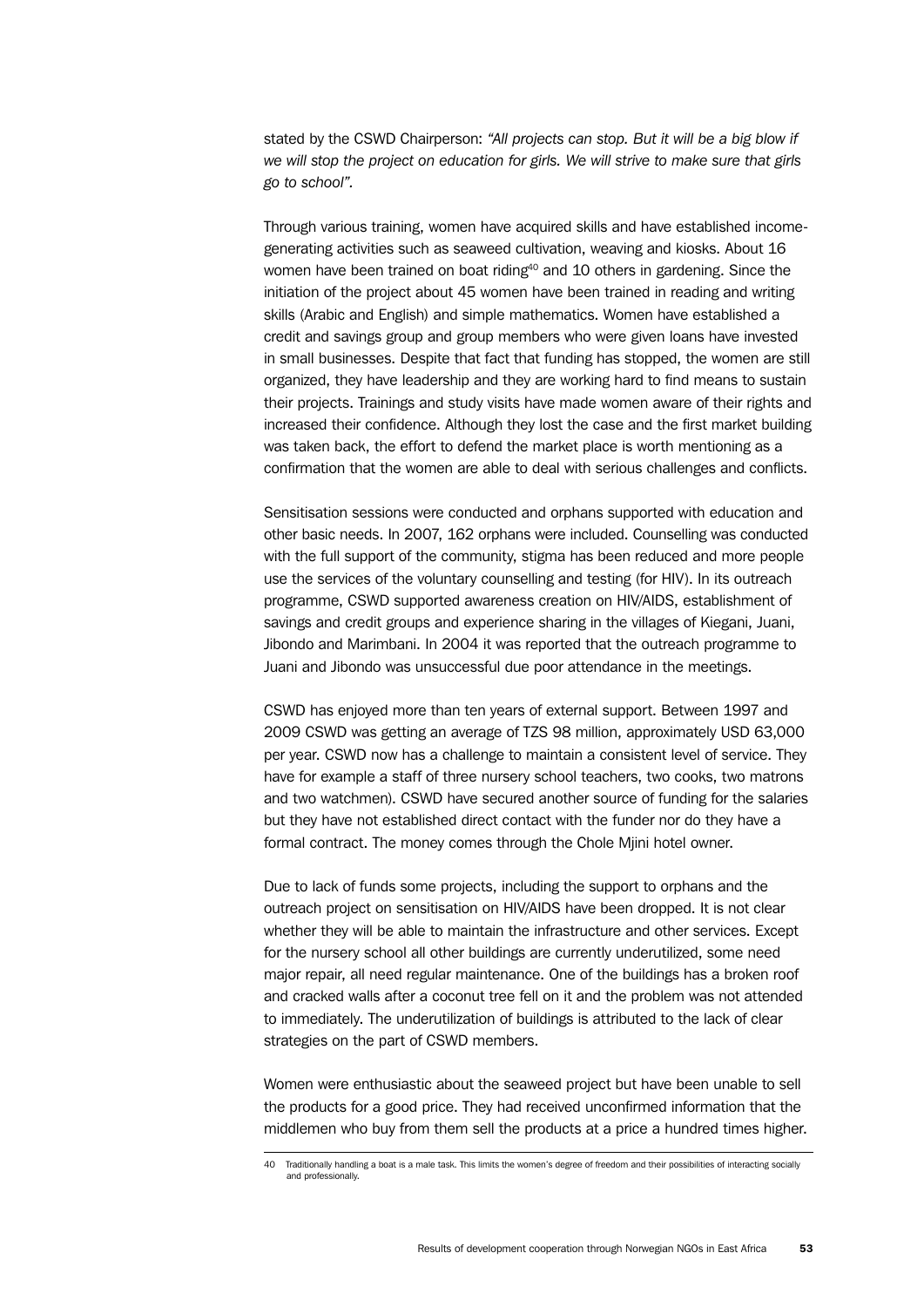stated by the CSWD Chairperson: *"All projects can stop. But it will be a big blow if we will stop the project on education for girls. We will strive to make sure that girls go to school".*

Through various training, women have acquired skills and have established income-generating activities such as seaweed cultivation, weaving and kiosks. About 16 women have been trained on boat riding[40] and 10 others in gardening. Since the initiation of the project about 45 women have been trained in reading and writing skills (Arabic and English) and simple mathematics. Women have established a credit and savings group and group members who were given loans have invested in small businesses. Despite that fact that funding has stopped, the women are still organized, they have leadership and they are working hard to find means to sustain their projects. Trainings and study visits have made women aware of their rights and increased their confidence. Although they lost the case and the first market building was taken back, the effort to defend the market place is worth mentioning as a confirmation that the women are able to deal with serious challenges and conflicts.

Sensitisation sessions were conducted and orphans supported with education and other basic needs. In 2007, 162 orphans were included. Counselling was conducted with the full support of the community, stigma has been reduced and more people use the services of the voluntary counselling and testing (for HIV). In its outreach programme, CSWD supported awareness creation on HIV/AIDS, establishment of savings and credit groups and experience sharing in the villages of Kiegani, Juani, Jibondo and Marimbani. In 2004 it was reported that the outreach programme to Juani and Jibondo was unsuccessful due poor attendance in the meetings.

CSWD has enjoyed more than ten years of external support. Between 1997 and 2009 CSWD was getting an average of TZS 98 million, approximately USD 63,000 per year. CSWD now has a challenge to maintain a consistent level of service. They have for example a staff of three nursery school teachers, two cooks, two matrons and two watchmen). CSWD have secured another source of funding for the salaries but they have not established direct contact with the funder nor do they have a formal contract. The money comes through the Chole Mjini hotel owner.

Due to lack of funds some projects, including the support to orphans and the outreach project on sensitisation on HIV/AIDS have been dropped. It is not clear whether they will be able to maintain the infrastructure and other services. Except for the nursery school all other buildings are currently underutilized, some need major repair, all need regular maintenance. One of the buildings has a broken roof and cracked walls after a coconut tree fell on it and the problem was not attended to immediately. The underutilization of buildings is attributed to the lack of clear strategies on the part of CSWD members.

Women were enthusiastic about the seaweed project but have been unable to sell the products for a good price. They had received unconfirmed information that the middlemen who buy from them sell the products at a price a hundred times higher.

---

40 Traditionally handling a boat is a male task. This limits the women's degree of freedom and their possibilities of interacting socially and professionally.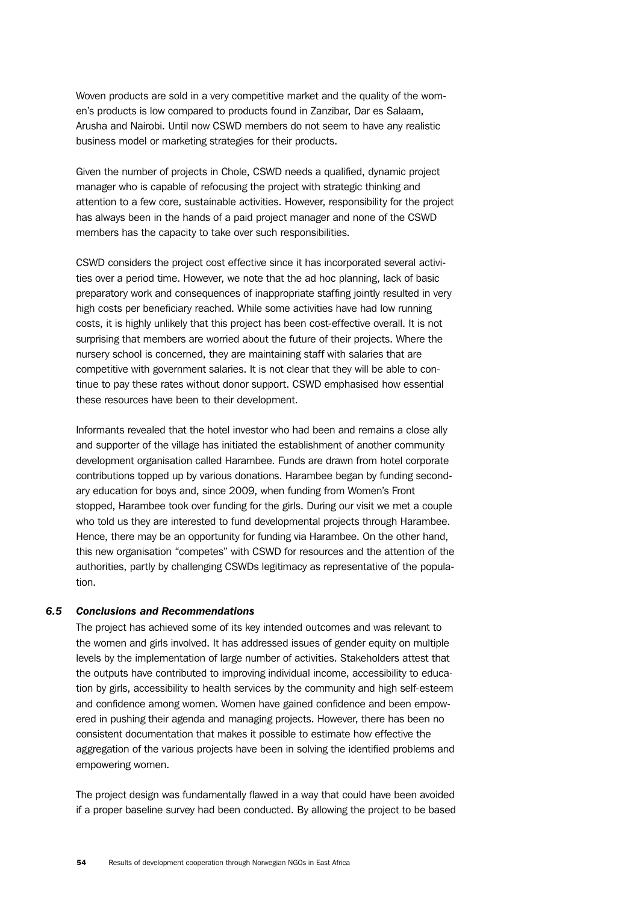Woven products are sold in a very competitive market and the quality of the women's products is low compared to products found in Zanzibar, Dar es Salaam, Arusha and Nairobi. Until now CSWD members do not seem to have any realistic business model or marketing strategies for their products.

Given the number of projects in Chole, CSWD needs a qualified, dynamic project manager who is capable of refocusing the project with strategic thinking and attention to a few core, sustainable activities. However, responsibility for the project has always been in the hands of a paid project manager and none of the CSWD members has the capacity to take over such responsibilities.

CSWD considers the project cost effective since it has incorporated several activities over a period time. However, we note that the ad hoc planning, lack of basic preparatory work and consequences of inappropriate staffing jointly resulted in very high costs per beneficiary reached. While some activities have had low running costs, it is highly unlikely that this project has been cost-effective overall. It is not surprising that members are worried about the future of their projects. Where the nursery school is concerned, they are maintaining staff with salaries that are competitive with government salaries. It is not clear that they will be able to continue to pay these rates without donor support. CSWD emphasised how essential these resources have been to their development.

Informants revealed that the hotel investor who had been and remains a close ally and supporter of the village has initiated the establishment of another community development organisation called Harambee. Funds are drawn from hotel corporate contributions topped up by various donations. Harambee began by funding secondary education for boys and, since 2009, when funding from Women's Front stopped, Harambee took over funding for the girls. During our visit we met a couple who told us they are interested to fund developmental projects through Harambee. Hence, there may be an opportunity for funding via Harambee. On the other hand, this new organisation "competes" with CSWD for resources and the attention of the authorities, partly by challenging CSWDs legitimacy as representative of the population.

### *6.5 Conclusions and Recommendations*

The project has achieved some of its key intended outcomes and was relevant to the women and girls involved. It has addressed issues of gender equity on multiple levels by the implementation of large number of activities. Stakeholders attest that the outputs have contributed to improving individual income, accessibility to education by girls, accessibility to health services by the community and high self-esteem and confidence among women. Women have gained confidence and been empowered in pushing their agenda and managing projects. However, there has been no consistent documentation that makes it possible to estimate how effective the aggregation of the various projects have been in solving the identified problems and empowering women.

The project design was fundamentally flawed in a way that could have been avoided if a proper baseline survey had been conducted. By allowing the project to be based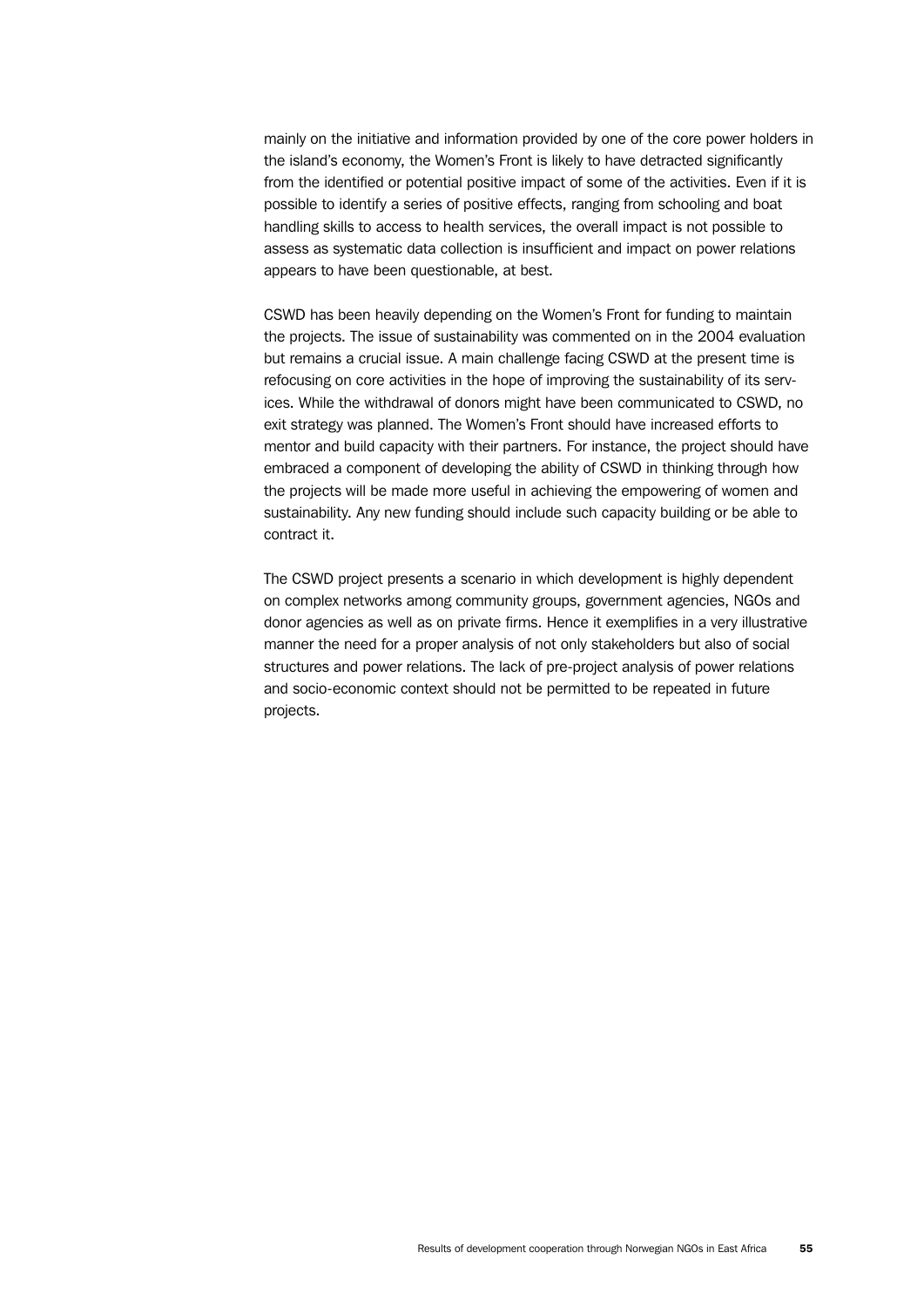mainly on the initiative and information provided by one of the core power holders in the island's economy, the Women's Front is likely to have detracted significantly from the identified or potential positive impact of some of the activities. Even if it is possible to identify a series of positive effects, ranging from schooling and boat handling skills to access to health services, the overall impact is not possible to assess as systematic data collection is insufficient and impact on power relations appears to have been questionable, at best.

CSWD has been heavily depending on the Women's Front for funding to maintain the projects. The issue of sustainability was commented on in the 2004 evaluation but remains a crucial issue. A main challenge facing CSWD at the present time is refocusing on core activities in the hope of improving the sustainability of its services. While the withdrawal of donors might have been communicated to CSWD, no exit strategy was planned. The Women's Front should have increased efforts to mentor and build capacity with their partners. For instance, the project should have embraced a component of developing the ability of CSWD in thinking through how the projects will be made more useful in achieving the empowering of women and sustainability. Any new funding should include such capacity building or be able to contract it.

The CSWD project presents a scenario in which development is highly dependent on complex networks among community groups, government agencies, NGOs and donor agencies as well as on private firms. Hence it exemplifies in a very illustrative manner the need for a proper analysis of not only stakeholders but also of social structures and power relations. The lack of pre-project analysis of power relations and socio-economic context should not be permitted to be repeated in future projects.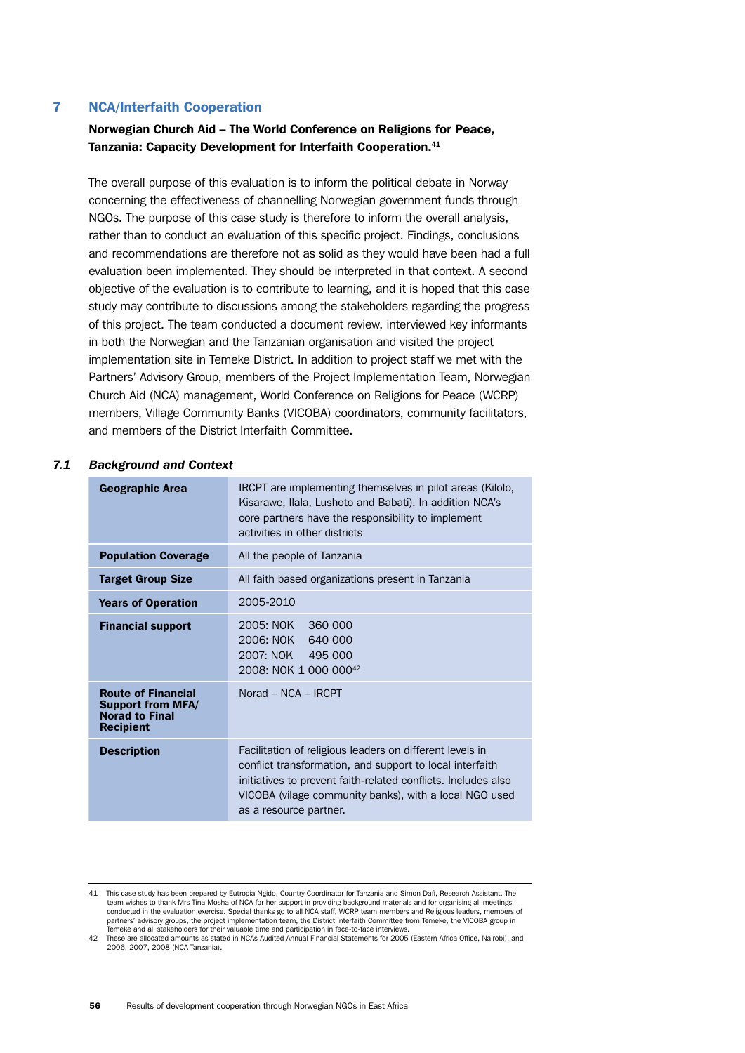# 7 NCA/Interfaith Cooperation

**Norwegian Church Aid – The World Conference on Religions for Peace, Tanzania: Capacity Development for Interfaith Cooperation.[41]**

The overall purpose of this evaluation is to inform the political debate in Norway concerning the effectiveness of channelling Norwegian government funds through NGOs. The purpose of this case study is therefore to inform the overall analysis, rather than to conduct an evaluation of this specific project. Findings, conclusions and recommendations are therefore not as solid as they would have been had a full evaluation been implemented. They should be interpreted in that context. A second objective of the evaluation is to contribute to learning, and it is hoped that this case study may contribute to discussions among the stakeholders regarding the progress of this project. The team conducted a document review, interviewed key informants in both the Norwegian and the Tanzanian organisation and visited the project implementation site in Temeke District. In addition to project staff we met with the Partners' Advisory Group, members of the Project Implementation Team, Norwegian Church Aid (NCA) management, World Conference on Religions for Peace (WCRP) members, Village Community Banks (VICOBA) coordinators, community facilitators, and members of the District Interfaith Committee.

## 7.1 *Background and Context*

| | |
|---|---|
| **Geographic Area** | IRCPT are implementing themselves in pilot areas (Kilolo, Kisarawe, Ilala, Lushoto and Babati). In addition NCA's core partners have the responsibility to implement activities in other districts |
| **Population Coverage** | All the people of Tanzania |
| **Target Group Size** | All faith based organizations present in Tanzania |
| **Years of Operation** | 2005-2010 |
| **Financial support** | 2005: NOK 360 000<br>2006: NOK 640 000<br>2007: NOK 495 000<br>2008: NOK 1 000 000[42] |
| **Route of Financial Support from MFA/ Norad to Final Recipient** | Norad – NCA – IRCPT |
| **Description** | Facilitation of religious leaders on different levels in conflict transformation, and support to local interfaith initiatives to prevent faith-related conflicts. Includes also VICOBA (vilage community banks), with a local NGO used as a resource partner. |

41 This case study has been prepared by Eutropia Ngido, Country Coordinator for Tanzania and Simon Dafi, Research Assistant. The team wishes to thank Mrs Tina Mosha of NCA for her support in providing background materials and for organising all meetings conducted in the evaluation exercise. Special thanks go to all NCA staff, WCRP team members and Religious leaders, members of partners' advisory groups, the project implementation team, the District Interfaith Committee from Temeke, the VICOBA group in Temeke and all stakeholders for their valuable time and participation in face-to-face interviews.

42 These are allocated amounts as stated in NCAs Audited Annual Financial Statements for 2005 (Eastern Africa Office, Nairobi), and 2006, 2007, 2008 (NCA Tanzania).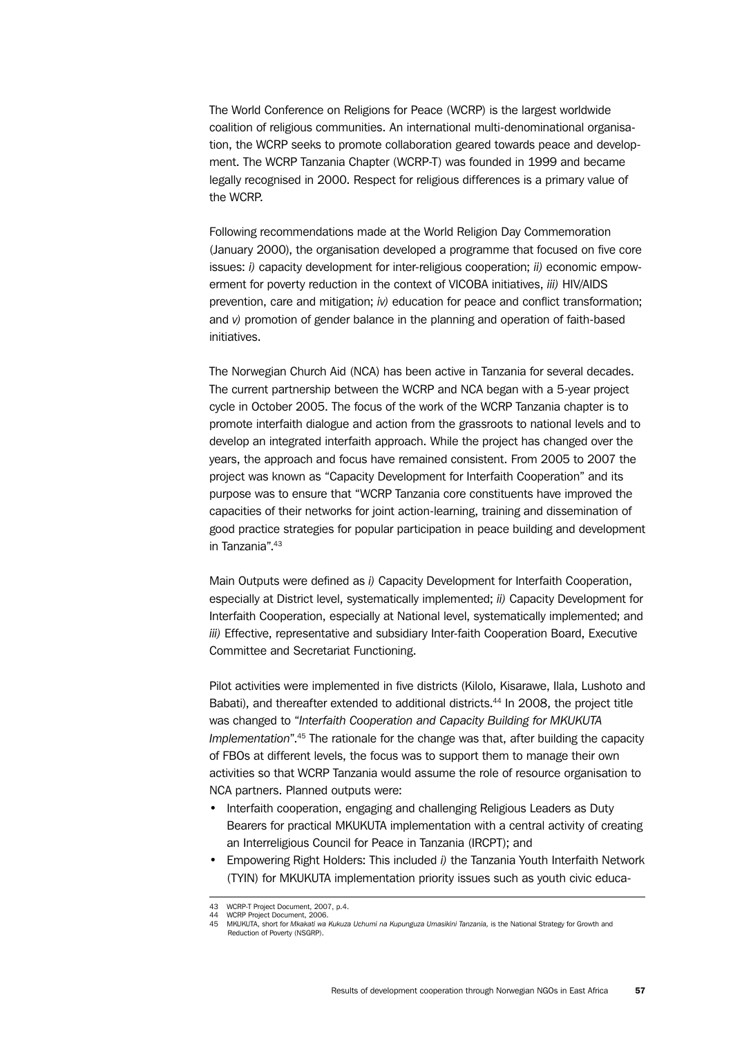The World Conference on Religions for Peace (WCRP) is the largest worldwide coalition of religious communities. An international multi-denominational organisation, the WCRP seeks to promote collaboration geared towards peace and development. The WCRP Tanzania Chapter (WCRP-T) was founded in 1999 and became legally recognised in 2000. Respect for religious differences is a primary value of the WCRP.

Following recommendations made at the World Religion Day Commemoration (January 2000), the organisation developed a programme that focused on five core issues: *i)* capacity development for inter-religious cooperation; *ii)* economic empowerment for poverty reduction in the context of VICOBA initiatives, *iii)* HIV/AIDS prevention, care and mitigation; *iv)* education for peace and conflict transformation; and *v)* promotion of gender balance in the planning and operation of faith-based initiatives.

The Norwegian Church Aid (NCA) has been active in Tanzania for several decades. The current partnership between the WCRP and NCA began with a 5-year project cycle in October 2005. The focus of the work of the WCRP Tanzania chapter is to promote interfaith dialogue and action from the grassroots to national levels and to develop an integrated interfaith approach. While the project has changed over the years, the approach and focus have remained consistent. From 2005 to 2007 the project was known as "Capacity Development for Interfaith Cooperation" and its purpose was to ensure that "WCRP Tanzania core constituents have improved the capacities of their networks for joint action-learning, training and dissemination of good practice strategies for popular participation in peace building and development in Tanzania".[43]

Main Outputs were defined as *i)* Capacity Development for Interfaith Cooperation, especially at District level, systematically implemented; *ii)* Capacity Development for Interfaith Cooperation, especially at National level, systematically implemented; and *iii)* Effective, representative and subsidiary Inter-faith Cooperation Board, Executive Committee and Secretariat Functioning.

Pilot activities were implemented in five districts (Kilolo, Kisarawe, Ilala, Lushoto and Babati), and thereafter extended to additional districts.[44] In 2008, the project title was changed to "*Interfaith Cooperation and Capacity Building for MKUKUTA Implementation*".[45] The rationale for the change was that, after building the capacity of FBOs at different levels, the focus was to support them to manage their own activities so that WCRP Tanzania would assume the role of resource organisation to NCA partners. Planned outputs were:

- Interfaith cooperation, engaging and challenging Religious Leaders as Duty Bearers for practical MKUKUTA implementation with a central activity of creating an Interreligious Council for Peace in Tanzania (IRCPT); and
- Empowering Right Holders: This included *i)* the Tanzania Youth Interfaith Network (TYIN) for MKUKUTA implementation priority issues such as youth civic educa-

---

43 WCRP-T Project Document, 2007, p.4.
44 WCRP Project Document, 2006.
45 MKUKUTA, short for *Mkakati wa Kukuza Uchumi na Kupunguza Umasikini Tanzania,* is the National Strategy for Growth and Reduction of Poverty (NSGRP).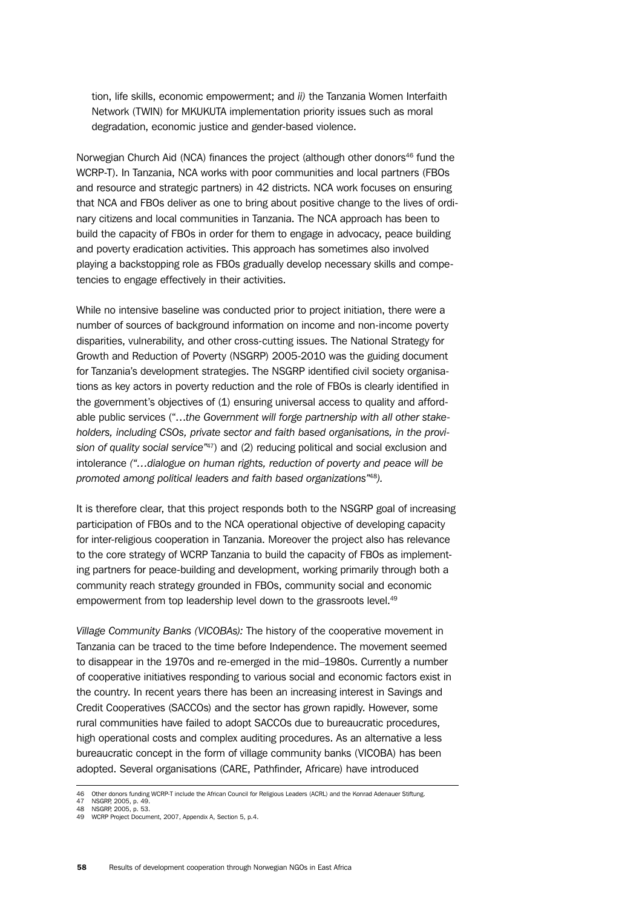tion, life skills, economic empowerment; and *ii)* the Tanzania Women Interfaith Network (TWIN) for MKUKUTA implementation priority issues such as moral degradation, economic justice and gender-based violence.

Norwegian Church Aid (NCA) finances the project (although other donors[46] fund the WCRP-T). In Tanzania, NCA works with poor communities and local partners (FBOs and resource and strategic partners) in 42 districts. NCA work focuses on ensuring that NCA and FBOs deliver as one to bring about positive change to the lives of ordinary citizens and local communities in Tanzania. The NCA approach has been to build the capacity of FBOs in order for them to engage in advocacy, peace building and poverty eradication activities. This approach has sometimes also involved playing a backstopping role as FBOs gradually develop necessary skills and competencies to engage effectively in their activities.

While no intensive baseline was conducted prior to project initiation, there were a number of sources of background information on income and non-income poverty disparities, vulnerability, and other cross-cutting issues. The National Strategy for Growth and Reduction of Poverty (NSGRP) 2005-2010 was the guiding document for Tanzania's development strategies. The NSGRP identified civil society organisations as key actors in poverty reduction and the role of FBOs is clearly identified in the government's objectives of (1) ensuring universal access to quality and affordable public services ("*…the Government will forge partnership with all other stakeholders, including CSOs, private sector and faith based organisations, in the provision of quality social service*"[47]) and (2) reducing political and social exclusion and intolerance *("…dialogue on human rights, reduction of poverty and peace will be promoted among political leaders and faith based organizations"[48]).*

It is therefore clear, that this project responds both to the NSGRP goal of increasing participation of FBOs and to the NCA operational objective of developing capacity for inter-religious cooperation in Tanzania. Moreover the project also has relevance to the core strategy of WCRP Tanzania to build the capacity of FBOs as implementing partners for peace-building and development, working primarily through both a community reach strategy grounded in FBOs, community social and economic empowerment from top leadership level down to the grassroots level.[49]

*Village Community Banks (VICOBAs):* The history of the cooperative movement in Tanzania can be traced to the time before Independence. The movement seemed to disappear in the 1970s and re-emerged in the mid–1980s. Currently a number of cooperative initiatives responding to various social and economic factors exist in the country. In recent years there has been an increasing interest in Savings and Credit Cooperatives (SACCOs) and the sector has grown rapidly. However, some rural communities have failed to adopt SACCOs due to bureaucratic procedures, high operational costs and complex auditing procedures. As an alternative a less bureaucratic concept in the form of village community banks (VICOBA) has been adopted. Several organisations (CARE, Pathfinder, Africare) have introduced

46 Other donors funding WCRP-T include the African Council for Religious Leaders (ACRL) and the Konrad Adenauer Stiftung.
47 NSGRP, 2005, p. 49.
48 NSGRP, 2005, p. 53.
49 WCRP Project Document, 2007, Appendix A, Section 5, p.4.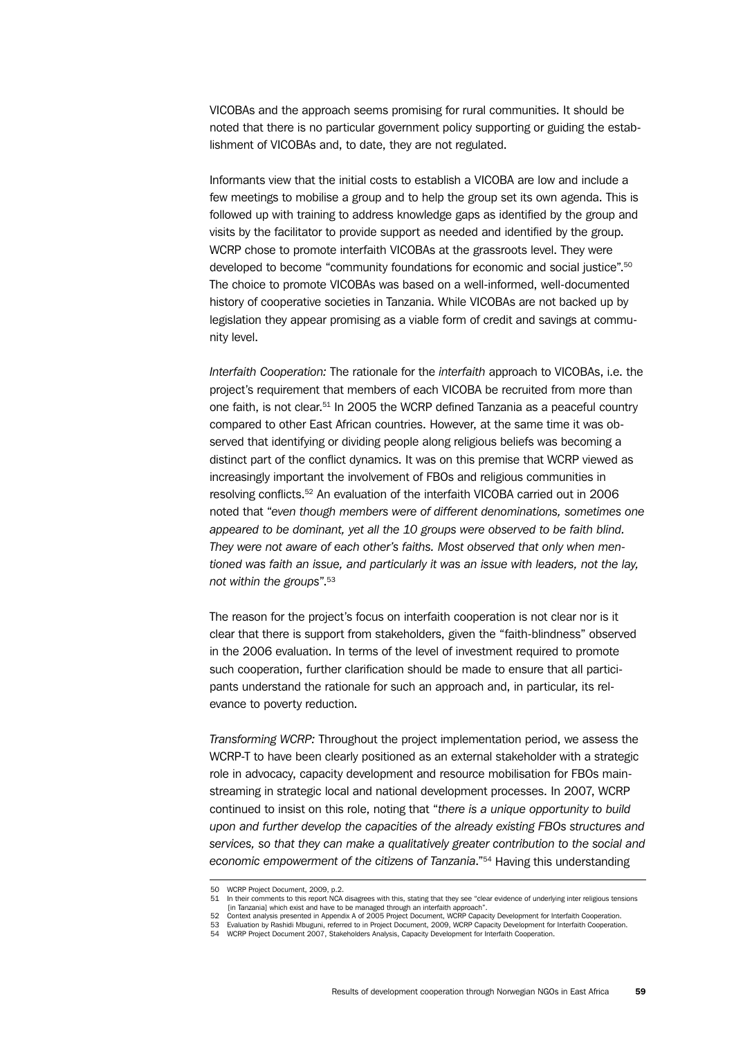VICOBAs and the approach seems promising for rural communities. It should be noted that there is no particular government policy supporting or guiding the establishment of VICOBAs and, to date, they are not regulated.

Informants view that the initial costs to establish a VICOBA are low and include a few meetings to mobilise a group and to help the group set its own agenda. This is followed up with training to address knowledge gaps as identified by the group and visits by the facilitator to provide support as needed and identified by the group. WCRP chose to promote interfaith VICOBAs at the grassroots level. They were developed to become "community foundations for economic and social justice".[50] The choice to promote VICOBAs was based on a well-informed, well-documented history of cooperative societies in Tanzania. While VICOBAs are not backed up by legislation they appear promising as a viable form of credit and savings at community level.

*Interfaith Cooperation:* The rationale for the *interfaith* approach to VICOBAs, i.e. the project's requirement that members of each VICOBA be recruited from more than one faith, is not clear.[51] In 2005 the WCRP defined Tanzania as a peaceful country compared to other East African countries. However, at the same time it was observed that identifying or dividing people along religious beliefs was becoming a distinct part of the conflict dynamics. It was on this premise that WCRP viewed as increasingly important the involvement of FBOs and religious communities in resolving conflicts.[52] An evaluation of the interfaith VICOBA carried out in 2006 noted that "*even though members were of different denominations, sometimes one appeared to be dominant, yet all the 10 groups were observed to be faith blind. They were not aware of each other's faiths. Most observed that only when mentioned was faith an issue, and particularly it was an issue with leaders, not the lay, not within the groups*".[53]

The reason for the project's focus on interfaith cooperation is not clear nor is it clear that there is support from stakeholders, given the "faith-blindness" observed in the 2006 evaluation. In terms of the level of investment required to promote such cooperation, further clarification should be made to ensure that all participants understand the rationale for such an approach and, in particular, its relevance to poverty reduction.

*Transforming WCRP:* Throughout the project implementation period, we assess the WCRP-T to have been clearly positioned as an external stakeholder with a strategic role in advocacy, capacity development and resource mobilisation for FBOs mainstreaming in strategic local and national development processes. In 2007, WCRP continued to insist on this role, noting that "*there is a unique opportunity to build upon and further develop the capacities of the already existing FBOs structures and services, so that they can make a qualitatively greater contribution to the social and economic empowerment of the citizens of Tanzania*."[54] Having this understanding

---

50 WCRP Project Document, 2009, p.2.

51 In their comments to this report NCA disagrees with this, stating that they see "clear evidence of underlying inter religious tensions [in Tanzania] which exist and have to be managed through an interfaith approach".

52 Context analysis presented in Appendix A of 2005 Project Document, WCRP Capacity Development for Interfaith Cooperation.

53 Evaluation by Rashidi Mbuguni, referred to in Project Document, 2009, WCRP Capacity Development for Interfaith Cooperation.

54 WCRP Project Document 2007, Stakeholders Analysis, Capacity Development for Interfaith Cooperation.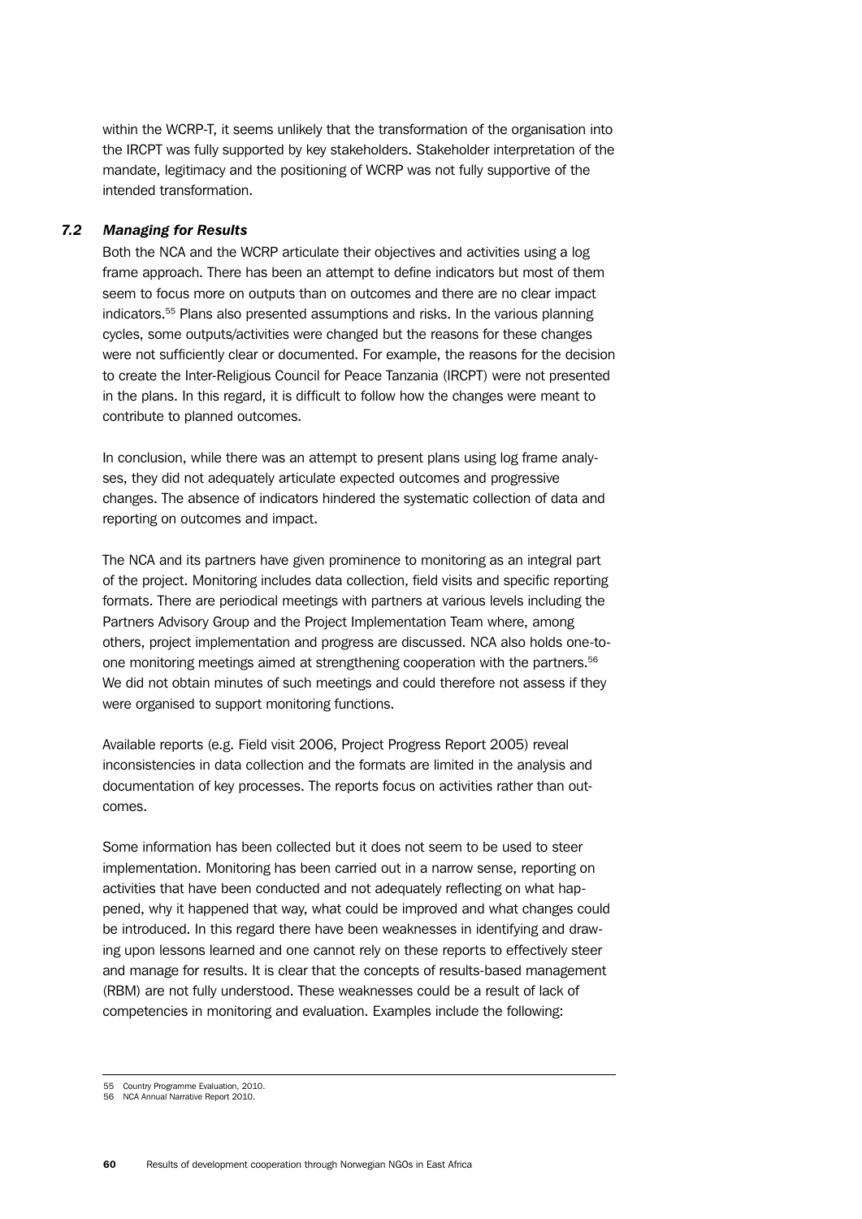within the WCRP-T, it seems unlikely that the transformation of the organisation into the IRCPT was fully supported by key stakeholders. Stakeholder interpretation of the mandate, legitimacy and the positioning of WCRP was not fully supportive of the intended transformation.

### *7.2 Managing for Results*

Both the NCA and the WCRP articulate their objectives and activities using a log frame approach. There has been an attempt to define indicators but most of them seem to focus more on outputs than on outcomes and there are no clear impact indicators.[55] Plans also presented assumptions and risks. In the various planning cycles, some outputs/activities were changed but the reasons for these changes were not sufficiently clear or documented. For example, the reasons for the decision to create the Inter-Religious Council for Peace Tanzania (IRCPT) were not presented in the plans. In this regard, it is difficult to follow how the changes were meant to contribute to planned outcomes.

In conclusion, while there was an attempt to present plans using log frame analyses, they did not adequately articulate expected outcomes and progressive changes. The absence of indicators hindered the systematic collection of data and reporting on outcomes and impact.

The NCA and its partners have given prominence to monitoring as an integral part of the project. Monitoring includes data collection, field visits and specific reporting formats. There are periodical meetings with partners at various levels including the Partners Advisory Group and the Project Implementation Team where, among others, project implementation and progress are discussed. NCA also holds one-to-one monitoring meetings aimed at strengthening cooperation with the partners.[56] We did not obtain minutes of such meetings and could therefore not assess if they were organised to support monitoring functions.

Available reports (e.g. Field visit 2006, Project Progress Report 2005) reveal inconsistencies in data collection and the formats are limited in the analysis and documentation of key processes. The reports focus on activities rather than outcomes.

Some information has been collected but it does not seem to be used to steer implementation. Monitoring has been carried out in a narrow sense, reporting on activities that have been conducted and not adequately reflecting on what happened, why it happened that way, what could be improved and what changes could be introduced. In this regard there have been weaknesses in identifying and drawing upon lessons learned and one cannot rely on these reports to effectively steer and manage for results. It is clear that the concepts of results-based management (RBM) are not fully understood. These weaknesses could be a result of lack of competencies in monitoring and evaluation. Examples include the following:

---

55 Country Programme Evaluation, 2010.

56 NCA Annual Narrative Report 2010.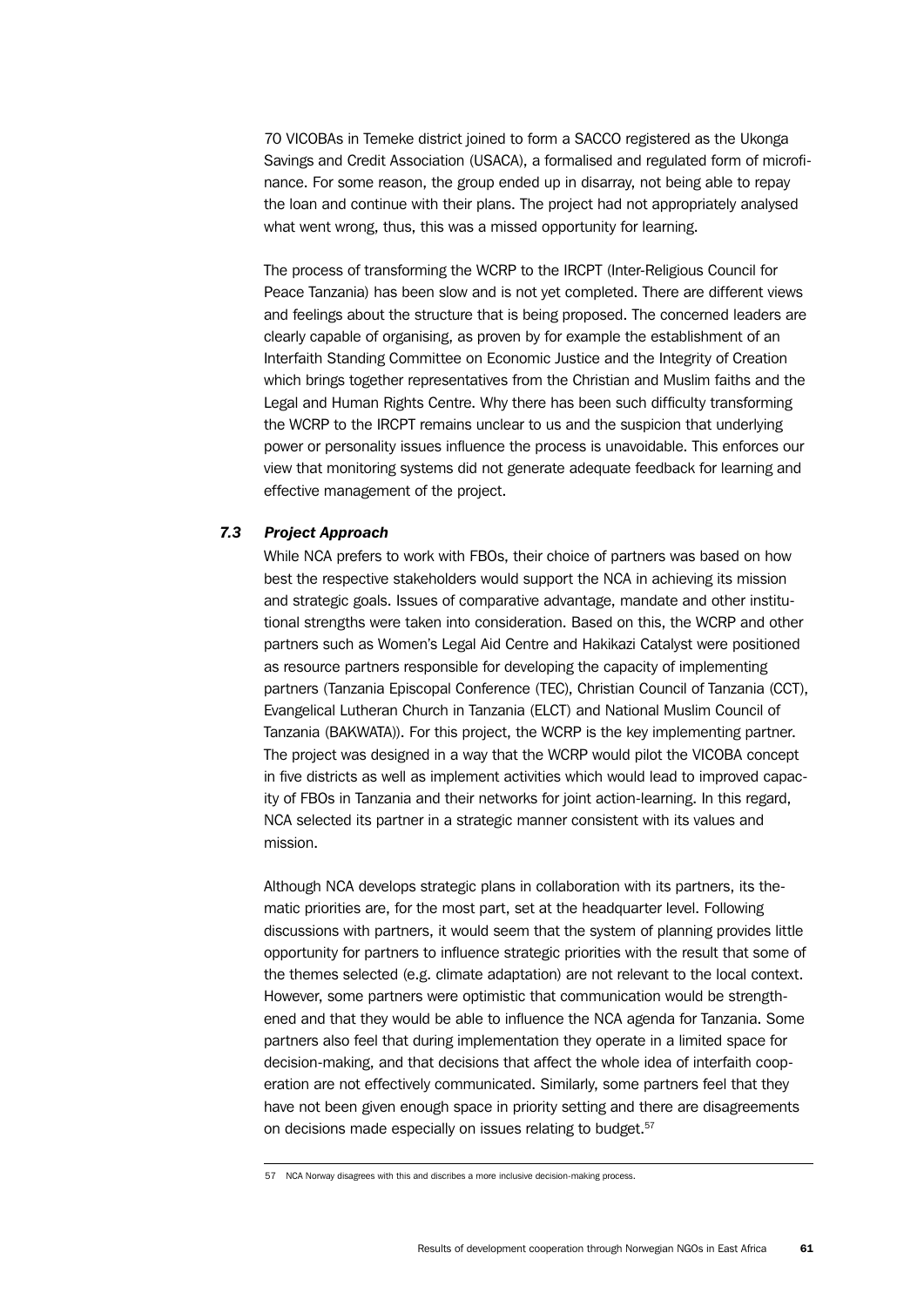70 VICOBAs in Temeke district joined to form a SACCO registered as the Ukonga Savings and Credit Association (USACA), a formalised and regulated form of microfinance. For some reason, the group ended up in disarray, not being able to repay the loan and continue with their plans. The project had not appropriately analysed what went wrong, thus, this was a missed opportunity for learning.

The process of transforming the WCRP to the IRCPT (Inter-Religious Council for Peace Tanzania) has been slow and is not yet completed. There are different views and feelings about the structure that is being proposed. The concerned leaders are clearly capable of organising, as proven by for example the establishment of an Interfaith Standing Committee on Economic Justice and the Integrity of Creation which brings together representatives from the Christian and Muslim faiths and the Legal and Human Rights Centre. Why there has been such difficulty transforming the WCRP to the IRCPT remains unclear to us and the suspicion that underlying power or personality issues influence the process is unavoidable. This enforces our view that monitoring systems did not generate adequate feedback for learning and effective management of the project.

### *7.3 Project Approach*

While NCA prefers to work with FBOs, their choice of partners was based on how best the respective stakeholders would support the NCA in achieving its mission and strategic goals. Issues of comparative advantage, mandate and other institutional strengths were taken into consideration. Based on this, the WCRP and other partners such as Women's Legal Aid Centre and Hakikazi Catalyst were positioned as resource partners responsible for developing the capacity of implementing partners (Tanzania Episcopal Conference (TEC), Christian Council of Tanzania (CCT), Evangelical Lutheran Church in Tanzania (ELCT) and National Muslim Council of Tanzania (BAKWATA)). For this project, the WCRP is the key implementing partner. The project was designed in a way that the WCRP would pilot the VICOBA concept in five districts as well as implement activities which would lead to improved capacity of FBOs in Tanzania and their networks for joint action-learning. In this regard, NCA selected its partner in a strategic manner consistent with its values and mission.

Although NCA develops strategic plans in collaboration with its partners, its thematic priorities are, for the most part, set at the headquarter level. Following discussions with partners, it would seem that the system of planning provides little opportunity for partners to influence strategic priorities with the result that some of the themes selected (e.g. climate adaptation) are not relevant to the local context. However, some partners were optimistic that communication would be strengthened and that they would be able to influence the NCA agenda for Tanzania. Some partners also feel that during implementation they operate in a limited space for decision-making, and that decisions that affect the whole idea of interfaith cooperation are not effectively communicated. Similarly, some partners feel that they have not been given enough space in priority setting and there are disagreements on decisions made especially on issues relating to budget.[57]

[57] NCA Norway disagrees with this and discribes a more inclusive decision-making process.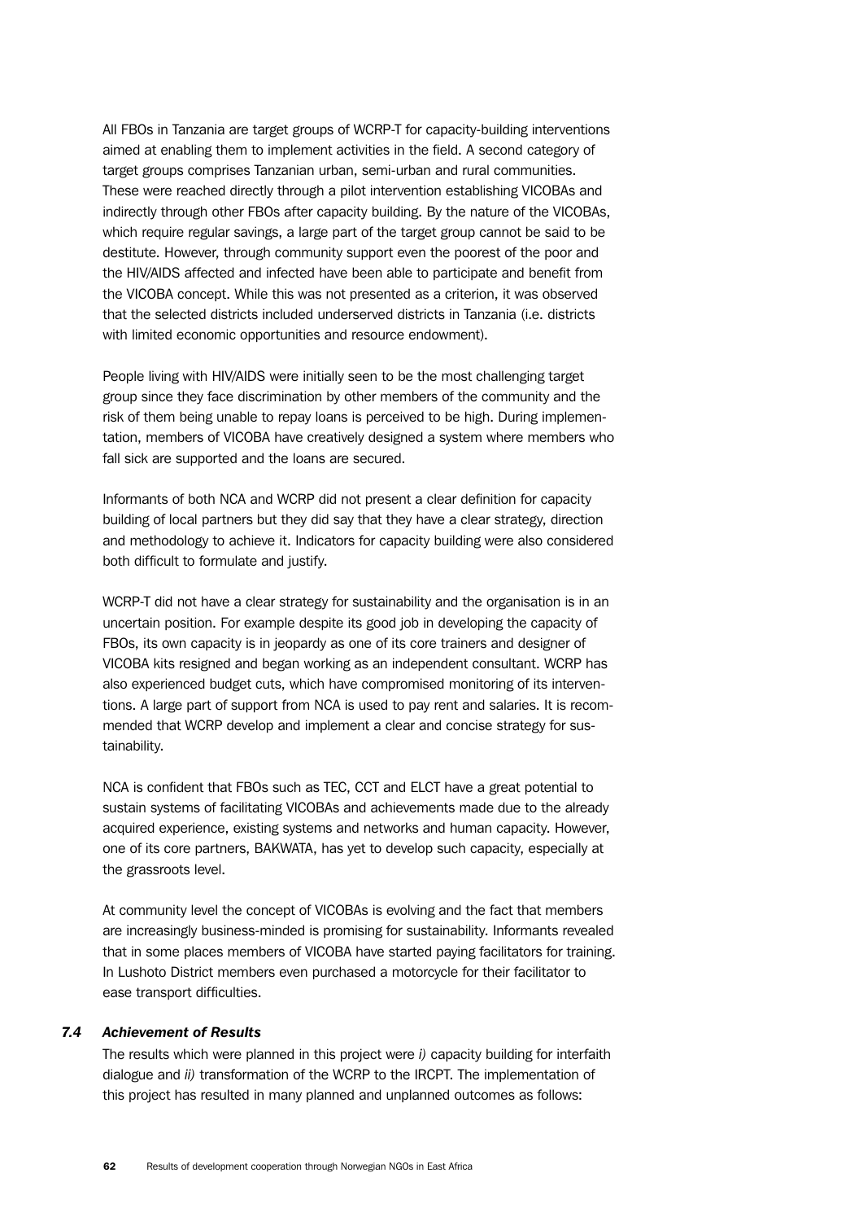All FBOs in Tanzania are target groups of WCRP-T for capacity-building interventions aimed at enabling them to implement activities in the field. A second category of target groups comprises Tanzanian urban, semi-urban and rural communities. These were reached directly through a pilot intervention establishing VICOBAs and indirectly through other FBOs after capacity building. By the nature of the VICOBAs, which require regular savings, a large part of the target group cannot be said to be destitute. However, through community support even the poorest of the poor and the HIV/AIDS affected and infected have been able to participate and benefit from the VICOBA concept. While this was not presented as a criterion, it was observed that the selected districts included underserved districts in Tanzania (i.e. districts with limited economic opportunities and resource endowment).

People living with HIV/AIDS were initially seen to be the most challenging target group since they face discrimination by other members of the community and the risk of them being unable to repay loans is perceived to be high. During implementation, members of VICOBA have creatively designed a system where members who fall sick are supported and the loans are secured.

Informants of both NCA and WCRP did not present a clear definition for capacity building of local partners but they did say that they have a clear strategy, direction and methodology to achieve it. Indicators for capacity building were also considered both difficult to formulate and justify.

WCRP-T did not have a clear strategy for sustainability and the organisation is in an uncertain position. For example despite its good job in developing the capacity of FBOs, its own capacity is in jeopardy as one of its core trainers and designer of VICOBA kits resigned and began working as an independent consultant. WCRP has also experienced budget cuts, which have compromised monitoring of its interventions. A large part of support from NCA is used to pay rent and salaries. It is recommended that WCRP develop and implement a clear and concise strategy for sustainability.

NCA is confident that FBOs such as TEC, CCT and ELCT have a great potential to sustain systems of facilitating VICOBAs and achievements made due to the already acquired experience, existing systems and networks and human capacity. However, one of its core partners, BAKWATA, has yet to develop such capacity, especially at the grassroots level.

At community level the concept of VICOBAs is evolving and the fact that members are increasingly business-minded is promising for sustainability. Informants revealed that in some places members of VICOBA have started paying facilitators for training. In Lushoto District members even purchased a motorcycle for their facilitator to ease transport difficulties.

### *7.4 Achievement of Results*

The results which were planned in this project were *i)* capacity building for interfaith dialogue and *ii)* transformation of the WCRP to the IRCPT. The implementation of this project has resulted in many planned and unplanned outcomes as follows: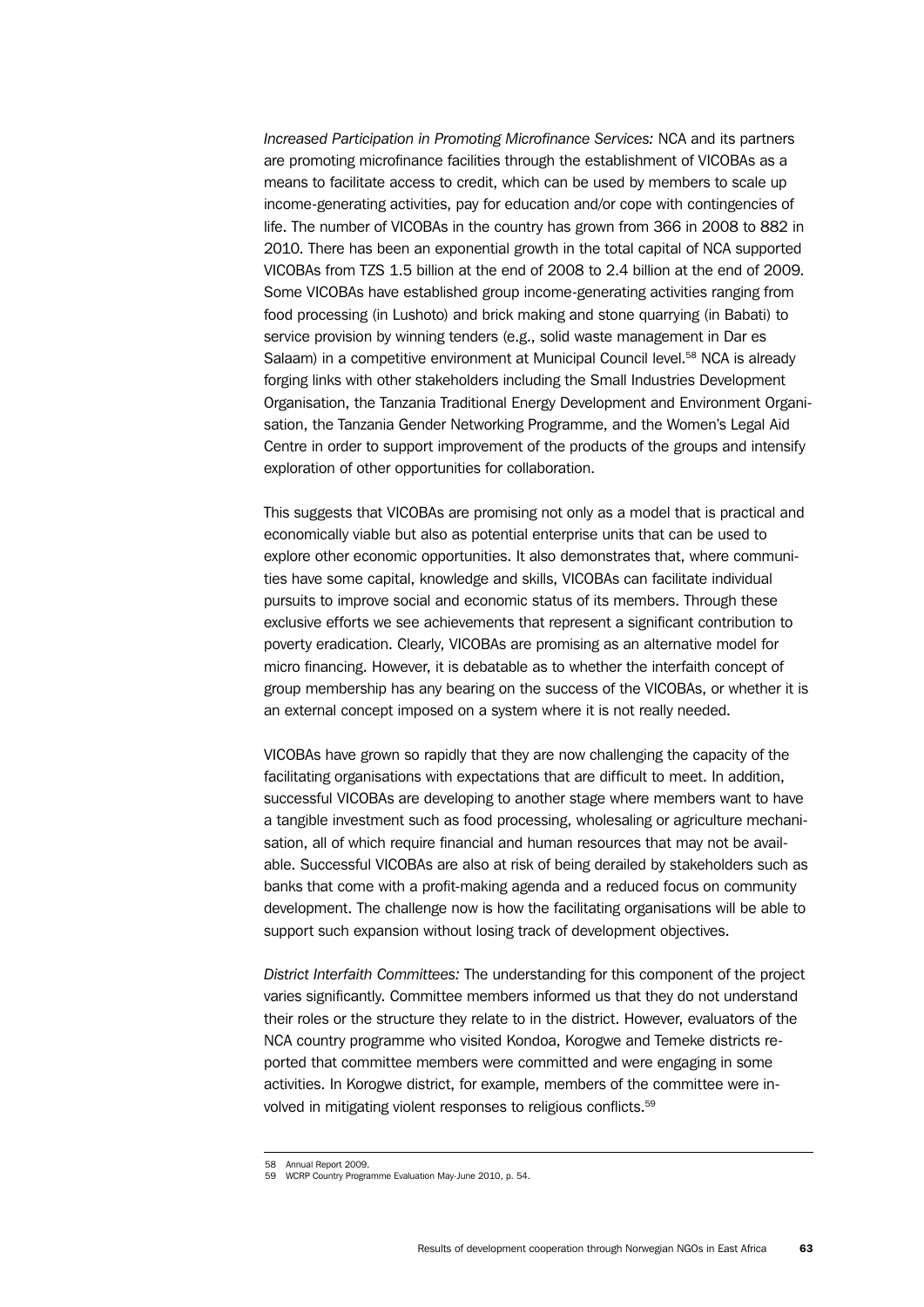*Increased Participation in Promoting Microfinance Services:* NCA and its partners are promoting microfinance facilities through the establishment of VICOBAs as a means to facilitate access to credit, which can be used by members to scale up income-generating activities, pay for education and/or cope with contingencies of life. The number of VICOBAs in the country has grown from 366 in 2008 to 882 in 2010. There has been an exponential growth in the total capital of NCA supported VICOBAs from TZS 1.5 billion at the end of 2008 to 2.4 billion at the end of 2009. Some VICOBAs have established group income-generating activities ranging from food processing (in Lushoto) and brick making and stone quarrying (in Babati) to service provision by winning tenders (e.g., solid waste management in Dar es Salaam) in a competitive environment at Municipal Council level.[58] NCA is already forging links with other stakeholders including the Small Industries Development Organisation, the Tanzania Traditional Energy Development and Environment Organisation, the Tanzania Gender Networking Programme, and the Women's Legal Aid Centre in order to support improvement of the products of the groups and intensify exploration of other opportunities for collaboration.

This suggests that VICOBAs are promising not only as a model that is practical and economically viable but also as potential enterprise units that can be used to explore other economic opportunities. It also demonstrates that, where communities have some capital, knowledge and skills, VICOBAs can facilitate individual pursuits to improve social and economic status of its members. Through these exclusive efforts we see achievements that represent a significant contribution to poverty eradication. Clearly, VICOBAs are promising as an alternative model for micro financing. However, it is debatable as to whether the interfaith concept of group membership has any bearing on the success of the VICOBAs, or whether it is an external concept imposed on a system where it is not really needed.

VICOBAs have grown so rapidly that they are now challenging the capacity of the facilitating organisations with expectations that are difficult to meet. In addition, successful VICOBAs are developing to another stage where members want to have a tangible investment such as food processing, wholesaling or agriculture mechanisation, all of which require financial and human resources that may not be available. Successful VICOBAs are also at risk of being derailed by stakeholders such as banks that come with a profit-making agenda and a reduced focus on community development. The challenge now is how the facilitating organisations will be able to support such expansion without losing track of development objectives.

*District Interfaith Committees:* The understanding for this component of the project varies significantly. Committee members informed us that they do not understand their roles or the structure they relate to in the district. However, evaluators of the NCA country programme who visited Kondoa, Korogwe and Temeke districts reported that committee members were committed and were engaging in some activities. In Korogwe district, for example, members of the committee were involved in mitigating violent responses to religious conflicts.[59]

---

58 Annual Report 2009.

59 WCRP Country Programme Evaluation May-June 2010, p. 54.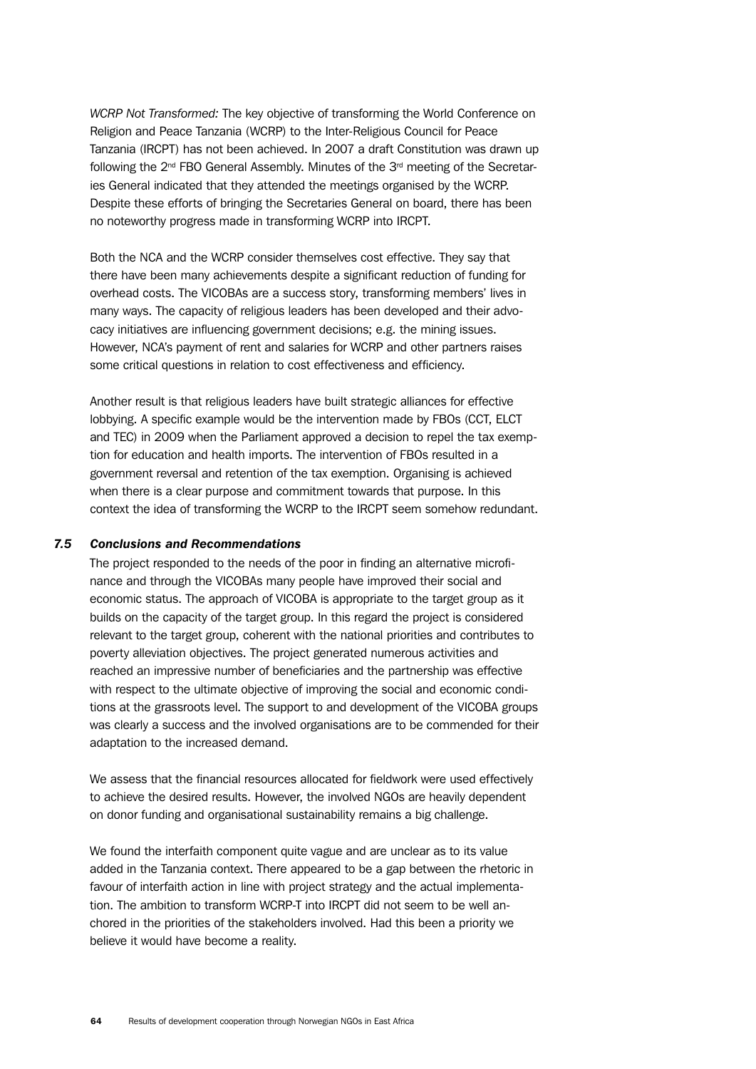*WCRP Not Transformed:* The key objective of transforming the World Conference on Religion and Peace Tanzania (WCRP) to the Inter-Religious Council for Peace Tanzania (IRCPT) has not been achieved. In 2007 a draft Constitution was drawn up following the 2nd FBO General Assembly. Minutes of the 3rd meeting of the Secretaries General indicated that they attended the meetings organised by the WCRP. Despite these efforts of bringing the Secretaries General on board, there has been no noteworthy progress made in transforming WCRP into IRCPT.

Both the NCA and the WCRP consider themselves cost effective. They say that there have been many achievements despite a significant reduction of funding for overhead costs. The VICOBAs are a success story, transforming members' lives in many ways. The capacity of religious leaders has been developed and their advocacy initiatives are influencing government decisions; e.g. the mining issues. However, NCA's payment of rent and salaries for WCRP and other partners raises some critical questions in relation to cost effectiveness and efficiency.

Another result is that religious leaders have built strategic alliances for effective lobbying. A specific example would be the intervention made by FBOs (CCT, ELCT and TEC) in 2009 when the Parliament approved a decision to repel the tax exemption for education and health imports. The intervention of FBOs resulted in a government reversal and retention of the tax exemption. Organising is achieved when there is a clear purpose and commitment towards that purpose. In this context the idea of transforming the WCRP to the IRCPT seem somehow redundant.

### *7.5 Conclusions and Recommendations*

The project responded to the needs of the poor in finding an alternative microfinance and through the VICOBAs many people have improved their social and economic status. The approach of VICOBA is appropriate to the target group as it builds on the capacity of the target group. In this regard the project is considered relevant to the target group, coherent with the national priorities and contributes to poverty alleviation objectives. The project generated numerous activities and reached an impressive number of beneficiaries and the partnership was effective with respect to the ultimate objective of improving the social and economic conditions at the grassroots level. The support to and development of the VICOBA groups was clearly a success and the involved organisations are to be commended for their adaptation to the increased demand.

We assess that the financial resources allocated for fieldwork were used effectively to achieve the desired results. However, the involved NGOs are heavily dependent on donor funding and organisational sustainability remains a big challenge.

We found the interfaith component quite vague and are unclear as to its value added in the Tanzania context. There appeared to be a gap between the rhetoric in favour of interfaith action in line with project strategy and the actual implementation. The ambition to transform WCRP-T into IRCPT did not seem to be well anchored in the priorities of the stakeholders involved. Had this been a priority we believe it would have become a reality.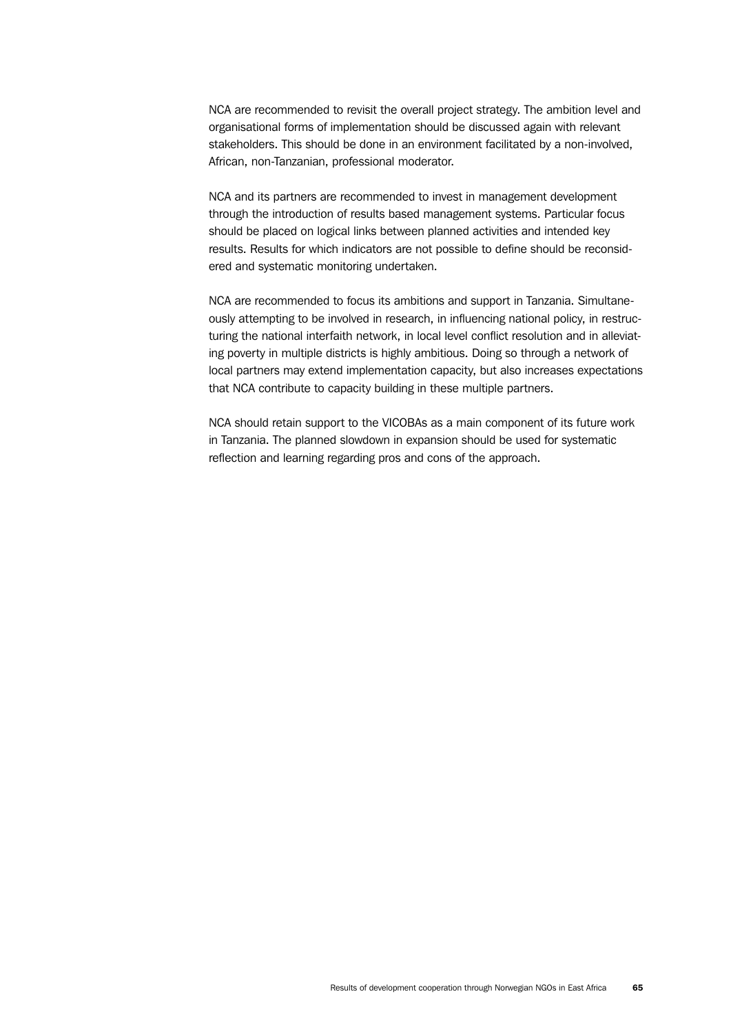NCA are recommended to revisit the overall project strategy. The ambition level and organisational forms of implementation should be discussed again with relevant stakeholders. This should be done in an environment facilitated by a non-involved, African, non-Tanzanian, professional moderator.

NCA and its partners are recommended to invest in management development through the introduction of results based management systems. Particular focus should be placed on logical links between planned activities and intended key results. Results for which indicators are not possible to define should be reconsidered and systematic monitoring undertaken.

NCA are recommended to focus its ambitions and support in Tanzania. Simultaneously attempting to be involved in research, in influencing national policy, in restructuring the national interfaith network, in local level conflict resolution and in alleviating poverty in multiple districts is highly ambitious. Doing so through a network of local partners may extend implementation capacity, but also increases expectations that NCA contribute to capacity building in these multiple partners.

NCA should retain support to the VICOBAs as a main component of its future work in Tanzania. The planned slowdown in expansion should be used for systematic reflection and learning regarding pros and cons of the approach.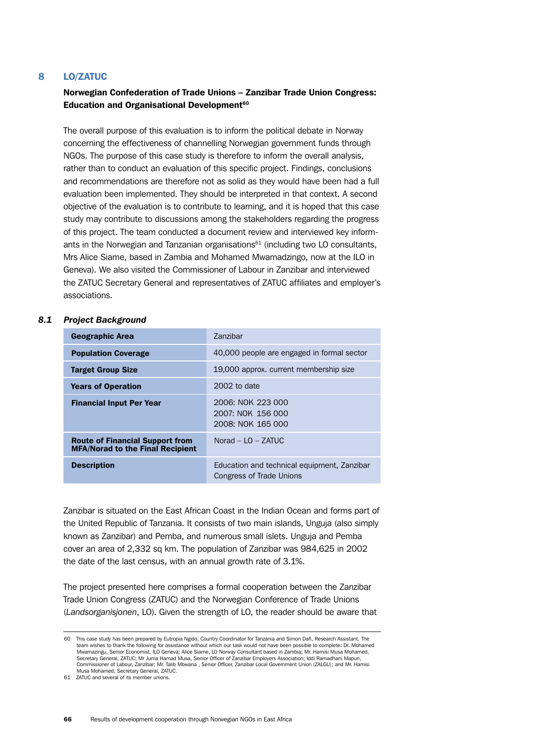# 8 LO/ZATUC

**Norwegian Confederation of Trade Unions – Zanzibar Trade Union Congress: Education and Organisational Development**[60]

The overall purpose of this evaluation is to inform the political debate in Norway concerning the effectiveness of channelling Norwegian government funds through NGOs. The purpose of this case study is therefore to inform the overall analysis, rather than to conduct an evaluation of this specific project. Findings, conclusions and recommendations are therefore not as solid as they would have been had a full evaluation been implemented. They should be interpreted in that context. A second objective of the evaluation is to contribute to learning, and it is hoped that this case study may contribute to discussions among the stakeholders regarding the progress of this project. The team conducted a document review and interviewed key informants in the Norwegian and Tanzanian organisations[61] (including two LO consultants, Mrs Alice Siame, based in Zambia and Mohamed Mwamadzingo, now at the ILO in Geneva). We also visited the Commissioner of Labour in Zanzibar and interviewed the ZATUC Secretary General and representatives of ZATUC affiliates and employer's associations.

## 8.1 *Project Background*

| | |
|---|---|
| **Geographic Area** | Zanzibar |
| **Population Coverage** | 40,000 people are engaged in formal sector |
| **Target Group Size** | 19,000 approx. current membership size |
| **Years of Operation** | 2002 to date |
| **Financial Input Per Year** | 2006: NOK 223 000<br>2007: NOK 156 000<br>2008: NOK 165 000 |
| **Route of Financial Support from MFA/Norad to the Final Recipient** | Norad – LO – ZATUC |
| **Description** | Education and technical equipment, Zanzibar Congress of Trade Unions |

Zanzibar is situated on the East African Coast in the Indian Ocean and forms part of the United Republic of Tanzania. It consists of two main islands, Unguja (also simply known as Zanzibar) and Pemba, and numerous small islets. Unguja and Pemba cover an area of 2,332 sq km. The population of Zanzibar was 984,625 in 2002 the date of the last census, with an annual growth rate of 3.1%.

The project presented here comprises a formal cooperation between the Zanzibar Trade Union Congress (ZATUC) and the Norwegian Conference of Trade Unions (*Landsorganisjonen*, LO). Given the strength of LO, the reader should be aware that

---

60 This case study has been prepared by Eutropia Ngido, Country Coordinator for Tanzania and Simon Dafi, Research Assistant. The team wishes to thank the following for assistance without which our task would not have been possible to complete: Dr. Mohamed Mwamazingu, Senior Economist, ILO Geneva; Alice Siame, LO Norway Consultant based in Zambia; Mr. Hamisi Musa Mohamed, Secretary General, ZATUC; Mr Juma Hamad Musa, Senior Officer of Zanzibar Employers Association; Iddi Ramadhani Mapuri, Commissioner of Labour, Zanzibar; Mr. Talib Mbwana , Senior Officer, Zanzibar Local Government Union (ZALGU); and Mr. Hamisi Musa Mohamed, Secretary General, ZATUC.

61 ZATUC and several of its member unions.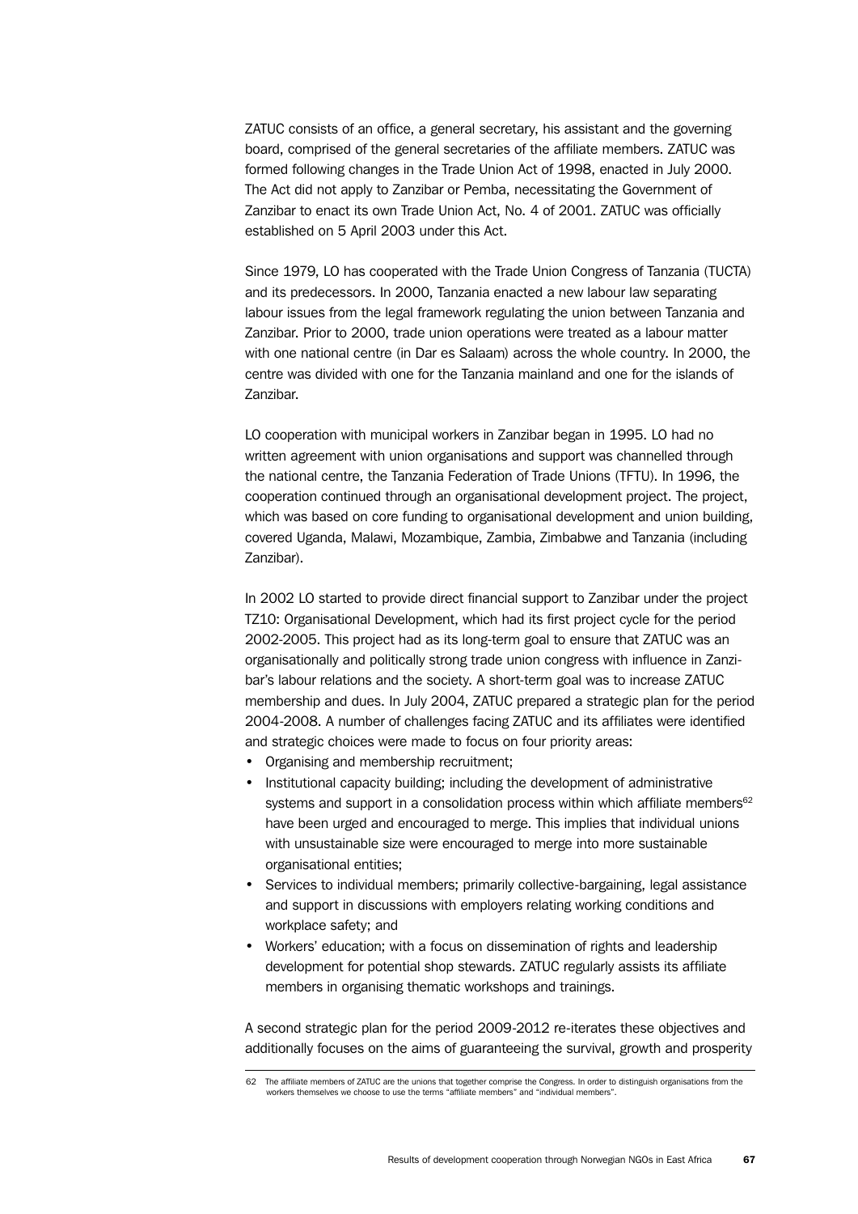ZATUC consists of an office, a general secretary, his assistant and the governing board, comprised of the general secretaries of the affiliate members. ZATUC was formed following changes in the Trade Union Act of 1998, enacted in July 2000. The Act did not apply to Zanzibar or Pemba, necessitating the Government of Zanzibar to enact its own Trade Union Act, No. 4 of 2001. ZATUC was officially established on 5 April 2003 under this Act.

Since 1979, LO has cooperated with the Trade Union Congress of Tanzania (TUCTA) and its predecessors. In 2000, Tanzania enacted a new labour law separating labour issues from the legal framework regulating the union between Tanzania and Zanzibar. Prior to 2000, trade union operations were treated as a labour matter with one national centre (in Dar es Salaam) across the whole country. In 2000, the centre was divided with one for the Tanzania mainland and one for the islands of Zanzibar.

LO cooperation with municipal workers in Zanzibar began in 1995. LO had no written agreement with union organisations and support was channelled through the national centre, the Tanzania Federation of Trade Unions (TFTU). In 1996, the cooperation continued through an organisational development project. The project, which was based on core funding to organisational development and union building, covered Uganda, Malawi, Mozambique, Zambia, Zimbabwe and Tanzania (including Zanzibar).

In 2002 LO started to provide direct financial support to Zanzibar under the project TZ10: Organisational Development, which had its first project cycle for the period 2002-2005. This project had as its long-term goal to ensure that ZATUC was an organisationally and politically strong trade union congress with influence in Zanzibar's labour relations and the society. A short-term goal was to increase ZATUC membership and dues. In July 2004, ZATUC prepared a strategic plan for the period 2004-2008. A number of challenges facing ZATUC and its affiliates were identified and strategic choices were made to focus on four priority areas:

- Organising and membership recruitment;
- Institutional capacity building; including the development of administrative systems and support in a consolidation process within which affiliate members[62] have been urged and encouraged to merge. This implies that individual unions with unsustainable size were encouraged to merge into more sustainable organisational entities;
- Services to individual members; primarily collective-bargaining, legal assistance and support in discussions with employers relating working conditions and workplace safety; and
- Workers' education; with a focus on dissemination of rights and leadership development for potential shop stewards. ZATUC regularly assists its affiliate members in organising thematic workshops and trainings.

A second strategic plan for the period 2009-2012 re-iterates these objectives and additionally focuses on the aims of guaranteeing the survival, growth and prosperity

---

62 The affiliate members of ZATUC are the unions that together comprise the Congress. In order to distinguish organisations from the workers themselves we choose to use the terms "affiliate members" and "individual members".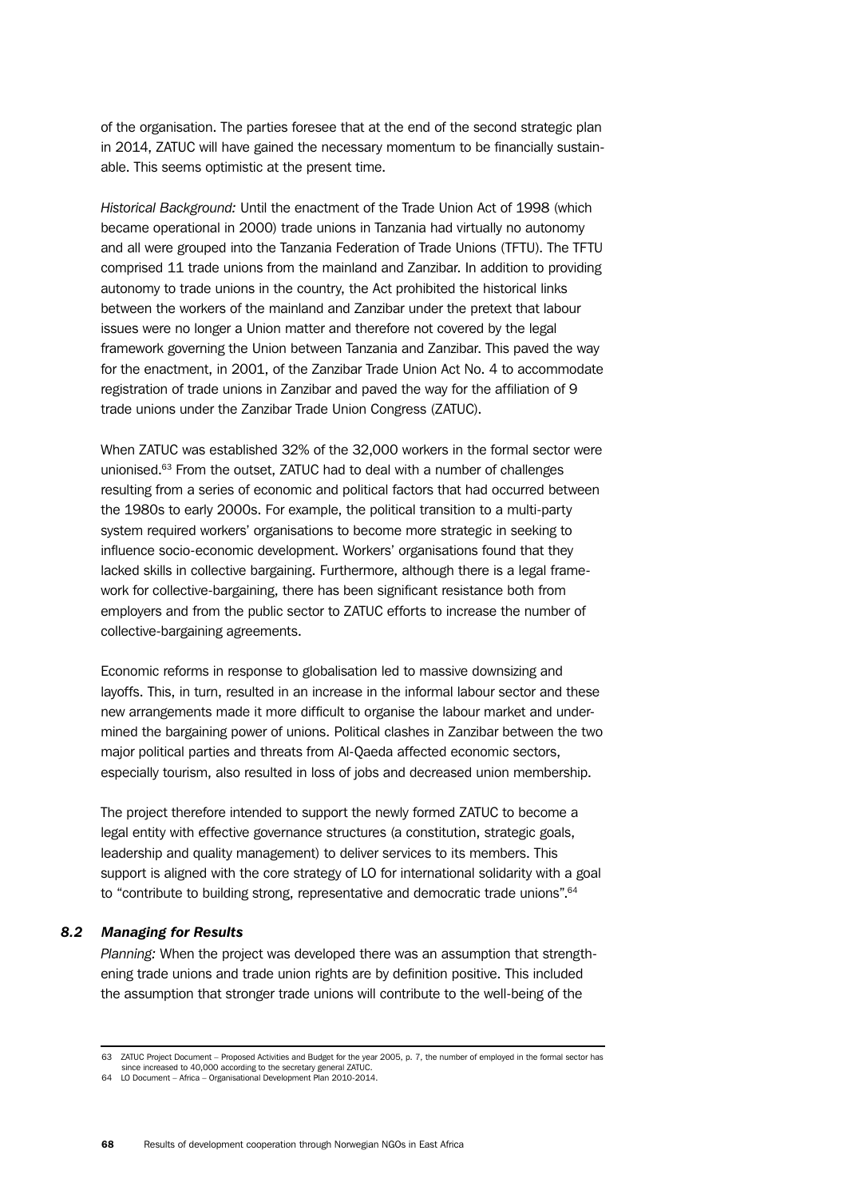of the organisation. The parties foresee that at the end of the second strategic plan in 2014, ZATUC will have gained the necessary momentum to be financially sustainable. This seems optimistic at the present time.

*Historical Background:* Until the enactment of the Trade Union Act of 1998 (which became operational in 2000) trade unions in Tanzania had virtually no autonomy and all were grouped into the Tanzania Federation of Trade Unions (TFTU). The TFTU comprised 11 trade unions from the mainland and Zanzibar. In addition to providing autonomy to trade unions in the country, the Act prohibited the historical links between the workers of the mainland and Zanzibar under the pretext that labour issues were no longer a Union matter and therefore not covered by the legal framework governing the Union between Tanzania and Zanzibar. This paved the way for the enactment, in 2001, of the Zanzibar Trade Union Act No. 4 to accommodate registration of trade unions in Zanzibar and paved the way for the affiliation of 9 trade unions under the Zanzibar Trade Union Congress (ZATUC).

When ZATUC was established 32% of the 32,000 workers in the formal sector were unionised.[63] From the outset, ZATUC had to deal with a number of challenges resulting from a series of economic and political factors that had occurred between the 1980s to early 2000s. For example, the political transition to a multi-party system required workers' organisations to become more strategic in seeking to influence socio-economic development. Workers' organisations found that they lacked skills in collective bargaining. Furthermore, although there is a legal framework for collective-bargaining, there has been significant resistance both from employers and from the public sector to ZATUC efforts to increase the number of collective-bargaining agreements.

Economic reforms in response to globalisation led to massive downsizing and layoffs. This, in turn, resulted in an increase in the informal labour sector and these new arrangements made it more difficult to organise the labour market and undermined the bargaining power of unions. Political clashes in Zanzibar between the two major political parties and threats from Al-Qaeda affected economic sectors, especially tourism, also resulted in loss of jobs and decreased union membership.

The project therefore intended to support the newly formed ZATUC to become a legal entity with effective governance structures (a constitution, strategic goals, leadership and quality management) to deliver services to its members. This support is aligned with the core strategy of LO for international solidarity with a goal to "contribute to building strong, representative and democratic trade unions".[64]

### *8.2 Managing for Results*

*Planning:* When the project was developed there was an assumption that strengthening trade unions and trade union rights are by definition positive. This included the assumption that stronger trade unions will contribute to the well-being of the

---

63 ZATUC Project Document – Proposed Activities and Budget for the year 2005, p. 7, the number of employed in the formal sector has since increased to 40,000 according to the secretary general ZATUC.

64 LO Document – Africa – Organisational Development Plan 2010-2014.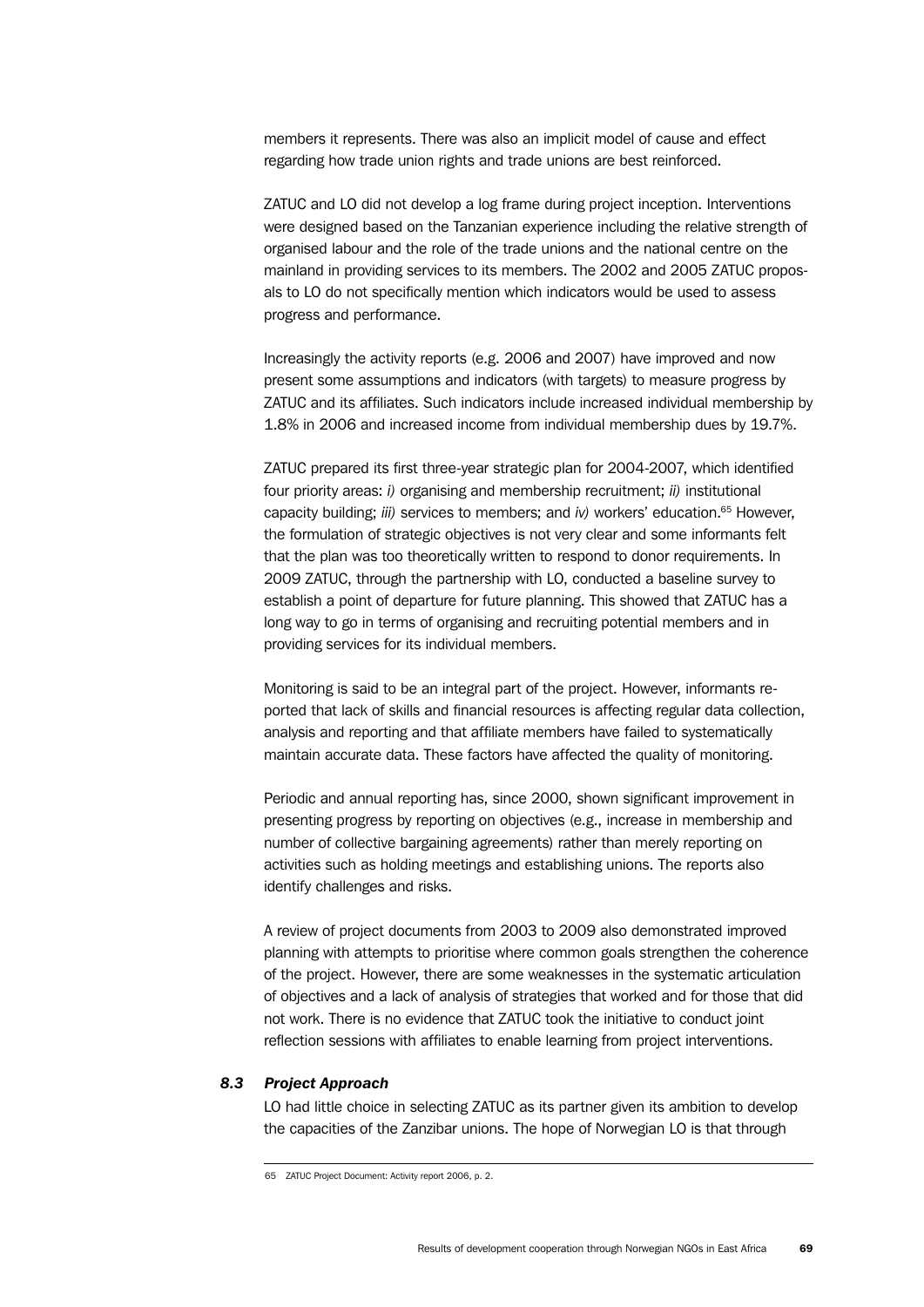members it represents. There was also an implicit model of cause and effect regarding how trade union rights and trade unions are best reinforced.

ZATUC and LO did not develop a log frame during project inception. Interventions were designed based on the Tanzanian experience including the relative strength of organised labour and the role of the trade unions and the national centre on the mainland in providing services to its members. The 2002 and 2005 ZATUC proposals to LO do not specifically mention which indicators would be used to assess progress and performance.

Increasingly the activity reports (e.g. 2006 and 2007) have improved and now present some assumptions and indicators (with targets) to measure progress by ZATUC and its affiliates. Such indicators include increased individual membership by 1.8% in 2006 and increased income from individual membership dues by 19.7%.

ZATUC prepared its first three-year strategic plan for 2004-2007, which identified four priority areas: *i)* organising and membership recruitment; *ii)* institutional capacity building; *iii)* services to members; and *iv)* workers' education.[65] However, the formulation of strategic objectives is not very clear and some informants felt that the plan was too theoretically written to respond to donor requirements. In 2009 ZATUC, through the partnership with LO, conducted a baseline survey to establish a point of departure for future planning. This showed that ZATUC has a long way to go in terms of organising and recruiting potential members and in providing services for its individual members.

Monitoring is said to be an integral part of the project. However, informants reported that lack of skills and financial resources is affecting regular data collection, analysis and reporting and that affiliate members have failed to systematically maintain accurate data. These factors have affected the quality of monitoring.

Periodic and annual reporting has, since 2000, shown significant improvement in presenting progress by reporting on objectives (e.g., increase in membership and number of collective bargaining agreements) rather than merely reporting on activities such as holding meetings and establishing unions. The reports also identify challenges and risks.

A review of project documents from 2003 to 2009 also demonstrated improved planning with attempts to prioritise where common goals strengthen the coherence of the project. However, there are some weaknesses in the systematic articulation of objectives and a lack of analysis of strategies that worked and for those that did not work. There is no evidence that ZATUC took the initiative to conduct joint reflection sessions with affiliates to enable learning from project interventions.

### *8.3 Project Approach*

LO had little choice in selecting ZATUC as its partner given its ambition to develop the capacities of the Zanzibar unions. The hope of Norwegian LO is that through

65 ZATUC Project Document: Activity report 2006, p. 2.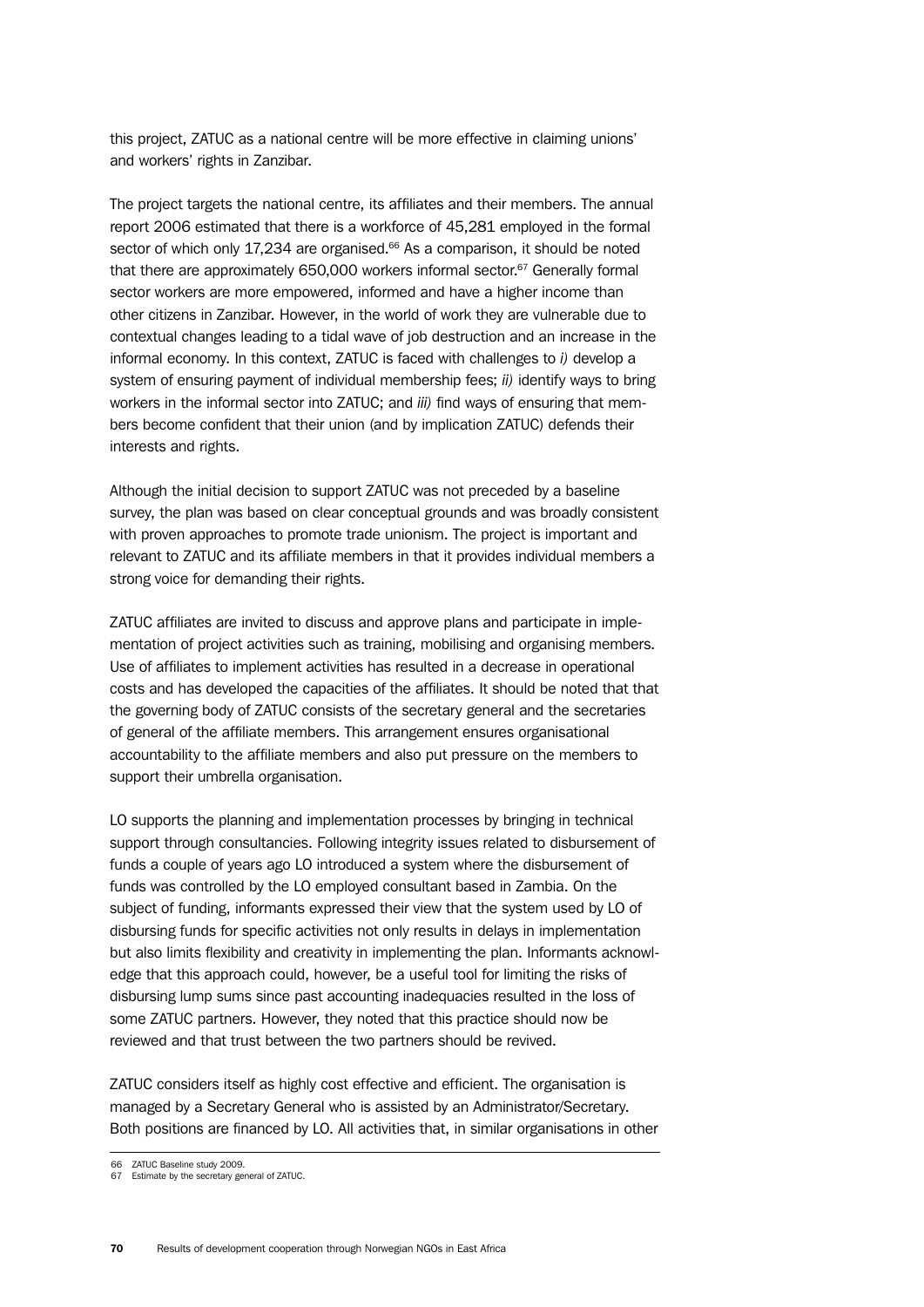this project, ZATUC as a national centre will be more effective in claiming unions' and workers' rights in Zanzibar.

The project targets the national centre, its affiliates and their members. The annual report 2006 estimated that there is a workforce of 45,281 employed in the formal sector of which only 17,234 are organised.[66] As a comparison, it should be noted that there are approximately 650,000 workers informal sector.[67] Generally formal sector workers are more empowered, informed and have a higher income than other citizens in Zanzibar. However, in the world of work they are vulnerable due to contextual changes leading to a tidal wave of job destruction and an increase in the informal economy. In this context, ZATUC is faced with challenges to *i)* develop a system of ensuring payment of individual membership fees; *ii)* identify ways to bring workers in the informal sector into ZATUC; and *iii)* find ways of ensuring that members become confident that their union (and by implication ZATUC) defends their interests and rights.

Although the initial decision to support ZATUC was not preceded by a baseline survey, the plan was based on clear conceptual grounds and was broadly consistent with proven approaches to promote trade unionism. The project is important and relevant to ZATUC and its affiliate members in that it provides individual members a strong voice for demanding their rights.

ZATUC affiliates are invited to discuss and approve plans and participate in implementation of project activities such as training, mobilising and organising members. Use of affiliates to implement activities has resulted in a decrease in operational costs and has developed the capacities of the affiliates. It should be noted that that the governing body of ZATUC consists of the secretary general and the secretaries of general of the affiliate members. This arrangement ensures organisational accountability to the affiliate members and also put pressure on the members to support their umbrella organisation.

LO supports the planning and implementation processes by bringing in technical support through consultancies. Following integrity issues related to disbursement of funds a couple of years ago LO introduced a system where the disbursement of funds was controlled by the LO employed consultant based in Zambia. On the subject of funding, informants expressed their view that the system used by LO of disbursing funds for specific activities not only results in delays in implementation but also limits flexibility and creativity in implementing the plan. Informants acknowledge that this approach could, however, be a useful tool for limiting the risks of disbursing lump sums since past accounting inadequacies resulted in the loss of some ZATUC partners. However, they noted that this practice should now be reviewed and that trust between the two partners should be revived.

ZATUC considers itself as highly cost effective and efficient. The organisation is managed by a Secretary General who is assisted by an Administrator/Secretary. Both positions are financed by LO. All activities that, in similar organisations in other

66 ZATUC Baseline study 2009.
67 Estimate by the secretary general of ZATUC.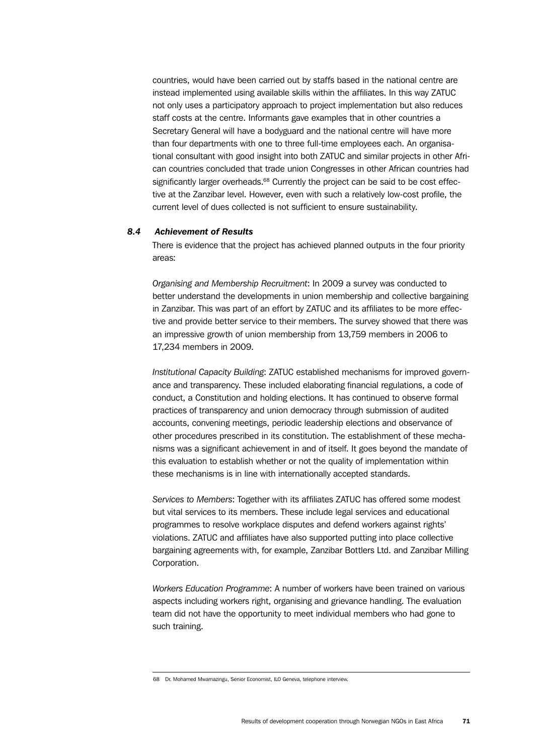countries, would have been carried out by staffs based in the national centre are instead implemented using available skills within the affiliates. In this way ZATUC not only uses a participatory approach to project implementation but also reduces staff costs at the centre. Informants gave examples that in other countries a Secretary General will have a bodyguard and the national centre will have more than four departments with one to three full-time employees each. An organisational consultant with good insight into both ZATUC and similar projects in other African countries concluded that trade union Congresses in other African countries had significantly larger overheads.[68] Currently the project can be said to be cost effective at the Zanzibar level. However, even with such a relatively low-cost profile, the current level of dues collected is not sufficient to ensure sustainability.

### *8.4 Achievement of Results*

There is evidence that the project has achieved planned outputs in the four priority areas:

*Organising and Membership Recruitment*: In 2009 a survey was conducted to better understand the developments in union membership and collective bargaining in Zanzibar. This was part of an effort by ZATUC and its affiliates to be more effective and provide better service to their members. The survey showed that there was an impressive growth of union membership from 13,759 members in 2006 to 17,234 members in 2009.

*Institutional Capacity Building*: ZATUC established mechanisms for improved governance and transparency. These included elaborating financial regulations, a code of conduct, a Constitution and holding elections. It has continued to observe formal practices of transparency and union democracy through submission of audited accounts, convening meetings, periodic leadership elections and observance of other procedures prescribed in its constitution. The establishment of these mechanisms was a significant achievement in and of itself. It goes beyond the mandate of this evaluation to establish whether or not the quality of implementation within these mechanisms is in line with internationally accepted standards.

*Services to Members*: Together with its affiliates ZATUC has offered some modest but vital services to its members. These include legal services and educational programmes to resolve workplace disputes and defend workers against rights' violations. ZATUC and affiliates have also supported putting into place collective bargaining agreements with, for example, Zanzibar Bottlers Ltd. and Zanzibar Milling Corporation.

*Workers Education Programme*: A number of workers have been trained on various aspects including workers right, organising and grievance handling. The evaluation team did not have the opportunity to meet individual members who had gone to such training.

---

68 Dr. Mohamed Mwamazingu, Senior Economist, ILO Geneva, telephone interview.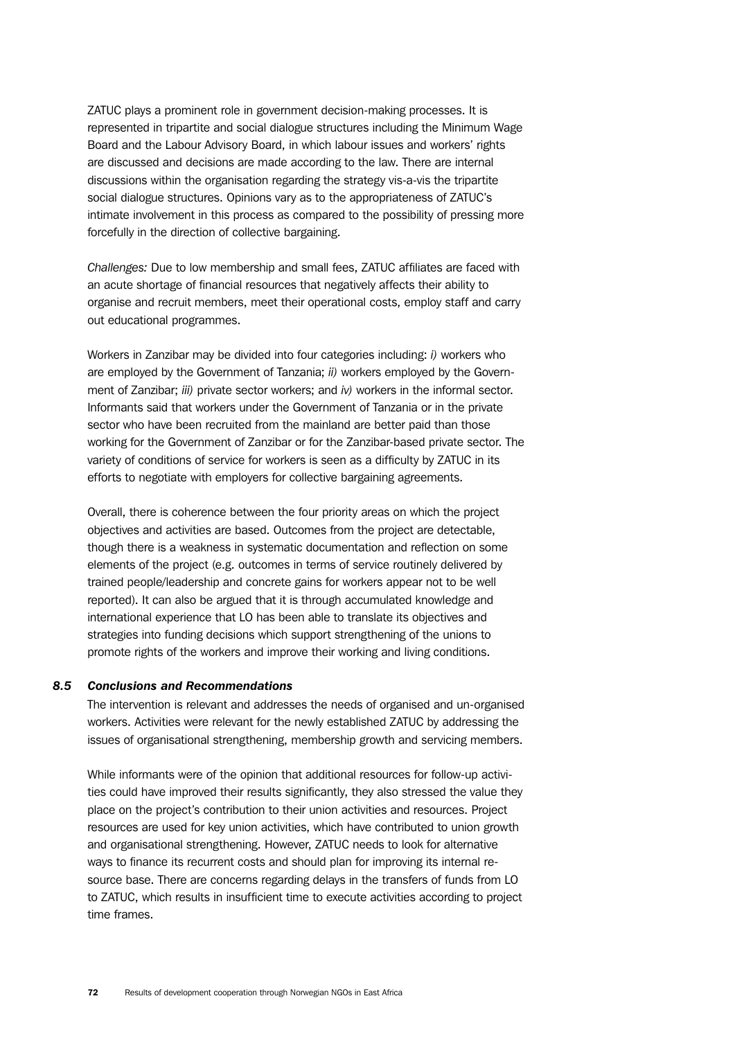ZATUC plays a prominent role in government decision-making processes. It is represented in tripartite and social dialogue structures including the Minimum Wage Board and the Labour Advisory Board, in which labour issues and workers' rights are discussed and decisions are made according to the law. There are internal discussions within the organisation regarding the strategy vis-a-vis the tripartite social dialogue structures. Opinions vary as to the appropriateness of ZATUC's intimate involvement in this process as compared to the possibility of pressing more forcefully in the direction of collective bargaining.

*Challenges:* Due to low membership and small fees, ZATUC affiliates are faced with an acute shortage of financial resources that negatively affects their ability to organise and recruit members, meet their operational costs, employ staff and carry out educational programmes.

Workers in Zanzibar may be divided into four categories including: *i)* workers who are employed by the Government of Tanzania; *ii)* workers employed by the Government of Zanzibar; *iii)* private sector workers; and *iv)* workers in the informal sector. Informants said that workers under the Government of Tanzania or in the private sector who have been recruited from the mainland are better paid than those working for the Government of Zanzibar or for the Zanzibar-based private sector. The variety of conditions of service for workers is seen as a difficulty by ZATUC in its efforts to negotiate with employers for collective bargaining agreements.

Overall, there is coherence between the four priority areas on which the project objectives and activities are based. Outcomes from the project are detectable, though there is a weakness in systematic documentation and reflection on some elements of the project (e.g. outcomes in terms of service routinely delivered by trained people/leadership and concrete gains for workers appear not to be well reported). It can also be argued that it is through accumulated knowledge and international experience that LO has been able to translate its objectives and strategies into funding decisions which support strengthening of the unions to promote rights of the workers and improve their working and living conditions.

### *8.5 Conclusions and Recommendations*

The intervention is relevant and addresses the needs of organised and un-organised workers. Activities were relevant for the newly established ZATUC by addressing the issues of organisational strengthening, membership growth and servicing members.

While informants were of the opinion that additional resources for follow-up activities could have improved their results significantly, they also stressed the value they place on the project's contribution to their union activities and resources. Project resources are used for key union activities, which have contributed to union growth and organisational strengthening. However, ZATUC needs to look for alternative ways to finance its recurrent costs and should plan for improving its internal resource base. There are concerns regarding delays in the transfers of funds from LO to ZATUC, which results in insufficient time to execute activities according to project time frames.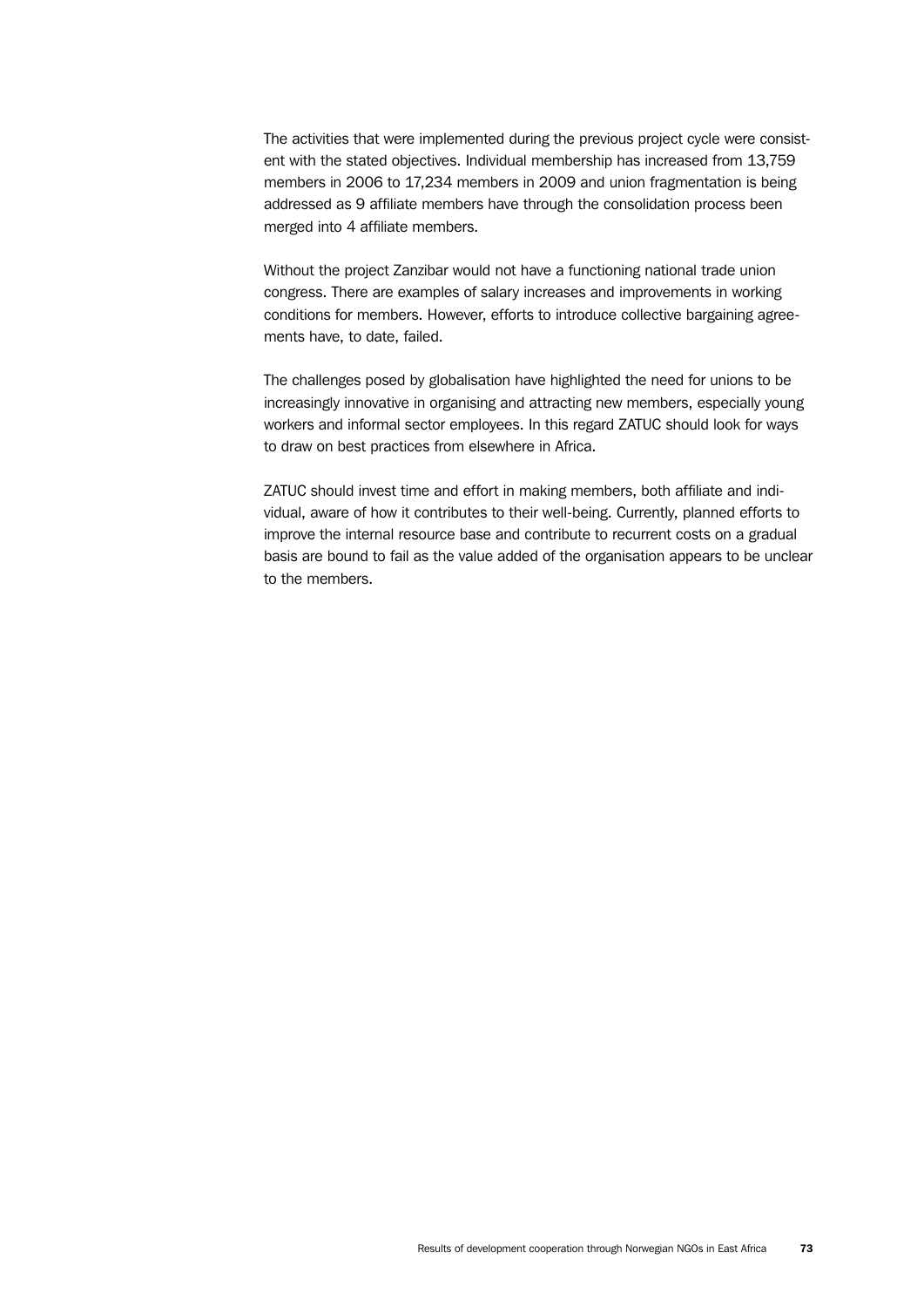The activities that were implemented during the previous project cycle were consistent with the stated objectives. Individual membership has increased from 13,759 members in 2006 to 17,234 members in 2009 and union fragmentation is being addressed as 9 affiliate members have through the consolidation process been merged into 4 affiliate members.

Without the project Zanzibar would not have a functioning national trade union congress. There are examples of salary increases and improvements in working conditions for members. However, efforts to introduce collective bargaining agreements have, to date, failed.

The challenges posed by globalisation have highlighted the need for unions to be increasingly innovative in organising and attracting new members, especially young workers and informal sector employees. In this regard ZATUC should look for ways to draw on best practices from elsewhere in Africa.

ZATUC should invest time and effort in making members, both affiliate and individual, aware of how it contributes to their well-being. Currently, planned efforts to improve the internal resource base and contribute to recurrent costs on a gradual basis are bound to fail as the value added of the organisation appears to be unclear to the members.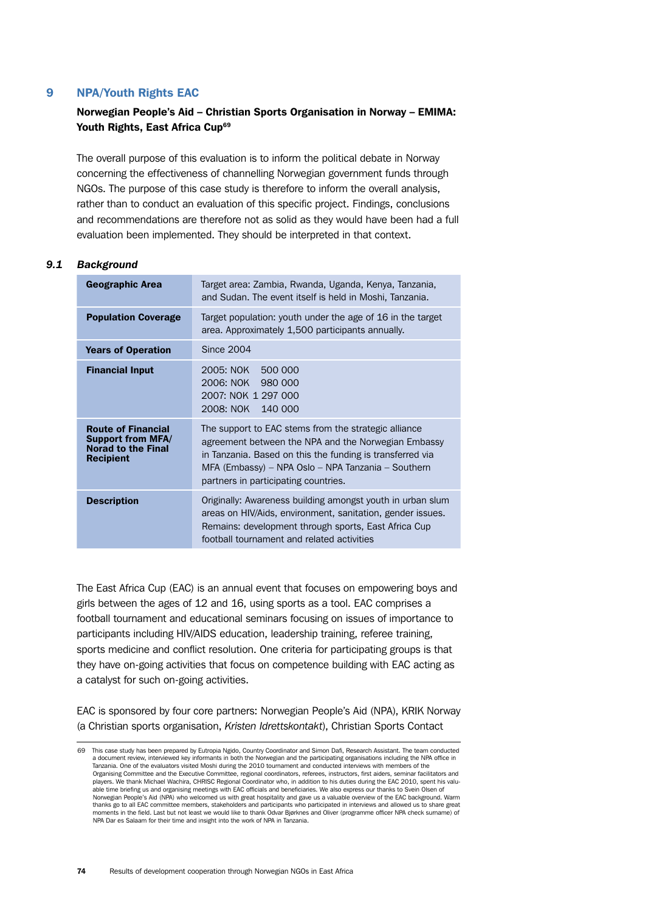# 9 NPA/Youth Rights EAC

**Norwegian People's Aid – Christian Sports Organisation in Norway – EMIMA: Youth Rights, East Africa Cup**[69]

The overall purpose of this evaluation is to inform the political debate in Norway concerning the effectiveness of channelling Norwegian government funds through NGOs. The purpose of this case study is therefore to inform the overall analysis, rather than to conduct an evaluation of this specific project. Findings, conclusions and recommendations are therefore not as solid as they would have been had a full evaluation been implemented. They should be interpreted in that context.

## 9.1 *Background*

| | |
|---|---|
| **Geographic Area** | Target area: Zambia, Rwanda, Uganda, Kenya, Tanzania, and Sudan. The event itself is held in Moshi, Tanzania. |
| **Population Coverage** | Target population: youth under the age of 16 in the target area. Approximately 1,500 participants annually. |
| **Years of Operation** | Since 2004 |
| **Financial Input** | 2005: NOK 500 000<br>2006: NOK 980 000<br>2007: NOK 1 297 000<br>2008: NOK 140 000 |
| **Route of Financial Support from MFA/ Norad to the Final Recipient** | The support to EAC stems from the strategic alliance agreement between the NPA and the Norwegian Embassy in Tanzania. Based on this the funding is transferred via MFA (Embassy) – NPA Oslo – NPA Tanzania – Southern partners in participating countries. |
| **Description** | Originally: Awareness building amongst youth in urban slum areas on HIV/Aids, environment, sanitation, gender issues. Remains: development through sports, East Africa Cup football tournament and related activities |

The East Africa Cup (EAC) is an annual event that focuses on empowering boys and girls between the ages of 12 and 16, using sports as a tool. EAC comprises a football tournament and educational seminars focusing on issues of importance to participants including HIV/AIDS education, leadership training, referee training, sports medicine and conflict resolution. One criteria for participating groups is that they have on-going activities that focus on competence building with EAC acting as a catalyst for such on-going activities.

EAC is sponsored by four core partners: Norwegian People's Aid (NPA), KRIK Norway (a Christian sports organisation, *Kristen Idrettskontakt*), Christian Sports Contact

---

69 This case study has been prepared by Eutropia Ngido, Country Coordinator and Simon Dafi, Research Assistant. The team conducted a document review, interviewed key informants in both the Norwegian and the participating organisations including the NPA office in Tanzania. One of the evaluators visited Moshi during the 2010 tournament and conducted interviews with members of the Organising Committee and the Executive Committee, regional coordinators, referees, instructors, first aiders, seminar facilitators and players. We thank Michael Wachira, CHRISC Regional Coordinator who, in addition to his duties during the EAC 2010, spent his valuable time briefing us and organising meetings with EAC officials and beneficiaries. We also express our thanks to Svein Olsen of Norwegian People's Aid (NPA) who welcomed us with great hospitality and gave us a valuable overview of the EAC background. Warm thanks go to all EAC committee members, stakeholders and participants who participated in interviews and allowed us to share great moments in the field. Last but not least we would like to thank Odvar Bjørknes and Oliver (programme officer NPA check surname) of NPA Dar es Salaam for their time and insight into the work of NPA in Tanzania.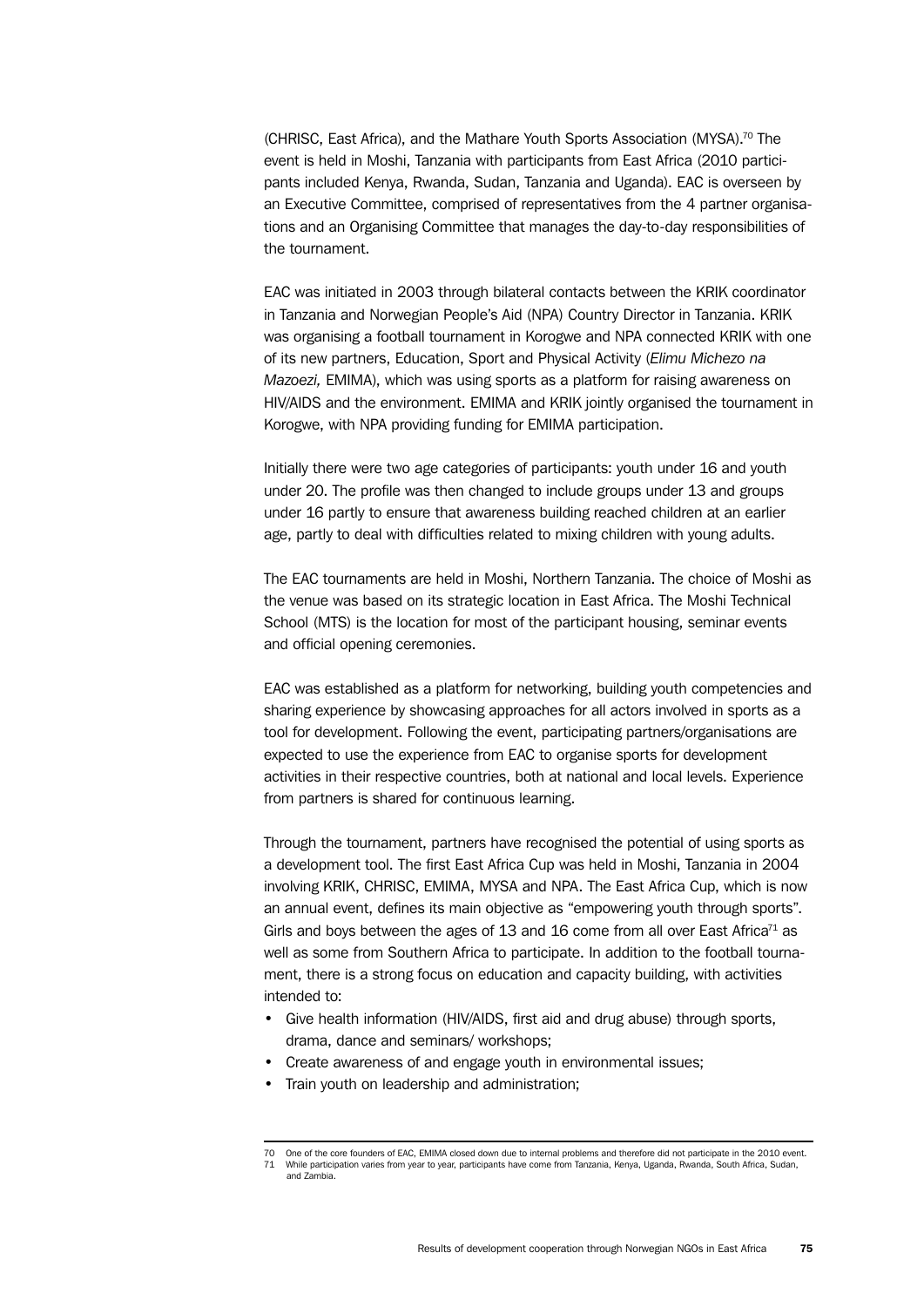(CHRISC, East Africa), and the Mathare Youth Sports Association (MYSA).[70] The event is held in Moshi, Tanzania with participants from East Africa (2010 participants included Kenya, Rwanda, Sudan, Tanzania and Uganda). EAC is overseen by an Executive Committee, comprised of representatives from the 4 partner organisations and an Organising Committee that manages the day-to-day responsibilities of the tournament.

EAC was initiated in 2003 through bilateral contacts between the KRIK coordinator in Tanzania and Norwegian People's Aid (NPA) Country Director in Tanzania. KRIK was organising a football tournament in Korogwe and NPA connected KRIK with one of its new partners, Education, Sport and Physical Activity (*Elimu Michezo na Mazoezi,* EMIMA), which was using sports as a platform for raising awareness on HIV/AIDS and the environment. EMIMA and KRIK jointly organised the tournament in Korogwe, with NPA providing funding for EMIMA participation.

Initially there were two age categories of participants: youth under 16 and youth under 20. The profile was then changed to include groups under 13 and groups under 16 partly to ensure that awareness building reached children at an earlier age, partly to deal with difficulties related to mixing children with young adults.

The EAC tournaments are held in Moshi, Northern Tanzania. The choice of Moshi as the venue was based on its strategic location in East Africa. The Moshi Technical School (MTS) is the location for most of the participant housing, seminar events and official opening ceremonies.

EAC was established as a platform for networking, building youth competencies and sharing experience by showcasing approaches for all actors involved in sports as a tool for development. Following the event, participating partners/organisations are expected to use the experience from EAC to organise sports for development activities in their respective countries, both at national and local levels. Experience from partners is shared for continuous learning.

Through the tournament, partners have recognised the potential of using sports as a development tool. The first East Africa Cup was held in Moshi, Tanzania in 2004 involving KRIK, CHRISC, EMIMA, MYSA and NPA. The East Africa Cup, which is now an annual event, defines its main objective as "empowering youth through sports". Girls and boys between the ages of 13 and 16 come from all over East Africa[71] as well as some from Southern Africa to participate. In addition to the football tournament, there is a strong focus on education and capacity building, with activities intended to:

- Give health information (HIV/AIDS, first aid and drug abuse) through sports, drama, dance and seminars/ workshops;
- Create awareness of and engage youth in environmental issues;
- Train youth on leadership and administration;

---

70 One of the core founders of EAC, EMIMA closed down due to internal problems and therefore did not participate in the 2010 event.

71 While participation varies from year to year, participants have come from Tanzania, Kenya, Uganda, Rwanda, South Africa, Sudan, and Zambia.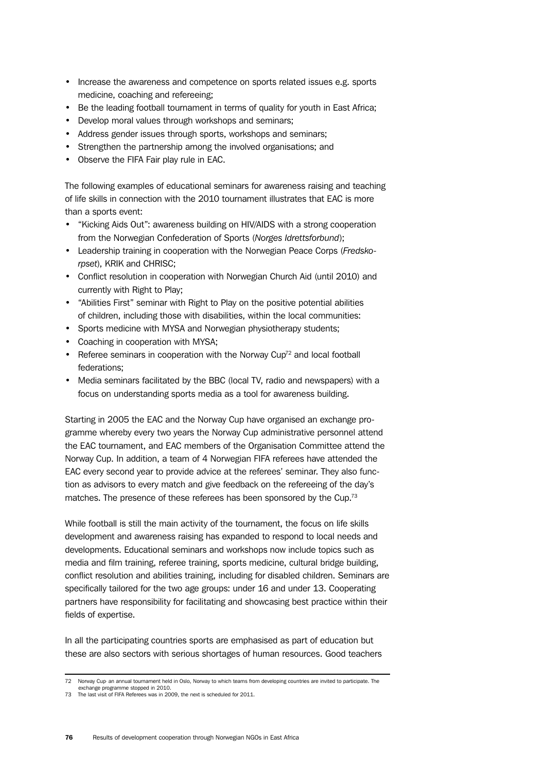- Increase the awareness and competence on sports related issues e.g. sports medicine, coaching and refereeing;
- Be the leading football tournament in terms of quality for youth in East Africa;
- Develop moral values through workshops and seminars;
- Address gender issues through sports, workshops and seminars;
- Strengthen the partnership among the involved organisations; and
- Observe the FIFA Fair play rule in EAC.

The following examples of educational seminars for awareness raising and teaching of life skills in connection with the 2010 tournament illustrates that EAC is more than a sports event:

- "Kicking Aids Out": awareness building on HIV/AIDS with a strong cooperation from the Norwegian Confederation of Sports (*Norges Idrettsforbund*);
- Leadership training in cooperation with the Norwegian Peace Corps (*Fredskorpset*), KRIK and CHRISC;
- Conflict resolution in cooperation with Norwegian Church Aid (until 2010) and currently with Right to Play;
- "Abilities First" seminar with Right to Play on the positive potential abilities of children, including those with disabilities, within the local communities:
- Sports medicine with MYSA and Norwegian physiotherapy students;
- Coaching in cooperation with MYSA;
- Referee seminars in cooperation with the Norway Cup[72] and local football federations;
- Media seminars facilitated by the BBC (local TV, radio and newspapers) with a focus on understanding sports media as a tool for awareness building.

Starting in 2005 the EAC and the Norway Cup have organised an exchange programme whereby every two years the Norway Cup administrative personnel attend the EAC tournament, and EAC members of the Organisation Committee attend the Norway Cup. In addition, a team of 4 Norwegian FIFA referees have attended the EAC every second year to provide advice at the referees' seminar. They also function as advisors to every match and give feedback on the refereeing of the day's matches. The presence of these referees has been sponsored by the Cup.[73]

While football is still the main activity of the tournament, the focus on life skills development and awareness raising has expanded to respond to local needs and developments. Educational seminars and workshops now include topics such as media and film training, referee training, sports medicine, cultural bridge building, conflict resolution and abilities training, including for disabled children. Seminars are specifically tailored for the two age groups: under 16 and under 13. Cooperating partners have responsibility for facilitating and showcasing best practice within their fields of expertise.

In all the participating countries sports are emphasised as part of education but these are also sectors with serious shortages of human resources. Good teachers

---

72 Norway Cup: an annual tournament held in Oslo, Norway to which teams from developing countries are invited to participate. The exchange programme stopped in 2010.

73 The last visit of FIFA Referees was in 2009, the next is scheduled for 2011.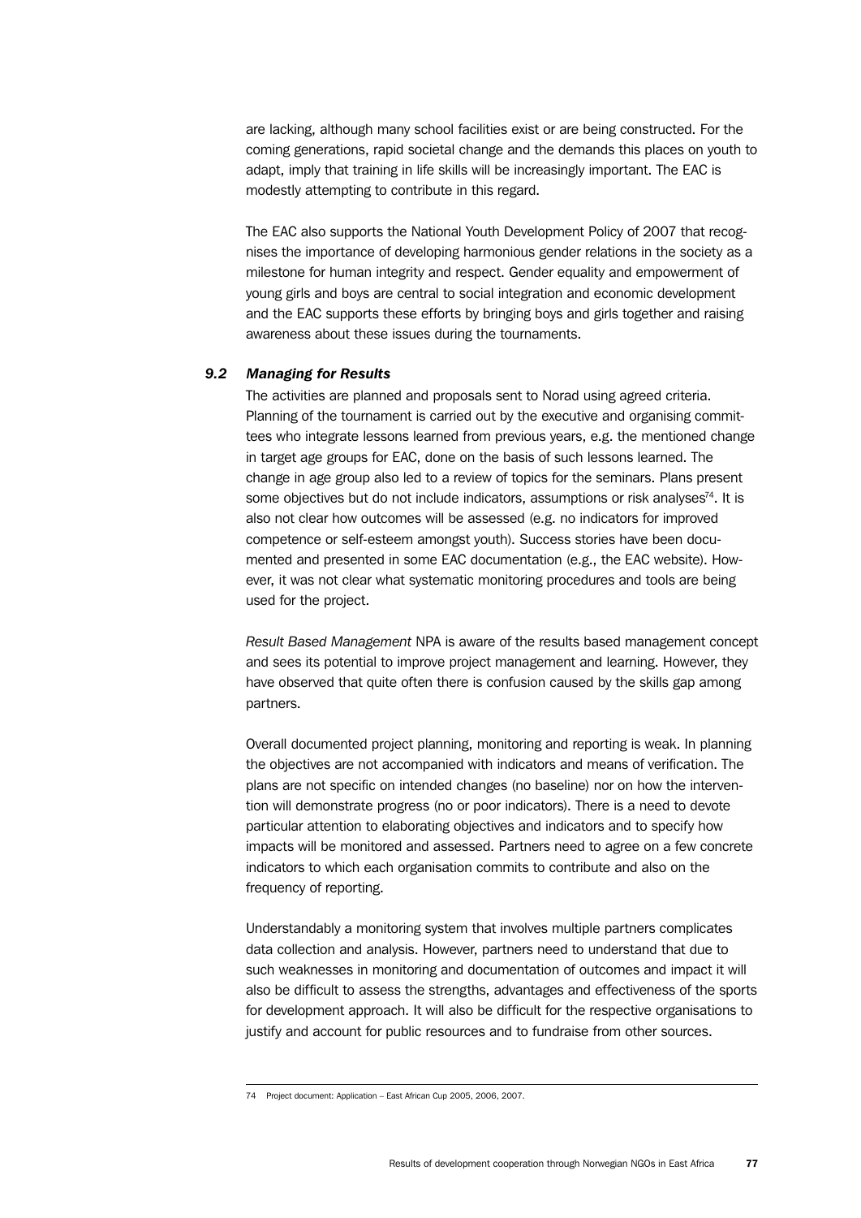are lacking, although many school facilities exist or are being constructed. For the coming generations, rapid societal change and the demands this places on youth to adapt, imply that training in life skills will be increasingly important. The EAC is modestly attempting to contribute in this regard.

The EAC also supports the National Youth Development Policy of 2007 that recognises the importance of developing harmonious gender relations in the society as a milestone for human integrity and respect. Gender equality and empowerment of young girls and boys are central to social integration and economic development and the EAC supports these efforts by bringing boys and girls together and raising awareness about these issues during the tournaments.

### *9.2 Managing for Results*

The activities are planned and proposals sent to Norad using agreed criteria. Planning of the tournament is carried out by the executive and organising committees who integrate lessons learned from previous years, e.g. the mentioned change in target age groups for EAC, done on the basis of such lessons learned. The change in age group also led to a review of topics for the seminars. Plans present some objectives but do not include indicators, assumptions or risk analyses[74]. It is also not clear how outcomes will be assessed (e.g. no indicators for improved competence or self-esteem amongst youth). Success stories have been documented and presented in some EAC documentation (e.g., the EAC website). However, it was not clear what systematic monitoring procedures and tools are being used for the project.

*Result Based Management* NPA is aware of the results based management concept and sees its potential to improve project management and learning. However, they have observed that quite often there is confusion caused by the skills gap among partners.

Overall documented project planning, monitoring and reporting is weak. In planning the objectives are not accompanied with indicators and means of verification. The plans are not specific on intended changes (no baseline) nor on how the intervention will demonstrate progress (no or poor indicators). There is a need to devote particular attention to elaborating objectives and indicators and to specify how impacts will be monitored and assessed. Partners need to agree on a few concrete indicators to which each organisation commits to contribute and also on the frequency of reporting.

Understandably a monitoring system that involves multiple partners complicates data collection and analysis. However, partners need to understand that due to such weaknesses in monitoring and documentation of outcomes and impact it will also be difficult to assess the strengths, advantages and effectiveness of the sports for development approach. It will also be difficult for the respective organisations to justify and account for public resources and to fundraise from other sources.

---

74 Project document: Application – East African Cup 2005, 2006, 2007.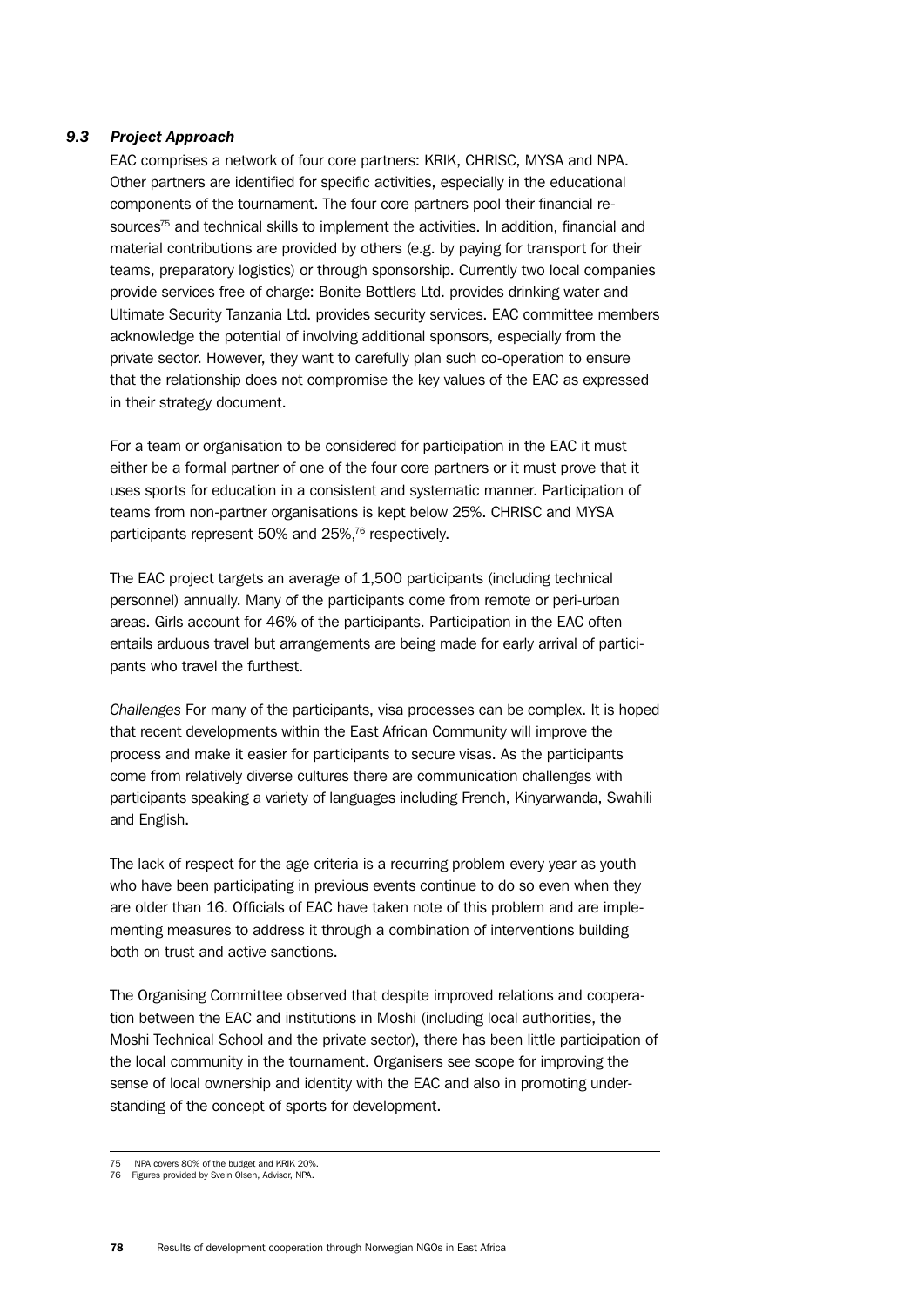### *9.3 Project Approach*

EAC comprises a network of four core partners: KRIK, CHRISC, MYSA and NPA. Other partners are identified for specific activities, especially in the educational components of the tournament. The four core partners pool their financial resources[75] and technical skills to implement the activities. In addition, financial and material contributions are provided by others (e.g. by paying for transport for their teams, preparatory logistics) or through sponsorship. Currently two local companies provide services free of charge: Bonite Bottlers Ltd. provides drinking water and Ultimate Security Tanzania Ltd. provides security services. EAC committee members acknowledge the potential of involving additional sponsors, especially from the private sector. However, they want to carefully plan such co-operation to ensure that the relationship does not compromise the key values of the EAC as expressed in their strategy document.

For a team or organisation to be considered for participation in the EAC it must either be a formal partner of one of the four core partners or it must prove that it uses sports for education in a consistent and systematic manner. Participation of teams from non-partner organisations is kept below 25%. CHRISC and MYSA participants represent 50% and 25%,[76] respectively.

The EAC project targets an average of 1,500 participants (including technical personnel) annually. Many of the participants come from remote or peri-urban areas. Girls account for 46% of the participants. Participation in the EAC often entails arduous travel but arrangements are being made for early arrival of participants who travel the furthest.

*Challenges* For many of the participants, visa processes can be complex. It is hoped that recent developments within the East African Community will improve the process and make it easier for participants to secure visas. As the participants come from relatively diverse cultures there are communication challenges with participants speaking a variety of languages including French, Kinyarwanda, Swahili and English.

The lack of respect for the age criteria is a recurring problem every year as youth who have been participating in previous events continue to do so even when they are older than 16. Officials of EAC have taken note of this problem and are implementing measures to address it through a combination of interventions building both on trust and active sanctions.

The Organising Committee observed that despite improved relations and cooperation between the EAC and institutions in Moshi (including local authorities, the Moshi Technical School and the private sector), there has been little participation of the local community in the tournament. Organisers see scope for improving the sense of local ownership and identity with the EAC and also in promoting understanding of the concept of sports for development.

---

75 NPA covers 80% of the budget and KRIK 20%.

76 Figures provided by Svein Olsen, Advisor, NPA.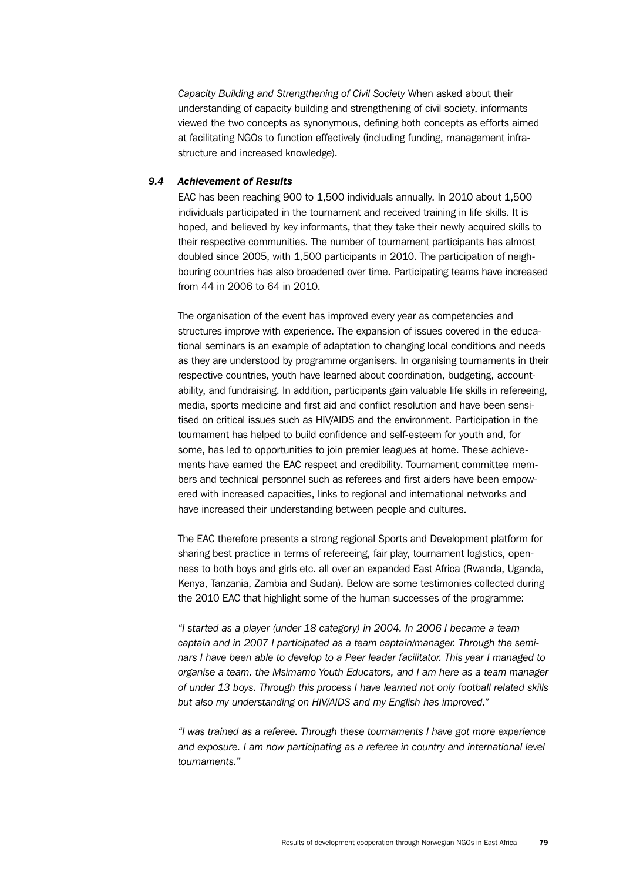*Capacity Building and Strengthening of Civil Society* When asked about their understanding of capacity building and strengthening of civil society, informants viewed the two concepts as synonymous, defining both concepts as efforts aimed at facilitating NGOs to function effectively (including funding, management infrastructure and increased knowledge).

### *9.4 Achievement of Results*

EAC has been reaching 900 to 1,500 individuals annually. In 2010 about 1,500 individuals participated in the tournament and received training in life skills. It is hoped, and believed by key informants, that they take their newly acquired skills to their respective communities. The number of tournament participants has almost doubled since 2005, with 1,500 participants in 2010. The participation of neighbouring countries has also broadened over time. Participating teams have increased from 44 in 2006 to 64 in 2010.

The organisation of the event has improved every year as competencies and structures improve with experience. The expansion of issues covered in the educational seminars is an example of adaptation to changing local conditions and needs as they are understood by programme organisers. In organising tournaments in their respective countries, youth have learned about coordination, budgeting, accountability, and fundraising. In addition, participants gain valuable life skills in refereeing, media, sports medicine and first aid and conflict resolution and have been sensitised on critical issues such as HIV/AIDS and the environment. Participation in the tournament has helped to build confidence and self-esteem for youth and, for some, has led to opportunities to join premier leagues at home. These achievements have earned the EAC respect and credibility. Tournament committee members and technical personnel such as referees and first aiders have been empowered with increased capacities, links to regional and international networks and have increased their understanding between people and cultures.

The EAC therefore presents a strong regional Sports and Development platform for sharing best practice in terms of refereeing, fair play, tournament logistics, openness to both boys and girls etc. all over an expanded East Africa (Rwanda, Uganda, Kenya, Tanzania, Zambia and Sudan). Below are some testimonies collected during the 2010 EAC that highlight some of the human successes of the programme:

*"I started as a player (under 18 category) in 2004. In 2006 I became a team captain and in 2007 I participated as a team captain/manager. Through the seminars I have been able to develop to a Peer leader facilitator. This year I managed to organise a team, the Msimamo Youth Educators, and I am here as a team manager of under 13 boys. Through this process I have learned not only football related skills but also my understanding on HIV/AIDS and my English has improved."*

*"I was trained as a referee. Through these tournaments I have got more experience and exposure. I am now participating as a referee in country and international level tournaments."*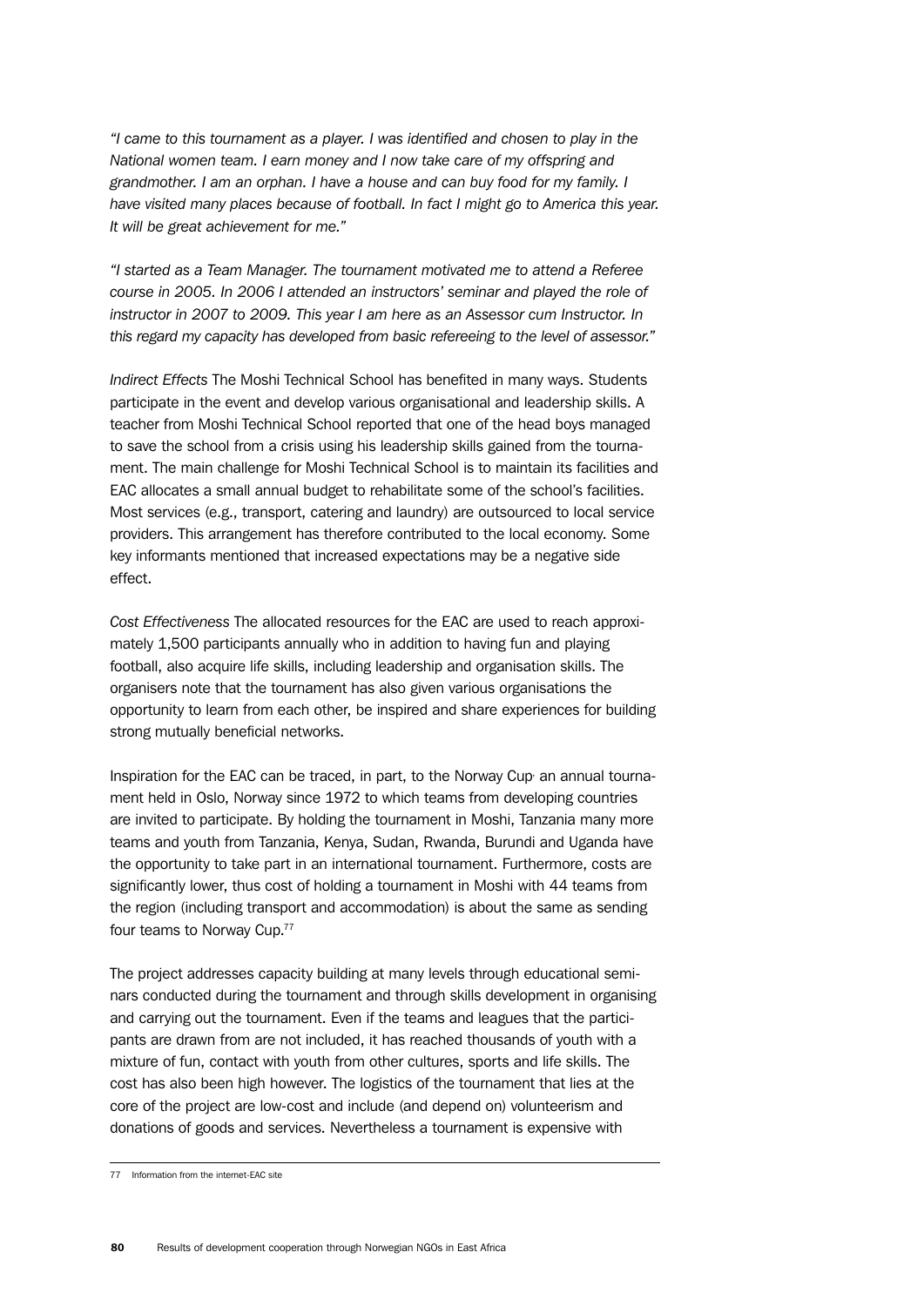*"I came to this tournament as a player. I was identified and chosen to play in the National women team. I earn money and I now take care of my offspring and grandmother. I am an orphan. I have a house and can buy food for my family. I have visited many places because of football. In fact I might go to America this year. It will be great achievement for me."*

*"I started as a Team Manager. The tournament motivated me to attend a Referee course in 2005. In 2006 I attended an instructors' seminar and played the role of instructor in 2007 to 2009. This year I am here as an Assessor cum Instructor. In this regard my capacity has developed from basic refereeing to the level of assessor."*

*Indirect Effects* The Moshi Technical School has benefited in many ways. Students participate in the event and develop various organisational and leadership skills. A teacher from Moshi Technical School reported that one of the head boys managed to save the school from a crisis using his leadership skills gained from the tournament. The main challenge for Moshi Technical School is to maintain its facilities and EAC allocates a small annual budget to rehabilitate some of the school's facilities. Most services (e.g., transport, catering and laundry) are outsourced to local service providers. This arrangement has therefore contributed to the local economy. Some key informants mentioned that increased expectations may be a negative side effect.

*Cost Effectiveness* The allocated resources for the EAC are used to reach approximately 1,500 participants annually who in addition to having fun and playing football, also acquire life skills, including leadership and organisation skills. The organisers note that the tournament has also given various organisations the opportunity to learn from each other, be inspired and share experiences for building strong mutually beneficial networks.

Inspiration for the EAC can be traced, in part, to the Norway Cup· an annual tournament held in Oslo, Norway since 1972 to which teams from developing countries are invited to participate. By holding the tournament in Moshi, Tanzania many more teams and youth from Tanzania, Kenya, Sudan, Rwanda, Burundi and Uganda have the opportunity to take part in an international tournament. Furthermore, costs are significantly lower, thus cost of holding a tournament in Moshi with 44 teams from the region (including transport and accommodation) is about the same as sending four teams to Norway Cup.[77]

The project addresses capacity building at many levels through educational seminars conducted during the tournament and through skills development in organising and carrying out the tournament. Even if the teams and leagues that the participants are drawn from are not included, it has reached thousands of youth with a mixture of fun, contact with youth from other cultures, sports and life skills. The cost has also been high however. The logistics of the tournament that lies at the core of the project are low-cost and include (and depend on) volunteerism and donations of goods and services. Nevertheless a tournament is expensive with

77 Information from the internet-EAC site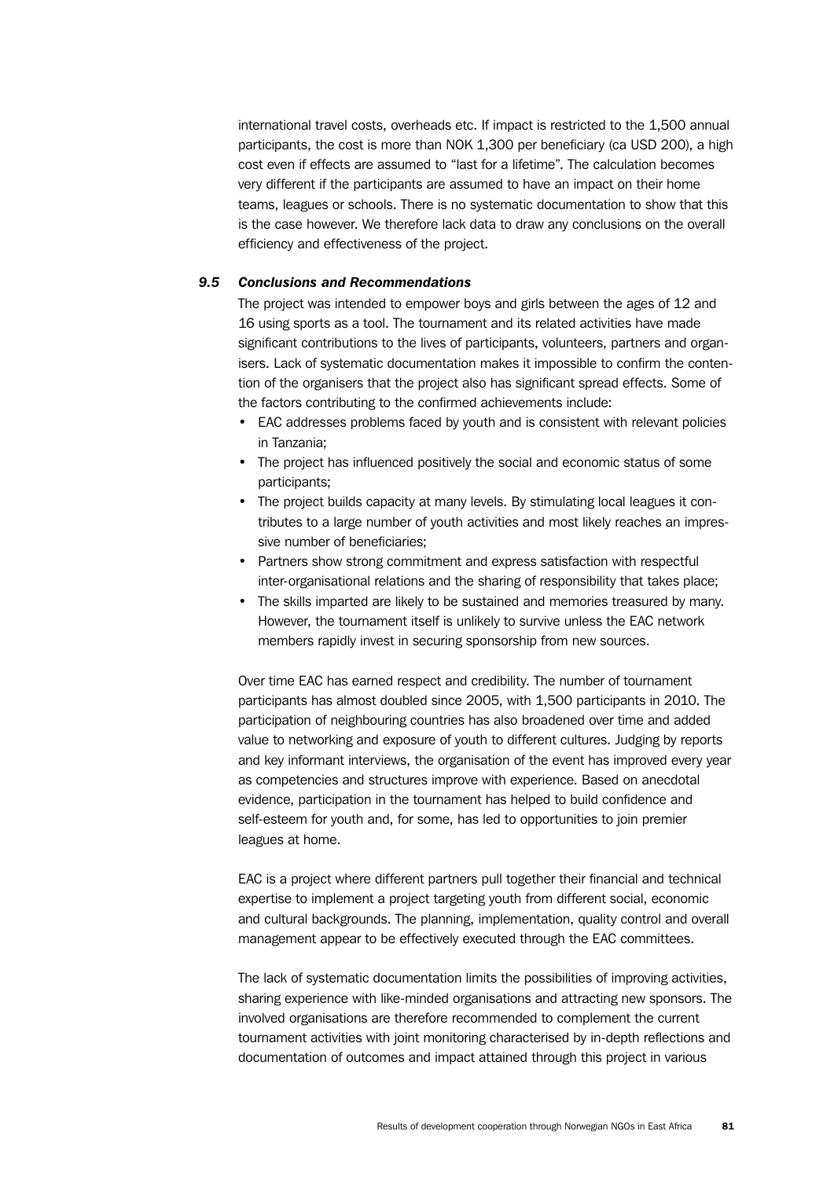international travel costs, overheads etc. If impact is restricted to the 1,500 annual participants, the cost is more than NOK 1,300 per beneficiary (ca USD 200), a high cost even if effects are assumed to "last for a lifetime". The calculation becomes very different if the participants are assumed to have an impact on their home teams, leagues or schools. There is no systematic documentation to show that this is the case however. We therefore lack data to draw any conclusions on the overall efficiency and effectiveness of the project.

### *9.5 Conclusions and Recommendations*

The project was intended to empower boys and girls between the ages of 12 and 16 using sports as a tool. The tournament and its related activities have made significant contributions to the lives of participants, volunteers, partners and organisers. Lack of systematic documentation makes it impossible to confirm the contention of the organisers that the project also has significant spread effects. Some of the factors contributing to the confirmed achievements include:

- EAC addresses problems faced by youth and is consistent with relevant policies in Tanzania;
- The project has influenced positively the social and economic status of some participants;
- The project builds capacity at many levels. By stimulating local leagues it contributes to a large number of youth activities and most likely reaches an impressive number of beneficiaries;
- Partners show strong commitment and express satisfaction with respectful inter-organisational relations and the sharing of responsibility that takes place;
- The skills imparted are likely to be sustained and memories treasured by many. However, the tournament itself is unlikely to survive unless the EAC network members rapidly invest in securing sponsorship from new sources.

Over time EAC has earned respect and credibility. The number of tournament participants has almost doubled since 2005, with 1,500 participants in 2010. The participation of neighbouring countries has also broadened over time and added value to networking and exposure of youth to different cultures. Judging by reports and key informant interviews, the organisation of the event has improved every year as competencies and structures improve with experience. Based on anecdotal evidence, participation in the tournament has helped to build confidence and self-esteem for youth and, for some, has led to opportunities to join premier leagues at home.

EAC is a project where different partners pull together their financial and technical expertise to implement a project targeting youth from different social, economic and cultural backgrounds. The planning, implementation, quality control and overall management appear to be effectively executed through the EAC committees.

The lack of systematic documentation limits the possibilities of improving activities, sharing experience with like-minded organisations and attracting new sponsors. The involved organisations are therefore recommended to complement the current tournament activities with joint monitoring characterised by in-depth reflections and documentation of outcomes and impact attained through this project in various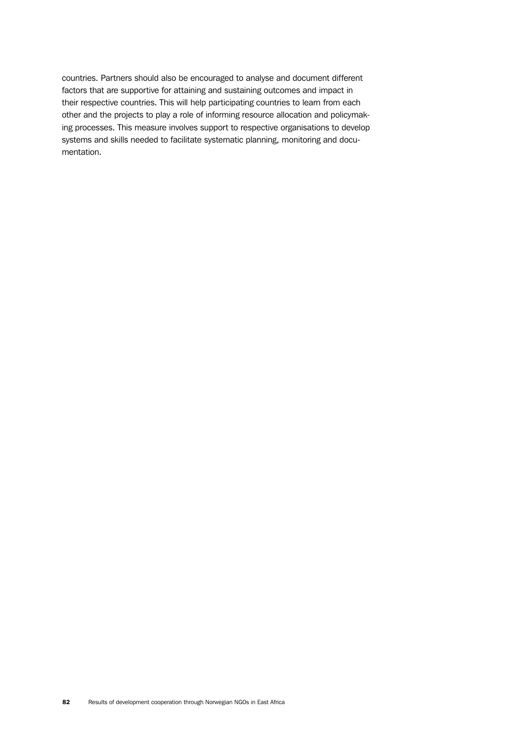countries. Partners should also be encouraged to analyse and document different factors that are supportive for attaining and sustaining outcomes and impact in their respective countries. This will help participating countries to learn from each other and the projects to play a role of informing resource allocation and policymaking processes. This measure involves support to respective organisations to develop systems and skills needed to facilitate systematic planning, monitoring and documentation.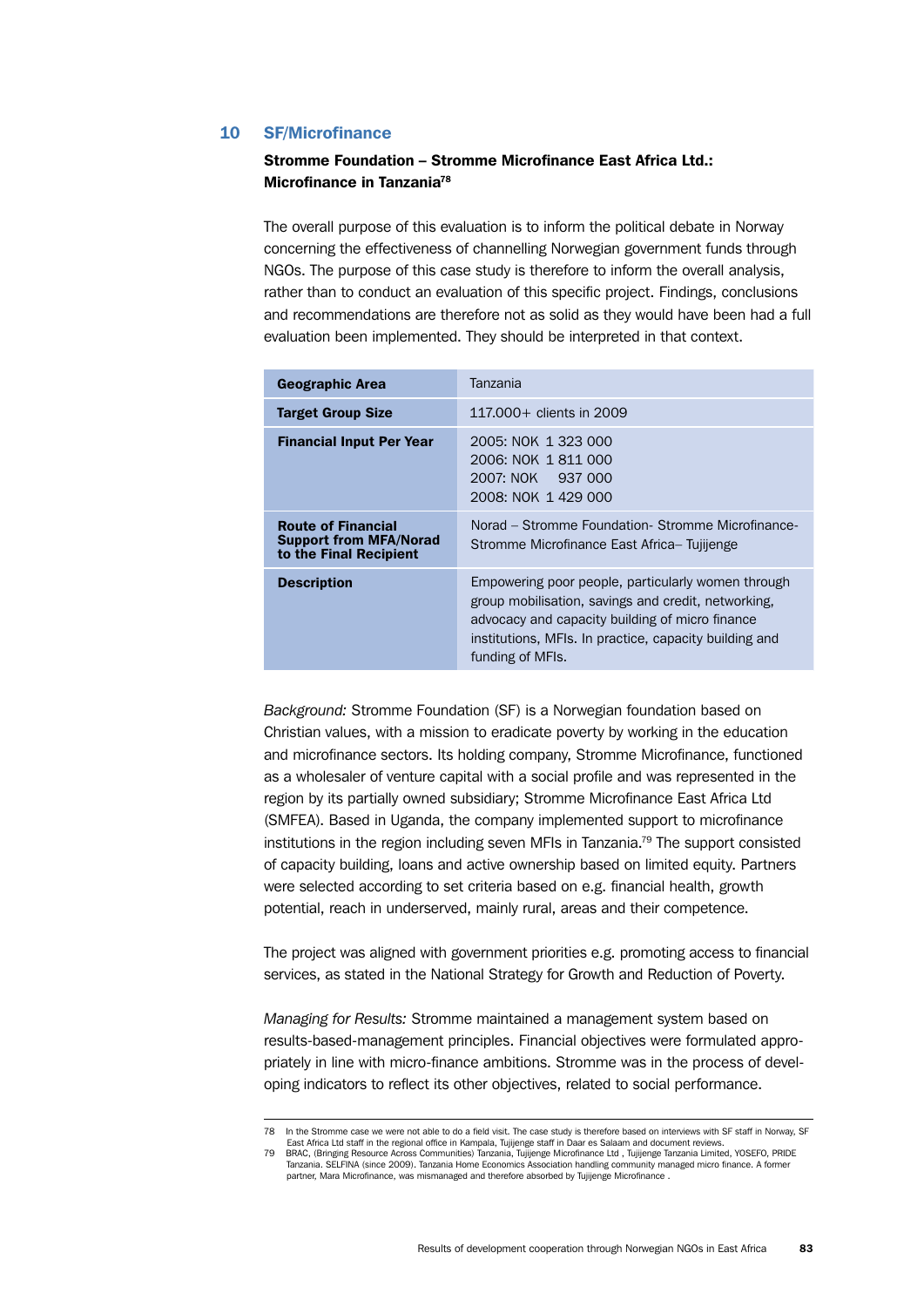## 10 SF/Microfinance

### Stromme Foundation – Stromme Microfinance East Africa Ltd.: Microfinance in Tanzania[78]

The overall purpose of this evaluation is to inform the political debate in Norway concerning the effectiveness of channelling Norwegian government funds through NGOs. The purpose of this case study is therefore to inform the overall analysis, rather than to conduct an evaluation of this specific project. Findings, conclusions and recommendations are therefore not as solid as they would have been had a full evaluation been implemented. They should be interpreted in that context.

| | |
|---|---|
| **Geographic Area** | Tanzania |
| **Target Group Size** | 117.000+ clients in 2009 |
| **Financial Input Per Year** | 2005: NOK 1 323 000<br>2006: NOK 1 811 000<br>2007: NOK 937 000<br>2008: NOK 1 429 000 |
| **Route of Financial Support from MFA/Norad to the Final Recipient** | Norad – Stromme Foundation- Stromme Microfinance- Stromme Microfinance East Africa– Tujijenge |
| **Description** | Empowering poor people, particularly women through group mobilisation, savings and credit, networking, advocacy and capacity building of micro finance institutions, MFIs. In practice, capacity building and funding of MFIs. |

*Background:* Stromme Foundation (SF) is a Norwegian foundation based on Christian values, with a mission to eradicate poverty by working in the education and microfinance sectors. Its holding company, Stromme Microfinance, functioned as a wholesaler of venture capital with a social profile and was represented in the region by its partially owned subsidiary; Stromme Microfinance East Africa Ltd (SMFEA). Based in Uganda, the company implemented support to microfinance institutions in the region including seven MFIs in Tanzania.[79] The support consisted of capacity building, loans and active ownership based on limited equity. Partners were selected according to set criteria based on e.g. financial health, growth potential, reach in underserved, mainly rural, areas and their competence.

The project was aligned with government priorities e.g. promoting access to financial services, as stated in the National Strategy for Growth and Reduction of Poverty.

*Managing for Results:* Stromme maintained a management system based on results-based-management principles. Financial objectives were formulated appropriately in line with micro-finance ambitions. Stromme was in the process of developing indicators to reflect its other objectives, related to social performance.

---

78 In the Stromme case we were not able to do a field visit. The case study is therefore based on interviews with SF staff in Norway, SF East Africa Ltd staff in the regional office in Kampala, Tujijenge staff in Daar es Salaam and document reviews.

79 BRAC, (Bringing Resource Across Communities) Tanzania, Tujijenge Microfinance Ltd , Tujijenge Tanzania Limited, YOSEFO, PRIDE Tanzania. SELFINA (since 2009). Tanzania Home Economics Association handling community managed micro finance. A former partner, Mara Microfinance, was mismanaged and therefore absorbed by Tujijenge Microfinance .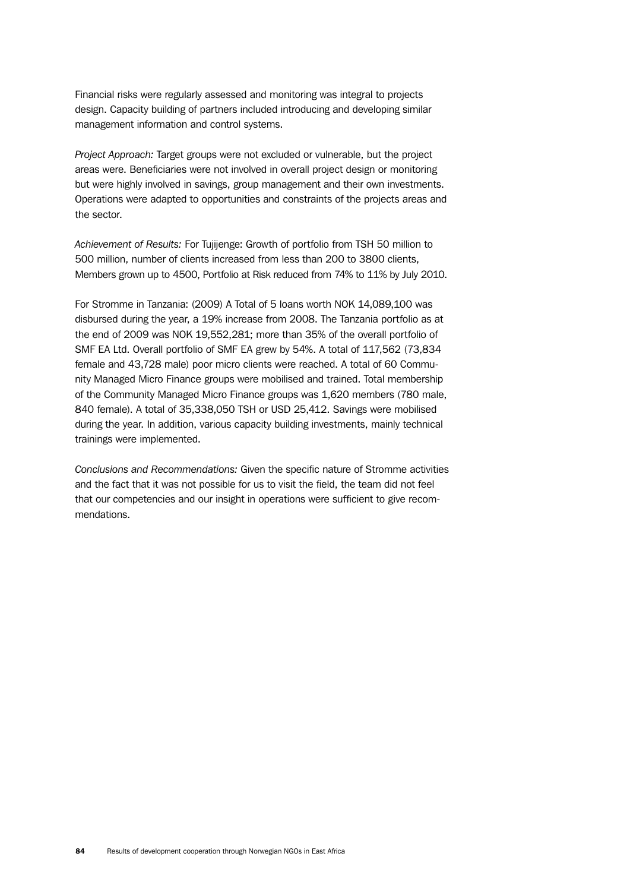Financial risks were regularly assessed and monitoring was integral to projects design. Capacity building of partners included introducing and developing similar management information and control systems.

*Project Approach:* Target groups were not excluded or vulnerable, but the project areas were. Beneficiaries were not involved in overall project design or monitoring but were highly involved in savings, group management and their own investments. Operations were adapted to opportunities and constraints of the projects areas and the sector.

*Achievement of Results:* For Tujijenge: Growth of portfolio from TSH 50 million to 500 million, number of clients increased from less than 200 to 3800 clients, Members grown up to 4500, Portfolio at Risk reduced from 74% to 11% by July 2010.

For Stromme in Tanzania: (2009) A Total of 5 loans worth NOK 14,089,100 was disbursed during the year, a 19% increase from 2008. The Tanzania portfolio as at the end of 2009 was NOK 19,552,281; more than 35% of the overall portfolio of SMF EA Ltd. Overall portfolio of SMF EA grew by 54%. A total of 117,562 (73,834 female and 43,728 male) poor micro clients were reached. A total of 60 Community Managed Micro Finance groups were mobilised and trained. Total membership of the Community Managed Micro Finance groups was 1,620 members (780 male, 840 female). A total of 35,338,050 TSH or USD 25,412. Savings were mobilised during the year. In addition, various capacity building investments, mainly technical trainings were implemented.

*Conclusions and Recommendations:* Given the specific nature of Stromme activities and the fact that it was not possible for us to visit the field, the team did not feel that our competencies and our insight in operations were sufficient to give recommendations.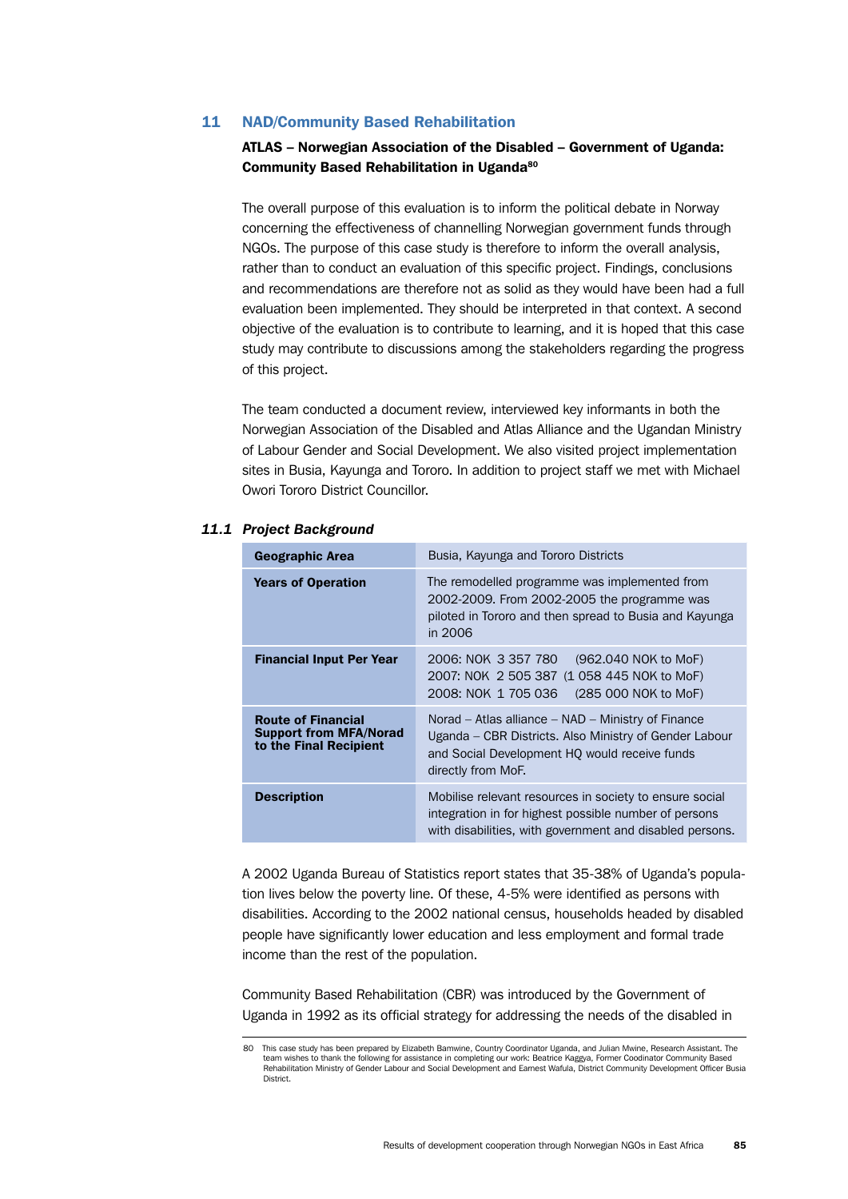## 11 NAD/Community Based Rehabilitation

**ATLAS – Norwegian Association of the Disabled – Government of Uganda: Community Based Rehabilitation in Uganda**[80]

The overall purpose of this evaluation is to inform the political debate in Norway concerning the effectiveness of channelling Norwegian government funds through NGOs. The purpose of this case study is therefore to inform the overall analysis, rather than to conduct an evaluation of this specific project. Findings, conclusions and recommendations are therefore not as solid as they would have been had a full evaluation been implemented. They should be interpreted in that context. A second objective of the evaluation is to contribute to learning, and it is hoped that this case study may contribute to discussions among the stakeholders regarding the progress of this project.

The team conducted a document review, interviewed key informants in both the Norwegian Association of the Disabled and Atlas Alliance and the Ugandan Ministry of Labour Gender and Social Development. We also visited project implementation sites in Busia, Kayunga and Tororo. In addition to project staff we met with Michael Owori Tororo District Councillor.

### *11.1 Project Background*

| | |
|---|---|
| **Geographic Area** | Busia, Kayunga and Tororo Districts |
| **Years of Operation** | The remodelled programme was implemented from 2002-2009. From 2002-2005 the programme was piloted in Tororo and then spread to Busia and Kayunga in 2006 |
| **Financial Input Per Year** | 2006: NOK 3 357 780 (962.040 NOK to MoF)<br>2007: NOK 2 505 387 (1 058 445 NOK to MoF)<br>2008: NOK 1 705 036 (285 000 NOK to MoF) |
| **Route of Financial Support from MFA/Norad to the Final Recipient** | Norad – Atlas alliance – NAD – Ministry of Finance Uganda – CBR Districts. Also Ministry of Gender Labour and Social Development HQ would receive funds directly from MoF. |
| **Description** | Mobilise relevant resources in society to ensure social integration in for highest possible number of persons with disabilities, with government and disabled persons. |

A 2002 Uganda Bureau of Statistics report states that 35-38% of Uganda's population lives below the poverty line. Of these, 4-5% were identified as persons with disabilities. According to the 2002 national census, households headed by disabled people have significantly lower education and less employment and formal trade income than the rest of the population.

Community Based Rehabilitation (CBR) was introduced by the Government of Uganda in 1992 as its official strategy for addressing the needs of the disabled in

---

[80] This case study has been prepared by Elizabeth Bamwine, Country Coordinator Uganda, and Julian Mwine, Research Assistant. The team wishes to thank the following for assistance in completing our work: Beatrice Kaggya, Former Coodinator Community Based Rehabilitation Ministry of Gender Labour and Social Development and Earnest Wafula, District Community Development Officer Busia District.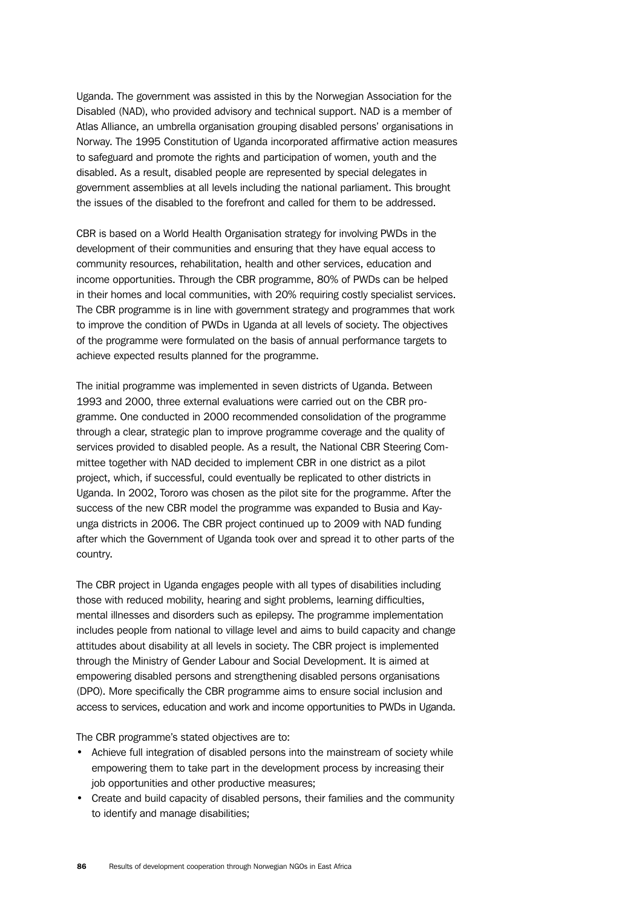Uganda. The government was assisted in this by the Norwegian Association for the Disabled (NAD), who provided advisory and technical support. NAD is a member of Atlas Alliance, an umbrella organisation grouping disabled persons' organisations in Norway. The 1995 Constitution of Uganda incorporated affirmative action measures to safeguard and promote the rights and participation of women, youth and the disabled. As a result, disabled people are represented by special delegates in government assemblies at all levels including the national parliament. This brought the issues of the disabled to the forefront and called for them to be addressed.

CBR is based on a World Health Organisation strategy for involving PWDs in the development of their communities and ensuring that they have equal access to community resources, rehabilitation, health and other services, education and income opportunities. Through the CBR programme, 80% of PWDs can be helped in their homes and local communities, with 20% requiring costly specialist services. The CBR programme is in line with government strategy and programmes that work to improve the condition of PWDs in Uganda at all levels of society. The objectives of the programme were formulated on the basis of annual performance targets to achieve expected results planned for the programme.

The initial programme was implemented in seven districts of Uganda. Between 1993 and 2000, three external evaluations were carried out on the CBR programme. One conducted in 2000 recommended consolidation of the programme through a clear, strategic plan to improve programme coverage and the quality of services provided to disabled people. As a result, the National CBR Steering Committee together with NAD decided to implement CBR in one district as a pilot project, which, if successful, could eventually be replicated to other districts in Uganda. In 2002, Tororo was chosen as the pilot site for the programme. After the success of the new CBR model the programme was expanded to Busia and Kayunga districts in 2006. The CBR project continued up to 2009 with NAD funding after which the Government of Uganda took over and spread it to other parts of the country.

The CBR project in Uganda engages people with all types of disabilities including those with reduced mobility, hearing and sight problems, learning difficulties, mental illnesses and disorders such as epilepsy. The programme implementation includes people from national to village level and aims to build capacity and change attitudes about disability at all levels in society. The CBR project is implemented through the Ministry of Gender Labour and Social Development. It is aimed at empowering disabled persons and strengthening disabled persons organisations (DPO). More specifically the CBR programme aims to ensure social inclusion and access to services, education and work and income opportunities to PWDs in Uganda.

The CBR programme's stated objectives are to:

- Achieve full integration of disabled persons into the mainstream of society while empowering them to take part in the development process by increasing their job opportunities and other productive measures;
- Create and build capacity of disabled persons, their families and the community to identify and manage disabilities;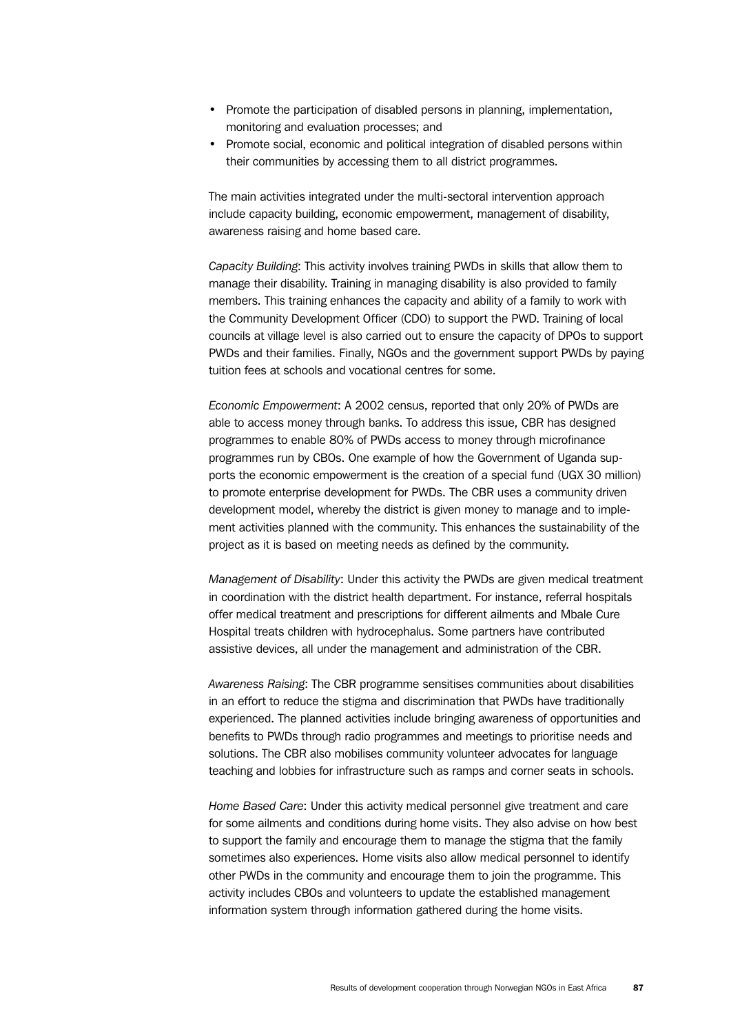- Promote the participation of disabled persons in planning, implementation, monitoring and evaluation processes; and
- Promote social, economic and political integration of disabled persons within their communities by accessing them to all district programmes.

The main activities integrated under the multi-sectoral intervention approach include capacity building, economic empowerment, management of disability, awareness raising and home based care.

*Capacity Building*: This activity involves training PWDs in skills that allow them to manage their disability. Training in managing disability is also provided to family members. This training enhances the capacity and ability of a family to work with the Community Development Officer (CDO) to support the PWD. Training of local councils at village level is also carried out to ensure the capacity of DPOs to support PWDs and their families. Finally, NGOs and the government support PWDs by paying tuition fees at schools and vocational centres for some.

*Economic Empowerment*: A 2002 census, reported that only 20% of PWDs are able to access money through banks. To address this issue, CBR has designed programmes to enable 80% of PWDs access to money through microfinance programmes run by CBOs. One example of how the Government of Uganda supports the economic empowerment is the creation of a special fund (UGX 30 million) to promote enterprise development for PWDs. The CBR uses a community driven development model, whereby the district is given money to manage and to implement activities planned with the community. This enhances the sustainability of the project as it is based on meeting needs as defined by the community.

*Management of Disability*: Under this activity the PWDs are given medical treatment in coordination with the district health department. For instance, referral hospitals offer medical treatment and prescriptions for different ailments and Mbale Cure Hospital treats children with hydrocephalus. Some partners have contributed assistive devices, all under the management and administration of the CBR.

*Awareness Raising*: The CBR programme sensitises communities about disabilities in an effort to reduce the stigma and discrimination that PWDs have traditionally experienced. The planned activities include bringing awareness of opportunities and benefits to PWDs through radio programmes and meetings to prioritise needs and solutions. The CBR also mobilises community volunteer advocates for language teaching and lobbies for infrastructure such as ramps and corner seats in schools.

*Home Based Care*: Under this activity medical personnel give treatment and care for some ailments and conditions during home visits. They also advise on how best to support the family and encourage them to manage the stigma that the family sometimes also experiences. Home visits also allow medical personnel to identify other PWDs in the community and encourage them to join the programme. This activity includes CBOs and volunteers to update the established management information system through information gathered during the home visits.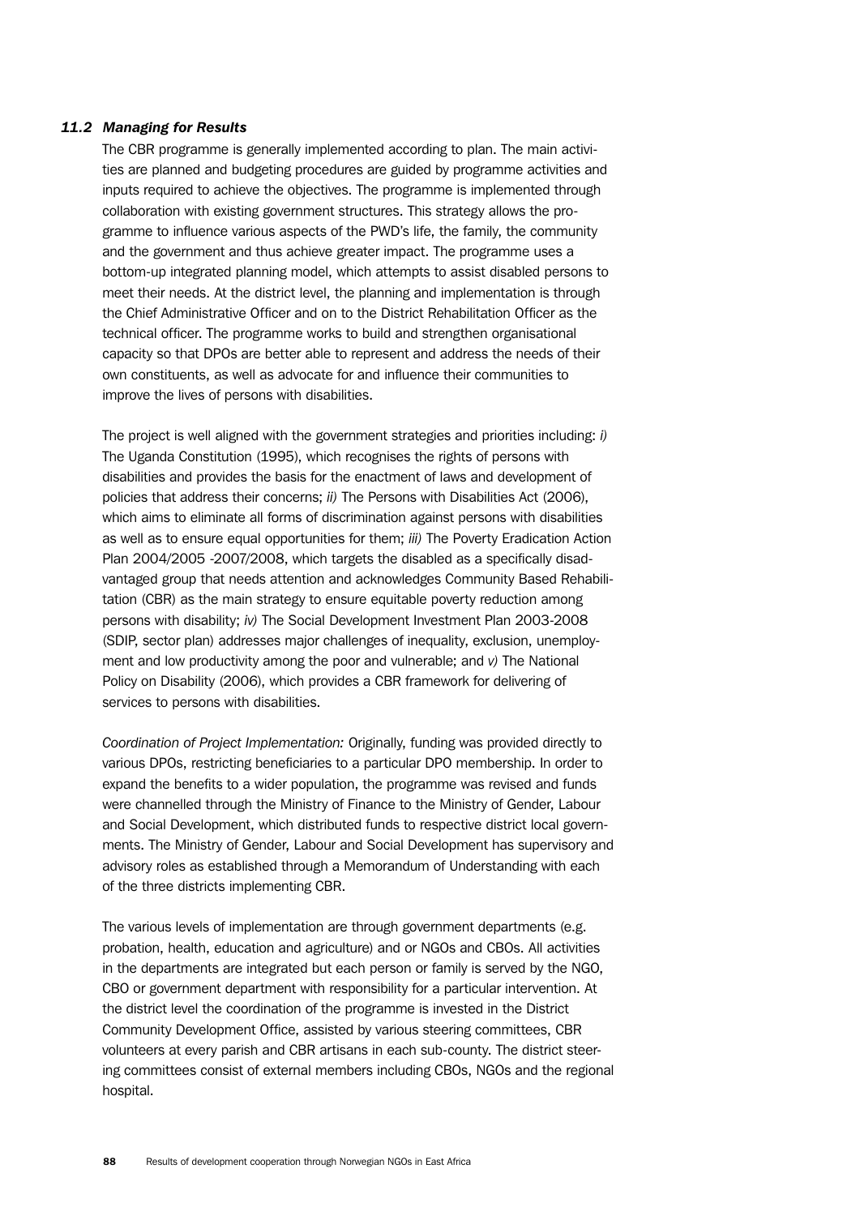### *11.2 Managing for Results*

The CBR programme is generally implemented according to plan. The main activities are planned and budgeting procedures are guided by programme activities and inputs required to achieve the objectives. The programme is implemented through collaboration with existing government structures. This strategy allows the programme to influence various aspects of the PWD's life, the family, the community and the government and thus achieve greater impact. The programme uses a bottom-up integrated planning model, which attempts to assist disabled persons to meet their needs. At the district level, the planning and implementation is through the Chief Administrative Officer and on to the District Rehabilitation Officer as the technical officer. The programme works to build and strengthen organisational capacity so that DPOs are better able to represent and address the needs of their own constituents, as well as advocate for and influence their communities to improve the lives of persons with disabilities.

The project is well aligned with the government strategies and priorities including: *i)* The Uganda Constitution (1995), which recognises the rights of persons with disabilities and provides the basis for the enactment of laws and development of policies that address their concerns; *ii)* The Persons with Disabilities Act (2006), which aims to eliminate all forms of discrimination against persons with disabilities as well as to ensure equal opportunities for them; *iii)* The Poverty Eradication Action Plan 2004/2005 -2007/2008, which targets the disabled as a specifically disadvantaged group that needs attention and acknowledges Community Based Rehabilitation (CBR) as the main strategy to ensure equitable poverty reduction among persons with disability; *iv)* The Social Development Investment Plan 2003-2008 (SDIP, sector plan) addresses major challenges of inequality, exclusion, unemployment and low productivity among the poor and vulnerable; and *v)* The National Policy on Disability (2006), which provides a CBR framework for delivering of services to persons with disabilities.

*Coordination of Project Implementation:* Originally, funding was provided directly to various DPOs, restricting beneficiaries to a particular DPO membership. In order to expand the benefits to a wider population, the programme was revised and funds were channelled through the Ministry of Finance to the Ministry of Gender, Labour and Social Development, which distributed funds to respective district local governments. The Ministry of Gender, Labour and Social Development has supervisory and advisory roles as established through a Memorandum of Understanding with each of the three districts implementing CBR.

The various levels of implementation are through government departments (e.g. probation, health, education and agriculture) and or NGOs and CBOs. All activities in the departments are integrated but each person or family is served by the NGO, CBO or government department with responsibility for a particular intervention. At the district level the coordination of the programme is invested in the District Community Development Office, assisted by various steering committees, CBR volunteers at every parish and CBR artisans in each sub-county. The district steering committees consist of external members including CBOs, NGOs and the regional hospital.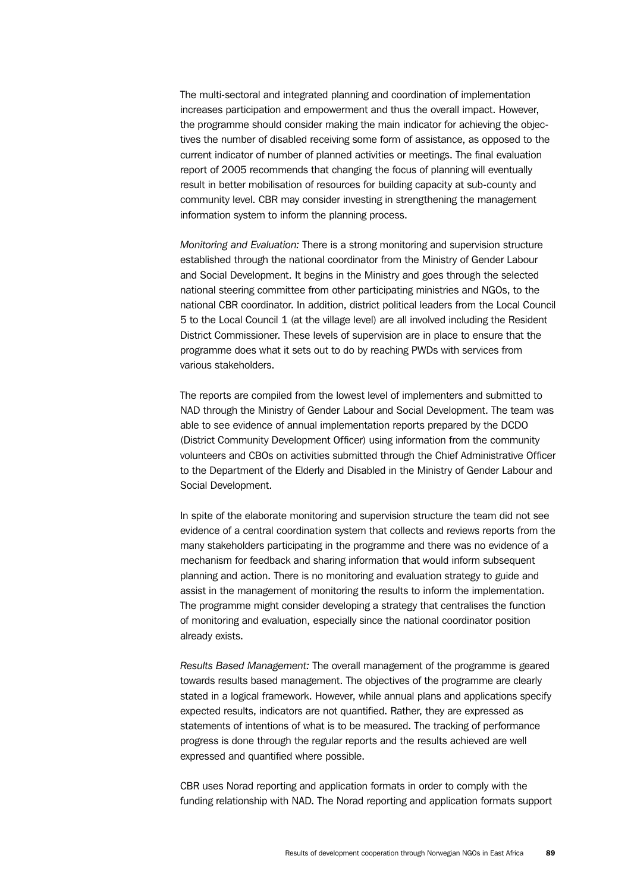The multi-sectoral and integrated planning and coordination of implementation increases participation and empowerment and thus the overall impact. However, the programme should consider making the main indicator for achieving the objectives the number of disabled receiving some form of assistance, as opposed to the current indicator of number of planned activities or meetings. The final evaluation report of 2005 recommends that changing the focus of planning will eventually result in better mobilisation of resources for building capacity at sub-county and community level. CBR may consider investing in strengthening the management information system to inform the planning process.

*Monitoring and Evaluation:* There is a strong monitoring and supervision structure established through the national coordinator from the Ministry of Gender Labour and Social Development. It begins in the Ministry and goes through the selected national steering committee from other participating ministries and NGOs, to the national CBR coordinator. In addition, district political leaders from the Local Council 5 to the Local Council 1 (at the village level) are all involved including the Resident District Commissioner. These levels of supervision are in place to ensure that the programme does what it sets out to do by reaching PWDs with services from various stakeholders.

The reports are compiled from the lowest level of implementers and submitted to NAD through the Ministry of Gender Labour and Social Development. The team was able to see evidence of annual implementation reports prepared by the DCDO (District Community Development Officer) using information from the community volunteers and CBOs on activities submitted through the Chief Administrative Officer to the Department of the Elderly and Disabled in the Ministry of Gender Labour and Social Development.

In spite of the elaborate monitoring and supervision structure the team did not see evidence of a central coordination system that collects and reviews reports from the many stakeholders participating in the programme and there was no evidence of a mechanism for feedback and sharing information that would inform subsequent planning and action. There is no monitoring and evaluation strategy to guide and assist in the management of monitoring the results to inform the implementation. The programme might consider developing a strategy that centralises the function of monitoring and evaluation, especially since the national coordinator position already exists.

*Results Based Management:* The overall management of the programme is geared towards results based management. The objectives of the programme are clearly stated in a logical framework. However, while annual plans and applications specify expected results, indicators are not quantified. Rather, they are expressed as statements of intentions of what is to be measured. The tracking of performance progress is done through the regular reports and the results achieved are well expressed and quantified where possible.

CBR uses Norad reporting and application formats in order to comply with the funding relationship with NAD. The Norad reporting and application formats support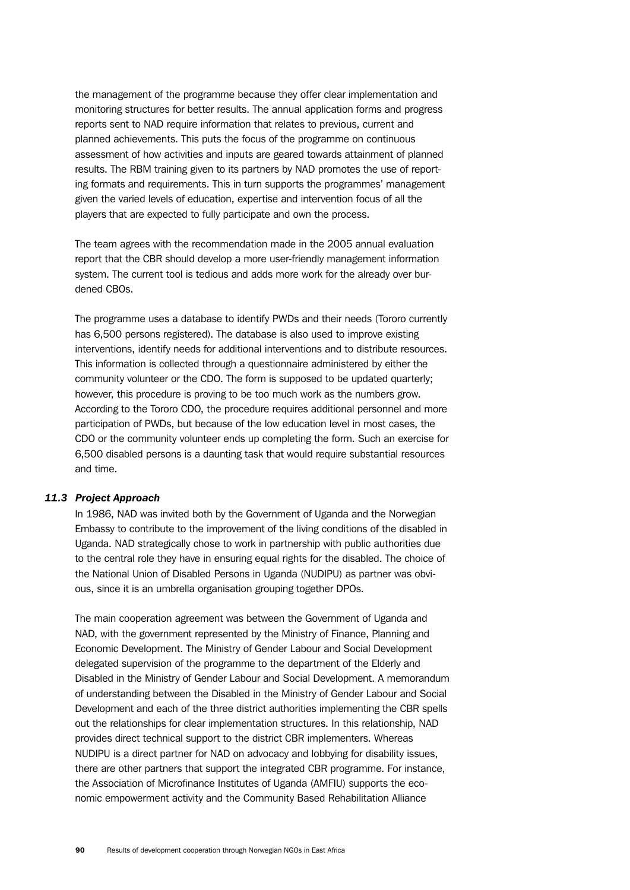the management of the programme because they offer clear implementation and monitoring structures for better results. The annual application forms and progress reports sent to NAD require information that relates to previous, current and planned achievements. This puts the focus of the programme on continuous assessment of how activities and inputs are geared towards attainment of planned results. The RBM training given to its partners by NAD promotes the use of reporting formats and requirements. This in turn supports the programmes' management given the varied levels of education, expertise and intervention focus of all the players that are expected to fully participate and own the process.

The team agrees with the recommendation made in the 2005 annual evaluation report that the CBR should develop a more user-friendly management information system. The current tool is tedious and adds more work for the already over burdened CBOs.

The programme uses a database to identify PWDs and their needs (Tororo currently has 6,500 persons registered). The database is also used to improve existing interventions, identify needs for additional interventions and to distribute resources. This information is collected through a questionnaire administered by either the community volunteer or the CDO. The form is supposed to be updated quarterly; however, this procedure is proving to be too much work as the numbers grow. According to the Tororo CDO, the procedure requires additional personnel and more participation of PWDs, but because of the low education level in most cases, the CDO or the community volunteer ends up completing the form. Such an exercise for 6,500 disabled persons is a daunting task that would require substantial resources and time.

### *11.3 Project Approach*

In 1986, NAD was invited both by the Government of Uganda and the Norwegian Embassy to contribute to the improvement of the living conditions of the disabled in Uganda. NAD strategically chose to work in partnership with public authorities due to the central role they have in ensuring equal rights for the disabled. The choice of the National Union of Disabled Persons in Uganda (NUDIPU) as partner was obvious, since it is an umbrella organisation grouping together DPOs.

The main cooperation agreement was between the Government of Uganda and NAD, with the government represented by the Ministry of Finance, Planning and Economic Development. The Ministry of Gender Labour and Social Development delegated supervision of the programme to the department of the Elderly and Disabled in the Ministry of Gender Labour and Social Development. A memorandum of understanding between the Disabled in the Ministry of Gender Labour and Social Development and each of the three district authorities implementing the CBR spells out the relationships for clear implementation structures. In this relationship, NAD provides direct technical support to the district CBR implementers. Whereas NUDIPU is a direct partner for NAD on advocacy and lobbying for disability issues, there are other partners that support the integrated CBR programme. For instance, the Association of Microfinance Institutes of Uganda (AMFIU) supports the economic empowerment activity and the Community Based Rehabilitation Alliance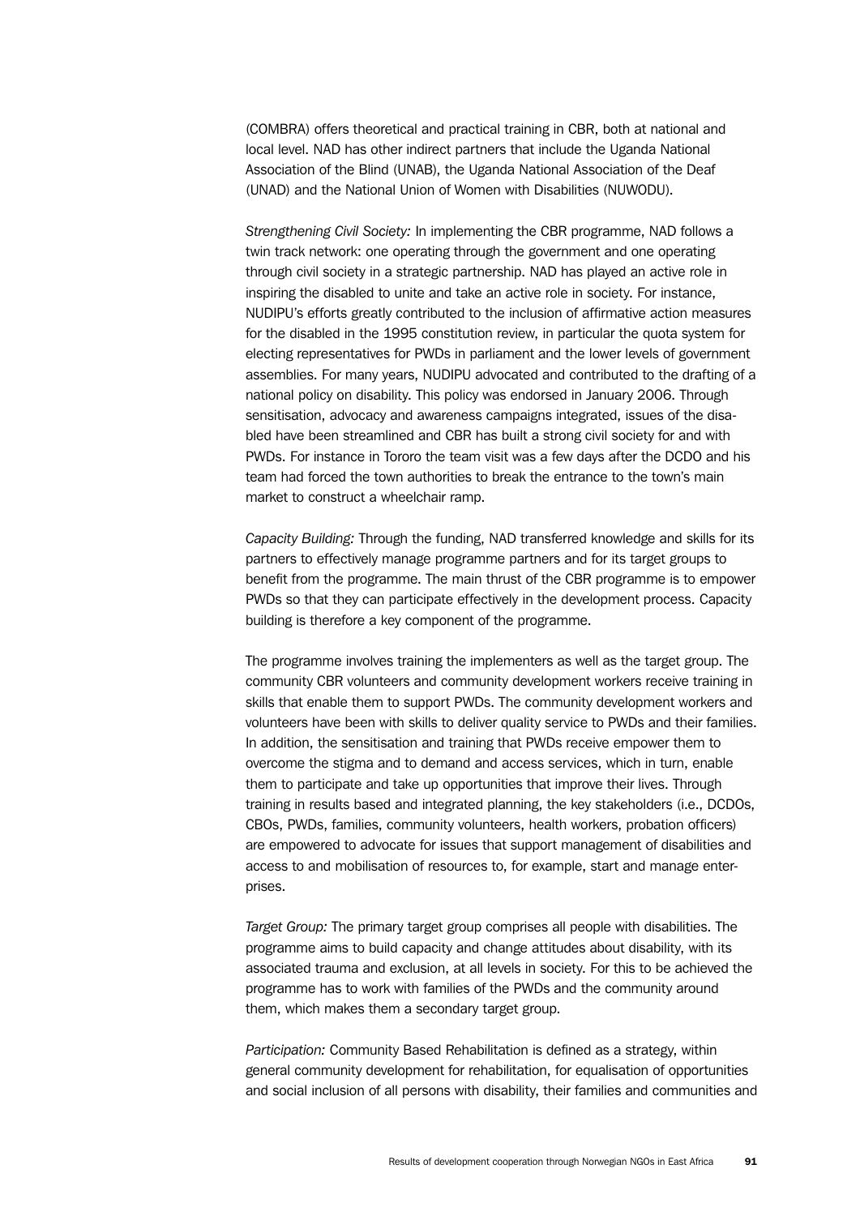(COMBRA) offers theoretical and practical training in CBR, both at national and local level. NAD has other indirect partners that include the Uganda National Association of the Blind (UNAB), the Uganda National Association of the Deaf (UNAD) and the National Union of Women with Disabilities (NUWODU).

*Strengthening Civil Society:* In implementing the CBR programme, NAD follows a twin track network: one operating through the government and one operating through civil society in a strategic partnership. NAD has played an active role in inspiring the disabled to unite and take an active role in society. For instance, NUDIPU's efforts greatly contributed to the inclusion of affirmative action measures for the disabled in the 1995 constitution review, in particular the quota system for electing representatives for PWDs in parliament and the lower levels of government assemblies. For many years, NUDIPU advocated and contributed to the drafting of a national policy on disability. This policy was endorsed in January 2006. Through sensitisation, advocacy and awareness campaigns integrated, issues of the disabled have been streamlined and CBR has built a strong civil society for and with PWDs. For instance in Tororo the team visit was a few days after the DCDO and his team had forced the town authorities to break the entrance to the town's main market to construct a wheelchair ramp.

*Capacity Building:* Through the funding, NAD transferred knowledge and skills for its partners to effectively manage programme partners and for its target groups to benefit from the programme. The main thrust of the CBR programme is to empower PWDs so that they can participate effectively in the development process. Capacity building is therefore a key component of the programme.

The programme involves training the implementers as well as the target group. The community CBR volunteers and community development workers receive training in skills that enable them to support PWDs. The community development workers and volunteers have been with skills to deliver quality service to PWDs and their families. In addition, the sensitisation and training that PWDs receive empower them to overcome the stigma and to demand and access services, which in turn, enable them to participate and take up opportunities that improve their lives. Through training in results based and integrated planning, the key stakeholders (i.e., DCDOs, CBOs, PWDs, families, community volunteers, health workers, probation officers) are empowered to advocate for issues that support management of disabilities and access to and mobilisation of resources to, for example, start and manage enterprises.

*Target Group:* The primary target group comprises all people with disabilities. The programme aims to build capacity and change attitudes about disability, with its associated trauma and exclusion, at all levels in society. For this to be achieved the programme has to work with families of the PWDs and the community around them, which makes them a secondary target group.

*Participation:* Community Based Rehabilitation is defined as a strategy, within general community development for rehabilitation, for equalisation of opportunities and social inclusion of all persons with disability, their families and communities and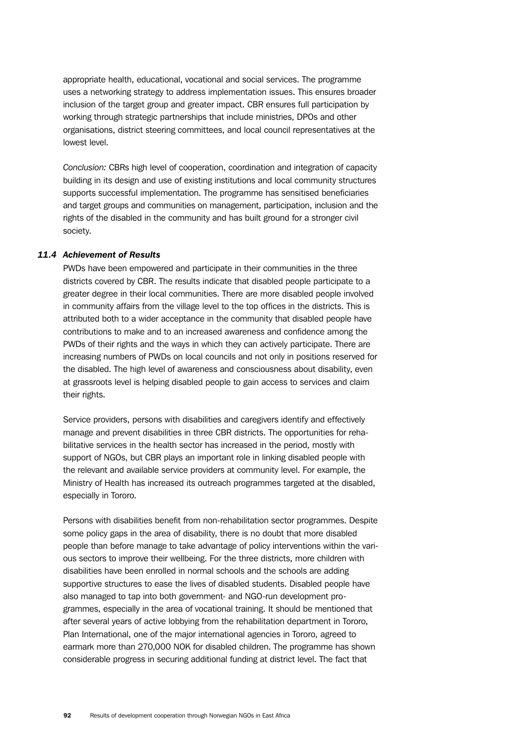appropriate health, educational, vocational and social services. The programme uses a networking strategy to address implementation issues. This ensures broader inclusion of the target group and greater impact. CBR ensures full participation by working through strategic partnerships that include ministries, DPOs and other organisations, district steering committees, and local council representatives at the lowest level.

*Conclusion:* CBRs high level of cooperation, coordination and integration of capacity building in its design and use of existing institutions and local community structures supports successful implementation. The programme has sensitised beneficiaries and target groups and communities on management, participation, inclusion and the rights of the disabled in the community and has built ground for a stronger civil society.

### *11.4 Achievement of Results*

PWDs have been empowered and participate in their communities in the three districts covered by CBR. The results indicate that disabled people participate to a greater degree in their local communities. There are more disabled people involved in community affairs from the village level to the top offices in the districts. This is attributed both to a wider acceptance in the community that disabled people have contributions to make and to an increased awareness and confidence among the PWDs of their rights and the ways in which they can actively participate. There are increasing numbers of PWDs on local councils and not only in positions reserved for the disabled. The high level of awareness and consciousness about disability, even at grassroots level is helping disabled people to gain access to services and claim their rights.

Service providers, persons with disabilities and caregivers identify and effectively manage and prevent disabilities in three CBR districts. The opportunities for rehabilitative services in the health sector has increased in the period, mostly with support of NGOs, but CBR plays an important role in linking disabled people with the relevant and available service providers at community level. For example, the Ministry of Health has increased its outreach programmes targeted at the disabled, especially in Tororo.

Persons with disabilities benefit from non-rehabilitation sector programmes. Despite some policy gaps in the area of disability, there is no doubt that more disabled people than before manage to take advantage of policy interventions within the various sectors to improve their wellbeing. For the three districts, more children with disabilities have been enrolled in normal schools and the schools are adding supportive structures to ease the lives of disabled students. Disabled people have also managed to tap into both government- and NGO-run development programmes, especially in the area of vocational training. It should be mentioned that after several years of active lobbying from the rehabilitation department in Tororo, Plan International, one of the major international agencies in Tororo, agreed to earmark more than 270,000 NOK for disabled children. The programme has shown considerable progress in securing additional funding at district level. The fact that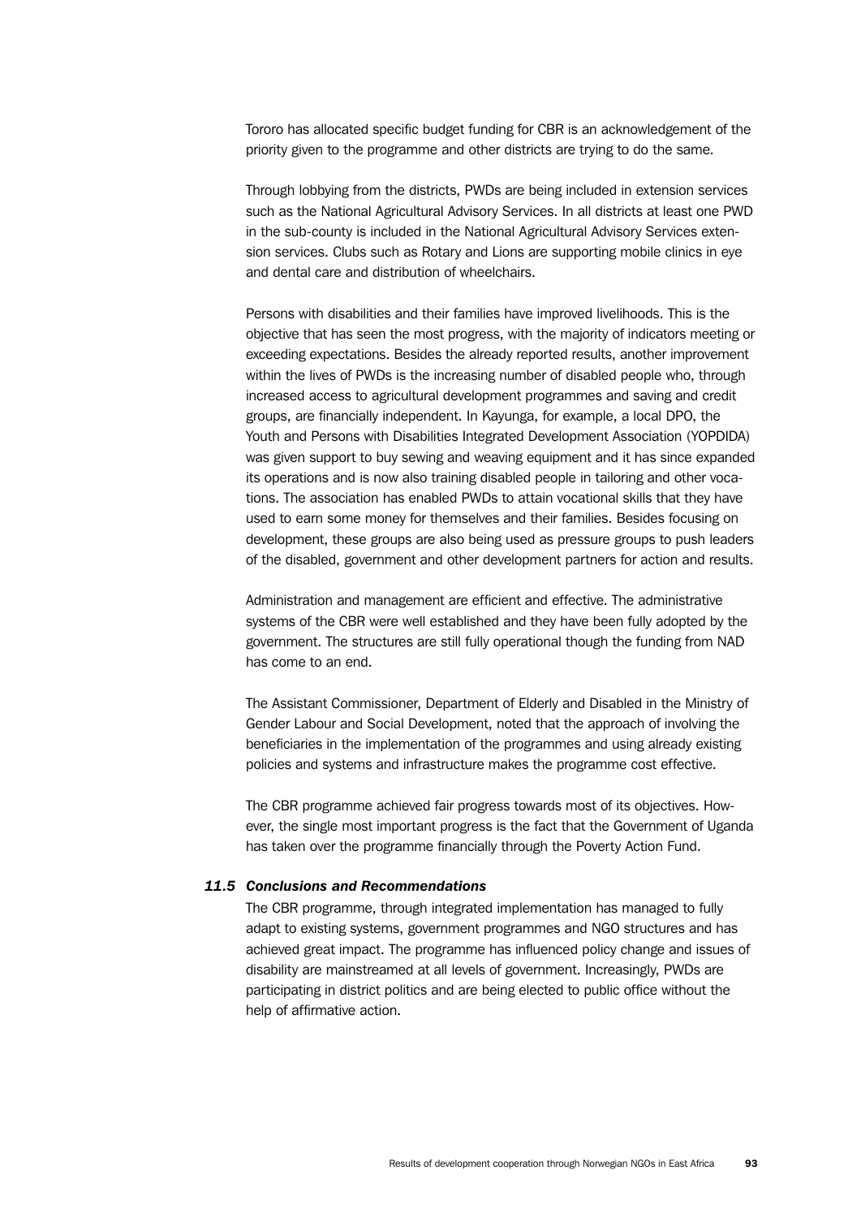Tororo has allocated specific budget funding for CBR is an acknowledgement of the priority given to the programme and other districts are trying to do the same.

Through lobbying from the districts, PWDs are being included in extension services such as the National Agricultural Advisory Services. In all districts at least one PWD in the sub-county is included in the National Agricultural Advisory Services extension services. Clubs such as Rotary and Lions are supporting mobile clinics in eye and dental care and distribution of wheelchairs.

Persons with disabilities and their families have improved livelihoods. This is the objective that has seen the most progress, with the majority of indicators meeting or exceeding expectations. Besides the already reported results, another improvement within the lives of PWDs is the increasing number of disabled people who, through increased access to agricultural development programmes and saving and credit groups, are financially independent. In Kayunga, for example, a local DPO, the Youth and Persons with Disabilities Integrated Development Association (YOPDIDA) was given support to buy sewing and weaving equipment and it has since expanded its operations and is now also training disabled people in tailoring and other vocations. The association has enabled PWDs to attain vocational skills that they have used to earn some money for themselves and their families. Besides focusing on development, these groups are also being used as pressure groups to push leaders of the disabled, government and other development partners for action and results.

Administration and management are efficient and effective. The administrative systems of the CBR were well established and they have been fully adopted by the government. The structures are still fully operational though the funding from NAD has come to an end.

The Assistant Commissioner, Department of Elderly and Disabled in the Ministry of Gender Labour and Social Development, noted that the approach of involving the beneficiaries in the implementation of the programmes and using already existing policies and systems and infrastructure makes the programme cost effective.

The CBR programme achieved fair progress towards most of its objectives. However, the single most important progress is the fact that the Government of Uganda has taken over the programme financially through the Poverty Action Fund.

### *11.5 Conclusions and Recommendations*

The CBR programme, through integrated implementation has managed to fully adapt to existing systems, government programmes and NGO structures and has achieved great impact. The programme has influenced policy change and issues of disability are mainstreamed at all levels of government. Increasingly, PWDs are participating in district politics and are being elected to public office without the help of affirmative action.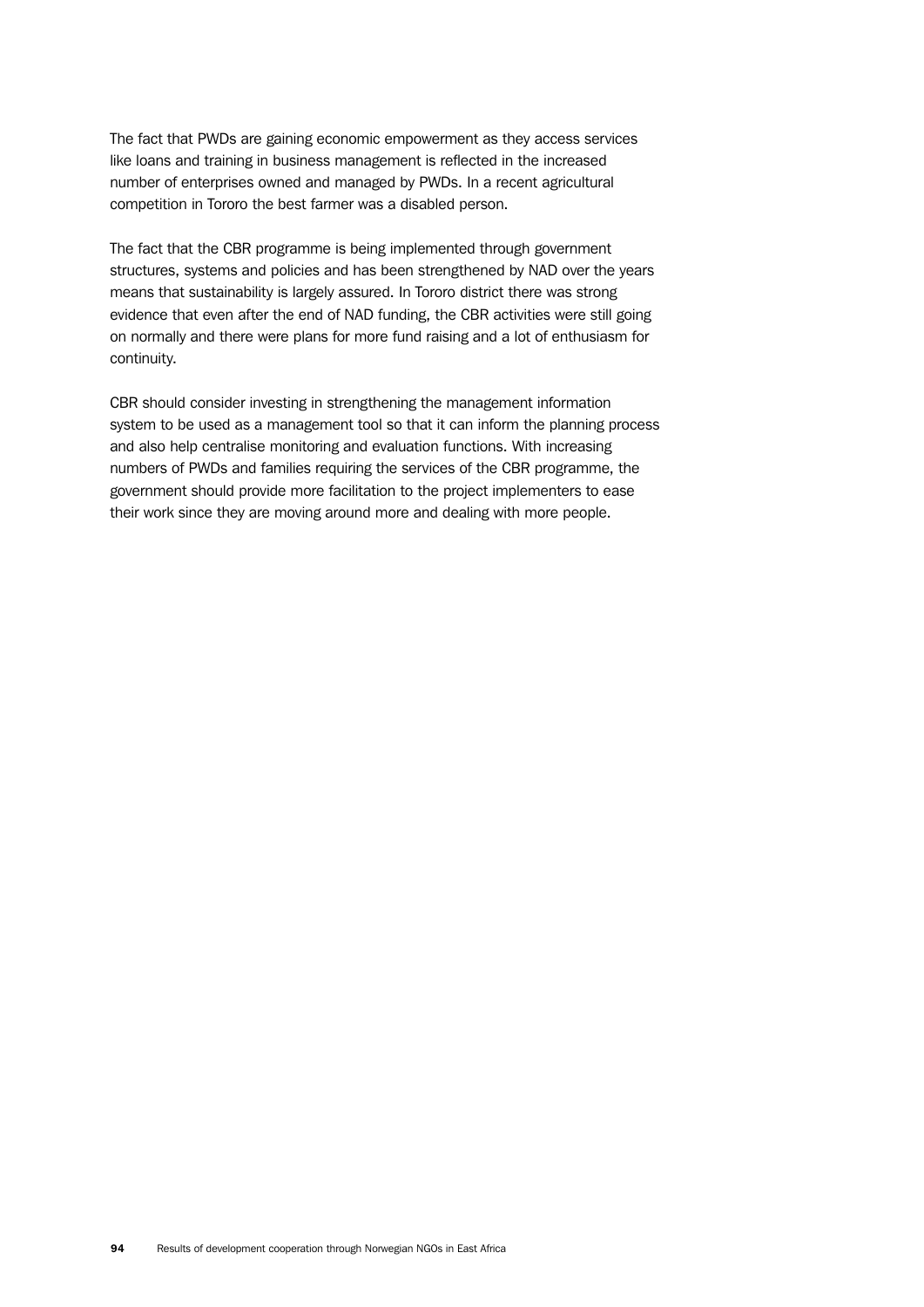The fact that PWDs are gaining economic empowerment as they access services like loans and training in business management is reflected in the increased number of enterprises owned and managed by PWDs. In a recent agricultural competition in Tororo the best farmer was a disabled person.

The fact that the CBR programme is being implemented through government structures, systems and policies and has been strengthened by NAD over the years means that sustainability is largely assured. In Tororo district there was strong evidence that even after the end of NAD funding, the CBR activities were still going on normally and there were plans for more fund raising and a lot of enthusiasm for continuity.

CBR should consider investing in strengthening the management information system to be used as a management tool so that it can inform the planning process and also help centralise monitoring and evaluation functions. With increasing numbers of PWDs and families requiring the services of the CBR programme, the government should provide more facilitation to the project implementers to ease their work since they are moving around more and dealing with more people.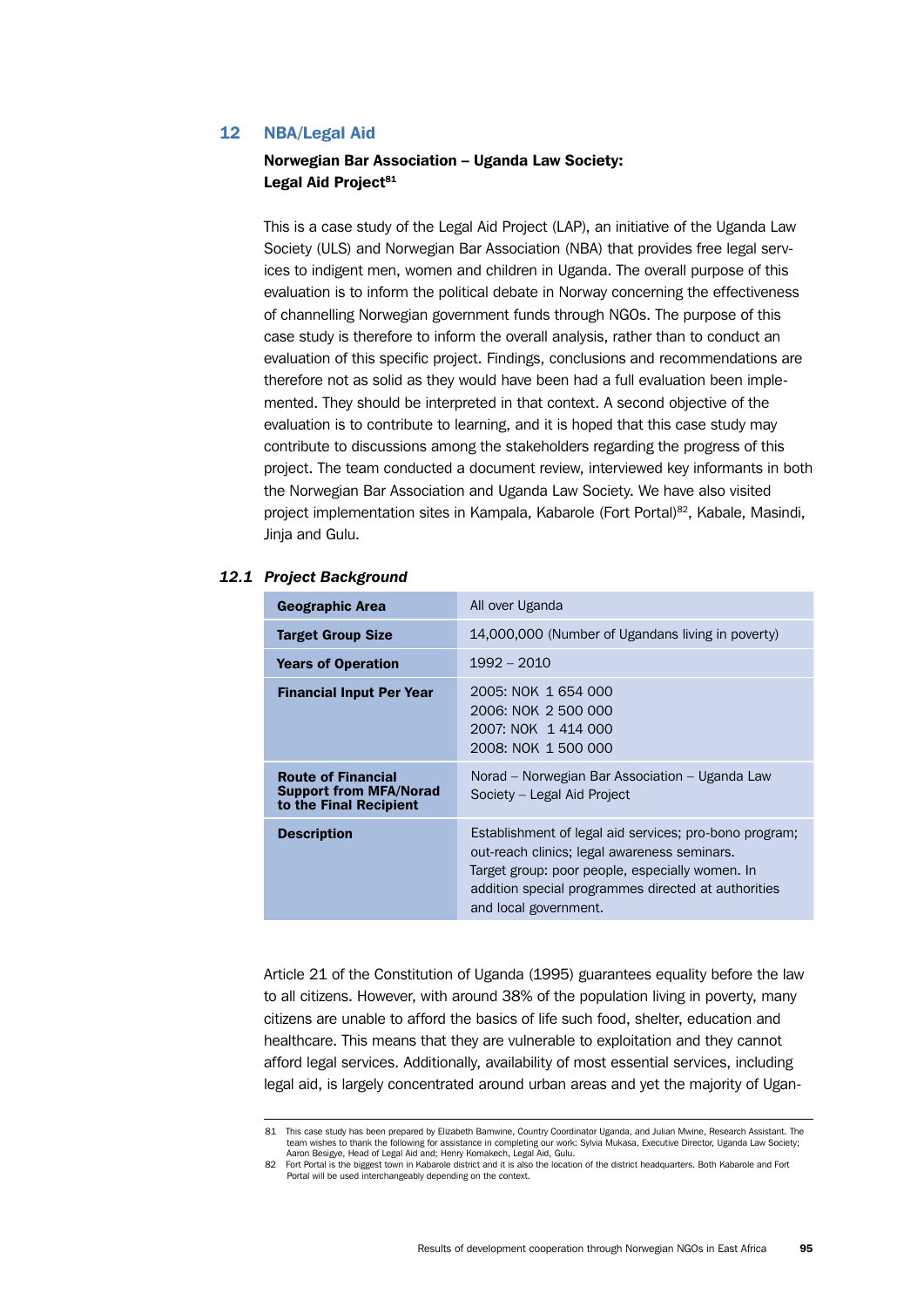## 12 NBA/Legal Aid

### Norwegian Bar Association – Uganda Law Society: Legal Aid Project[81]

This is a case study of the Legal Aid Project (LAP), an initiative of the Uganda Law Society (ULS) and Norwegian Bar Association (NBA) that provides free legal services to indigent men, women and children in Uganda. The overall purpose of this evaluation is to inform the political debate in Norway concerning the effectiveness of channelling Norwegian government funds through NGOs. The purpose of this case study is therefore to inform the overall analysis, rather than to conduct an evaluation of this specific project. Findings, conclusions and recommendations are therefore not as solid as they would have been had a full evaluation been implemented. They should be interpreted in that context. A second objective of the evaluation is to contribute to learning, and it is hoped that this case study may contribute to discussions among the stakeholders regarding the progress of this project. The team conducted a document review, interviewed key informants in both the Norwegian Bar Association and Uganda Law Society. We have also visited project implementation sites in Kampala, Kabarole (Fort Portal)[82], Kabale, Masindi, Jinja and Gulu.

### *12.1 Project Background*

| | |
|---|---|
| **Geographic Area** | All over Uganda |
| **Target Group Size** | 14,000,000 (Number of Ugandans living in poverty) |
| **Years of Operation** | 1992 – 2010 |
| **Financial Input Per Year** | 2005: NOK 1 654 000<br>2006: NOK 2 500 000<br>2007: NOK 1 414 000<br>2008: NOK 1 500 000 |
| **Route of Financial Support from MFA/Norad to the Final Recipient** | Norad – Norwegian Bar Association – Uganda Law Society – Legal Aid Project |
| **Description** | Establishment of legal aid services; pro-bono program; out-reach clinics; legal awareness seminars.<br>Target group: poor people, especially women. In addition special programmes directed at authorities and local government. |

Article 21 of the Constitution of Uganda (1995) guarantees equality before the law to all citizens. However, with around 38% of the population living in poverty, many citizens are unable to afford the basics of life such food, shelter, education and healthcare. This means that they are vulnerable to exploitation and they cannot afford legal services. Additionally, availability of most essential services, including legal aid, is largely concentrated around urban areas and yet the majority of Ugan-

---

81 This case study has been prepared by Elizabeth Bamwine, Country Coordinator Uganda, and Julian Mwine, Research Assistant. The team wishes to thank the following for assistance in completing our work: Sylvia Mukasa, Executive Director, Uganda Law Society; Aaron Besigye, Head of Legal Aid and; Henry Komakech, Legal Aid, Gulu.

82 Fort Portal is the biggest town in Kabarole district and it is also the location of the district headquarters. Both Kabarole and Fort Portal will be used interchangeably depending on the context.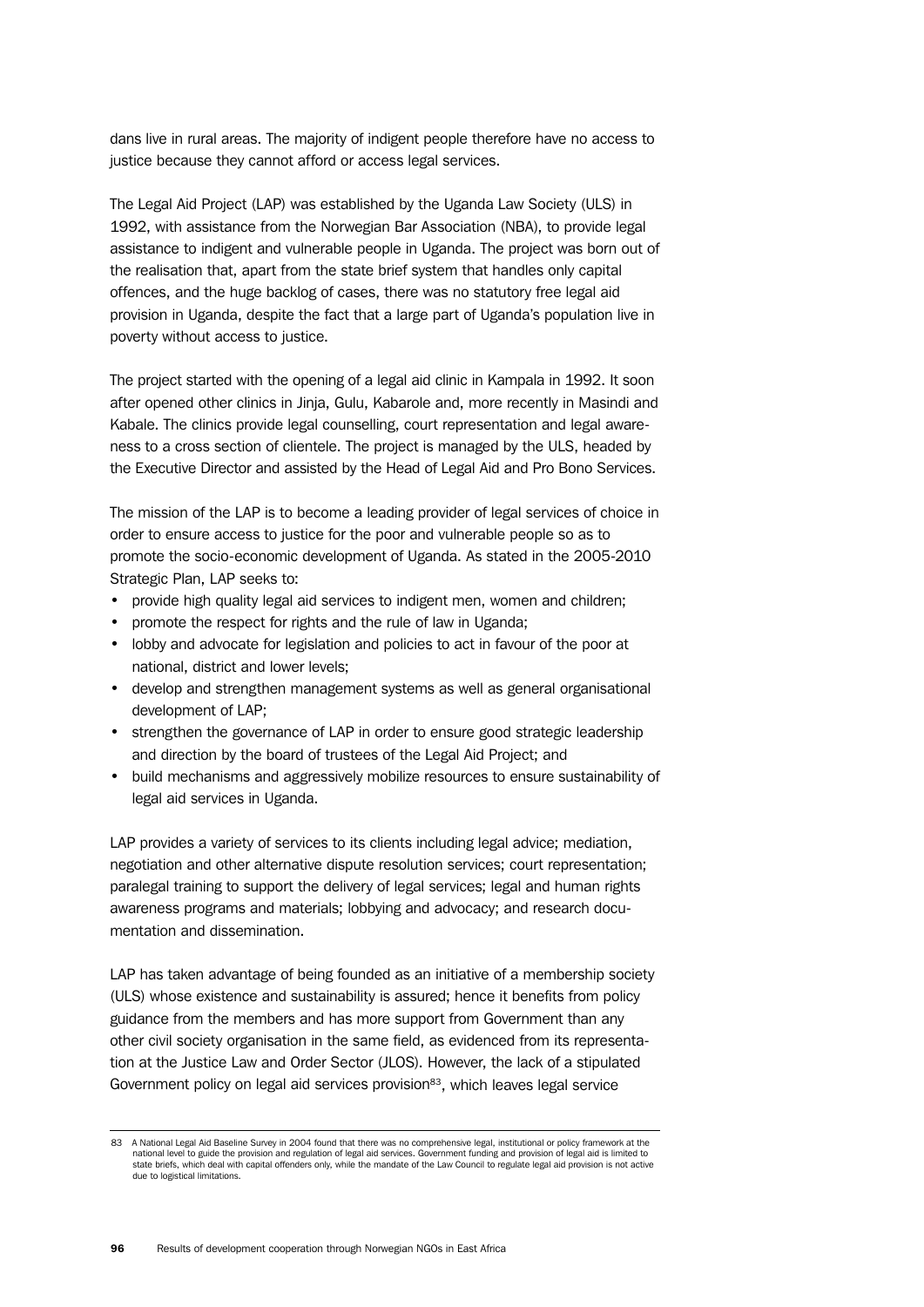dans live in rural areas. The majority of indigent people therefore have no access to justice because they cannot afford or access legal services.

The Legal Aid Project (LAP) was established by the Uganda Law Society (ULS) in 1992, with assistance from the Norwegian Bar Association (NBA), to provide legal assistance to indigent and vulnerable people in Uganda. The project was born out of the realisation that, apart from the state brief system that handles only capital offences, and the huge backlog of cases, there was no statutory free legal aid provision in Uganda, despite the fact that a large part of Uganda's population live in poverty without access to justice.

The project started with the opening of a legal aid clinic in Kampala in 1992. It soon after opened other clinics in Jinja, Gulu, Kabarole and, more recently in Masindi and Kabale. The clinics provide legal counselling, court representation and legal awareness to a cross section of clientele. The project is managed by the ULS, headed by the Executive Director and assisted by the Head of Legal Aid and Pro Bono Services.

The mission of the LAP is to become a leading provider of legal services of choice in order to ensure access to justice for the poor and vulnerable people so as to promote the socio-economic development of Uganda. As stated in the 2005-2010 Strategic Plan, LAP seeks to:

- provide high quality legal aid services to indigent men, women and children;
- promote the respect for rights and the rule of law in Uganda;
- lobby and advocate for legislation and policies to act in favour of the poor at national, district and lower levels;
- develop and strengthen management systems as well as general organisational development of LAP;
- strengthen the governance of LAP in order to ensure good strategic leadership and direction by the board of trustees of the Legal Aid Project; and
- build mechanisms and aggressively mobilize resources to ensure sustainability of legal aid services in Uganda.

LAP provides a variety of services to its clients including legal advice; mediation, negotiation and other alternative dispute resolution services; court representation; paralegal training to support the delivery of legal services; legal and human rights awareness programs and materials; lobbying and advocacy; and research documentation and dissemination.

LAP has taken advantage of being founded as an initiative of a membership society (ULS) whose existence and sustainability is assured; hence it benefits from policy guidance from the members and has more support from Government than any other civil society organisation in the same field, as evidenced from its representation at the Justice Law and Order Sector (JLOS). However, the lack of a stipulated Government policy on legal aid services provision[83], which leaves legal service

[83] A National Legal Aid Baseline Survey in 2004 found that there was no comprehensive legal, institutional or policy framework at the national level to guide the provision and regulation of legal aid services. Government funding and provision of legal aid is limited to state briefs, which deal with capital offenders only, while the mandate of the Law Council to regulate legal aid provision is not active due to logistical limitations.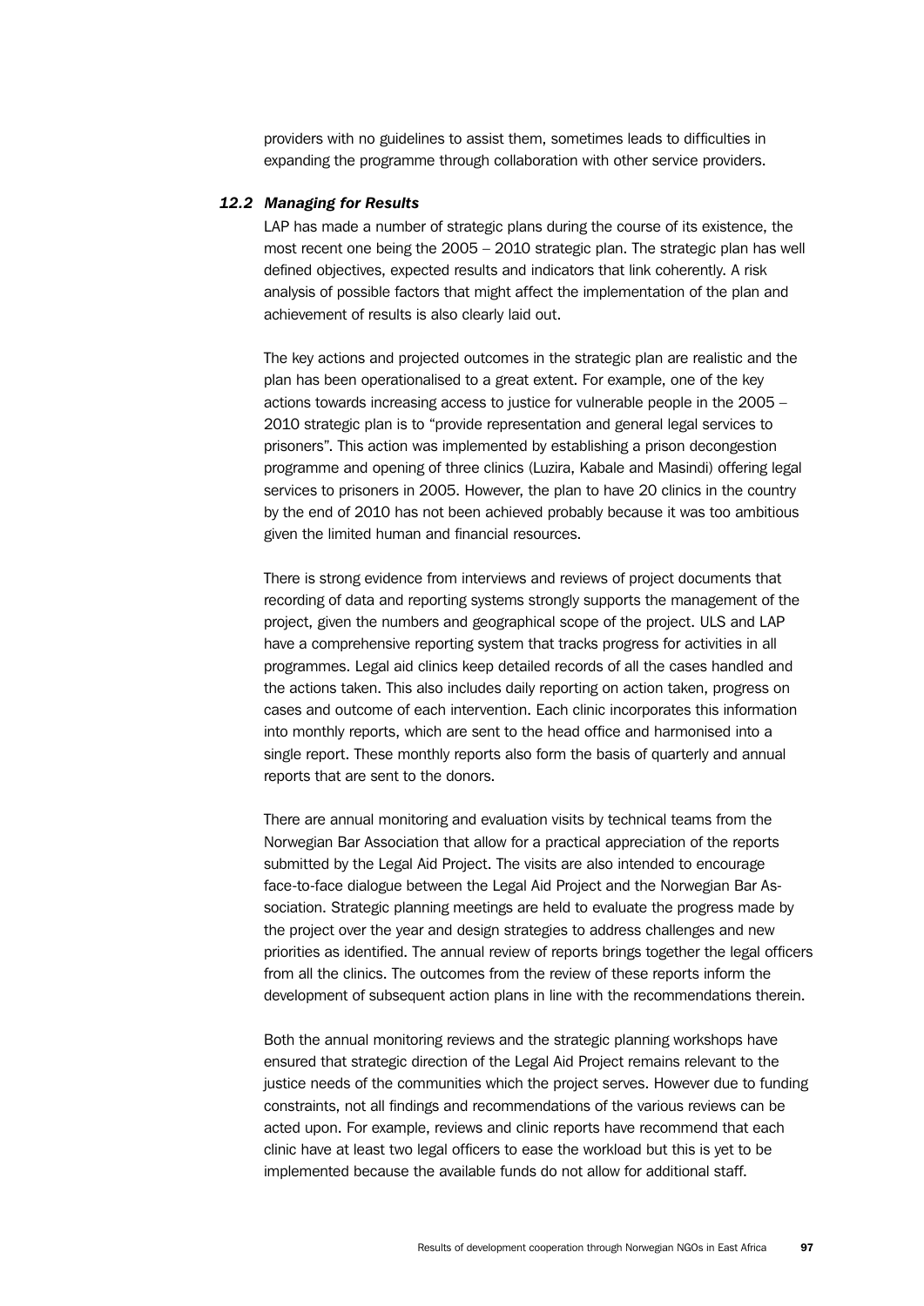providers with no guidelines to assist them, sometimes leads to difficulties in expanding the programme through collaboration with other service providers.

### *12.2 Managing for Results*

LAP has made a number of strategic plans during the course of its existence, the most recent one being the 2005 – 2010 strategic plan. The strategic plan has well defined objectives, expected results and indicators that link coherently. A risk analysis of possible factors that might affect the implementation of the plan and achievement of results is also clearly laid out.

The key actions and projected outcomes in the strategic plan are realistic and the plan has been operationalised to a great extent. For example, one of the key actions towards increasing access to justice for vulnerable people in the 2005 – 2010 strategic plan is to "provide representation and general legal services to prisoners". This action was implemented by establishing a prison decongestion programme and opening of three clinics (Luzira, Kabale and Masindi) offering legal services to prisoners in 2005. However, the plan to have 20 clinics in the country by the end of 2010 has not been achieved probably because it was too ambitious given the limited human and financial resources.

There is strong evidence from interviews and reviews of project documents that recording of data and reporting systems strongly supports the management of the project, given the numbers and geographical scope of the project. ULS and LAP have a comprehensive reporting system that tracks progress for activities in all programmes. Legal aid clinics keep detailed records of all the cases handled and the actions taken. This also includes daily reporting on action taken, progress on cases and outcome of each intervention. Each clinic incorporates this information into monthly reports, which are sent to the head office and harmonised into a single report. These monthly reports also form the basis of quarterly and annual reports that are sent to the donors.

There are annual monitoring and evaluation visits by technical teams from the Norwegian Bar Association that allow for a practical appreciation of the reports submitted by the Legal Aid Project. The visits are also intended to encourage face-to-face dialogue between the Legal Aid Project and the Norwegian Bar Association. Strategic planning meetings are held to evaluate the progress made by the project over the year and design strategies to address challenges and new priorities as identified. The annual review of reports brings together the legal officers from all the clinics. The outcomes from the review of these reports inform the development of subsequent action plans in line with the recommendations therein.

Both the annual monitoring reviews and the strategic planning workshops have ensured that strategic direction of the Legal Aid Project remains relevant to the justice needs of the communities which the project serves. However due to funding constraints, not all findings and recommendations of the various reviews can be acted upon. For example, reviews and clinic reports have recommend that each clinic have at least two legal officers to ease the workload but this is yet to be implemented because the available funds do not allow for additional staff.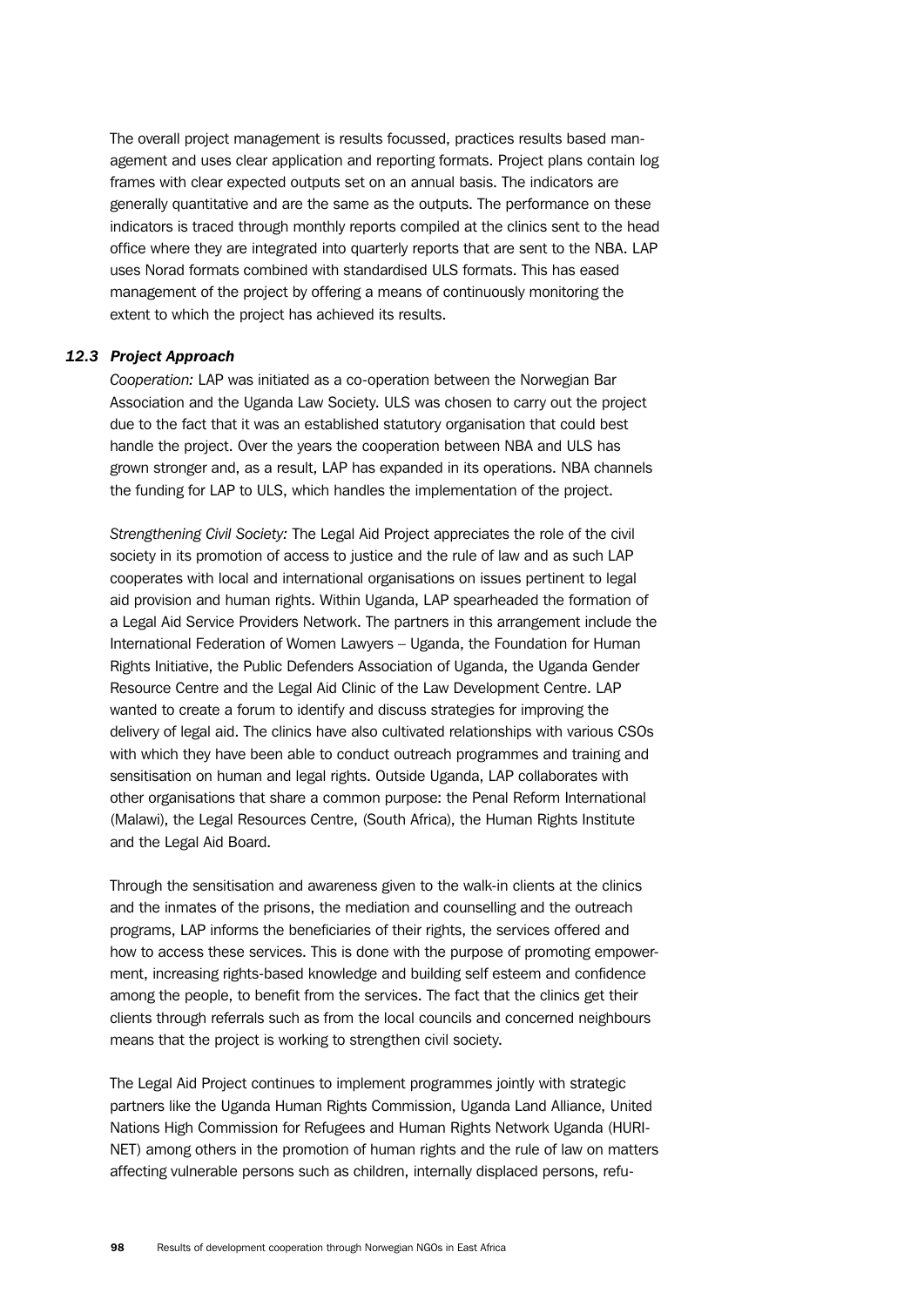The overall project management is results focussed, practices results based management and uses clear application and reporting formats. Project plans contain log frames with clear expected outputs set on an annual basis. The indicators are generally quantitative and are the same as the outputs. The performance on these indicators is traced through monthly reports compiled at the clinics sent to the head office where they are integrated into quarterly reports that are sent to the NBA. LAP uses Norad formats combined with standardised ULS formats. This has eased management of the project by offering a means of continuously monitoring the extent to which the project has achieved its results.

### *12.3 Project Approach*

*Cooperation:* LAP was initiated as a co-operation between the Norwegian Bar Association and the Uganda Law Society. ULS was chosen to carry out the project due to the fact that it was an established statutory organisation that could best handle the project. Over the years the cooperation between NBA and ULS has grown stronger and, as a result, LAP has expanded in its operations. NBA channels the funding for LAP to ULS, which handles the implementation of the project.

*Strengthening Civil Society:* The Legal Aid Project appreciates the role of the civil society in its promotion of access to justice and the rule of law and as such LAP cooperates with local and international organisations on issues pertinent to legal aid provision and human rights. Within Uganda, LAP spearheaded the formation of a Legal Aid Service Providers Network. The partners in this arrangement include the International Federation of Women Lawyers – Uganda, the Foundation for Human Rights Initiative, the Public Defenders Association of Uganda, the Uganda Gender Resource Centre and the Legal Aid Clinic of the Law Development Centre. LAP wanted to create a forum to identify and discuss strategies for improving the delivery of legal aid. The clinics have also cultivated relationships with various CSOs with which they have been able to conduct outreach programmes and training and sensitisation on human and legal rights. Outside Uganda, LAP collaborates with other organisations that share a common purpose: the Penal Reform International (Malawi), the Legal Resources Centre, (South Africa), the Human Rights Institute and the Legal Aid Board.

Through the sensitisation and awareness given to the walk-in clients at the clinics and the inmates of the prisons, the mediation and counselling and the outreach programs, LAP informs the beneficiaries of their rights, the services offered and how to access these services. This is done with the purpose of promoting empowerment, increasing rights-based knowledge and building self esteem and confidence among the people, to benefit from the services. The fact that the clinics get their clients through referrals such as from the local councils and concerned neighbours means that the project is working to strengthen civil society.

The Legal Aid Project continues to implement programmes jointly with strategic partners like the Uganda Human Rights Commission, Uganda Land Alliance, United Nations High Commission for Refugees and Human Rights Network Uganda (HURINET) among others in the promotion of human rights and the rule of law on matters affecting vulnerable persons such as children, internally displaced persons, refu-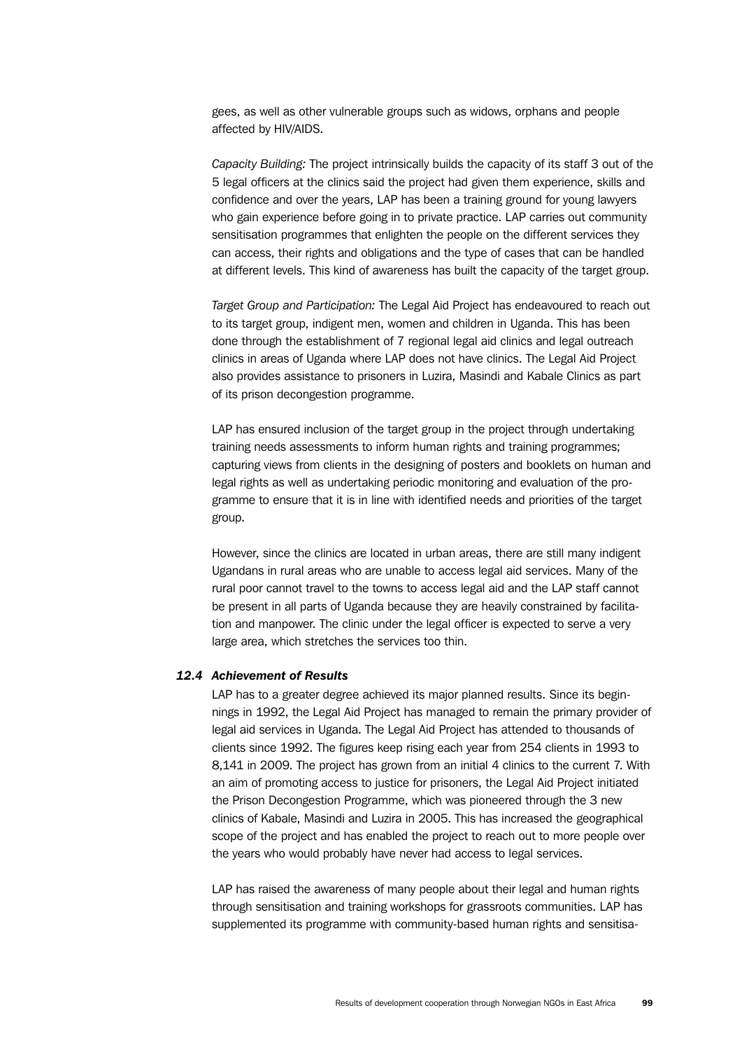gees, as well as other vulnerable groups such as widows, orphans and people affected by HIV/AIDS.

*Capacity Building:* The project intrinsically builds the capacity of its staff 3 out of the 5 legal officers at the clinics said the project had given them experience, skills and confidence and over the years, LAP has been a training ground for young lawyers who gain experience before going in to private practice. LAP carries out community sensitisation programmes that enlighten the people on the different services they can access, their rights and obligations and the type of cases that can be handled at different levels. This kind of awareness has built the capacity of the target group.

*Target Group and Participation:* The Legal Aid Project has endeavoured to reach out to its target group, indigent men, women and children in Uganda. This has been done through the establishment of 7 regional legal aid clinics and legal outreach clinics in areas of Uganda where LAP does not have clinics. The Legal Aid Project also provides assistance to prisoners in Luzira, Masindi and Kabale Clinics as part of its prison decongestion programme.

LAP has ensured inclusion of the target group in the project through undertaking training needs assessments to inform human rights and training programmes; capturing views from clients in the designing of posters and booklets on human and legal rights as well as undertaking periodic monitoring and evaluation of the programme to ensure that it is in line with identified needs and priorities of the target group.

However, since the clinics are located in urban areas, there are still many indigent Ugandans in rural areas who are unable to access legal aid services. Many of the rural poor cannot travel to the towns to access legal aid and the LAP staff cannot be present in all parts of Uganda because they are heavily constrained by facilitation and manpower. The clinic under the legal officer is expected to serve a very large area, which stretches the services too thin.

### *12.4 Achievement of Results*

LAP has to a greater degree achieved its major planned results. Since its beginnings in 1992, the Legal Aid Project has managed to remain the primary provider of legal aid services in Uganda. The Legal Aid Project has attended to thousands of clients since 1992. The figures keep rising each year from 254 clients in 1993 to 8,141 in 2009. The project has grown from an initial 4 clinics to the current 7. With an aim of promoting access to justice for prisoners, the Legal Aid Project initiated the Prison Decongestion Programme, which was pioneered through the 3 new clinics of Kabale, Masindi and Luzira in 2005. This has increased the geographical scope of the project and has enabled the project to reach out to more people over the years who would probably have never had access to legal services.

LAP has raised the awareness of many people about their legal and human rights through sensitisation and training workshops for grassroots communities. LAP has supplemented its programme with community-based human rights and sensitisa-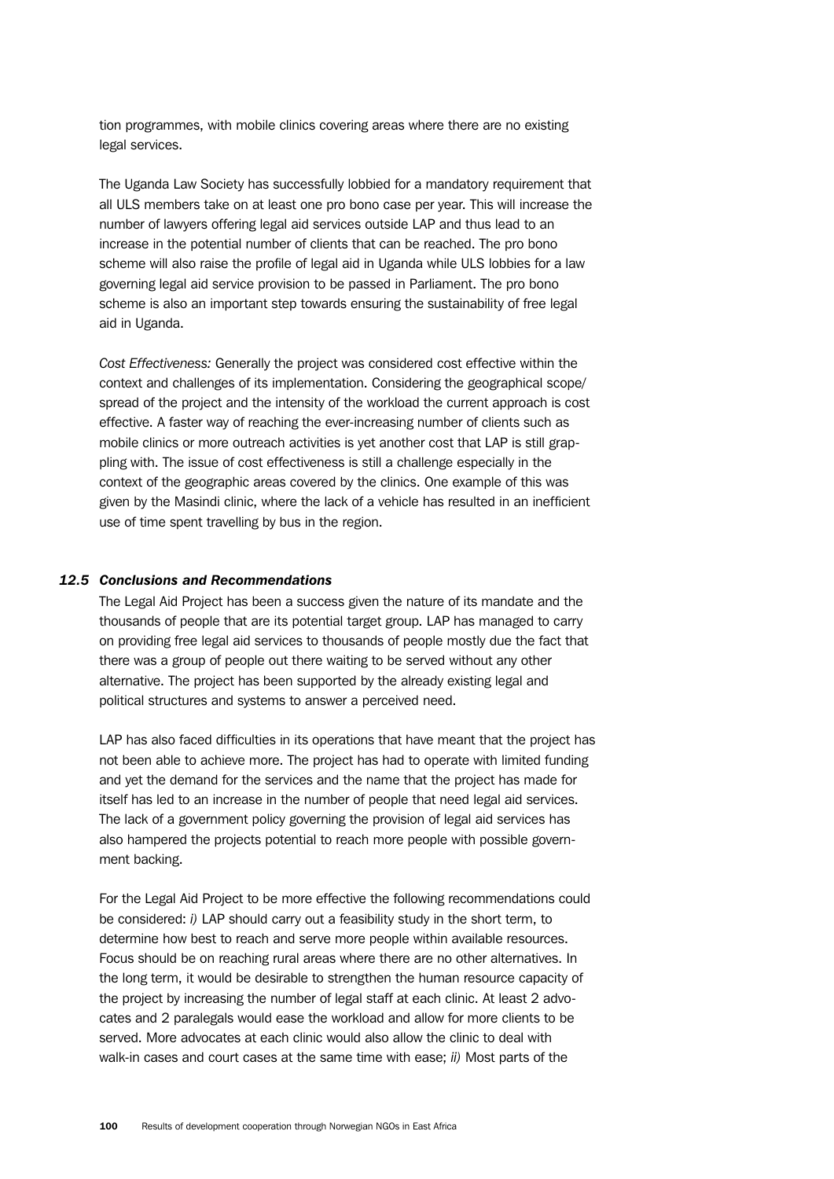tion programmes, with mobile clinics covering areas where there are no existing legal services.

The Uganda Law Society has successfully lobbied for a mandatory requirement that all ULS members take on at least one pro bono case per year. This will increase the number of lawyers offering legal aid services outside LAP and thus lead to an increase in the potential number of clients that can be reached. The pro bono scheme will also raise the profile of legal aid in Uganda while ULS lobbies for a law governing legal aid service provision to be passed in Parliament. The pro bono scheme is also an important step towards ensuring the sustainability of free legal aid in Uganda.

*Cost Effectiveness:* Generally the project was considered cost effective within the context and challenges of its implementation. Considering the geographical scope/ spread of the project and the intensity of the workload the current approach is cost effective. A faster way of reaching the ever-increasing number of clients such as mobile clinics or more outreach activities is yet another cost that LAP is still grappling with. The issue of cost effectiveness is still a challenge especially in the context of the geographic areas covered by the clinics. One example of this was given by the Masindi clinic, where the lack of a vehicle has resulted in an inefficient use of time spent travelling by bus in the region.

### *12.5 Conclusions and Recommendations*

The Legal Aid Project has been a success given the nature of its mandate and the thousands of people that are its potential target group. LAP has managed to carry on providing free legal aid services to thousands of people mostly due the fact that there was a group of people out there waiting to be served without any other alternative. The project has been supported by the already existing legal and political structures and systems to answer a perceived need.

LAP has also faced difficulties in its operations that have meant that the project has not been able to achieve more. The project has had to operate with limited funding and yet the demand for the services and the name that the project has made for itself has led to an increase in the number of people that need legal aid services. The lack of a government policy governing the provision of legal aid services has also hampered the projects potential to reach more people with possible government backing.

For the Legal Aid Project to be more effective the following recommendations could be considered: *i)* LAP should carry out a feasibility study in the short term, to determine how best to reach and serve more people within available resources. Focus should be on reaching rural areas where there are no other alternatives. In the long term, it would be desirable to strengthen the human resource capacity of the project by increasing the number of legal staff at each clinic. At least 2 advocates and 2 paralegals would ease the workload and allow for more clients to be served. More advocates at each clinic would also allow the clinic to deal with walk-in cases and court cases at the same time with ease; *ii)* Most parts of the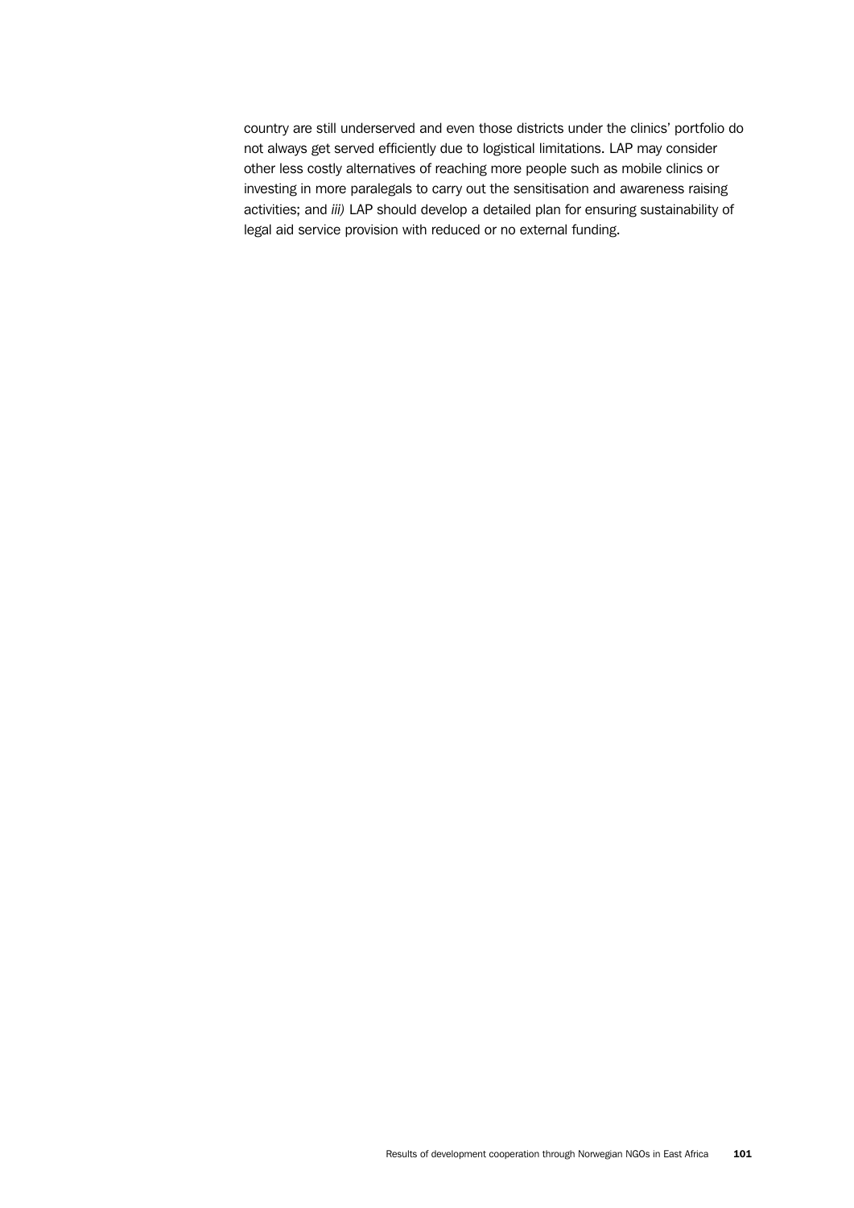country are still underserved and even those districts under the clinics' portfolio do not always get served efficiently due to logistical limitations. LAP may consider other less costly alternatives of reaching more people such as mobile clinics or investing in more paralegals to carry out the sensitisation and awareness raising activities; and *iii)* LAP should develop a detailed plan for ensuring sustainability of legal aid service provision with reduced or no external funding.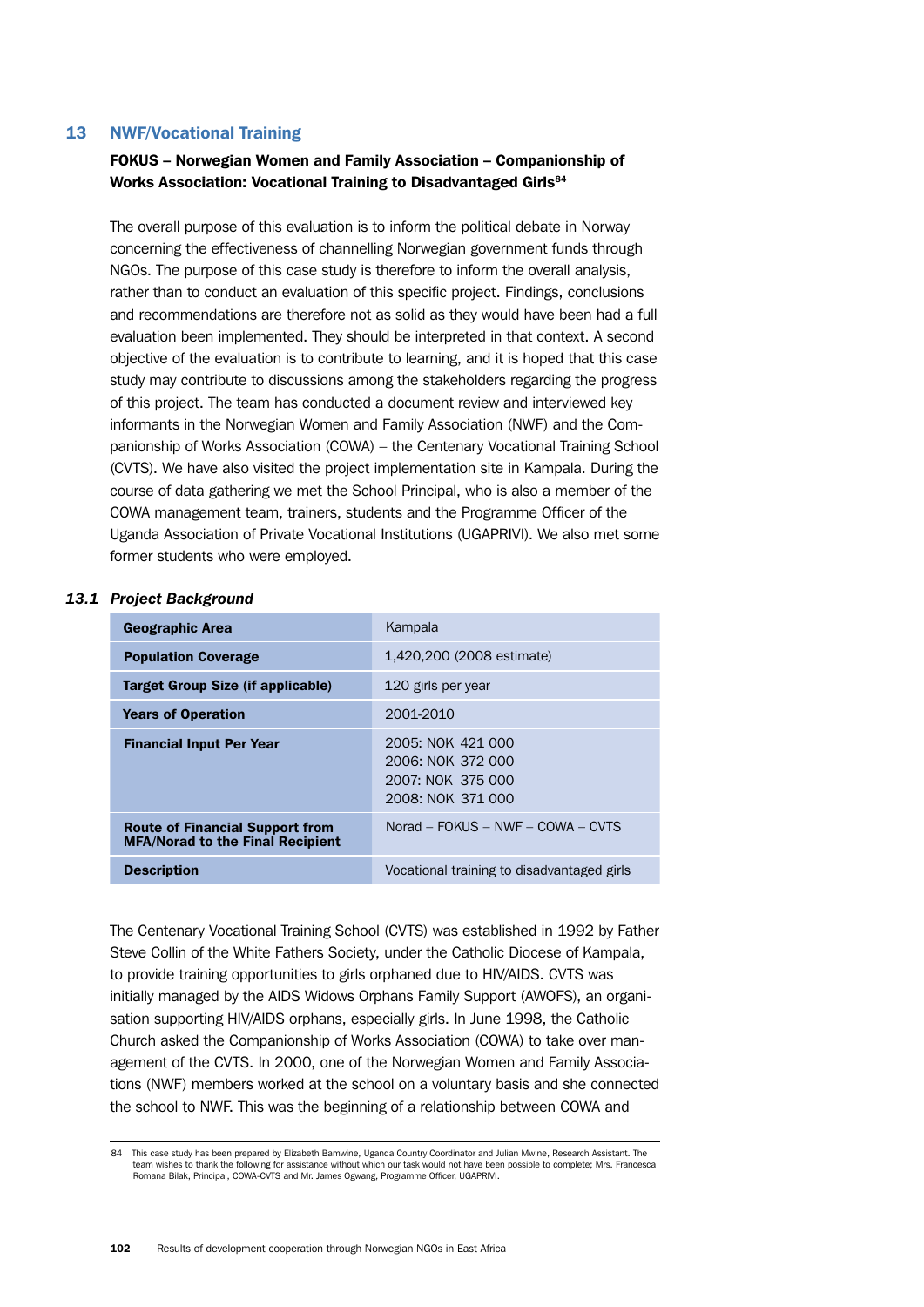## 13 NWF/Vocational Training

**FOKUS – Norwegian Women and Family Association – Companionship of Works Association: Vocational Training to Disadvantaged Girls**[84]

The overall purpose of this evaluation is to inform the political debate in Norway concerning the effectiveness of channelling Norwegian government funds through NGOs. The purpose of this case study is therefore to inform the overall analysis, rather than to conduct an evaluation of this specific project. Findings, conclusions and recommendations are therefore not as solid as they would have been had a full evaluation been implemented. They should be interpreted in that context. A second objective of the evaluation is to contribute to learning, and it is hoped that this case study may contribute to discussions among the stakeholders regarding the progress of this project. The team has conducted a document review and interviewed key informants in the Norwegian Women and Family Association (NWF) and the Companionship of Works Association (COWA) – the Centenary Vocational Training School (CVTS). We have also visited the project implementation site in Kampala. During the course of data gathering we met the School Principal, who is also a member of the COWA management team, trainers, students and the Programme Officer of the Uganda Association of Private Vocational Institutions (UGAPRIVI). We also met some former students who were employed.

### *13.1 Project Background*

| | |
|---|---|
| **Geographic Area** | Kampala |
| **Population Coverage** | 1,420,200 (2008 estimate) |
| **Target Group Size (if applicable)** | 120 girls per year |
| **Years of Operation** | 2001-2010 |
| **Financial Input Per Year** | 2005: NOK 421 000<br>2006: NOK 372 000<br>2007: NOK 375 000<br>2008: NOK 371 000 |
| **Route of Financial Support from MFA/Norad to the Final Recipient** | Norad – FOKUS – NWF – COWA – CVTS |
| **Description** | Vocational training to disadvantaged girls |

The Centenary Vocational Training School (CVTS) was established in 1992 by Father Steve Collin of the White Fathers Society, under the Catholic Diocese of Kampala, to provide training opportunities to girls orphaned due to HIV/AIDS. CVTS was initially managed by the AIDS Widows Orphans Family Support (AWOFS), an organisation supporting HIV/AIDS orphans, especially girls. In June 1998, the Catholic Church asked the Companionship of Works Association (COWA) to take over management of the CVTS. In 2000, one of the Norwegian Women and Family Associations (NWF) members worked at the school on a voluntary basis and she connected the school to NWF. This was the beginning of a relationship between COWA and

---

84 This case study has been prepared by Elizabeth Bamwine, Uganda Country Coordinator and Julian Mwine, Research Assistant. The team wishes to thank the following for assistance without which our task would not have been possible to complete; Mrs. Francesca Romana Bilak, Principal, COWA-CVTS and Mr. James Ogwang, Programme Officer, UGAPRIVI.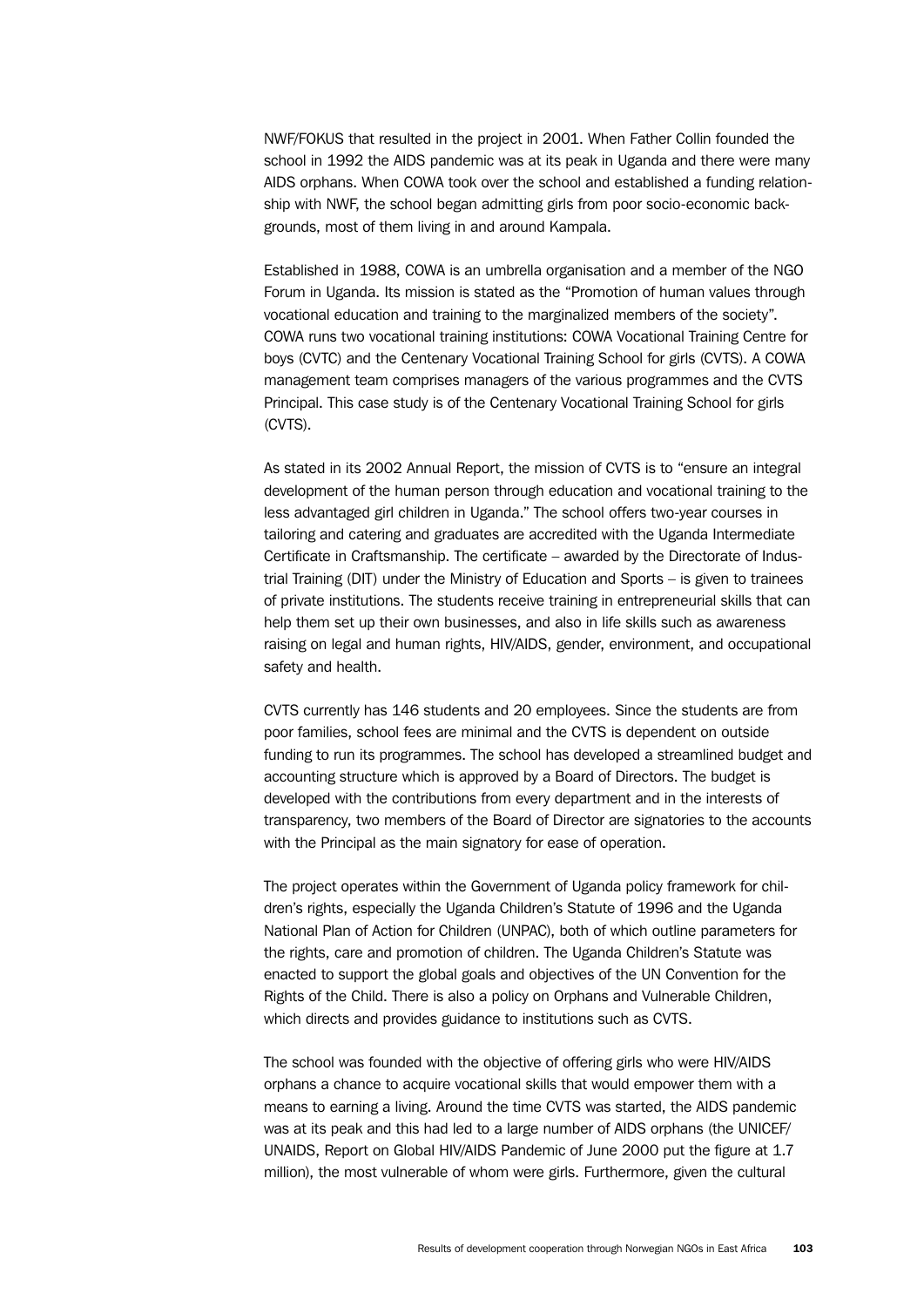NWF/FOKUS that resulted in the project in 2001. When Father Collin founded the school in 1992 the AIDS pandemic was at its peak in Uganda and there were many AIDS orphans. When COWA took over the school and established a funding relationship with NWF, the school began admitting girls from poor socio-economic backgrounds, most of them living in and around Kampala.

Established in 1988, COWA is an umbrella organisation and a member of the NGO Forum in Uganda. Its mission is stated as the "Promotion of human values through vocational education and training to the marginalized members of the society". COWA runs two vocational training institutions: COWA Vocational Training Centre for boys (CVTC) and the Centenary Vocational Training School for girls (CVTS). A COWA management team comprises managers of the various programmes and the CVTS Principal. This case study is of the Centenary Vocational Training School for girls (CVTS).

As stated in its 2002 Annual Report, the mission of CVTS is to "ensure an integral development of the human person through education and vocational training to the less advantaged girl children in Uganda." The school offers two-year courses in tailoring and catering and graduates are accredited with the Uganda Intermediate Certificate in Craftsmanship. The certificate – awarded by the Directorate of Industrial Training (DIT) under the Ministry of Education and Sports – is given to trainees of private institutions. The students receive training in entrepreneurial skills that can help them set up their own businesses, and also in life skills such as awareness raising on legal and human rights, HIV/AIDS, gender, environment, and occupational safety and health.

CVTS currently has 146 students and 20 employees. Since the students are from poor families, school fees are minimal and the CVTS is dependent on outside funding to run its programmes. The school has developed a streamlined budget and accounting structure which is approved by a Board of Directors. The budget is developed with the contributions from every department and in the interests of transparency, two members of the Board of Director are signatories to the accounts with the Principal as the main signatory for ease of operation.

The project operates within the Government of Uganda policy framework for children's rights, especially the Uganda Children's Statute of 1996 and the Uganda National Plan of Action for Children (UNPAC), both of which outline parameters for the rights, care and promotion of children. The Uganda Children's Statute was enacted to support the global goals and objectives of the UN Convention for the Rights of the Child. There is also a policy on Orphans and Vulnerable Children, which directs and provides guidance to institutions such as CVTS.

The school was founded with the objective of offering girls who were HIV/AIDS orphans a chance to acquire vocational skills that would empower them with a means to earning a living. Around the time CVTS was started, the AIDS pandemic was at its peak and this had led to a large number of AIDS orphans (the UNICEF/UNAIDS, Report on Global HIV/AIDS Pandemic of June 2000 put the figure at 1.7 million), the most vulnerable of whom were girls. Furthermore, given the cultural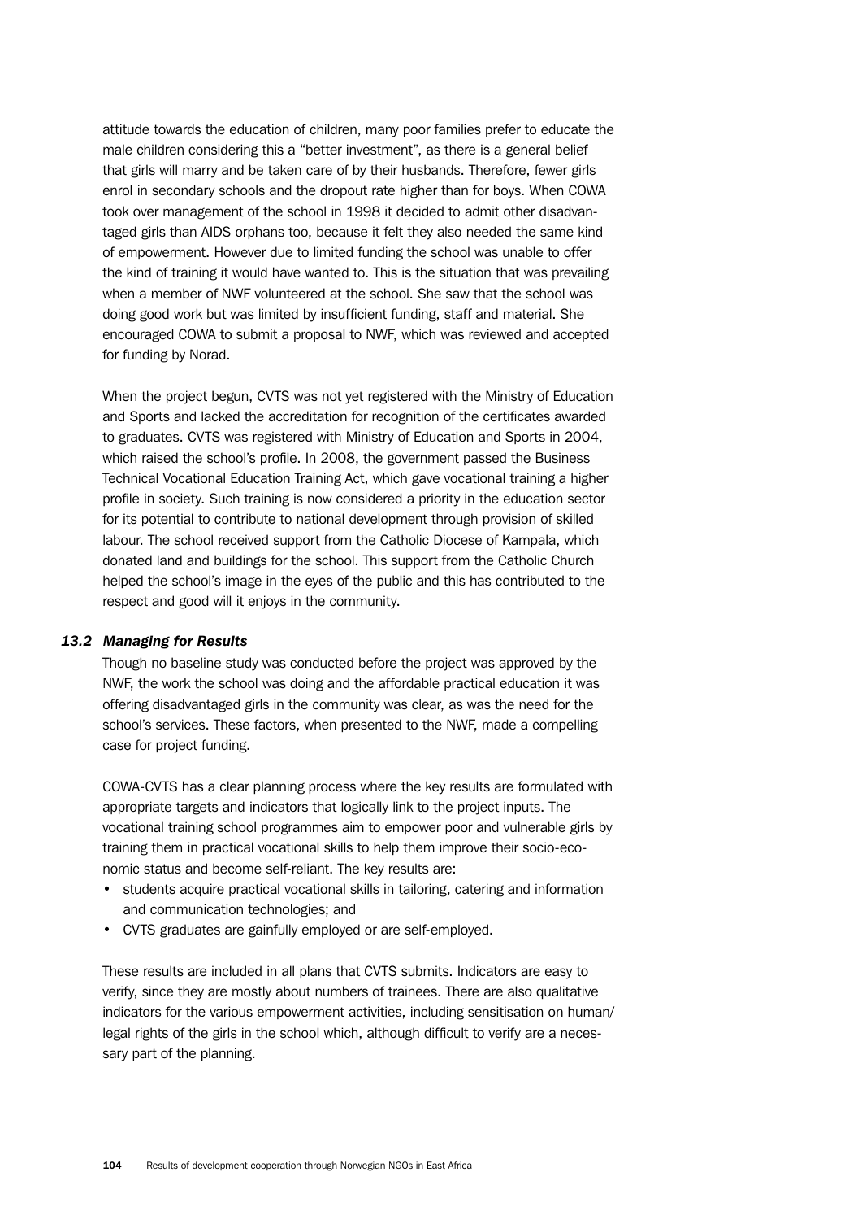attitude towards the education of children, many poor families prefer to educate the male children considering this a "better investment", as there is a general belief that girls will marry and be taken care of by their husbands. Therefore, fewer girls enrol in secondary schools and the dropout rate higher than for boys. When COWA took over management of the school in 1998 it decided to admit other disadvantaged girls than AIDS orphans too, because it felt they also needed the same kind of empowerment. However due to limited funding the school was unable to offer the kind of training it would have wanted to. This is the situation that was prevailing when a member of NWF volunteered at the school. She saw that the school was doing good work but was limited by insufficient funding, staff and material. She encouraged COWA to submit a proposal to NWF, which was reviewed and accepted for funding by Norad.

When the project begun, CVTS was not yet registered with the Ministry of Education and Sports and lacked the accreditation for recognition of the certificates awarded to graduates. CVTS was registered with Ministry of Education and Sports in 2004, which raised the school's profile. In 2008, the government passed the Business Technical Vocational Education Training Act, which gave vocational training a higher profile in society. Such training is now considered a priority in the education sector for its potential to contribute to national development through provision of skilled labour. The school received support from the Catholic Diocese of Kampala, which donated land and buildings for the school. This support from the Catholic Church helped the school's image in the eyes of the public and this has contributed to the respect and good will it enjoys in the community.

### *13.2 Managing for Results*

Though no baseline study was conducted before the project was approved by the NWF, the work the school was doing and the affordable practical education it was offering disadvantaged girls in the community was clear, as was the need for the school's services. These factors, when presented to the NWF, made a compelling case for project funding.

COWA-CVTS has a clear planning process where the key results are formulated with appropriate targets and indicators that logically link to the project inputs. The vocational training school programmes aim to empower poor and vulnerable girls by training them in practical vocational skills to help them improve their socio-economic status and become self-reliant. The key results are:

- students acquire practical vocational skills in tailoring, catering and information and communication technologies; and
- CVTS graduates are gainfully employed or are self-employed.

These results are included in all plans that CVTS submits. Indicators are easy to verify, since they are mostly about numbers of trainees. There are also qualitative indicators for the various empowerment activities, including sensitisation on human/legal rights of the girls in the school which, although difficult to verify are a necessary part of the planning.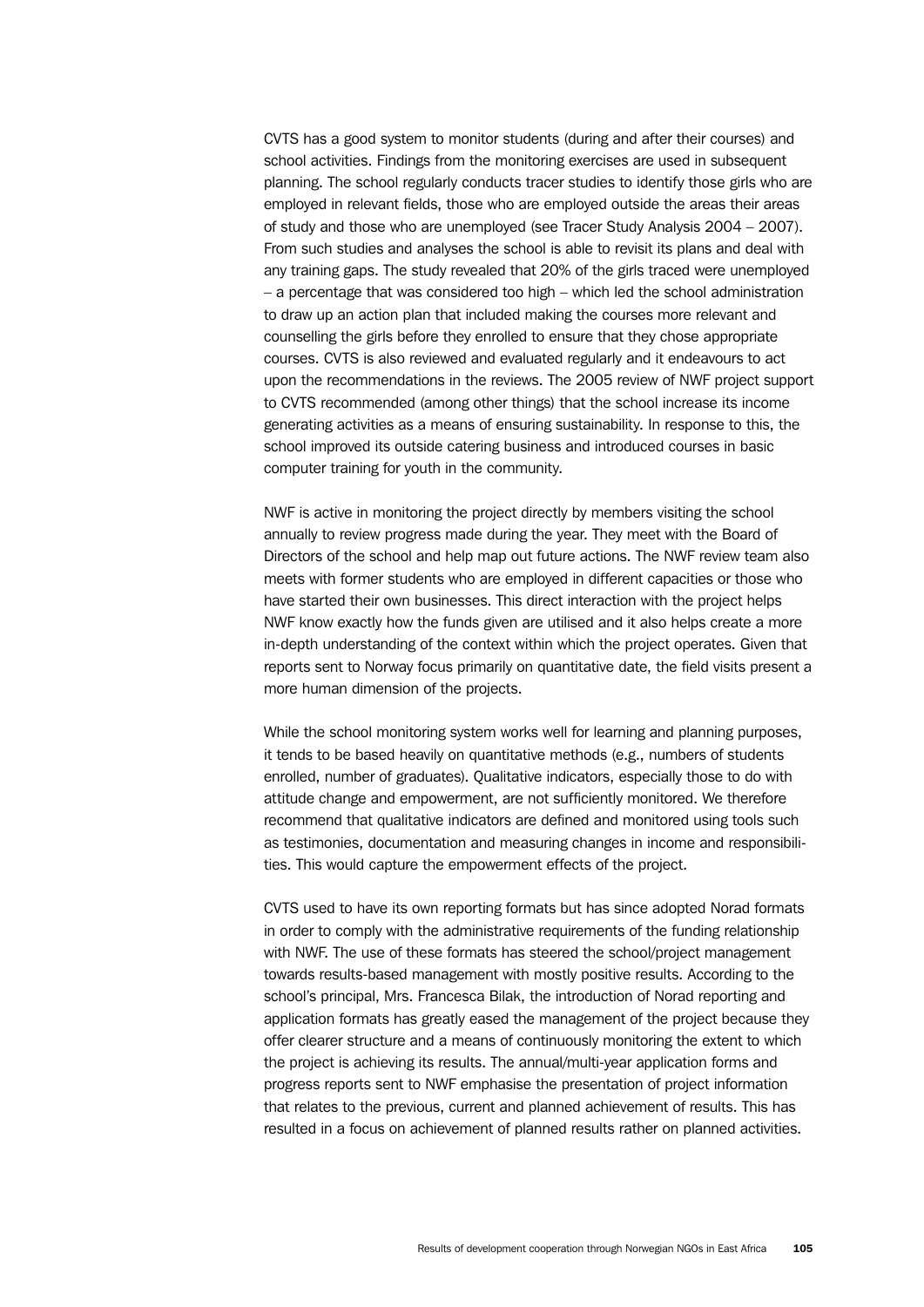CVTS has a good system to monitor students (during and after their courses) and school activities. Findings from the monitoring exercises are used in subsequent planning. The school regularly conducts tracer studies to identify those girls who are employed in relevant fields, those who are employed outside the areas their areas of study and those who are unemployed (see Tracer Study Analysis 2004 – 2007). From such studies and analyses the school is able to revisit its plans and deal with any training gaps. The study revealed that 20% of the girls traced were unemployed – a percentage that was considered too high – which led the school administration to draw up an action plan that included making the courses more relevant and counselling the girls before they enrolled to ensure that they chose appropriate courses. CVTS is also reviewed and evaluated regularly and it endeavours to act upon the recommendations in the reviews. The 2005 review of NWF project support to CVTS recommended (among other things) that the school increase its income generating activities as a means of ensuring sustainability. In response to this, the school improved its outside catering business and introduced courses in basic computer training for youth in the community.

NWF is active in monitoring the project directly by members visiting the school annually to review progress made during the year. They meet with the Board of Directors of the school and help map out future actions. The NWF review team also meets with former students who are employed in different capacities or those who have started their own businesses. This direct interaction with the project helps NWF know exactly how the funds given are utilised and it also helps create a more in-depth understanding of the context within which the project operates. Given that reports sent to Norway focus primarily on quantitative date, the field visits present a more human dimension of the projects.

While the school monitoring system works well for learning and planning purposes, it tends to be based heavily on quantitative methods (e.g., numbers of students enrolled, number of graduates). Qualitative indicators, especially those to do with attitude change and empowerment, are not sufficiently monitored. We therefore recommend that qualitative indicators are defined and monitored using tools such as testimonies, documentation and measuring changes in income and responsibilities. This would capture the empowerment effects of the project.

CVTS used to have its own reporting formats but has since adopted Norad formats in order to comply with the administrative requirements of the funding relationship with NWF. The use of these formats has steered the school/project management towards results-based management with mostly positive results. According to the school's principal, Mrs. Francesca Bilak, the introduction of Norad reporting and application formats has greatly eased the management of the project because they offer clearer structure and a means of continuously monitoring the extent to which the project is achieving its results. The annual/multi-year application forms and progress reports sent to NWF emphasise the presentation of project information that relates to the previous, current and planned achievement of results. This has resulted in a focus on achievement of planned results rather on planned activities.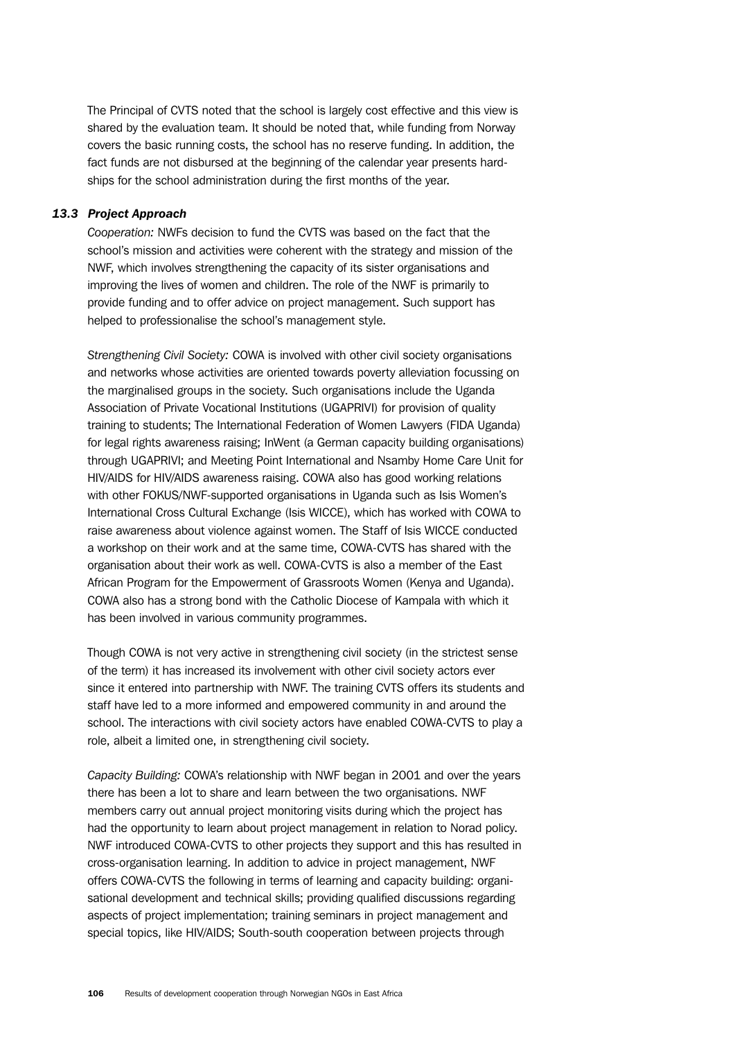The Principal of CVTS noted that the school is largely cost effective and this view is shared by the evaluation team. It should be noted that, while funding from Norway covers the basic running costs, the school has no reserve funding. In addition, the fact funds are not disbursed at the beginning of the calendar year presents hardships for the school administration during the first months of the year.

### *13.3 Project Approach*

*Cooperation:* NWFs decision to fund the CVTS was based on the fact that the school's mission and activities were coherent with the strategy and mission of the NWF, which involves strengthening the capacity of its sister organisations and improving the lives of women and children. The role of the NWF is primarily to provide funding and to offer advice on project management. Such support has helped to professionalise the school's management style.

*Strengthening Civil Society:* COWA is involved with other civil society organisations and networks whose activities are oriented towards poverty alleviation focussing on the marginalised groups in the society. Such organisations include the Uganda Association of Private Vocational Institutions (UGAPRIVI) for provision of quality training to students; The International Federation of Women Lawyers (FIDA Uganda) for legal rights awareness raising; InWent (a German capacity building organisations) through UGAPRIVI; and Meeting Point International and Nsamby Home Care Unit for HIV/AIDS for HIV/AIDS awareness raising. COWA also has good working relations with other FOKUS/NWF-supported organisations in Uganda such as Isis Women's International Cross Cultural Exchange (Isis WICCE), which has worked with COWA to raise awareness about violence against women. The Staff of Isis WICCE conducted a workshop on their work and at the same time, COWA-CVTS has shared with the organisation about their work as well. COWA-CVTS is also a member of the East African Program for the Empowerment of Grassroots Women (Kenya and Uganda). COWA also has a strong bond with the Catholic Diocese of Kampala with which it has been involved in various community programmes.

Though COWA is not very active in strengthening civil society (in the strictest sense of the term) it has increased its involvement with other civil society actors ever since it entered into partnership with NWF. The training CVTS offers its students and staff have led to a more informed and empowered community in and around the school. The interactions with civil society actors have enabled COWA-CVTS to play a role, albeit a limited one, in strengthening civil society.

*Capacity Building:* COWA's relationship with NWF began in 2001 and over the years there has been a lot to share and learn between the two organisations. NWF members carry out annual project monitoring visits during which the project has had the opportunity to learn about project management in relation to Norad policy. NWF introduced COWA-CVTS to other projects they support and this has resulted in cross-organisation learning. In addition to advice in project management, NWF offers COWA-CVTS the following in terms of learning and capacity building: organisational development and technical skills; providing qualified discussions regarding aspects of project implementation; training seminars in project management and special topics, like HIV/AIDS; South-south cooperation between projects through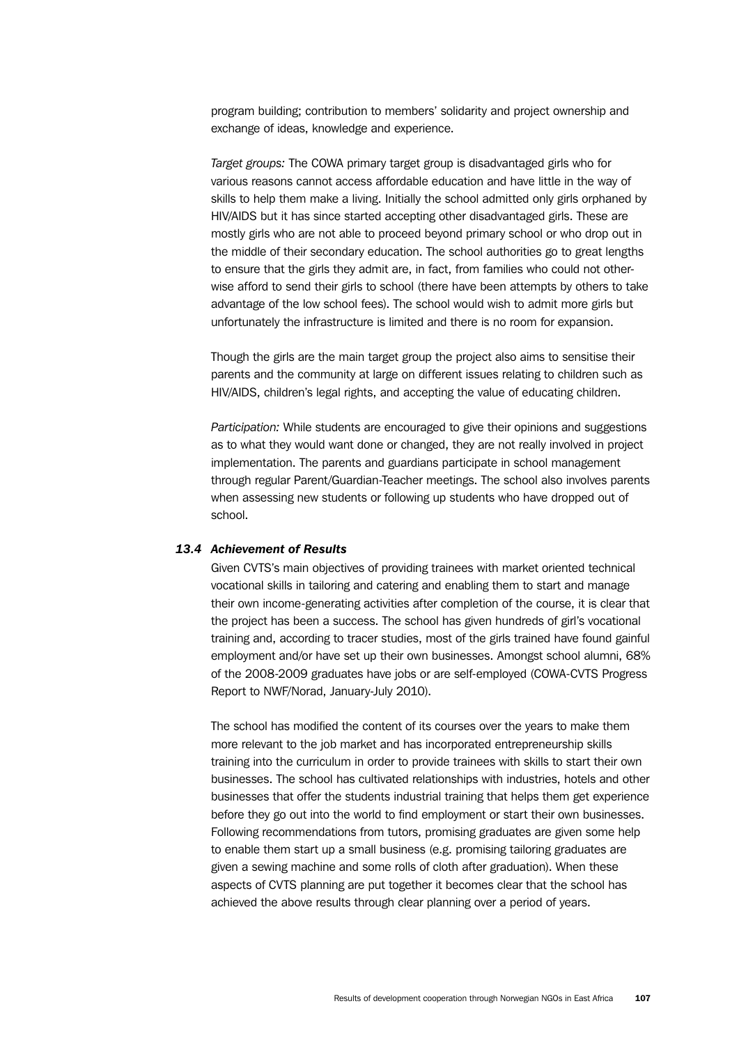program building; contribution to members' solidarity and project ownership and exchange of ideas, knowledge and experience.

*Target groups:* The COWA primary target group is disadvantaged girls who for various reasons cannot access affordable education and have little in the way of skills to help them make a living. Initially the school admitted only girls orphaned by HIV/AIDS but it has since started accepting other disadvantaged girls. These are mostly girls who are not able to proceed beyond primary school or who drop out in the middle of their secondary education. The school authorities go to great lengths to ensure that the girls they admit are, in fact, from families who could not otherwise afford to send their girls to school (there have been attempts by others to take advantage of the low school fees). The school would wish to admit more girls but unfortunately the infrastructure is limited and there is no room for expansion.

Though the girls are the main target group the project also aims to sensitise their parents and the community at large on different issues relating to children such as HIV/AIDS, children's legal rights, and accepting the value of educating children.

*Participation:* While students are encouraged to give their opinions and suggestions as to what they would want done or changed, they are not really involved in project implementation. The parents and guardians participate in school management through regular Parent/Guardian-Teacher meetings. The school also involves parents when assessing new students or following up students who have dropped out of school.

### *13.4 Achievement of Results*

Given CVTS's main objectives of providing trainees with market oriented technical vocational skills in tailoring and catering and enabling them to start and manage their own income-generating activities after completion of the course, it is clear that the project has been a success. The school has given hundreds of girl's vocational training and, according to tracer studies, most of the girls trained have found gainful employment and/or have set up their own businesses. Amongst school alumni, 68% of the 2008-2009 graduates have jobs or are self-employed (COWA-CVTS Progress Report to NWF/Norad, January-July 2010).

The school has modified the content of its courses over the years to make them more relevant to the job market and has incorporated entrepreneurship skills training into the curriculum in order to provide trainees with skills to start their own businesses. The school has cultivated relationships with industries, hotels and other businesses that offer the students industrial training that helps them get experience before they go out into the world to find employment or start their own businesses. Following recommendations from tutors, promising graduates are given some help to enable them start up a small business (e.g. promising tailoring graduates are given a sewing machine and some rolls of cloth after graduation). When these aspects of CVTS planning are put together it becomes clear that the school has achieved the above results through clear planning over a period of years.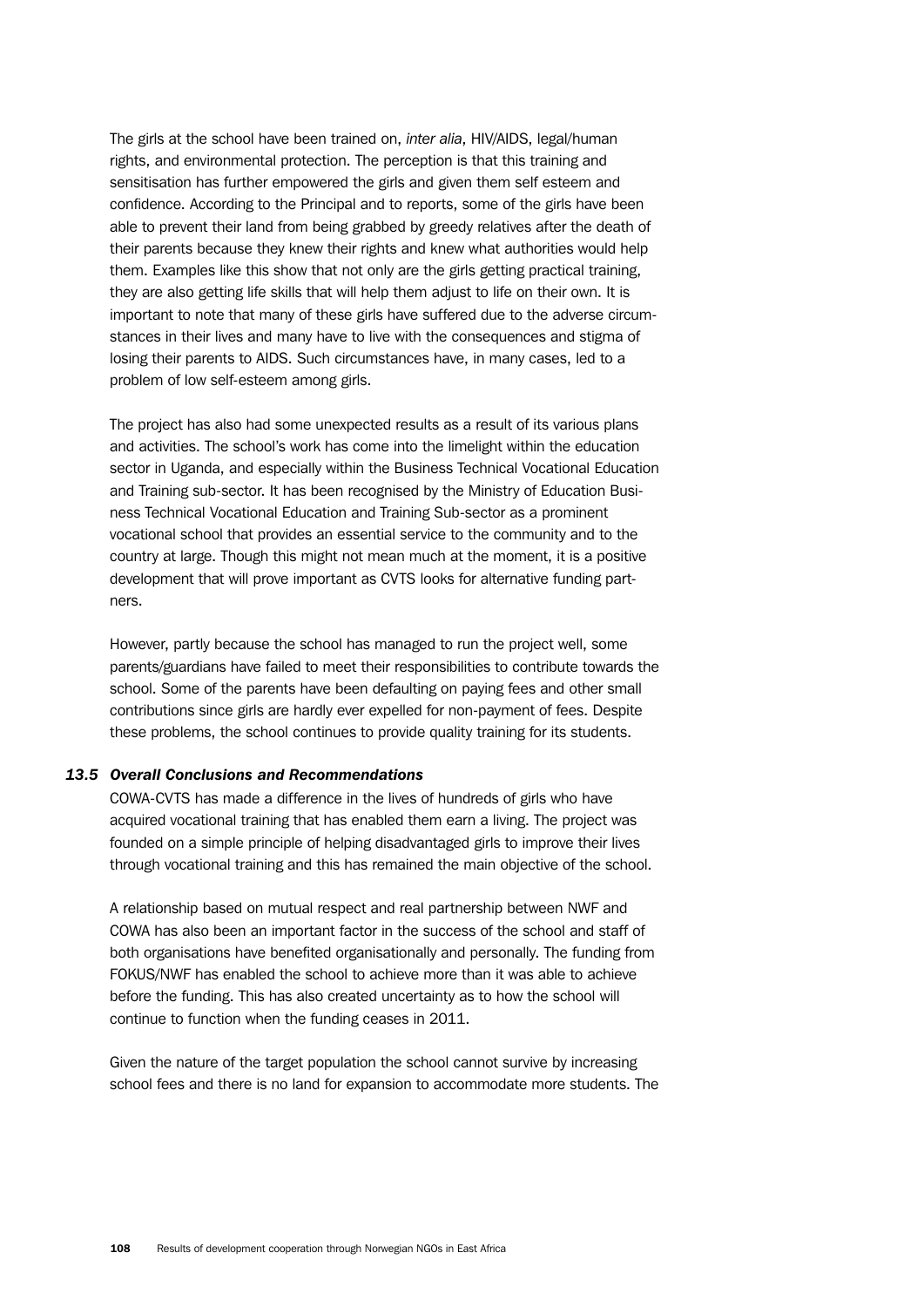The girls at the school have been trained on, *inter alia*, HIV/AIDS, legal/human rights, and environmental protection. The perception is that this training and sensitisation has further empowered the girls and given them self esteem and confidence. According to the Principal and to reports, some of the girls have been able to prevent their land from being grabbed by greedy relatives after the death of their parents because they knew their rights and knew what authorities would help them. Examples like this show that not only are the girls getting practical training, they are also getting life skills that will help them adjust to life on their own. It is important to note that many of these girls have suffered due to the adverse circumstances in their lives and many have to live with the consequences and stigma of losing their parents to AIDS. Such circumstances have, in many cases, led to a problem of low self-esteem among girls.

The project has also had some unexpected results as a result of its various plans and activities. The school's work has come into the limelight within the education sector in Uganda, and especially within the Business Technical Vocational Education and Training sub-sector. It has been recognised by the Ministry of Education Business Technical Vocational Education and Training Sub-sector as a prominent vocational school that provides an essential service to the community and to the country at large. Though this might not mean much at the moment, it is a positive development that will prove important as CVTS looks for alternative funding partners.

However, partly because the school has managed to run the project well, some parents/guardians have failed to meet their responsibilities to contribute towards the school. Some of the parents have been defaulting on paying fees and other small contributions since girls are hardly ever expelled for non-payment of fees. Despite these problems, the school continues to provide quality training for its students.

### *13.5 Overall Conclusions and Recommendations*

COWA-CVTS has made a difference in the lives of hundreds of girls who have acquired vocational training that has enabled them earn a living. The project was founded on a simple principle of helping disadvantaged girls to improve their lives through vocational training and this has remained the main objective of the school.

A relationship based on mutual respect and real partnership between NWF and COWA has also been an important factor in the success of the school and staff of both organisations have benefited organisationally and personally. The funding from FOKUS/NWF has enabled the school to achieve more than it was able to achieve before the funding. This has also created uncertainty as to how the school will continue to function when the funding ceases in 2011.

Given the nature of the target population the school cannot survive by increasing school fees and there is no land for expansion to accommodate more students. The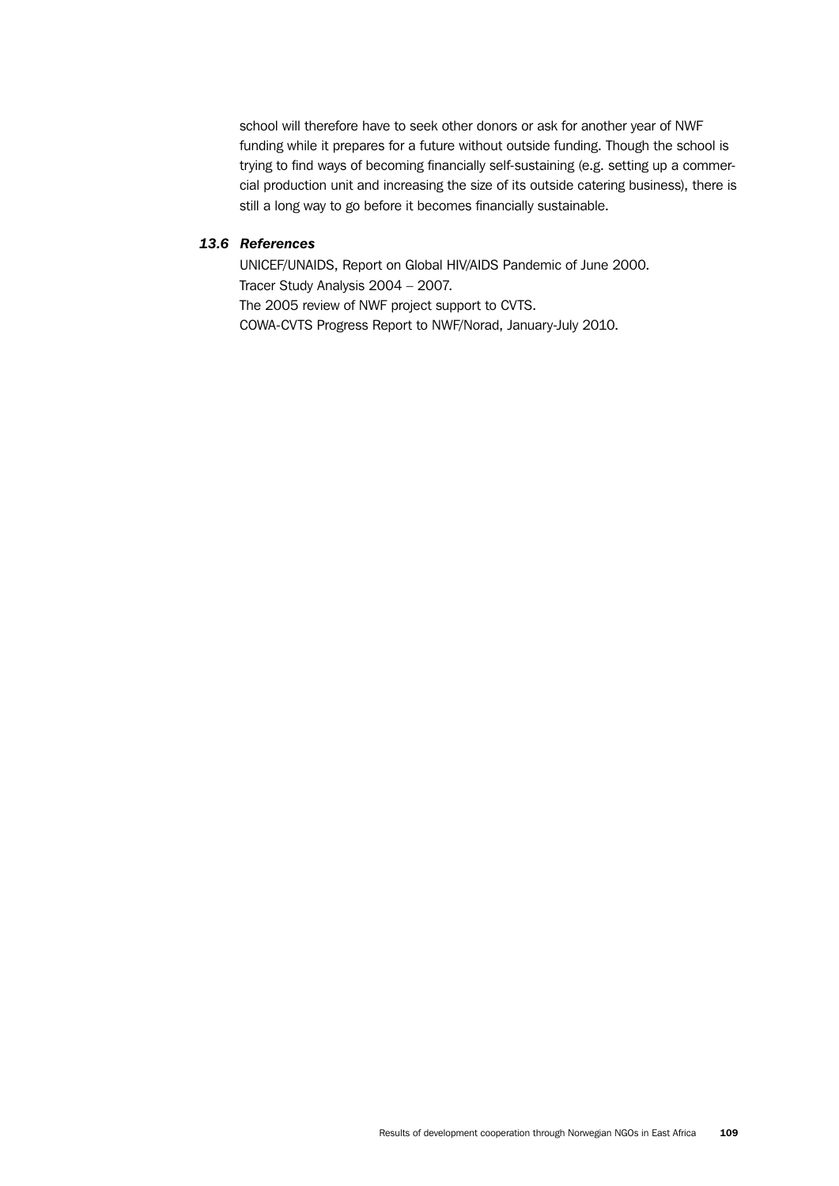school will therefore have to seek other donors or ask for another year of NWF funding while it prepares for a future without outside funding. Though the school is trying to find ways of becoming financially self-sustaining (e.g. setting up a commercial production unit and increasing the size of its outside catering business), there is still a long way to go before it becomes financially sustainable.

### *13.6 References*

UNICEF/UNAIDS, Report on Global HIV/AIDS Pandemic of June 2000.
Tracer Study Analysis 2004 – 2007.
The 2005 review of NWF project support to CVTS.
COWA-CVTS Progress Report to NWF/Norad, January-July 2010.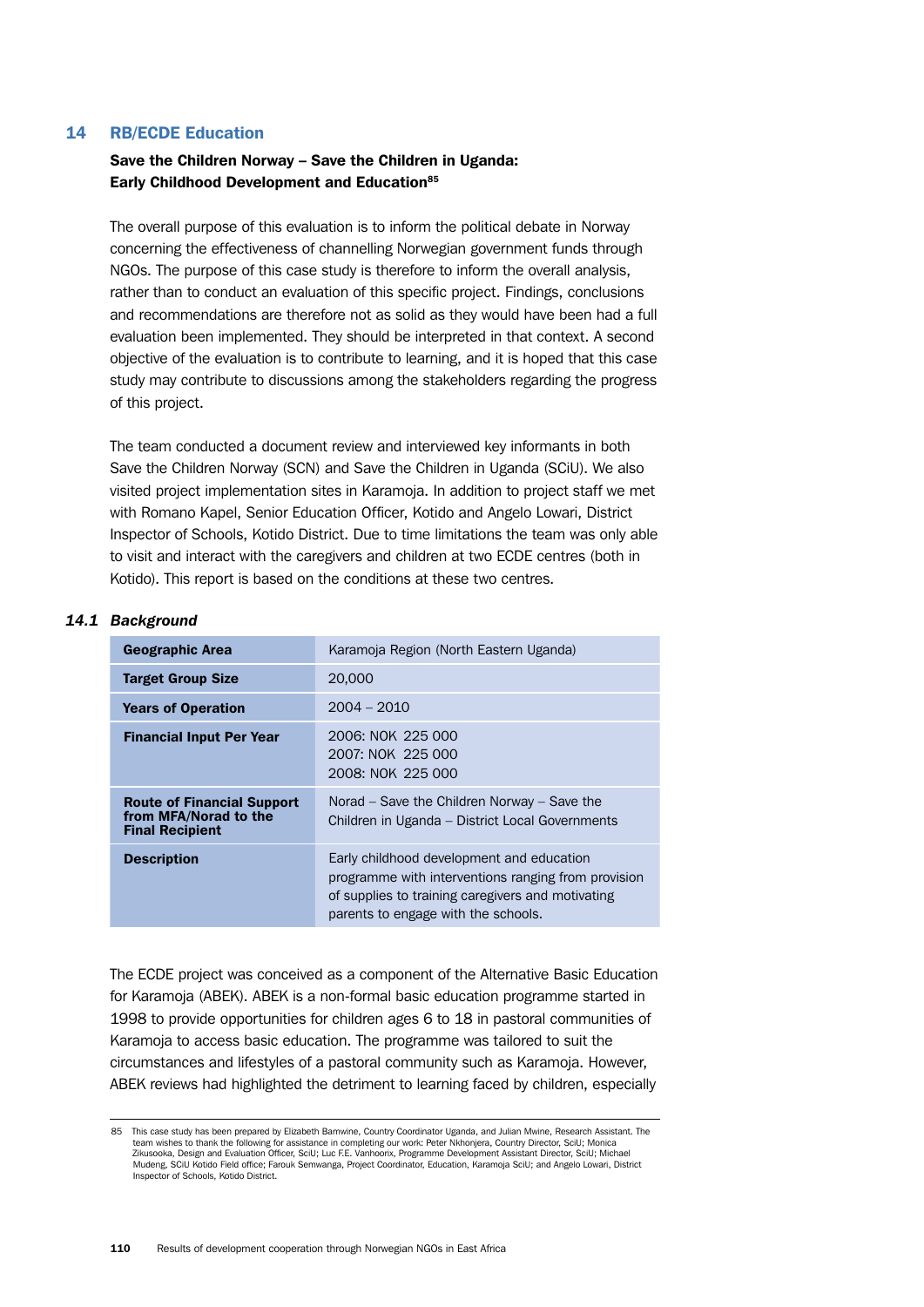# 14 RB/ECDE Education

**Save the Children Norway – Save the Children in Uganda: Early Childhood Development and Education**[85]

The overall purpose of this evaluation is to inform the political debate in Norway concerning the effectiveness of channelling Norwegian government funds through NGOs. The purpose of this case study is therefore to inform the overall analysis, rather than to conduct an evaluation of this specific project. Findings, conclusions and recommendations are therefore not as solid as they would have been had a full evaluation been implemented. They should be interpreted in that context. A second objective of the evaluation is to contribute to learning, and it is hoped that this case study may contribute to discussions among the stakeholders regarding the progress of this project.

The team conducted a document review and interviewed key informants in both Save the Children Norway (SCN) and Save the Children in Uganda (SCiU). We also visited project implementation sites in Karamoja. In addition to project staff we met with Romano Kapel, Senior Education Officer, Kotido and Angelo Lowari, District Inspector of Schools, Kotido District. Due to time limitations the team was only able to visit and interact with the caregivers and children at two ECDE centres (both in Kotido). This report is based on the conditions at these two centres.

## *14.1 Background*

| | |
|---|---|
| **Geographic Area** | Karamoja Region (North Eastern Uganda) |
| **Target Group Size** | 20,000 |
| **Years of Operation** | 2004 – 2010 |
| **Financial Input Per Year** | 2006: NOK 225 000<br>2007: NOK 225 000<br>2008: NOK 225 000 |
| **Route of Financial Support from MFA/Norad to the Final Recipient** | Norad – Save the Children Norway – Save the Children in Uganda – District Local Governments |
| **Description** | Early childhood development and education programme with interventions ranging from provision of supplies to training caregivers and motivating parents to engage with the schools. |

The ECDE project was conceived as a component of the Alternative Basic Education for Karamoja (ABEK). ABEK is a non-formal basic education programme started in 1998 to provide opportunities for children ages 6 to 18 in pastoral communities of Karamoja to access basic education. The programme was tailored to suit the circumstances and lifestyles of a pastoral community such as Karamoja. However, ABEK reviews had highlighted the detriment to learning faced by children, especially

---

85 This case study has been prepared by Elizabeth Bamwine, Country Coordinator Uganda, and Julian Mwine, Research Assistant. The team wishes to thank the following for assistance in completing our work: Peter Nkhonjera, Country Director, SciU; Monica Zikusooka, Design and Evaluation Officer, SciU; Luc F.E. Vanhoorix, Programme Development Assistant Director, SciU; Michael Mudeng, SCiU Kotido Field office; Farouk Semwanga, Project Coordinator, Education, Karamoja SciU; and Angelo Lowari, District Inspector of Schools, Kotido District.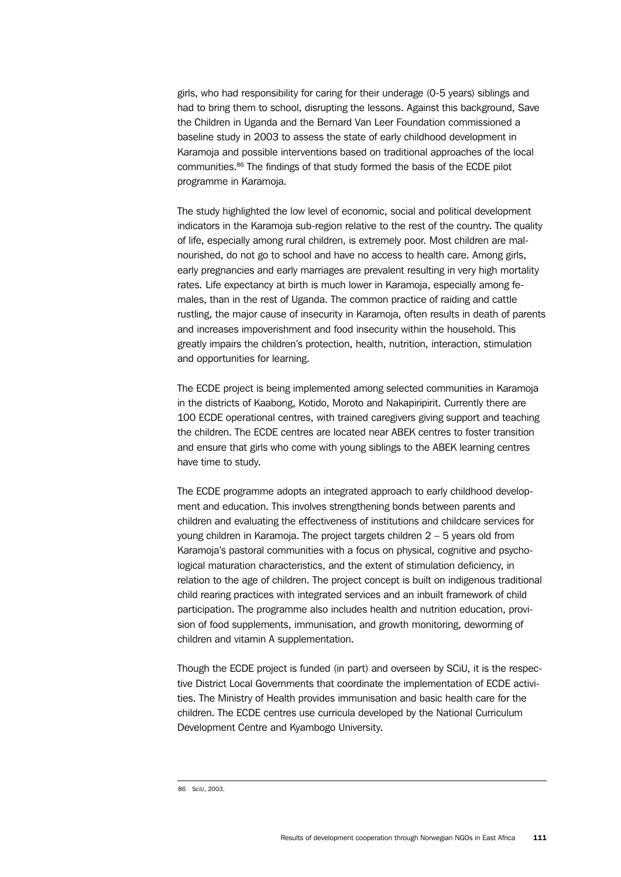girls, who had responsibility for caring for their underage (0-5 years) siblings and had to bring them to school, disrupting the lessons. Against this background, Save the Children in Uganda and the Bernard Van Leer Foundation commissioned a baseline study in 2003 to assess the state of early childhood development in Karamoja and possible interventions based on traditional approaches of the local communities.[86] The findings of that study formed the basis of the ECDE pilot programme in Karamoja.

The study highlighted the low level of economic, social and political development indicators in the Karamoja sub-region relative to the rest of the country. The quality of life, especially among rural children, is extremely poor. Most children are malnourished, do not go to school and have no access to health care. Among girls, early pregnancies and early marriages are prevalent resulting in very high mortality rates. Life expectancy at birth is much lower in Karamoja, especially among females, than in the rest of Uganda. The common practice of raiding and cattle rustling, the major cause of insecurity in Karamoja, often results in death of parents and increases impoverishment and food insecurity within the household. This greatly impairs the children's protection, health, nutrition, interaction, stimulation and opportunities for learning.

The ECDE project is being implemented among selected communities in Karamoja in the districts of Kaabong, Kotido, Moroto and Nakapiripirit. Currently there are 100 ECDE operational centres, with trained caregivers giving support and teaching the children. The ECDE centres are located near ABEK centres to foster transition and ensure that girls who come with young siblings to the ABEK learning centres have time to study.

The ECDE programme adopts an integrated approach to early childhood development and education. This involves strengthening bonds between parents and children and evaluating the effectiveness of institutions and childcare services for young children in Karamoja. The project targets children 2 – 5 years old from Karamoja's pastoral communities with a focus on physical, cognitive and psychological maturation characteristics, and the extent of stimulation deficiency, in relation to the age of children. The project concept is built on indigenous traditional child rearing practices with integrated services and an inbuilt framework of child participation. The programme also includes health and nutrition education, provision of food supplements, immunisation, and growth monitoring, deworming of children and vitamin A supplementation.

Though the ECDE project is funded (in part) and overseen by SCiU, it is the respective District Local Governments that coordinate the implementation of ECDE activities. The Ministry of Health provides immunisation and basic health care for the children. The ECDE centres use curricula developed by the National Curriculum Development Centre and Kyambogo University.

---

86 SciU, 2003.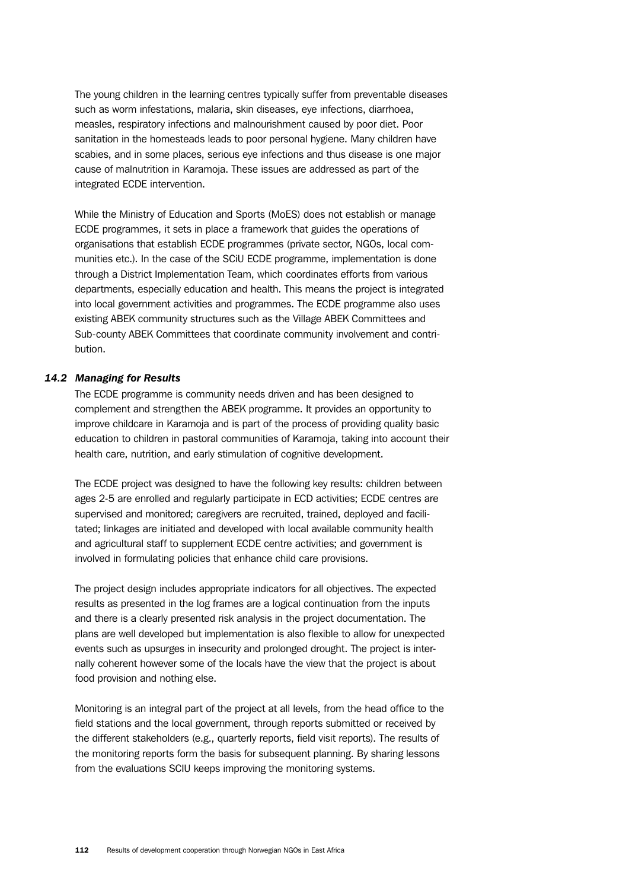The young children in the learning centres typically suffer from preventable diseases such as worm infestations, malaria, skin diseases, eye infections, diarrhoea, measles, respiratory infections and malnourishment caused by poor diet. Poor sanitation in the homesteads leads to poor personal hygiene. Many children have scabies, and in some places, serious eye infections and thus disease is one major cause of malnutrition in Karamoja. These issues are addressed as part of the integrated ECDE intervention.

While the Ministry of Education and Sports (MoES) does not establish or manage ECDE programmes, it sets in place a framework that guides the operations of organisations that establish ECDE programmes (private sector, NGOs, local communities etc.). In the case of the SCiU ECDE programme, implementation is done through a District Implementation Team, which coordinates efforts from various departments, especially education and health. This means the project is integrated into local government activities and programmes. The ECDE programme also uses existing ABEK community structures such as the Village ABEK Committees and Sub-county ABEK Committees that coordinate community involvement and contribution.

### *14.2 Managing for Results*

The ECDE programme is community needs driven and has been designed to complement and strengthen the ABEK programme. It provides an opportunity to improve childcare in Karamoja and is part of the process of providing quality basic education to children in pastoral communities of Karamoja, taking into account their health care, nutrition, and early stimulation of cognitive development.

The ECDE project was designed to have the following key results: children between ages 2-5 are enrolled and regularly participate in ECD activities; ECDE centres are supervised and monitored; caregivers are recruited, trained, deployed and facilitated; linkages are initiated and developed with local available community health and agricultural staff to supplement ECDE centre activities; and government is involved in formulating policies that enhance child care provisions.

The project design includes appropriate indicators for all objectives. The expected results as presented in the log frames are a logical continuation from the inputs and there is a clearly presented risk analysis in the project documentation. The plans are well developed but implementation is also flexible to allow for unexpected events such as upsurges in insecurity and prolonged drought. The project is internally coherent however some of the locals have the view that the project is about food provision and nothing else.

Monitoring is an integral part of the project at all levels, from the head office to the field stations and the local government, through reports submitted or received by the different stakeholders (e.g., quarterly reports, field visit reports). The results of the monitoring reports form the basis for subsequent planning. By sharing lessons from the evaluations SCIU keeps improving the monitoring systems.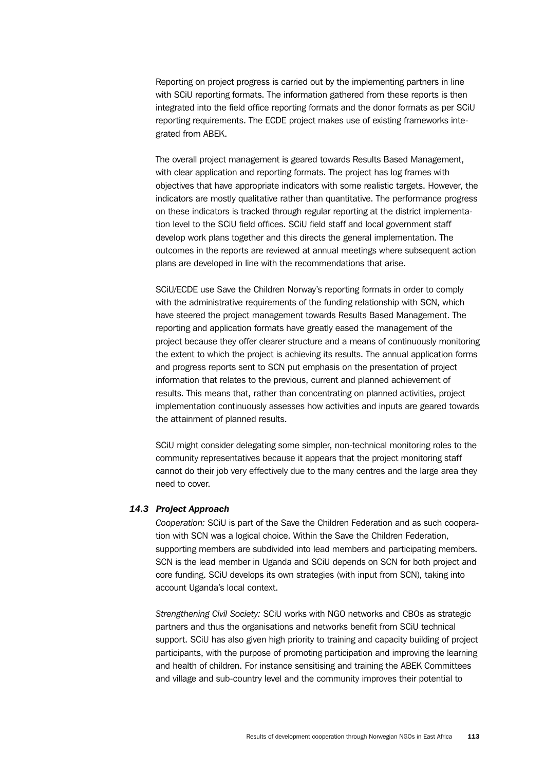Reporting on project progress is carried out by the implementing partners in line with SCiU reporting formats. The information gathered from these reports is then integrated into the field office reporting formats and the donor formats as per SCiU reporting requirements. The ECDE project makes use of existing frameworks integrated from ABEK.

The overall project management is geared towards Results Based Management, with clear application and reporting formats. The project has log frames with objectives that have appropriate indicators with some realistic targets. However, the indicators are mostly qualitative rather than quantitative. The performance progress on these indicators is tracked through regular reporting at the district implementation level to the SCiU field offices. SCiU field staff and local government staff develop work plans together and this directs the general implementation. The outcomes in the reports are reviewed at annual meetings where subsequent action plans are developed in line with the recommendations that arise.

SCiU/ECDE use Save the Children Norway's reporting formats in order to comply with the administrative requirements of the funding relationship with SCN, which have steered the project management towards Results Based Management. The reporting and application formats have greatly eased the management of the project because they offer clearer structure and a means of continuously monitoring the extent to which the project is achieving its results. The annual application forms and progress reports sent to SCN put emphasis on the presentation of project information that relates to the previous, current and planned achievement of results. This means that, rather than concentrating on planned activities, project implementation continuously assesses how activities and inputs are geared towards the attainment of planned results.

SCiU might consider delegating some simpler, non-technical monitoring roles to the community representatives because it appears that the project monitoring staff cannot do their job very effectively due to the many centres and the large area they need to cover.

### *14.3 Project Approach*

*Cooperation:* SCiU is part of the Save the Children Federation and as such cooperation with SCN was a logical choice. Within the Save the Children Federation, supporting members are subdivided into lead members and participating members. SCN is the lead member in Uganda and SCiU depends on SCN for both project and core funding. SCiU develops its own strategies (with input from SCN), taking into account Uganda's local context.

*Strengthening Civil Society:* SCiU works with NGO networks and CBOs as strategic partners and thus the organisations and networks benefit from SCiU technical support. SCiU has also given high priority to training and capacity building of project participants, with the purpose of promoting participation and improving the learning and health of children. For instance sensitising and training the ABEK Committees and village and sub-country level and the community improves their potential to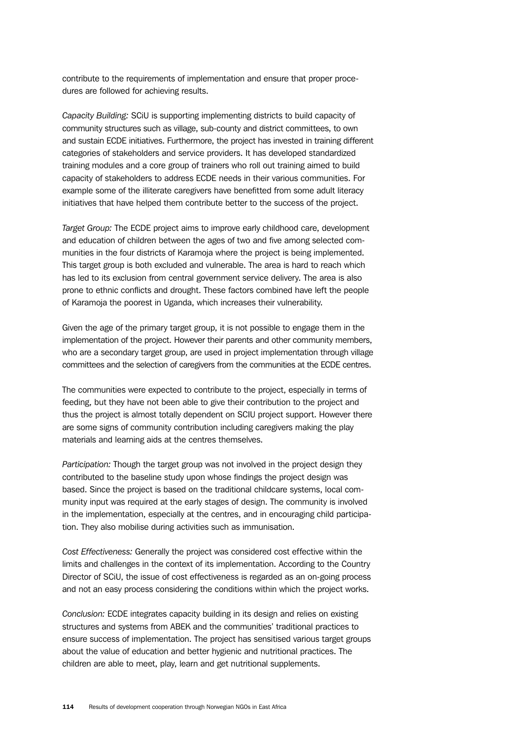contribute to the requirements of implementation and ensure that proper procedures are followed for achieving results.

*Capacity Building:* SCiU is supporting implementing districts to build capacity of community structures such as village, sub-county and district committees, to own and sustain ECDE initiatives. Furthermore, the project has invested in training different categories of stakeholders and service providers. It has developed standardized training modules and a core group of trainers who roll out training aimed to build capacity of stakeholders to address ECDE needs in their various communities. For example some of the illiterate caregivers have benefitted from some adult literacy initiatives that have helped them contribute better to the success of the project.

*Target Group:* The ECDE project aims to improve early childhood care, development and education of children between the ages of two and five among selected communities in the four districts of Karamoja where the project is being implemented. This target group is both excluded and vulnerable. The area is hard to reach which has led to its exclusion from central government service delivery. The area is also prone to ethnic conflicts and drought. These factors combined have left the people of Karamoja the poorest in Uganda, which increases their vulnerability.

Given the age of the primary target group, it is not possible to engage them in the implementation of the project. However their parents and other community members, who are a secondary target group, are used in project implementation through village committees and the selection of caregivers from the communities at the ECDE centres.

The communities were expected to contribute to the project, especially in terms of feeding, but they have not been able to give their contribution to the project and thus the project is almost totally dependent on SCIU project support. However there are some signs of community contribution including caregivers making the play materials and learning aids at the centres themselves.

*Participation:* Though the target group was not involved in the project design they contributed to the baseline study upon whose findings the project design was based. Since the project is based on the traditional childcare systems, local community input was required at the early stages of design. The community is involved in the implementation, especially at the centres, and in encouraging child participation. They also mobilise during activities such as immunisation.

*Cost Effectiveness:* Generally the project was considered cost effective within the limits and challenges in the context of its implementation. According to the Country Director of SCiU, the issue of cost effectiveness is regarded as an on-going process and not an easy process considering the conditions within which the project works.

*Conclusion:* ECDE integrates capacity building in its design and relies on existing structures and systems from ABEK and the communities' traditional practices to ensure success of implementation. The project has sensitised various target groups about the value of education and better hygienic and nutritional practices. The children are able to meet, play, learn and get nutritional supplements.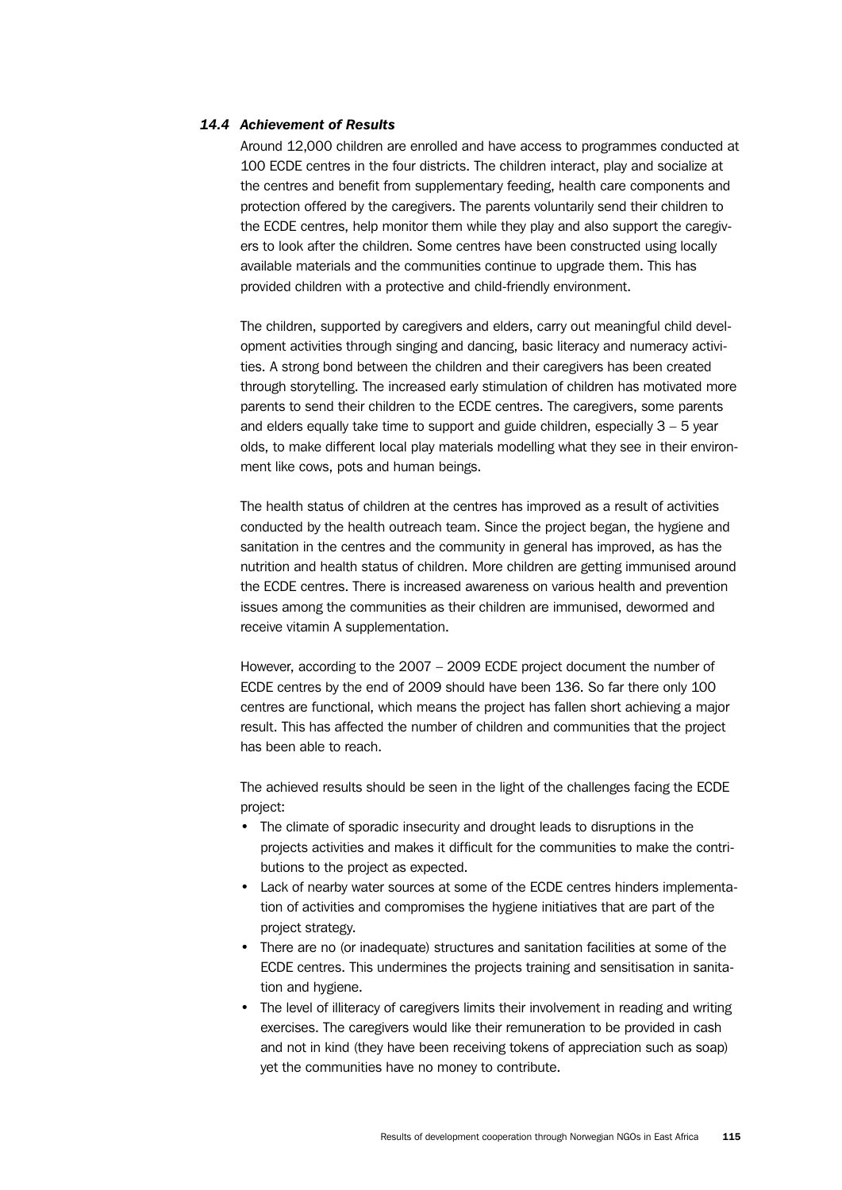### *14.4 Achievement of Results*

Around 12,000 children are enrolled and have access to programmes conducted at 100 ECDE centres in the four districts. The children interact, play and socialize at the centres and benefit from supplementary feeding, health care components and protection offered by the caregivers. The parents voluntarily send their children to the ECDE centres, help monitor them while they play and also support the caregivers to look after the children. Some centres have been constructed using locally available materials and the communities continue to upgrade them. This has provided children with a protective and child-friendly environment.

The children, supported by caregivers and elders, carry out meaningful child development activities through singing and dancing, basic literacy and numeracy activities. A strong bond between the children and their caregivers has been created through storytelling. The increased early stimulation of children has motivated more parents to send their children to the ECDE centres. The caregivers, some parents and elders equally take time to support and guide children, especially 3 – 5 year olds, to make different local play materials modelling what they see in their environment like cows, pots and human beings.

The health status of children at the centres has improved as a result of activities conducted by the health outreach team. Since the project began, the hygiene and sanitation in the centres and the community in general has improved, as has the nutrition and health status of children. More children are getting immunised around the ECDE centres. There is increased awareness on various health and prevention issues among the communities as their children are immunised, dewormed and receive vitamin A supplementation.

However, according to the 2007 – 2009 ECDE project document the number of ECDE centres by the end of 2009 should have been 136. So far there only 100 centres are functional, which means the project has fallen short achieving a major result. This has affected the number of children and communities that the project has been able to reach.

The achieved results should be seen in the light of the challenges facing the ECDE project:

- The climate of sporadic insecurity and drought leads to disruptions in the projects activities and makes it difficult for the communities to make the contributions to the project as expected.
- Lack of nearby water sources at some of the ECDE centres hinders implementation of activities and compromises the hygiene initiatives that are part of the project strategy.
- There are no (or inadequate) structures and sanitation facilities at some of the ECDE centres. This undermines the projects training and sensitisation in sanitation and hygiene.
- The level of illiteracy of caregivers limits their involvement in reading and writing exercises. The caregivers would like their remuneration to be provided in cash and not in kind (they have been receiving tokens of appreciation such as soap) yet the communities have no money to contribute.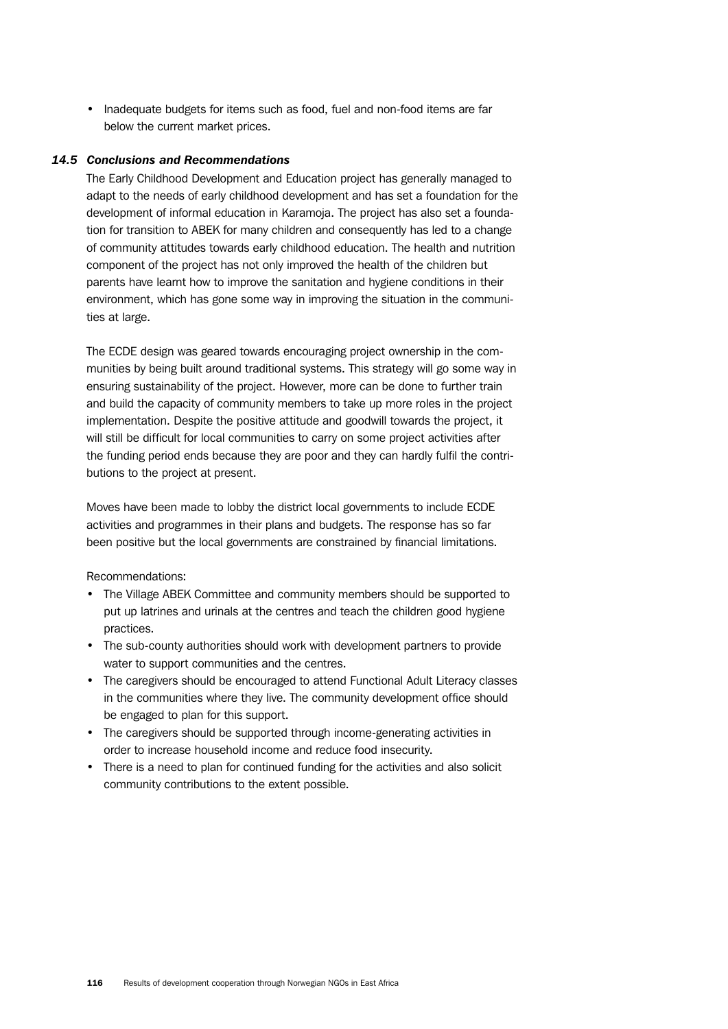- Inadequate budgets for items such as food, fuel and non-food items are far below the current market prices.

### *14.5 Conclusions and Recommendations*

The Early Childhood Development and Education project has generally managed to adapt to the needs of early childhood development and has set a foundation for the development of informal education in Karamoja. The project has also set a foundation for transition to ABEK for many children and consequently has led to a change of community attitudes towards early childhood education. The health and nutrition component of the project has not only improved the health of the children but parents have learnt how to improve the sanitation and hygiene conditions in their environment, which has gone some way in improving the situation in the communities at large.

The ECDE design was geared towards encouraging project ownership in the communities by being built around traditional systems. This strategy will go some way in ensuring sustainability of the project. However, more can be done to further train and build the capacity of community members to take up more roles in the project implementation. Despite the positive attitude and goodwill towards the project, it will still be difficult for local communities to carry on some project activities after the funding period ends because they are poor and they can hardly fulfil the contributions to the project at present.

Moves have been made to lobby the district local governments to include ECDE activities and programmes in their plans and budgets. The response has so far been positive but the local governments are constrained by financial limitations.

Recommendations:

- The Village ABEK Committee and community members should be supported to put up latrines and urinals at the centres and teach the children good hygiene practices.
- The sub-county authorities should work with development partners to provide water to support communities and the centres.
- The caregivers should be encouraged to attend Functional Adult Literacy classes in the communities where they live. The community development office should be engaged to plan for this support.
- The caregivers should be supported through income-generating activities in order to increase household income and reduce food insecurity.
- There is a need to plan for continued funding for the activities and also solicit community contributions to the extent possible.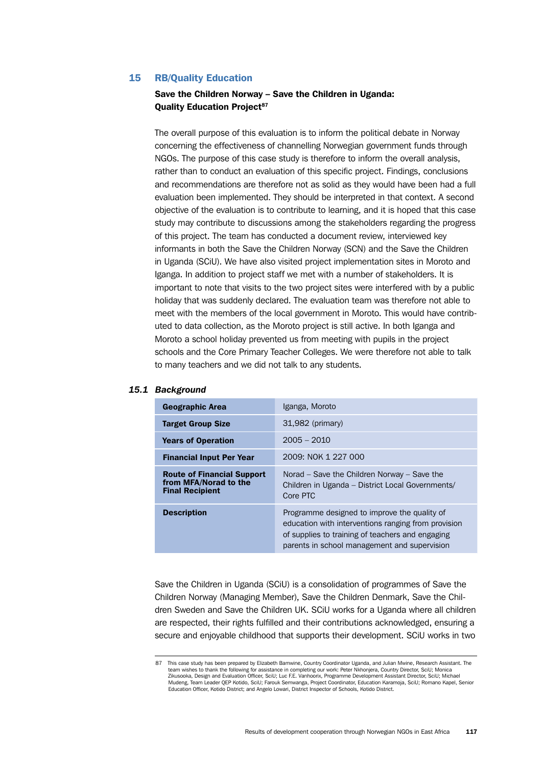# 15 RB/Quality Education

## Save the Children Norway – Save the Children in Uganda: Quality Education Project[87]

The overall purpose of this evaluation is to inform the political debate in Norway concerning the effectiveness of channelling Norwegian government funds through NGOs. The purpose of this case study is therefore to inform the overall analysis, rather than to conduct an evaluation of this specific project. Findings, conclusions and recommendations are therefore not as solid as they would have been had a full evaluation been implemented. They should be interpreted in that context. A second objective of the evaluation is to contribute to learning, and it is hoped that this case study may contribute to discussions among the stakeholders regarding the progress of this project. The team has conducted a document review, interviewed key informants in both the Save the Children Norway (SCN) and the Save the Children in Uganda (SCiU). We have also visited project implementation sites in Moroto and Iganga. In addition to project staff we met with a number of stakeholders. It is important to note that visits to the two project sites were interfered with by a public holiday that was suddenly declared. The evaluation team was therefore not able to meet with the members of the local government in Moroto. This would have contributed to data collection, as the Moroto project is still active. In both Iganga and Moroto a school holiday prevented us from meeting with pupils in the project schools and the Core Primary Teacher Colleges. We were therefore not able to talk to many teachers and we did not talk to any students.

### 15.1 *Background*

| | |
|---|---|
| **Geographic Area** | Iganga, Moroto |
| **Target Group Size** | 31,982 (primary) |
| **Years of Operation** | 2005 – 2010 |
| **Financial Input Per Year** | 2009: NOK 1 227 000 |
| **Route of Financial Support from MFA/Norad to the Final Recipient** | Norad – Save the Children Norway – Save the Children in Uganda – District Local Governments/ Core PTC |
| **Description** | Programme designed to improve the quality of education with interventions ranging from provision of supplies to training of teachers and engaging parents in school management and supervision |

Save the Children in Uganda (SCiU) is a consolidation of programmes of Save the Children Norway (Managing Member), Save the Children Denmark, Save the Children Sweden and Save the Children UK. SCiU works for a Uganda where all children are respected, their rights fulfilled and their contributions acknowledged, ensuring a secure and enjoyable childhood that supports their development. SCiU works in two

[87] This case study has been prepared by Elizabeth Bamwine, Country Coordinator Uganda, and Julian Mwine, Research Assistant. The team wishes to thank the following for assistance in completing our work: Peter Nkhonjera, Country Director, SciU; Monica Zikusooka, Design and Evaluation Officer, SciU; Luc F.E. Vanhoorix, Programme Development Assistant Director, SciU; Michael Mudeng, Team Leader QEP Kotido, SciU; Farouk Semwanga, Project Coordinator, Education Karamoja, SciU; Romano Kapel, Senior Education Officer, Kotido District; and Angelo Lowari, District Inspector of Schools, Kotido District.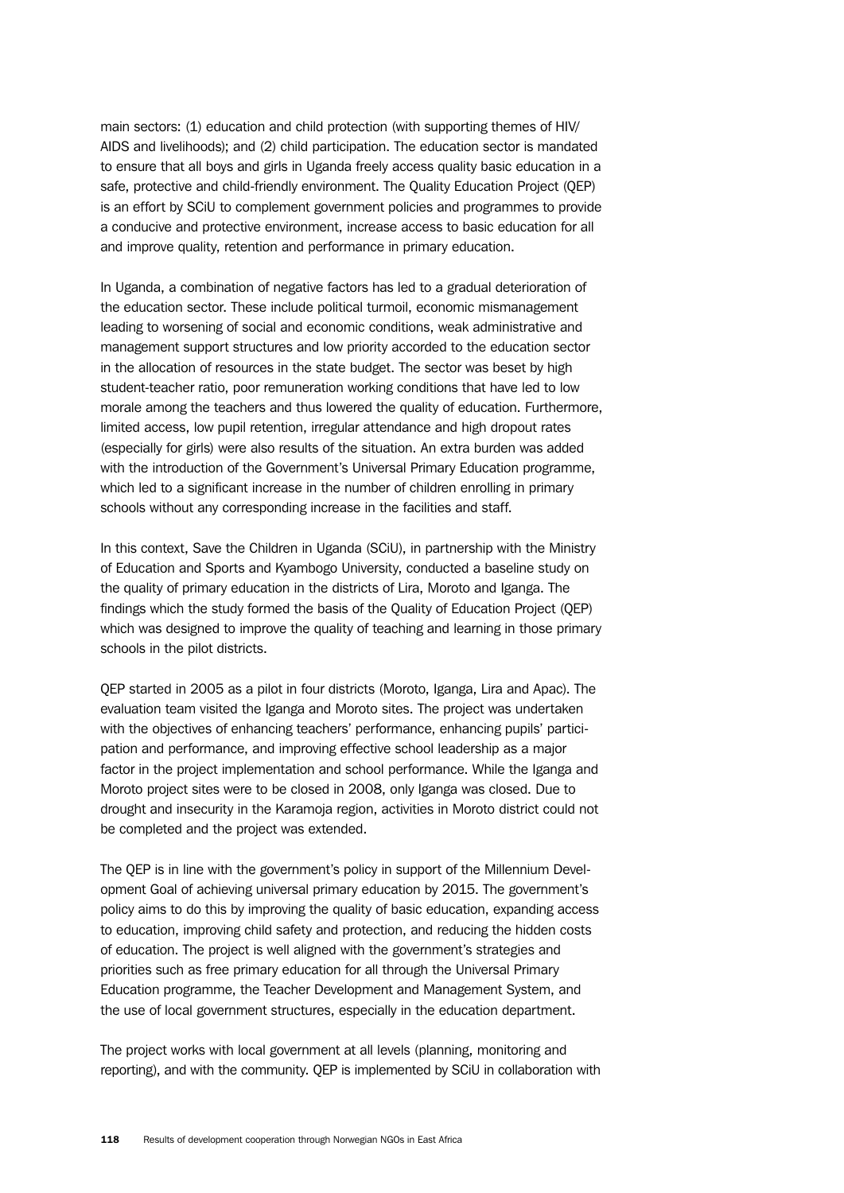main sectors: (1) education and child protection (with supporting themes of HIV/AIDS and livelihoods); and (2) child participation. The education sector is mandated to ensure that all boys and girls in Uganda freely access quality basic education in a safe, protective and child-friendly environment. The Quality Education Project (QEP) is an effort by SCiU to complement government policies and programmes to provide a conducive and protective environment, increase access to basic education for all and improve quality, retention and performance in primary education.

In Uganda, a combination of negative factors has led to a gradual deterioration of the education sector. These include political turmoil, economic mismanagement leading to worsening of social and economic conditions, weak administrative and management support structures and low priority accorded to the education sector in the allocation of resources in the state budget. The sector was beset by high student-teacher ratio, poor remuneration working conditions that have led to low morale among the teachers and thus lowered the quality of education. Furthermore, limited access, low pupil retention, irregular attendance and high dropout rates (especially for girls) were also results of the situation. An extra burden was added with the introduction of the Government's Universal Primary Education programme, which led to a significant increase in the number of children enrolling in primary schools without any corresponding increase in the facilities and staff.

In this context, Save the Children in Uganda (SCiU), in partnership with the Ministry of Education and Sports and Kyambogo University, conducted a baseline study on the quality of primary education in the districts of Lira, Moroto and Iganga. The findings which the study formed the basis of the Quality of Education Project (QEP) which was designed to improve the quality of teaching and learning in those primary schools in the pilot districts.

QEP started in 2005 as a pilot in four districts (Moroto, Iganga, Lira and Apac). The evaluation team visited the Iganga and Moroto sites. The project was undertaken with the objectives of enhancing teachers' performance, enhancing pupils' participation and performance, and improving effective school leadership as a major factor in the project implementation and school performance. While the Iganga and Moroto project sites were to be closed in 2008, only Iganga was closed. Due to drought and insecurity in the Karamoja region, activities in Moroto district could not be completed and the project was extended.

The QEP is in line with the government's policy in support of the Millennium Development Goal of achieving universal primary education by 2015. The government's policy aims to do this by improving the quality of basic education, expanding access to education, improving child safety and protection, and reducing the hidden costs of education. The project is well aligned with the government's strategies and priorities such as free primary education for all through the Universal Primary Education programme, the Teacher Development and Management System, and the use of local government structures, especially in the education department.

The project works with local government at all levels (planning, monitoring and reporting), and with the community. QEP is implemented by SCiU in collaboration with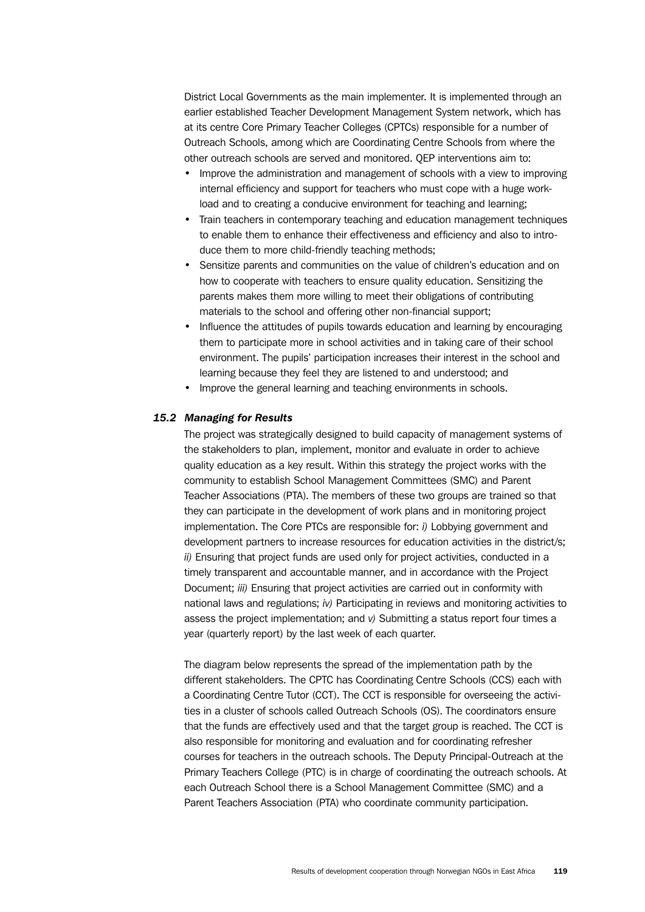District Local Governments as the main implementer. It is implemented through an earlier established Teacher Development Management System network, which has at its centre Core Primary Teacher Colleges (CPTCs) responsible for a number of Outreach Schools, among which are Coordinating Centre Schools from where the other outreach schools are served and monitored. QEP interventions aim to:

- Improve the administration and management of schools with a view to improving internal efficiency and support for teachers who must cope with a huge workload and to creating a conducive environment for teaching and learning;
- Train teachers in contemporary teaching and education management techniques to enable them to enhance their effectiveness and efficiency and also to introduce them to more child-friendly teaching methods;
- Sensitize parents and communities on the value of children's education and on how to cooperate with teachers to ensure quality education. Sensitizing the parents makes them more willing to meet their obligations of contributing materials to the school and offering other non-financial support;
- Influence the attitudes of pupils towards education and learning by encouraging them to participate more in school activities and in taking care of their school environment. The pupils' participation increases their interest in the school and learning because they feel they are listened to and understood; and
- Improve the general learning and teaching environments in schools.

### *15.2 Managing for Results*

The project was strategically designed to build capacity of management systems of the stakeholders to plan, implement, monitor and evaluate in order to achieve quality education as a key result. Within this strategy the project works with the community to establish School Management Committees (SMC) and Parent Teacher Associations (PTA). The members of these two groups are trained so that they can participate in the development of work plans and in monitoring project implementation. The Core PTCs are responsible for: *i)* Lobbying government and development partners to increase resources for education activities in the district/s; *ii)* Ensuring that project funds are used only for project activities, conducted in a timely transparent and accountable manner, and in accordance with the Project Document; *iii)* Ensuring that project activities are carried out in conformity with national laws and regulations; *iv)* Participating in reviews and monitoring activities to assess the project implementation; and *v)* Submitting a status report four times a year (quarterly report) by the last week of each quarter.

The diagram below represents the spread of the implementation path by the different stakeholders. The CPTC has Coordinating Centre Schools (CCS) each with a Coordinating Centre Tutor (CCT). The CCT is responsible for overseeing the activities in a cluster of schools called Outreach Schools (OS). The coordinators ensure that the funds are effectively used and that the target group is reached. The CCT is also responsible for monitoring and evaluation and for coordinating refresher courses for teachers in the outreach schools. The Deputy Principal-Outreach at the Primary Teachers College (PTC) is in charge of coordinating the outreach schools. At each Outreach School there is a School Management Committee (SMC) and a Parent Teachers Association (PTA) who coordinate community participation.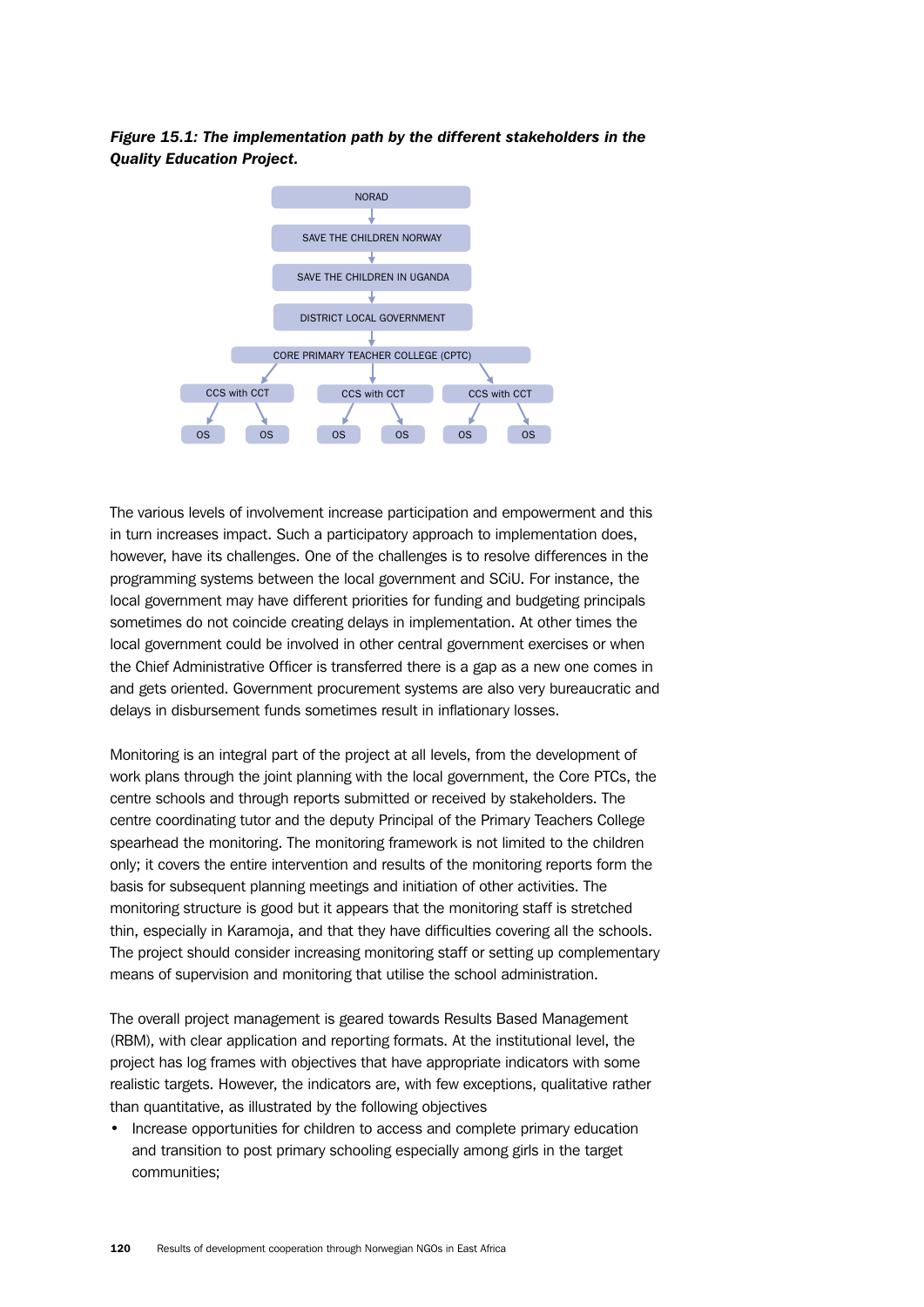***Figure 15.1: The implementation path by the different stakeholders in the Quality Education Project.***

NORAD
SAVE THE CHILDREN NORWAY
SAVE THE CHILDREN IN UGANDA
DISTRICT LOCAL GOVERNMENT
CORE PRIMARY TEACHER COLLEGE (CPTC)
CCS with CCT | CCS with CCT | CCS with CCT
OS | OS | OS | OS | OS | OS

The various levels of involvement increase participation and empowerment and this in turn increases impact. Such a participatory approach to implementation does, however, have its challenges. One of the challenges is to resolve differences in the programming systems between the local government and SCiU. For instance, the local government may have different priorities for funding and budgeting principals sometimes do not coincide creating delays in implementation. At other times the local government could be involved in other central government exercises or when the Chief Administrative Officer is transferred there is a gap as a new one comes in and gets oriented. Government procurement systems are also very bureaucratic and delays in disbursement funds sometimes result in inflationary losses.

Monitoring is an integral part of the project at all levels, from the development of work plans through the joint planning with the local government, the Core PTCs, the centre schools and through reports submitted or received by stakeholders. The centre coordinating tutor and the deputy Principal of the Primary Teachers College spearhead the monitoring. The monitoring framework is not limited to the children only; it covers the entire intervention and results of the monitoring reports form the basis for subsequent planning meetings and initiation of other activities. The monitoring structure is good but it appears that the monitoring staff is stretched thin, especially in Karamoja, and that they have difficulties covering all the schools. The project should consider increasing monitoring staff or setting up complementary means of supervision and monitoring that utilise the school administration.

The overall project management is geared towards Results Based Management (RBM), with clear application and reporting formats. At the institutional level, the project has log frames with objectives that have appropriate indicators with some realistic targets. However, the indicators are, with few exceptions, qualitative rather than quantitative, as illustrated by the following objectives

- Increase opportunities for children to access and complete primary education and transition to post primary schooling especially among girls in the target communities;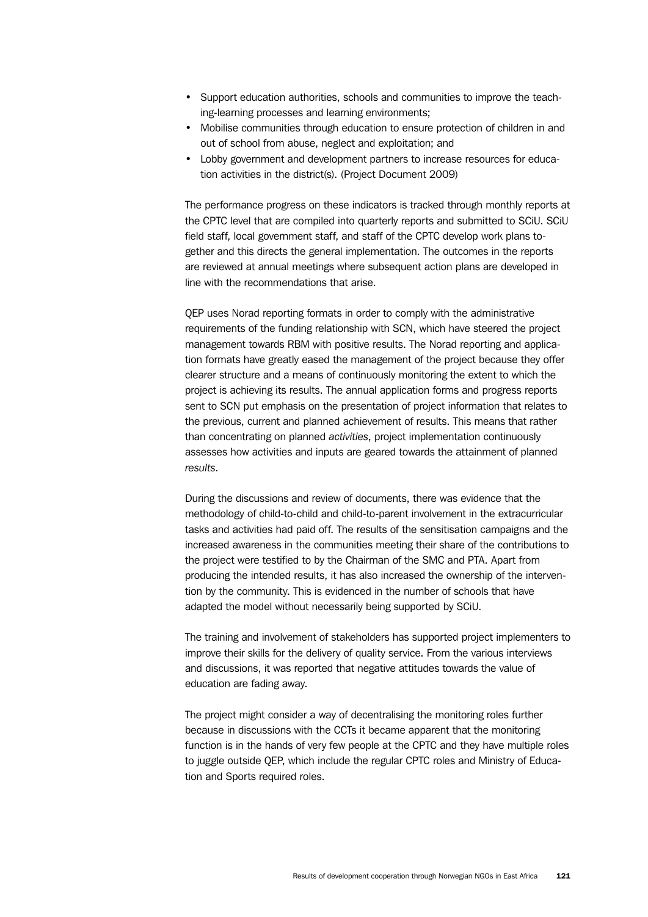- Support education authorities, schools and communities to improve the teaching-learning processes and learning environments;
- Mobilise communities through education to ensure protection of children in and out of school from abuse, neglect and exploitation; and
- Lobby government and development partners to increase resources for education activities in the district(s). (Project Document 2009)

The performance progress on these indicators is tracked through monthly reports at the CPTC level that are compiled into quarterly reports and submitted to SCiU. SCiU field staff, local government staff, and staff of the CPTC develop work plans together and this directs the general implementation. The outcomes in the reports are reviewed at annual meetings where subsequent action plans are developed in line with the recommendations that arise.

QEP uses Norad reporting formats in order to comply with the administrative requirements of the funding relationship with SCN, which have steered the project management towards RBM with positive results. The Norad reporting and application formats have greatly eased the management of the project because they offer clearer structure and a means of continuously monitoring the extent to which the project is achieving its results. The annual application forms and progress reports sent to SCN put emphasis on the presentation of project information that relates to the previous, current and planned achievement of results. This means that rather than concentrating on planned *activities*, project implementation continuously assesses how activities and inputs are geared towards the attainment of planned *results*.

During the discussions and review of documents, there was evidence that the methodology of child-to-child and child-to-parent involvement in the extracurricular tasks and activities had paid off. The results of the sensitisation campaigns and the increased awareness in the communities meeting their share of the contributions to the project were testified to by the Chairman of the SMC and PTA. Apart from producing the intended results, it has also increased the ownership of the intervention by the community. This is evidenced in the number of schools that have adapted the model without necessarily being supported by SCiU.

The training and involvement of stakeholders has supported project implementers to improve their skills for the delivery of quality service. From the various interviews and discussions, it was reported that negative attitudes towards the value of education are fading away.

The project might consider a way of decentralising the monitoring roles further because in discussions with the CCTs it became apparent that the monitoring function is in the hands of very few people at the CPTC and they have multiple roles to juggle outside QEP, which include the regular CPTC roles and Ministry of Education and Sports required roles.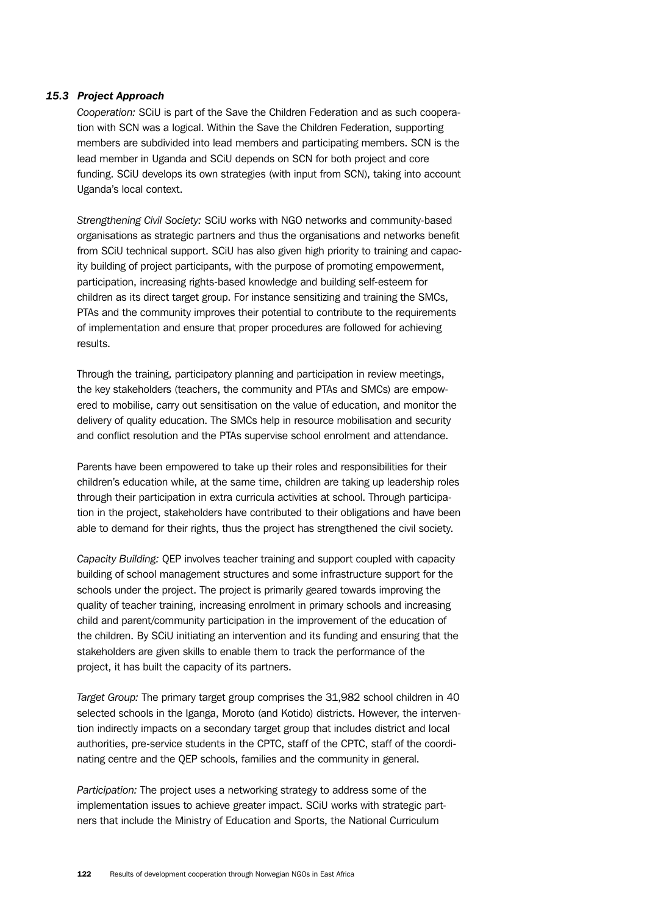### *15.3 Project Approach*

*Cooperation:* SCiU is part of the Save the Children Federation and as such cooperation with SCN was a logical. Within the Save the Children Federation, supporting members are subdivided into lead members and participating members. SCN is the lead member in Uganda and SCiU depends on SCN for both project and core funding. SCiU develops its own strategies (with input from SCN), taking into account Uganda's local context.

*Strengthening Civil Society:* SCiU works with NGO networks and community-based organisations as strategic partners and thus the organisations and networks benefit from SCiU technical support. SCiU has also given high priority to training and capacity building of project participants, with the purpose of promoting empowerment, participation, increasing rights-based knowledge and building self-esteem for children as its direct target group. For instance sensitizing and training the SMCs, PTAs and the community improves their potential to contribute to the requirements of implementation and ensure that proper procedures are followed for achieving results.

Through the training, participatory planning and participation in review meetings, the key stakeholders (teachers, the community and PTAs and SMCs) are empowered to mobilise, carry out sensitisation on the value of education, and monitor the delivery of quality education. The SMCs help in resource mobilisation and security and conflict resolution and the PTAs supervise school enrolment and attendance.

Parents have been empowered to take up their roles and responsibilities for their children's education while, at the same time, children are taking up leadership roles through their participation in extra curricula activities at school. Through participation in the project, stakeholders have contributed to their obligations and have been able to demand for their rights, thus the project has strengthened the civil society.

*Capacity Building:* QEP involves teacher training and support coupled with capacity building of school management structures and some infrastructure support for the schools under the project. The project is primarily geared towards improving the quality of teacher training, increasing enrolment in primary schools and increasing child and parent/community participation in the improvement of the education of the children. By SCiU initiating an intervention and its funding and ensuring that the stakeholders are given skills to enable them to track the performance of the project, it has built the capacity of its partners.

*Target Group:* The primary target group comprises the 31,982 school children in 40 selected schools in the Iganga, Moroto (and Kotido) districts. However, the intervention indirectly impacts on a secondary target group that includes district and local authorities, pre-service students in the CPTC, staff of the CPTC, staff of the coordinating centre and the QEP schools, families and the community in general.

*Participation:* The project uses a networking strategy to address some of the implementation issues to achieve greater impact. SCiU works with strategic partners that include the Ministry of Education and Sports, the National Curriculum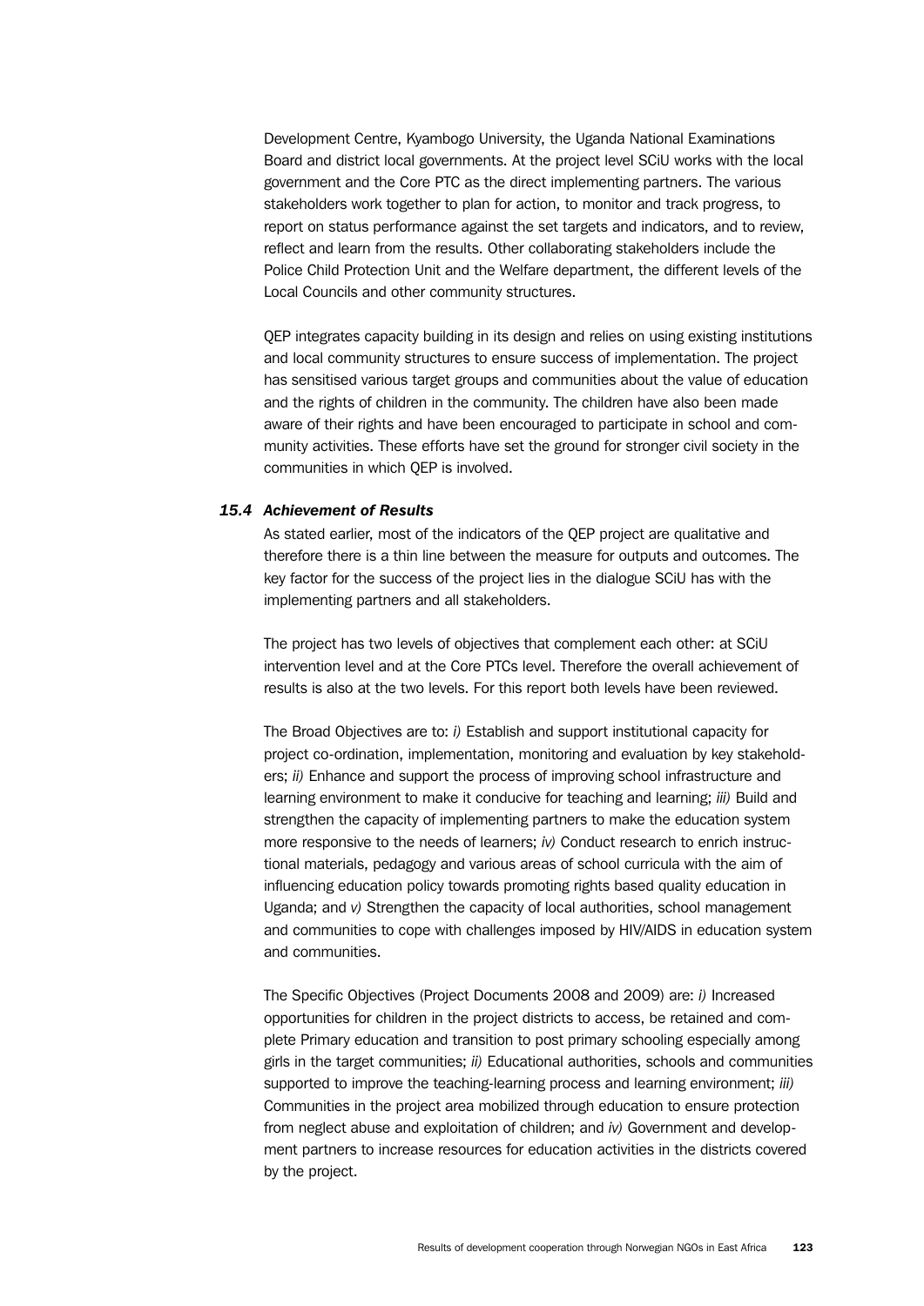Development Centre, Kyambogo University, the Uganda National Examinations Board and district local governments. At the project level SCiU works with the local government and the Core PTC as the direct implementing partners. The various stakeholders work together to plan for action, to monitor and track progress, to report on status performance against the set targets and indicators, and to review, reflect and learn from the results. Other collaborating stakeholders include the Police Child Protection Unit and the Welfare department, the different levels of the Local Councils and other community structures.

QEP integrates capacity building in its design and relies on using existing institutions and local community structures to ensure success of implementation. The project has sensitised various target groups and communities about the value of education and the rights of children in the community. The children have also been made aware of their rights and have been encouraged to participate in school and community activities. These efforts have set the ground for stronger civil society in the communities in which QEP is involved.

### *15.4 Achievement of Results*

As stated earlier, most of the indicators of the QEP project are qualitative and therefore there is a thin line between the measure for outputs and outcomes. The key factor for the success of the project lies in the dialogue SCiU has with the implementing partners and all stakeholders.

The project has two levels of objectives that complement each other: at SCiU intervention level and at the Core PTCs level. Therefore the overall achievement of results is also at the two levels. For this report both levels have been reviewed.

The Broad Objectives are to: *i)* Establish and support institutional capacity for project co-ordination, implementation, monitoring and evaluation by key stakeholders; *ii)* Enhance and support the process of improving school infrastructure and learning environment to make it conducive for teaching and learning; *iii)* Build and strengthen the capacity of implementing partners to make the education system more responsive to the needs of learners; *iv)* Conduct research to enrich instructional materials, pedagogy and various areas of school curricula with the aim of influencing education policy towards promoting rights based quality education in Uganda; and *v)* Strengthen the capacity of local authorities, school management and communities to cope with challenges imposed by HIV/AIDS in education system and communities.

The Specific Objectives (Project Documents 2008 and 2009) are: *i)* Increased opportunities for children in the project districts to access, be retained and complete Primary education and transition to post primary schooling especially among girls in the target communities; *ii)* Educational authorities, schools and communities supported to improve the teaching-learning process and learning environment; *iii)* Communities in the project area mobilized through education to ensure protection from neglect abuse and exploitation of children; and *iv)* Government and development partners to increase resources for education activities in the districts covered by the project.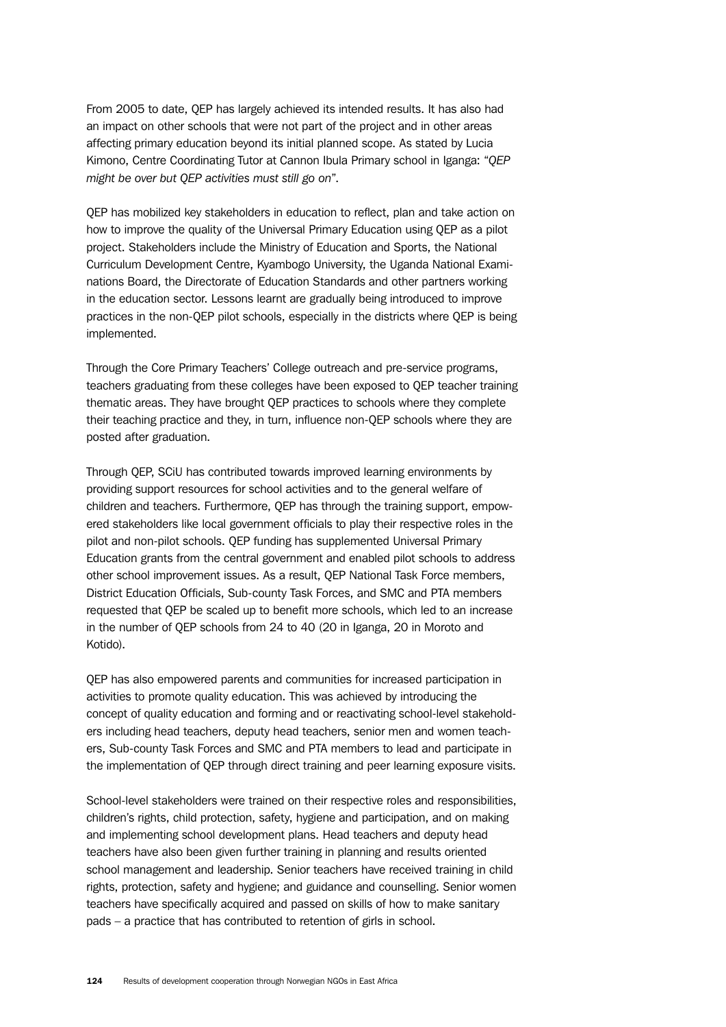From 2005 to date, QEP has largely achieved its intended results. It has also had an impact on other schools that were not part of the project and in other areas affecting primary education beyond its initial planned scope. As stated by Lucia Kimono, Centre Coordinating Tutor at Cannon Ibula Primary school in Iganga: "*QEP might be over but QEP activities must still go on*".

QEP has mobilized key stakeholders in education to reflect, plan and take action on how to improve the quality of the Universal Primary Education using QEP as a pilot project. Stakeholders include the Ministry of Education and Sports, the National Curriculum Development Centre, Kyambogo University, the Uganda National Examinations Board, the Directorate of Education Standards and other partners working in the education sector. Lessons learnt are gradually being introduced to improve practices in the non-QEP pilot schools, especially in the districts where QEP is being implemented.

Through the Core Primary Teachers' College outreach and pre-service programs, teachers graduating from these colleges have been exposed to QEP teacher training thematic areas. They have brought QEP practices to schools where they complete their teaching practice and they, in turn, influence non-QEP schools where they are posted after graduation.

Through QEP, SCiU has contributed towards improved learning environments by providing support resources for school activities and to the general welfare of children and teachers. Furthermore, QEP has through the training support, empowered stakeholders like local government officials to play their respective roles in the pilot and non-pilot schools. QEP funding has supplemented Universal Primary Education grants from the central government and enabled pilot schools to address other school improvement issues. As a result, QEP National Task Force members, District Education Officials, Sub-county Task Forces, and SMC and PTA members requested that QEP be scaled up to benefit more schools, which led to an increase in the number of QEP schools from 24 to 40 (20 in Iganga, 20 in Moroto and Kotido).

QEP has also empowered parents and communities for increased participation in activities to promote quality education. This was achieved by introducing the concept of quality education and forming and or reactivating school-level stakeholders including head teachers, deputy head teachers, senior men and women teachers, Sub-county Task Forces and SMC and PTA members to lead and participate in the implementation of QEP through direct training and peer learning exposure visits.

School-level stakeholders were trained on their respective roles and responsibilities, children's rights, child protection, safety, hygiene and participation, and on making and implementing school development plans. Head teachers and deputy head teachers have also been given further training in planning and results oriented school management and leadership. Senior teachers have received training in child rights, protection, safety and hygiene; and guidance and counselling. Senior women teachers have specifically acquired and passed on skills of how to make sanitary pads – a practice that has contributed to retention of girls in school.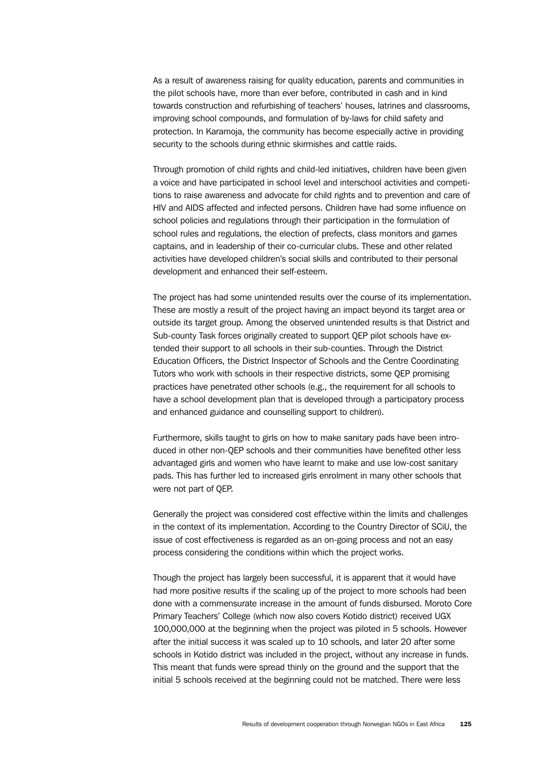As a result of awareness raising for quality education, parents and communities in the pilot schools have, more than ever before, contributed in cash and in kind towards construction and refurbishing of teachers' houses, latrines and classrooms, improving school compounds, and formulation of by-laws for child safety and protection. In Karamoja, the community has become especially active in providing security to the schools during ethnic skirmishes and cattle raids.

Through promotion of child rights and child-led initiatives, children have been given a voice and have participated in school level and interschool activities and competitions to raise awareness and advocate for child rights and to prevention and care of HIV and AIDS affected and infected persons. Children have had some influence on school policies and regulations through their participation in the formulation of school rules and regulations, the election of prefects, class monitors and games captains, and in leadership of their co-curricular clubs. These and other related activities have developed children's social skills and contributed to their personal development and enhanced their self-esteem.

The project has had some unintended results over the course of its implementation. These are mostly a result of the project having an impact beyond its target area or outside its target group. Among the observed unintended results is that District and Sub-county Task forces originally created to support QEP pilot schools have extended their support to all schools in their sub-counties. Through the District Education Officers, the District Inspector of Schools and the Centre Coordinating Tutors who work with schools in their respective districts, some QEP promising practices have penetrated other schools (e.g., the requirement for all schools to have a school development plan that is developed through a participatory process and enhanced guidance and counselling support to children).

Furthermore, skills taught to girls on how to make sanitary pads have been introduced in other non-QEP schools and their communities have benefited other less advantaged girls and women who have learnt to make and use low-cost sanitary pads. This has further led to increased girls enrolment in many other schools that were not part of QEP.

Generally the project was considered cost effective within the limits and challenges in the context of its implementation. According to the Country Director of SCiU, the issue of cost effectiveness is regarded as an on-going process and not an easy process considering the conditions within which the project works.

Though the project has largely been successful, it is apparent that it would have had more positive results if the scaling up of the project to more schools had been done with a commensurate increase in the amount of funds disbursed. Moroto Core Primary Teachers' College (which now also covers Kotido district) received UGX 100,000,000 at the beginning when the project was piloted in 5 schools. However after the initial success it was scaled up to 10 schools, and later 20 after some schools in Kotido district was included in the project, without any increase in funds. This meant that funds were spread thinly on the ground and the support that the initial 5 schools received at the beginning could not be matched. There were less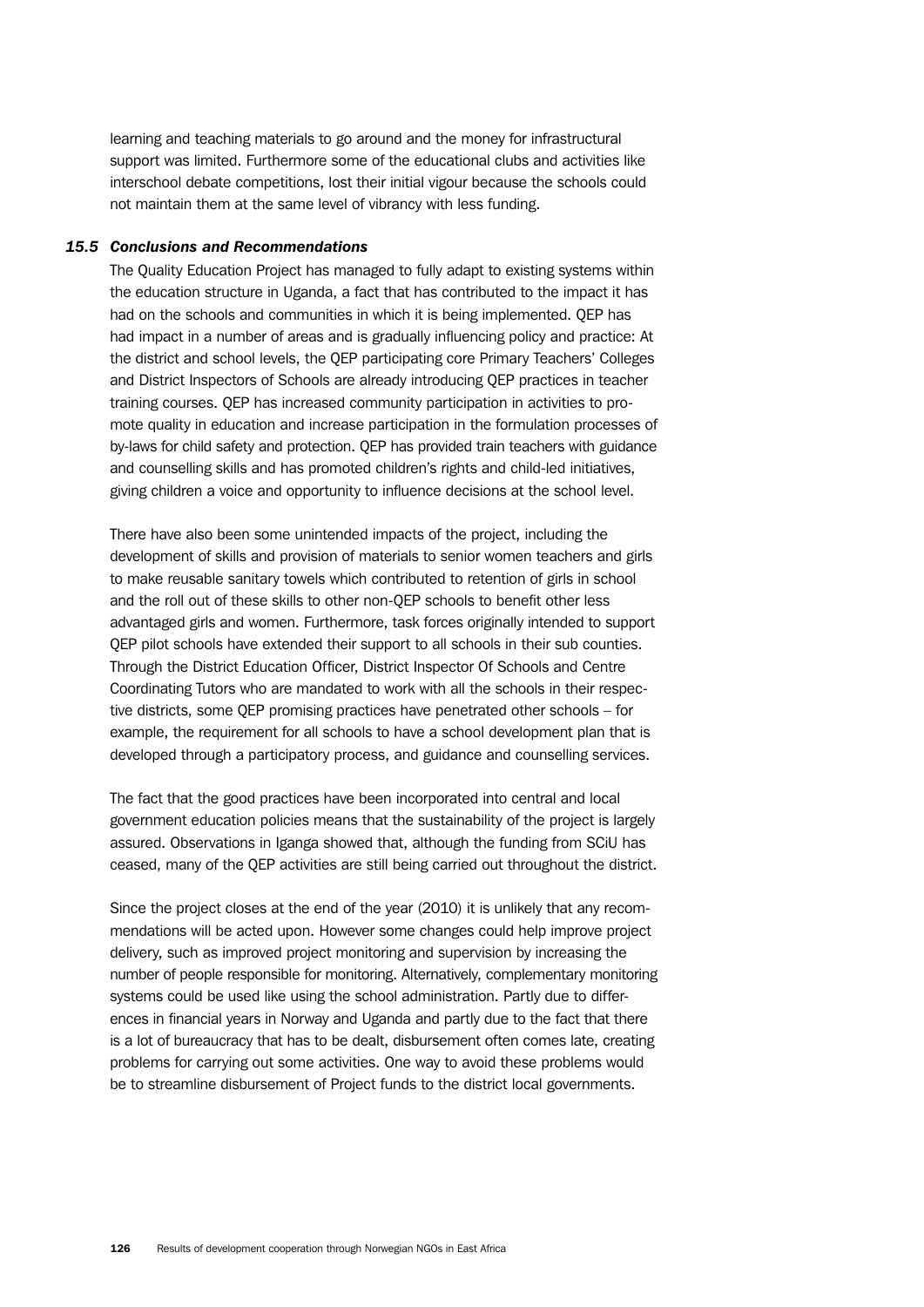learning and teaching materials to go around and the money for infrastructural support was limited. Furthermore some of the educational clubs and activities like interschool debate competitions, lost their initial vigour because the schools could not maintain them at the same level of vibrancy with less funding.

### *15.5 Conclusions and Recommendations*

The Quality Education Project has managed to fully adapt to existing systems within the education structure in Uganda, a fact that has contributed to the impact it has had on the schools and communities in which it is being implemented. QEP has had impact in a number of areas and is gradually influencing policy and practice: At the district and school levels, the QEP participating core Primary Teachers' Colleges and District Inspectors of Schools are already introducing QEP practices in teacher training courses. QEP has increased community participation in activities to promote quality in education and increase participation in the formulation processes of by-laws for child safety and protection. QEP has provided train teachers with guidance and counselling skills and has promoted children's rights and child-led initiatives, giving children a voice and opportunity to influence decisions at the school level.

There have also been some unintended impacts of the project, including the development of skills and provision of materials to senior women teachers and girls to make reusable sanitary towels which contributed to retention of girls in school and the roll out of these skills to other non-QEP schools to benefit other less advantaged girls and women. Furthermore, task forces originally intended to support QEP pilot schools have extended their support to all schools in their sub counties. Through the District Education Officer, District Inspector Of Schools and Centre Coordinating Tutors who are mandated to work with all the schools in their respective districts, some QEP promising practices have penetrated other schools – for example, the requirement for all schools to have a school development plan that is developed through a participatory process, and guidance and counselling services.

The fact that the good practices have been incorporated into central and local government education policies means that the sustainability of the project is largely assured. Observations in Iganga showed that, although the funding from SCiU has ceased, many of the QEP activities are still being carried out throughout the district.

Since the project closes at the end of the year (2010) it is unlikely that any recommendations will be acted upon. However some changes could help improve project delivery, such as improved project monitoring and supervision by increasing the number of people responsible for monitoring. Alternatively, complementary monitoring systems could be used like using the school administration. Partly due to differences in financial years in Norway and Uganda and partly due to the fact that there is a lot of bureaucracy that has to be dealt, disbursement often comes late, creating problems for carrying out some activities. One way to avoid these problems would be to streamline disbursement of Project funds to the district local governments.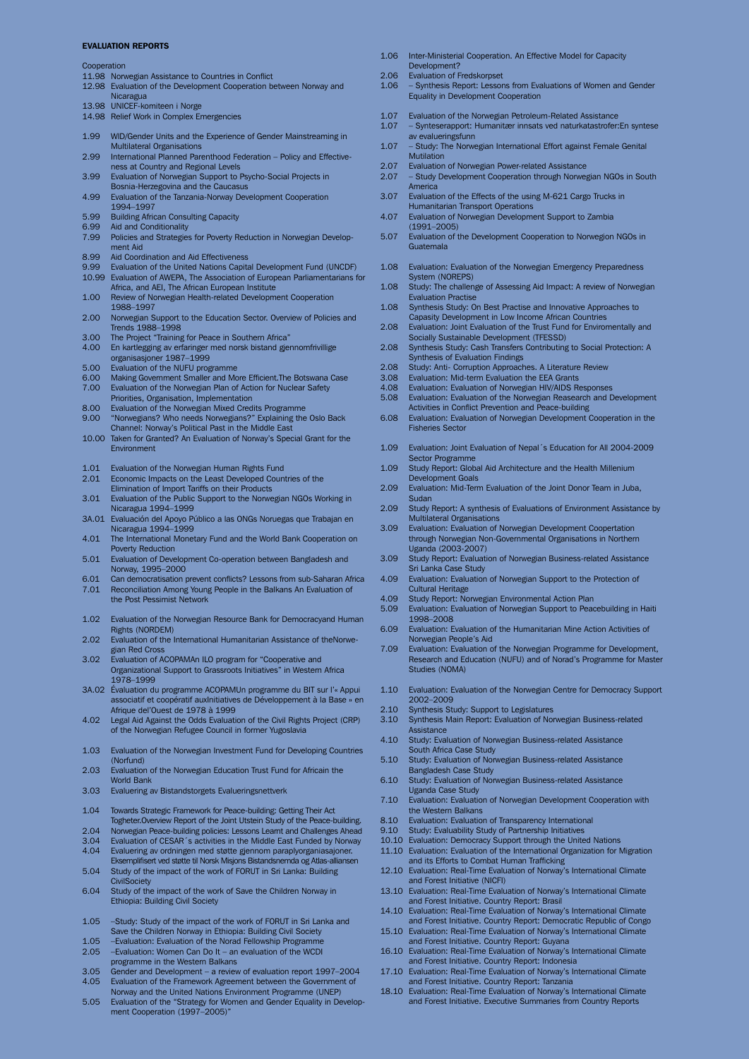**EVALUATION REPORTS**

Cooperation

- 11.98 Norwegian Assistance to Countries in Conflict
- 12.98 Evaluation of the Development Cooperation between Norway and Nicaragua
- 13.98 UNICEF-komiteen i Norge
- 14.98 Relief Work in Complex Emergencies

- 1.99 WID/Gender Units and the Experience of Gender Mainstreaming in Multilateral Organisations
- 2.99 International Planned Parenthood Federation – Policy and Effectiveness at Country and Regional Levels
- 3.99 Evaluation of Norwegian Support to Psycho-Social Projects in Bosnia-Herzegovina and the Caucasus
- 4.99 Evaluation of the Tanzania-Norway Development Cooperation 1994–1997
- 5.99 Building African Consulting Capacity
- 6.99 Aid and Conditionality
- 7.99 Policies and Strategies for Poverty Reduction in Norwegian Development Aid
- 8.99 Aid Coordination and Aid Effectiveness
- 9.99 Evaluation of the United Nations Capital Development Fund (UNCDF)
- 10.99 Evaluation of AWEPA, The Association of European Parliamentarians for Africa, and AEI, The African European Institute
- 1.00 Review of Norwegian Health-related Development Cooperation 1988–1997
- 2.00 Norwegian Support to the Education Sector. Overview of Policies and Trends 1988–1998
- 3.00 The Project "Training for Peace in Southern Africa"
- 4.00 En kartlegging av erfaringer med norsk bistand gjennomfrivillige organisasjoner 1987–1999
- 5.00 Evaluation of the NUFU programme
- 6.00 Making Government Smaller and More Efficient.The Botswana Case
- 7.00 Evaluation of the Norwegian Plan of Action for Nuclear Safety Priorities, Organisation, Implementation
- 8.00 Evaluation of the Norwegian Mixed Credits Programme
- 9.00 "Norwegians? Who needs Norwegians?" Explaining the Oslo Back Channel: Norway's Political Past in the Middle East
- 10.00 Taken for Granted? An Evaluation of Norway's Special Grant for the Environment

- 1.01 Evaluation of the Norwegian Human Rights Fund
- 2.01 Economic Impacts on the Least Developed Countries of the Elimination of Import Tariffs on their Products
- 3.01 Evaluation of the Public Support to the Norwegian NGOs Working in Nicaragua 1994–1999
- 3A.01 Evaluación del Apoyo Público a las ONGs Noruegas que Trabajan en Nicaragua 1994–1999
- 4.01 The International Monetary Fund and the World Bank Cooperation on Poverty Reduction
- 5.01 Evaluation of Development Co-operation between Bangladesh and Norway, 1995–2000
- 6.01 Can democratisation prevent conflicts? Lessons from sub-Saharan Africa
- 7.01 Reconciliation Among Young People in the Balkans An Evaluation of the Post Pessimist Network

- 1.02 Evaluation of the Norwegian Resource Bank for Democracyand Human Rights (NORDEM)
- 2.02 Evaluation of the International Humanitarian Assistance of theNorwegian Red Cross
- 3.02 Evaluation of ACOPAMAn ILO program for "Cooperative and Organizational Support to Grassroots Initiatives" in Western Africa 1978–1999
- 3A.02 Évaluation du programme ACOPAMUn programme du BIT sur l'« Appui associatif et coopératif auxInitiatives de Développement à la Base » en Afrique del'Ouest de 1978 à 1999
- 4.02 Legal Aid Against the Odds Evaluation of the Civil Rights Project (CRP) of the Norwegian Refugee Council in former Yugoslavia

- 1.03 Evaluation of the Norwegian Investment Fund for Developing Countries (Norfund)
- 2.03 Evaluation of the Norwegian Education Trust Fund for Africain the World Bank
- 3.03 Evaluering av Bistandstorgets Evalueringsnettverk

- 1.04 Towards Strategic Framework for Peace-building: Getting Their Act Togheter.Overview Report of the Joint Utstein Study of the Peace-building.
- 2.04 Norwegian Peace-building policies: Lessons Learnt and Challenges Ahead
- 3.04 Evaluation of CESAR´s activities in the Middle East Funded by Norway
- 4.04 Evaluering av ordningen med støtte gjennom paraplyorganiasajoner. Eksemplifisert ved støtte til Norsk Misjons Bistandsnemda og Atlas-alliansen
- 5.04 Study of the impact of the work of FORUT in Sri Lanka: Building CivilSociety
- 6.04 Study of the impact of the work of Save the Children Norway in Ethiopia: Building Civil Society

- 1.05 –Study: Study of the impact of the work of FORUT in Sri Lanka and Save the Children Norway in Ethiopia: Building Civil Society
- 1.05 –Evaluation: Evaluation of the Norad Fellowship Programme
- 2.05 –Evaluation: Women Can Do It – an evaluation of the WCDI programme in the Western Balkans
- 3.05 Gender and Development – a review of evaluation report 1997–2004
- 4.05 Evaluation of the Framework Agreement between the Government of Norway and the United Nations Environment Programme (UNEP)
- 5.05 Evaluation of the "Strategy for Women and Gender Equality in Development Cooperation (1997–2005)"

- 1.06 Inter-Ministerial Cooperation. An Effective Model for Capacity Development?
- 2.06 Evaluation of Fredskorpset
- 1.06 – Synthesis Report: Lessons from Evaluations of Women and Gender Equality in Development Cooperation

- 1.07 Evaluation of the Norwegian Petroleum-Related Assistance
- 1.07 – Synteserapport: Humanitær innsats ved naturkatastrofer:En syntese av evalueringsfunn
- 1.07 – Study: The Norwegian International Effort against Female Genital Mutilation
- 2.07 Evaluation of Norwegian Power-related Assistance
- 2.07 – Study Development Cooperation through Norwegian NGOs in South America
- 3.07 Evaluation of the Effects of the using M-621 Cargo Trucks in Humanitarian Transport Operations
- 4.07 Evaluation of Norwegian Development Support to Zambia (1991–2005)
- 5.07 Evaluation of the Development Cooperation to Norwegion NGOs in Guatemala

- 1.08 Evaluation: Evaluation of the Norwegian Emergency Preparedness System (NOREPS)
- 1.08 Study: The challenge of Assessing Aid Impact: A review of Norwegian Evaluation Practise
- 1.08 Synthesis Study: On Best Practise and Innovative Approaches to Capasity Development in Low Income African Countries
- 2.08 Evaluation: Joint Evaluation of the Trust Fund for Enviromentally and Socially Sustainable Development (TFESSD)
- 2.08 Synthesis Study: Cash Transfers Contributing to Social Protection: A Synthesis of Evaluation Findings
- 2.08 Study: Anti- Corruption Approaches. A Literature Review
- 3.08 Evaluation: Mid-term Evaluation the EEA Grants
- 4.08 Evaluation: Evaluation of Norwegian HIV/AIDS Responses
- 5.08 Evaluation: Evaluation of the Norwegian Reasearch and Development Activities in Conflict Prevention and Peace-building
- 6.08 Evaluation: Evaluation of Norwegian Development Cooperation in the Fisheries Sector

- 1.09 Evaluation: Joint Evaluation of Nepal´s Education for All 2004-2009 Sector Programme
- 1.09 Study Report: Global Aid Architecture and the Health Millenium Development Goals
- 2.09 Evaluation: Mid-Term Evaluation of the Joint Donor Team in Juba, Sudan
- 2.09 Study Report: A synthesis of Evaluations of Environment Assistance by Multilateral Organisations
- 3.09 Evaluation: Evaluation of Norwegian Development Coopertation through Norwegian Non-Governmental Organisations in Northern Uganda (2003-2007)
- 3.09 Study Report: Evaluation of Norwegian Business-related Assistance Sri Lanka Case Study
- 4.09 Evaluation: Evaluation of Norwegian Support to the Protection of Cultural Heritage
- 4.09 Study Report: Norwegian Environmental Action Plan
- 5.09 Evaluation: Evaluation of Norwegian Support to Peacebuilding in Haiti 1998–2008
- 6.09 Evaluation: Evaluation of the Humanitarian Mine Action Activities of Norwegian People's Aid
- 7.09 Evaluation: Evaluation of the Norwegian Programme for Development, Research and Education (NUFU) and of Norad's Programme for Master Studies (NOMA)

- 1.10 Evaluation: Evaluation of the Norwegian Centre for Democracy Support 2002–2009
- 2.10 Synthesis Study: Support to Legislatures
- 3.10 Synthesis Main Report: Evaluation of Norwegian Business-related Assistance
- 4.10 Study: Evaluation of Norwegian Business-related Assistance South Africa Case Study
- 5.10 Study: Evaluation of Norwegian Business-related Assistance Bangladesh Case Study
- 6.10 Study: Evaluation of Norwegian Business-related Assistance Uganda Case Study
- 7.10 Evaluation: Evaluation of Norwegian Development Cooperation with the Western Balkans
- 8.10 Evaluation: Evaluation of Transparency International
- 9.10 Study: Evaluability Study of Partnership Initiatives
- 10.10 Evaluation: Democracy Support through the United Nations
- 11.10 Evaluation: Evaluation of the International Organization for Migration and its Efforts to Combat Human Trafficking
- 12.10 Evaluation: Real-Time Evaluation of Norway's International Climate and Forest Initiative (NICFI)
- 13.10 Evaluation: Real-Time Evaluation of Norway's International Climate and Forest Initiative. Country Report: Brasil
- 14.10 Evaluation: Real-Time Evaluation of Norway's International Climate and Forest Initiative. Country Report: Democratic Republic of Congo
- 15.10 Evaluation: Real-Time Evaluation of Norway's International Climate and Forest Initiative. Country Report: Guyana
- 16.10 Evaluation: Real-Time Evaluation of Norway's International Climate and Forest Initiative. Country Report: Indonesia
- 17.10 Evaluation: Real-Time Evaluation of Norway's International Climate and Forest Initiative. Country Report: Tanzania
- 18.10 Evaluation: Real-Time Evaluation of Norway's International Climate and Forest Initiative. Executive Summaries from Country Reports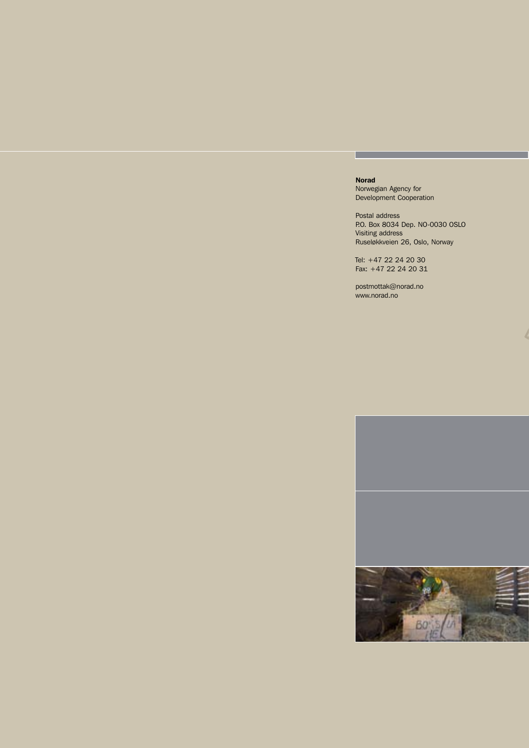**Norad**
Norwegian Agency for
Development Cooperation

Postal address
P.O. Box 8034 Dep. NO-0030 OSLO
Visiting address
Ruseløkkveien 26, Oslo, Norway

Tel: +47 22 24 20 30
Fax: +47 22 24 20 31

postmottak@norad.no
www.norad.no